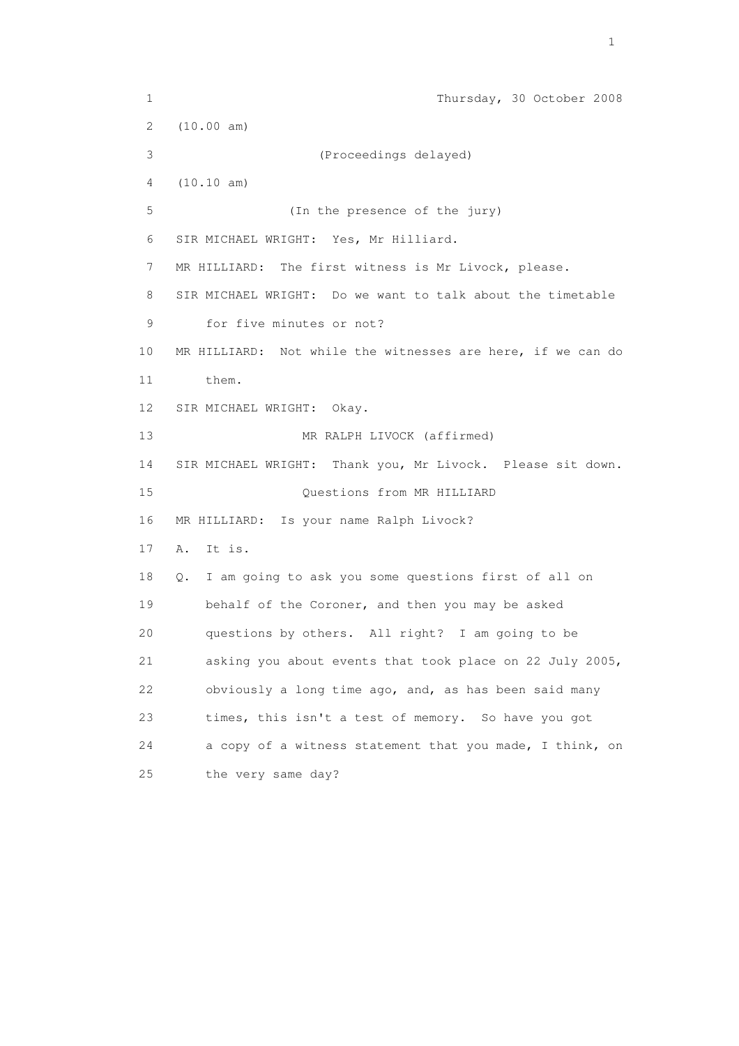Thursday, 30 October 2008

(10.00 am)

(Proceedings delayed)

(10.10 am)

(In the presence of the jury)

SIR MICHAEL WRIGHT: Yes, Mr Hilliard.

MR HILLIARD: The first witness is Mr Livock, please.

SIR MICHAEL WRIGHT: Do we want to talk about the timetable for five minutes or not?

MR HILLIARD: Not while the witnesses are here, if we can do them.

SIR MICHAEL WRIGHT: Okay.

MR RALPH LIVOCK (affirmed)

SIR MICHAEL WRIGHT: Thank you, Mr Livock. Please sit down.

Questions from MR HILLIARD

MR HILLIARD: Is your name Ralph Livock?

A. It is.

Q. I am going to ask you some questions first of all on behalf of the Coroner, and then you may be asked questions by others. All right? I am going to be asking you about events that took place on 22 July 2005, obviously a long time ago, and, as has been said many times, this isn't a test of memory. So have you got a copy of a witness statement that you made, I think, on the very same day?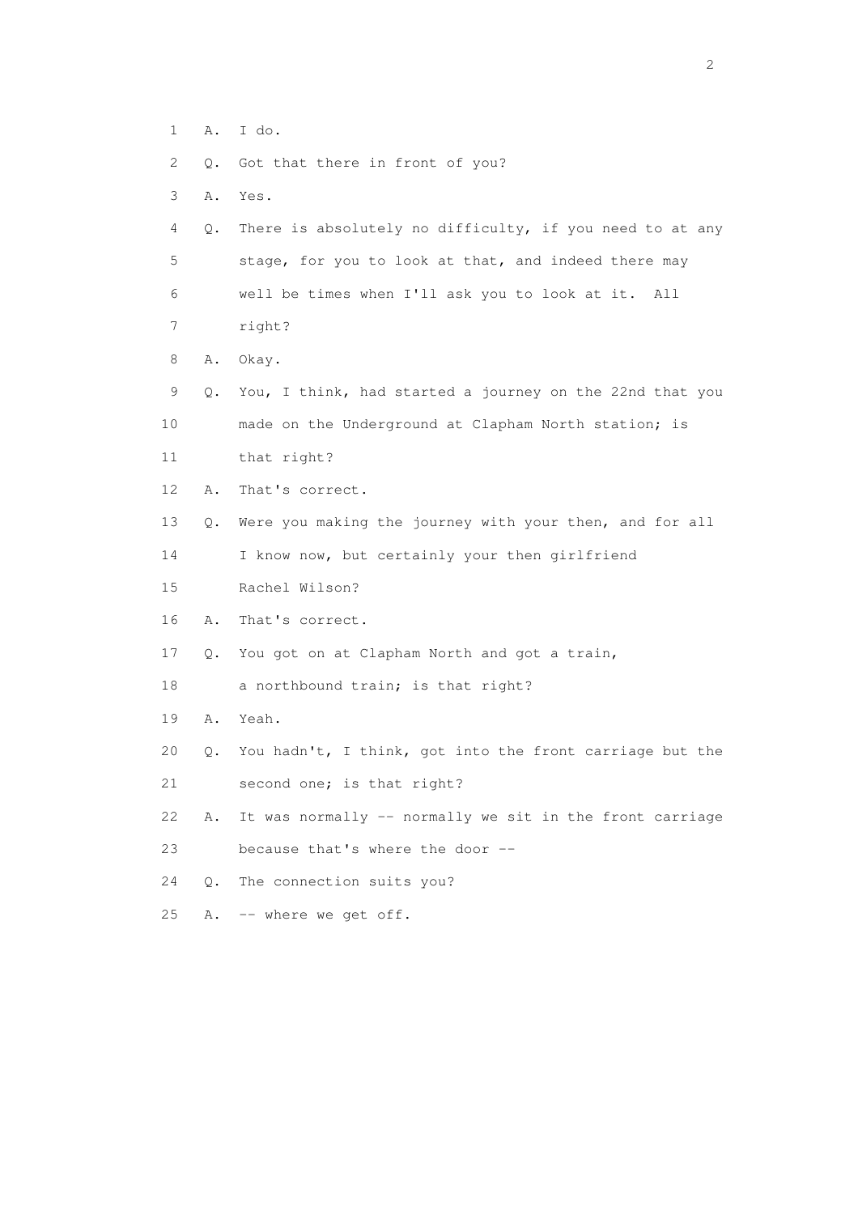1 A. I do.

2 Q. Got that there in front of you?

3 A. Yes.

4 Q. There is absolutely no difficulty, if you need to at any

5 stage, for you to look at that, and indeed there may

6 well be times when I'll ask you to look at it. All

7 right?

8 A. Okay.

9 Q. You, I think, had started a journey on the 22nd that you

10 made on the Underground at Clapham North station; is

11 that right?

12 A. That's correct.

13 Q. Were you making the journey with your then, and for all

14 I know now, but certainly your then girlfriend

15 Rachel Wilson?

16 A. That's correct.

17 Q. You got on at Clapham North and got a train,

18 a northbound train; is that right?

19 A. Yeah.

20 Q. You hadn't, I think, got into the front carriage but the

21 second one; is that right?

22 A. It was normally -- normally we sit in the front carriage

23 because that's where the door --

24 Q. The connection suits you?

25 A. -- where we get off.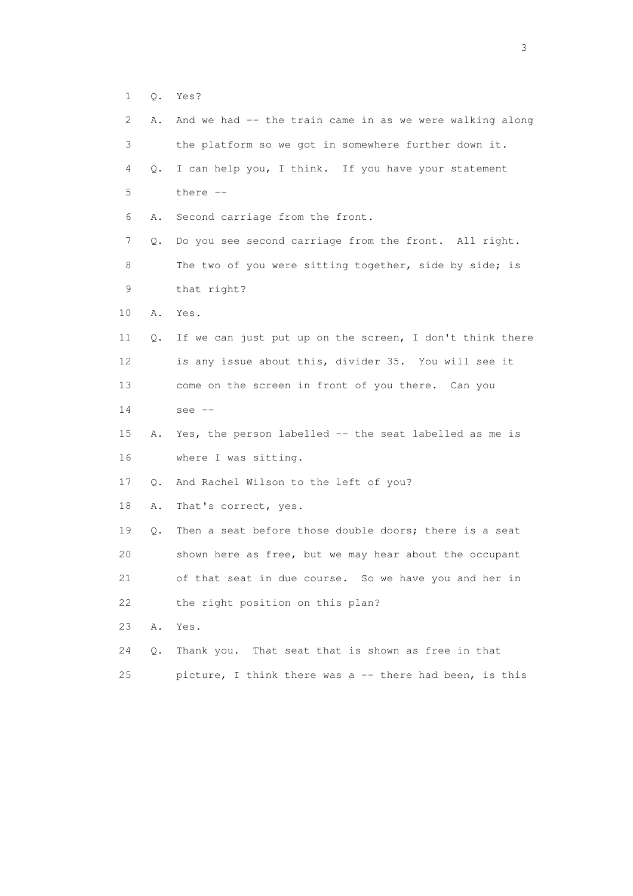1 Q. Yes?

2 A. And we had -- the train came in as we were walking along

3 the platform so we got in somewhere further down it.

4 Q. I can help you, I think. If you have your statement

5 there --

6 A. Second carriage from the front.

7 Q. Do you see second carriage from the front. All right.

8 The two of you were sitting together, side by side; is

9 that right?

10 A. Yes.

11 Q. If we can just put up on the screen, I don't think there

12 is any issue about this, divider 35. You will see it

13 come on the screen in front of you there. Can you

14 see --

15 A. Yes, the person labelled -- the seat labelled as me is

16 where I was sitting.

17 Q. And Rachel Wilson to the left of you?

18 A. That's correct, yes.

19 Q. Then a seat before those double doors; there is a seat

20 shown here as free, but we may hear about the occupant

21 of that seat in due course. So we have you and her in

22 the right position on this plan?

23 A. Yes.

24 Q. Thank you. That seat that is shown as free in that

25 picture, I think there was a -- there had been, is this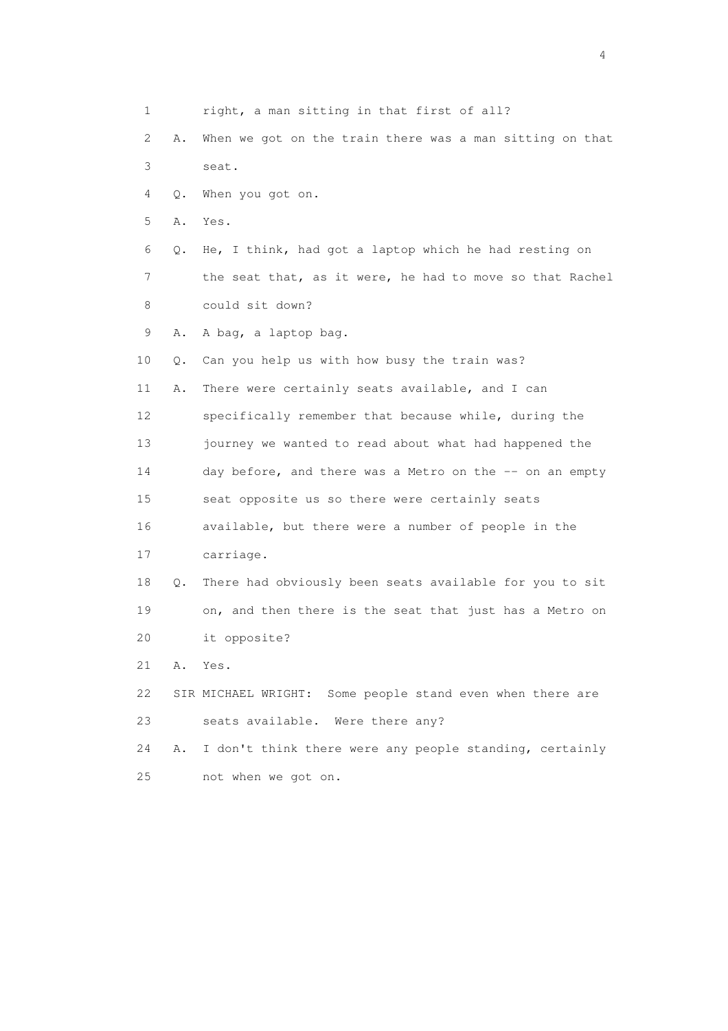1 right, a man sitting in that first of all?

2 A. When we got on the train there was a man sitting on that

3 seat.

4 Q. When you got on.

5 A. Yes.

6 Q. He, I think, had got a laptop which he had resting on

7 the seat that, as it were, he had to move so that Rachel

8 could sit down?

9 A. A bag, a laptop bag.

10 Q. Can you help us with how busy the train was?

11 A. There were certainly seats available, and I can

12 specifically remember that because while, during the

13 journey we wanted to read about what had happened the

14 day before, and there was a Metro on the -- on an empty

15 seat opposite us so there were certainly seats

16 available, but there were a number of people in the

17 carriage.

18 Q. There had obviously been seats available for you to sit

19 on, and then there is the seat that just has a Metro on

20 it opposite?

21 A. Yes.

22 SIR MICHAEL WRIGHT: Some people stand even when there are

23 seats available. Were there any?

24 A. I don't think there were any people standing, certainly

25 not when we got on.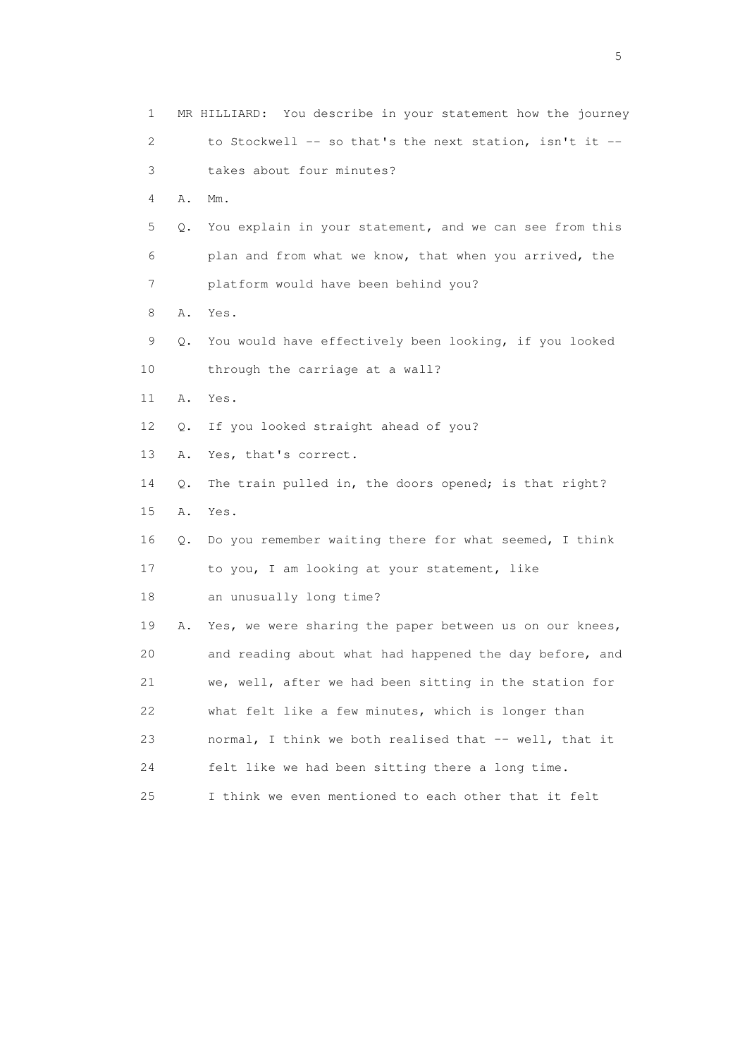1 MR HILLIARD: You describe in your statement how the journey
2 to Stockwell -- so that's the next station, isn't it --
3 takes about four minutes?
4 A. Mm.
5 Q. You explain in your statement, and we can see from this
6 plan and from what we know, that when you arrived, the
7 platform would have been behind you?
8 A. Yes.
9 Q. You would have effectively been looking, if you looked
10 through the carriage at a wall?
11 A. Yes.
12 Q. If you looked straight ahead of you?
13 A. Yes, that's correct.
14 Q. The train pulled in, the doors opened; is that right?
15 A. Yes.
16 Q. Do you remember waiting there for what seemed, I think
17 to you, I am looking at your statement, like
18 an unusually long time?
19 A. Yes, we were sharing the paper between us on our knees,
20 and reading about what had happened the day before, and
21 we, well, after we had been sitting in the station for
22 what felt like a few minutes, which is longer than
23 normal, I think we both realised that -- well, that it
24 felt like we had been sitting there a long time.
25 I think we even mentioned to each other that it felt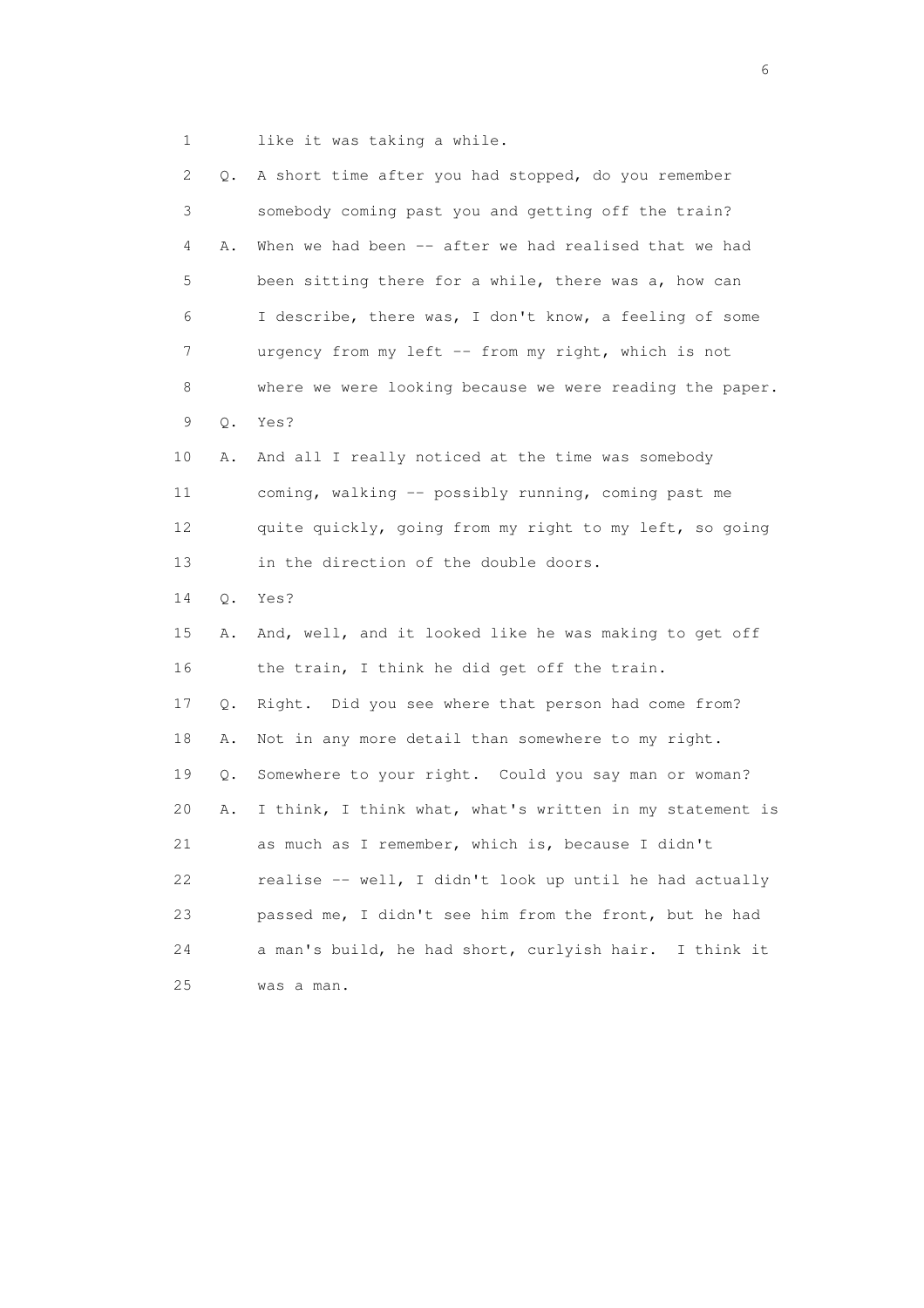1 like it was taking a while.

2 Q. A short time after you had stopped, do you remember

3 somebody coming past you and getting off the train?

4 A. When we had been -- after we had realised that we had

5 been sitting there for a while, there was a, how can

6 I describe, there was, I don't know, a feeling of some

7 urgency from my left -- from my right, which is not

8 where we were looking because we were reading the paper.

9 Q. Yes?

10 A. And all I really noticed at the time was somebody

11 coming, walking -- possibly running, coming past me

12 quite quickly, going from my right to my left, so going

13 in the direction of the double doors.

14 Q. Yes?

15 A. And, well, and it looked like he was making to get off

16 the train, I think he did get off the train.

17 Q. Right. Did you see where that person had come from?

18 A. Not in any more detail than somewhere to my right.

19 Q. Somewhere to your right. Could you say man or woman?

20 A. I think, I think what, what's written in my statement is

21 as much as I remember, which is, because I didn't

22 realise -- well, I didn't look up until he had actually

23 passed me, I didn't see him from the front, but he had

24 a man's build, he had short, curlyish hair. I think it

25 was a man.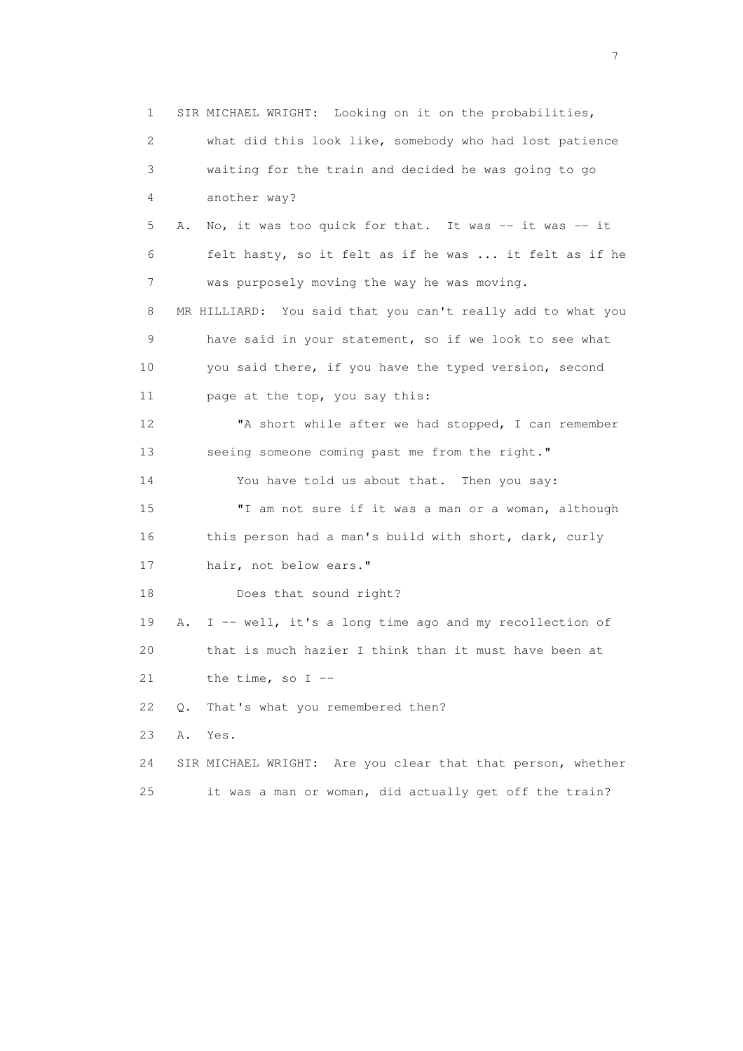1 SIR MICHAEL WRIGHT: Looking on it on the probabilities,
2 what did this look like, somebody who had lost patience
3 waiting for the train and decided he was going to go
4 another way?
5 A. No, it was too quick for that. It was -- it was -- it
6 felt hasty, so it felt as if he was ... it felt as if he
7 was purposely moving the way he was moving.
8 MR HILLIARD: You said that you can't really add to what you
9 have said in your statement, so if we look to see what
10 you said there, if you have the typed version, second
11 page at the top, you say this:
12 "A short while after we had stopped, I can remember
13 seeing someone coming past me from the right."
14 You have told us about that. Then you say:
15 "I am not sure if it was a man or a woman, although
16 this person had a man's build with short, dark, curly
17 hair, not below ears."
18 Does that sound right?
19 A. I -- well, it's a long time ago and my recollection of
20 that is much hazier I think than it must have been at
21 the time, so I --
22 Q. That's what you remembered then?
23 A. Yes.
24 SIR MICHAEL WRIGHT: Are you clear that that person, whether
25 it was a man or woman, did actually get off the train?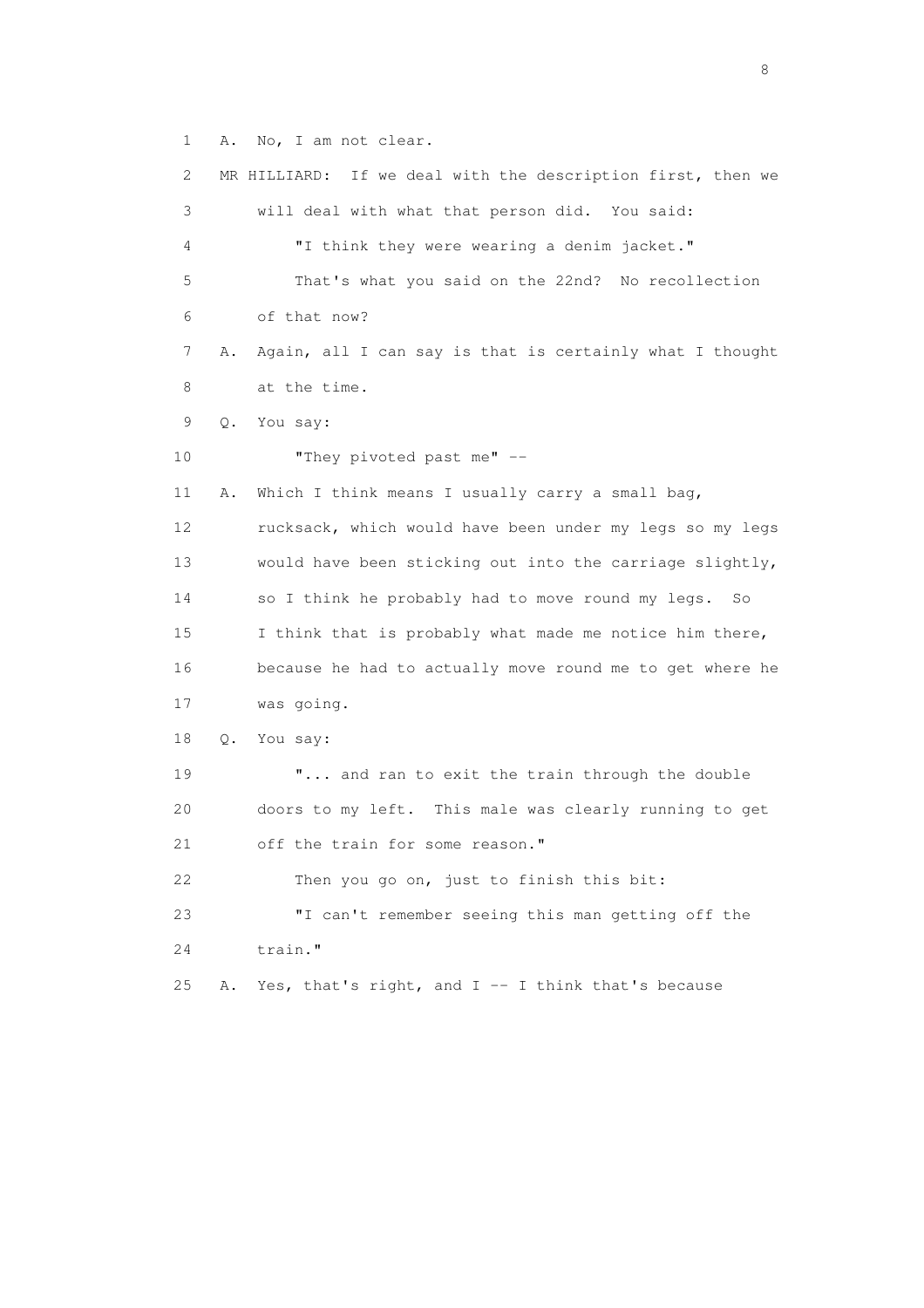1 A. No, I am not clear.

2 MR HILLIARD: If we deal with the description first, then we

3 will deal with what that person did. You said:

4 "I think they were wearing a denim jacket."

5 That's what you said on the 22nd? No recollection

6 of that now?

7 A. Again, all I can say is that is certainly what I thought

8 at the time.

9 Q. You say:

10 "They pivoted past me" --

11 A. Which I think means I usually carry a small bag,

12 rucksack, which would have been under my legs so my legs

13 would have been sticking out into the carriage slightly,

14 so I think he probably had to move round my legs. So

15 I think that is probably what made me notice him there,

16 because he had to actually move round me to get where he

17 was going.

18 Q. You say:

19 "... and ran to exit the train through the double

20 doors to my left. This male was clearly running to get

21 off the train for some reason."

22 Then you go on, just to finish this bit:

23 "I can't remember seeing this man getting off the

24 train."

25 A. Yes, that's right, and I -- I think that's because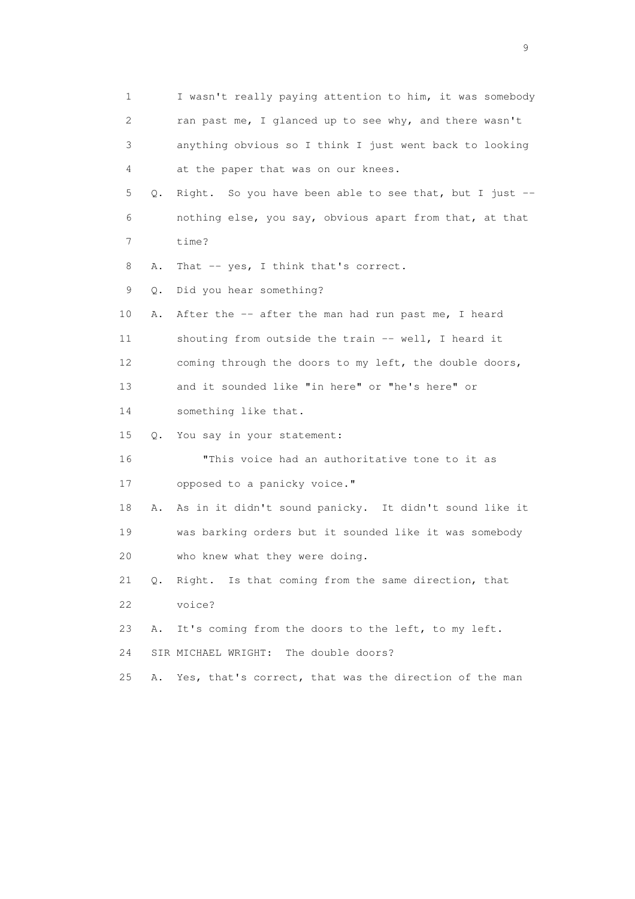1 I wasn't really paying attention to him, it was somebody
2 ran past me, I glanced up to see why, and there wasn't
3 anything obvious so I think I just went back to looking
4 at the paper that was on our knees.

5 Q. Right. So you have been able to see that, but I just --
6 nothing else, you say, obvious apart from that, at that
7 time?

8 A. That -- yes, I think that's correct.

9 Q. Did you hear something?

10 A. After the -- after the man had run past me, I heard
11 shouting from outside the train -- well, I heard it
12 coming through the doors to my left, the double doors,
13 and it sounded like "in here" or "he's here" or
14 something like that.

15 Q. You say in your statement:

16 "This voice had an authoritative tone to it as
17 opposed to a panicky voice."

18 A. As in it didn't sound panicky. It didn't sound like it
19 was barking orders but it sounded like it was somebody
20 who knew what they were doing.

21 Q. Right. Is that coming from the same direction, that
22 voice?

23 A. It's coming from the doors to the left, to my left.

24 SIR MICHAEL WRIGHT: The double doors?

25 A. Yes, that's correct, that was the direction of the man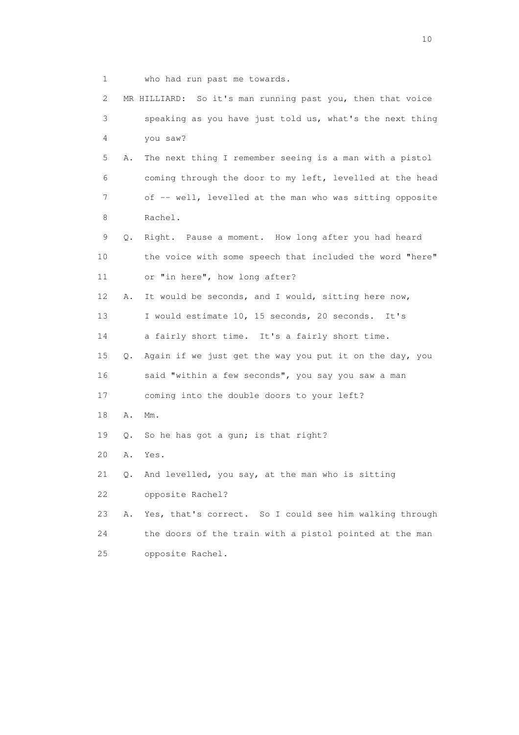1 who had run past me towards.

2 MR HILLIARD: So it's man running past you, then that voice

3 speaking as you have just told us, what's the next thing

4 you saw?

5 A. The next thing I remember seeing is a man with a pistol

6 coming through the door to my left, levelled at the head

7 of -- well, levelled at the man who was sitting opposite

8 Rachel.

9 Q. Right. Pause a moment. How long after you had heard

10 the voice with some speech that included the word "here"

11 or "in here", how long after?

12 A. It would be seconds, and I would, sitting here now,

13 I would estimate 10, 15 seconds, 20 seconds. It's

14 a fairly short time. It's a fairly short time.

15 Q. Again if we just get the way you put it on the day, you

16 said "within a few seconds", you say you saw a man

17 coming into the double doors to your left?

18 A. Mm.

19 Q. So he has got a gun; is that right?

20 A. Yes.

21 Q. And levelled, you say, at the man who is sitting

22 opposite Rachel?

23 A. Yes, that's correct. So I could see him walking through

24 the doors of the train with a pistol pointed at the man

25 opposite Rachel.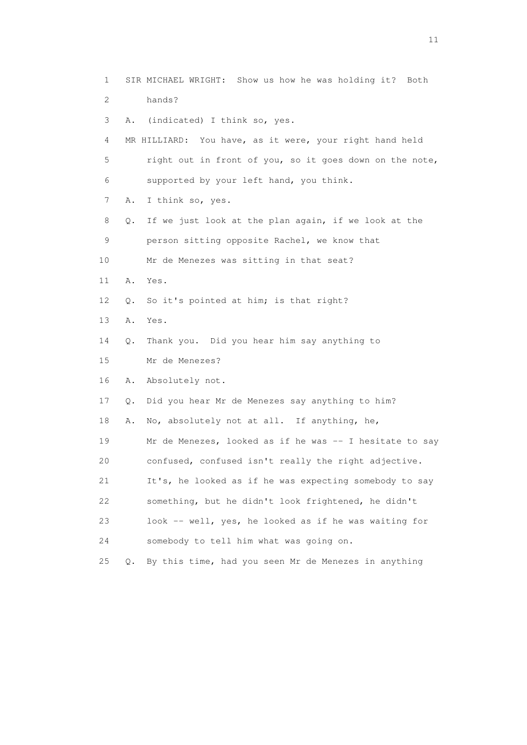1 SIR MICHAEL WRIGHT: Show us how he was holding it? Both
2 hands?
3 A. (indicated) I think so, yes.
4 MR HILLIARD: You have, as it were, your right hand held
5 right out in front of you, so it goes down on the note,
6 supported by your left hand, you think.
7 A. I think so, yes.
8 Q. If we just look at the plan again, if we look at the
9 person sitting opposite Rachel, we know that
10 Mr de Menezes was sitting in that seat?
11 A. Yes.
12 Q. So it's pointed at him; is that right?
13 A. Yes.
14 Q. Thank you. Did you hear him say anything to
15 Mr de Menezes?
16 A. Absolutely not.
17 Q. Did you hear Mr de Menezes say anything to him?
18 A. No, absolutely not at all. If anything, he,
19 Mr de Menezes, looked as if he was -- I hesitate to say
20 confused, confused isn't really the right adjective.
21 It's, he looked as if he was expecting somebody to say
22 something, but he didn't look frightened, he didn't
23 look -- well, yes, he looked as if he was waiting for
24 somebody to tell him what was going on.
25 Q. By this time, had you seen Mr de Menezes in anything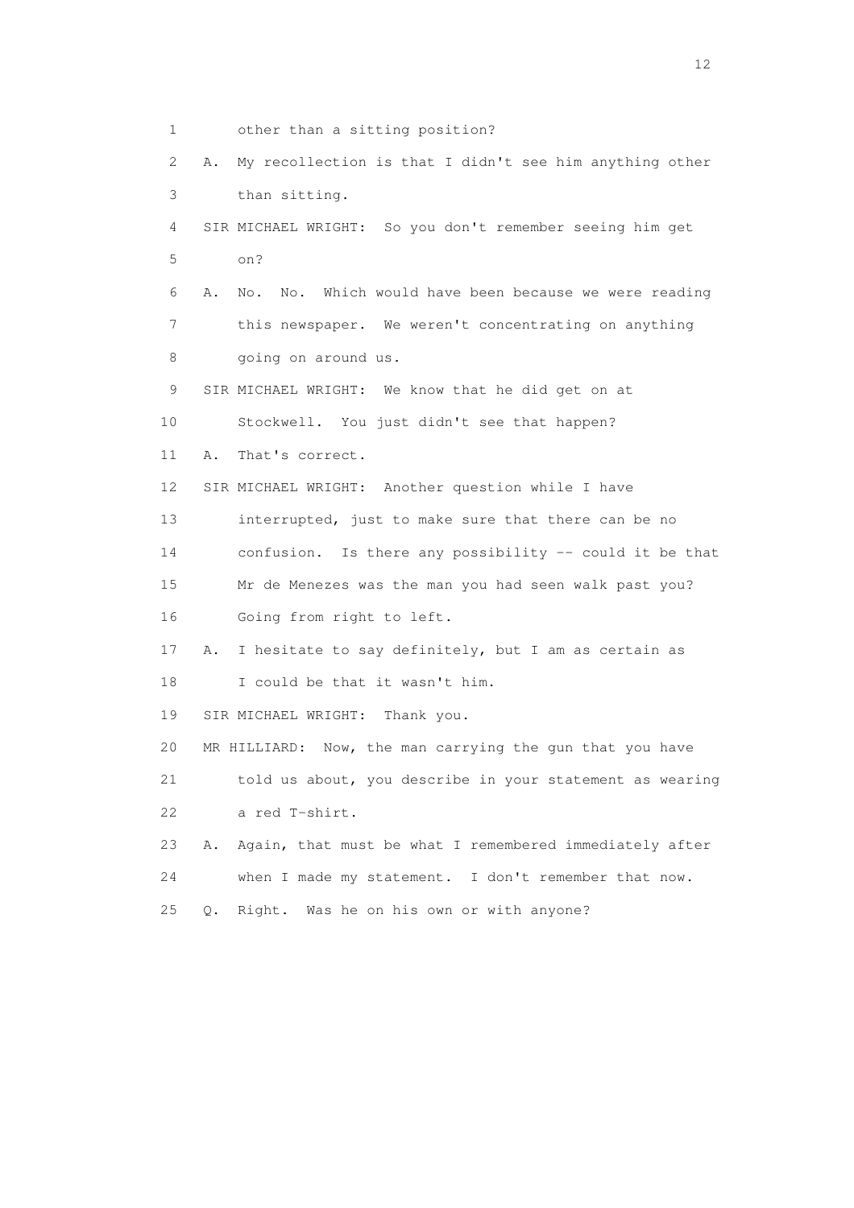1 other than a sitting position?

2 A. My recollection is that I didn't see him anything other

3 than sitting.

4 SIR MICHAEL WRIGHT: So you don't remember seeing him get

5 on?

6 A. No. No. Which would have been because we were reading

7 this newspaper. We weren't concentrating on anything

8 going on around us.

9 SIR MICHAEL WRIGHT: We know that he did get on at

10 Stockwell. You just didn't see that happen?

11 A. That's correct.

12 SIR MICHAEL WRIGHT: Another question while I have

13 interrupted, just to make sure that there can be no

14 confusion. Is there any possibility -- could it be that

15 Mr de Menezes was the man you had seen walk past you?

16 Going from right to left.

17 A. I hesitate to say definitely, but I am as certain as

18 I could be that it wasn't him.

19 SIR MICHAEL WRIGHT: Thank you.

20 MR HILLIARD: Now, the man carrying the gun that you have

21 told us about, you describe in your statement as wearing

22 a red T-shirt.

23 A. Again, that must be what I remembered immediately after

24 when I made my statement. I don't remember that now.

25 Q. Right. Was he on his own or with anyone?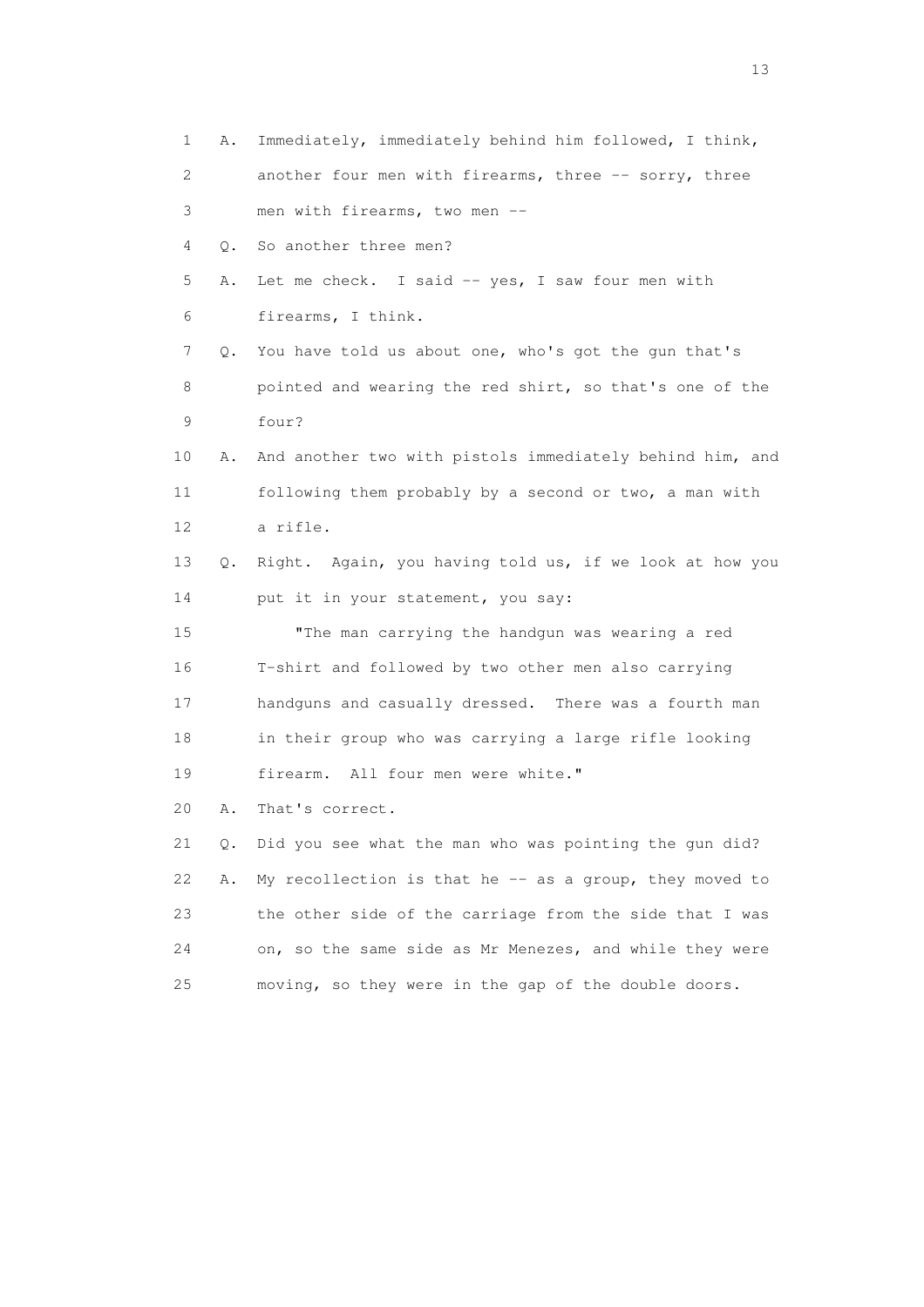A. Immediately, immediately behind him followed, I think, another four men with firearms, three -- sorry, three men with firearms, two men --

Q. So another three men?

A. Let me check. I said -- yes, I saw four men with firearms, I think.

Q. You have told us about one, who's got the gun that's pointed and wearing the red shirt, so that's one of the four?

A. And another two with pistols immediately behind him, and following them probably by a second or two, a man with a rifle.

Q. Right. Again, you having told us, if we look at how you put it in your statement, you say:

"The man carrying the handgun was wearing a red T-shirt and followed by two other men also carrying handguns and casually dressed. There was a fourth man in their group who was carrying a large rifle looking firearm. All four men were white."

A. That's correct.

Q. Did you see what the man who was pointing the gun did?

A. My recollection is that he -- as a group, they moved to the other side of the carriage from the side that I was on, so the same side as Mr Menezes, and while they were moving, so they were in the gap of the double doors.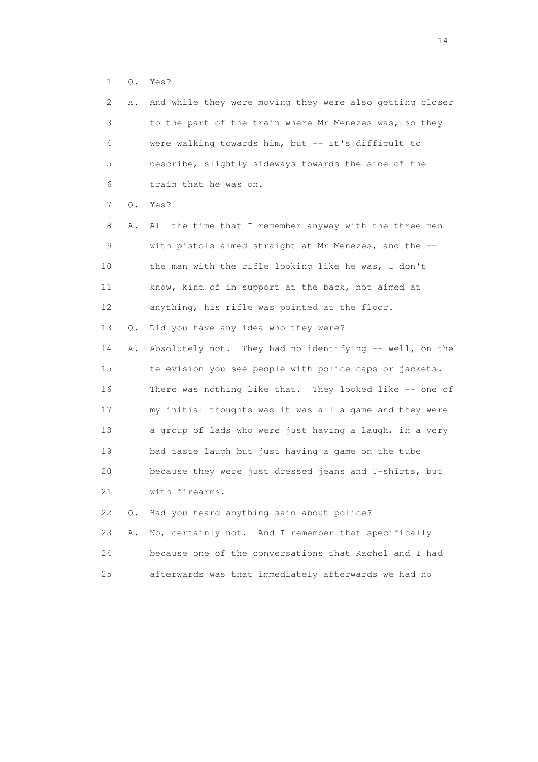1 Q. Yes?

2 A. And while they were moving they were also getting closer
3 to the part of the train where Mr Menezes was, so they
4 were walking towards him, but -- it's difficult to
5 describe, slightly sideways towards the side of the
6 train that he was on.

7 Q. Yes?

8 A. All the time that I remember anyway with the three men
9 with pistols aimed straight at Mr Menezes, and the --
10 the man with the rifle looking like he was, I don't
11 know, kind of in support at the back, not aimed at
12 anything, his rifle was pointed at the floor.

13 Q. Did you have any idea who they were?

14 A. Absolutely not. They had no identifying -- well, on the
15 television you see people with police caps or jackets.
16 There was nothing like that. They looked like -- one of
17 my initial thoughts was it was all a game and they were
18 a group of lads who were just having a laugh, in a very
19 bad taste laugh but just having a game on the tube
20 because they were just dressed jeans and T-shirts, but
21 with firearms.

22 Q. Had you heard anything said about police?

23 A. No, certainly not. And I remember that specifically
24 because one of the conversations that Rachel and I had
25 afterwards was that immediately afterwards we had no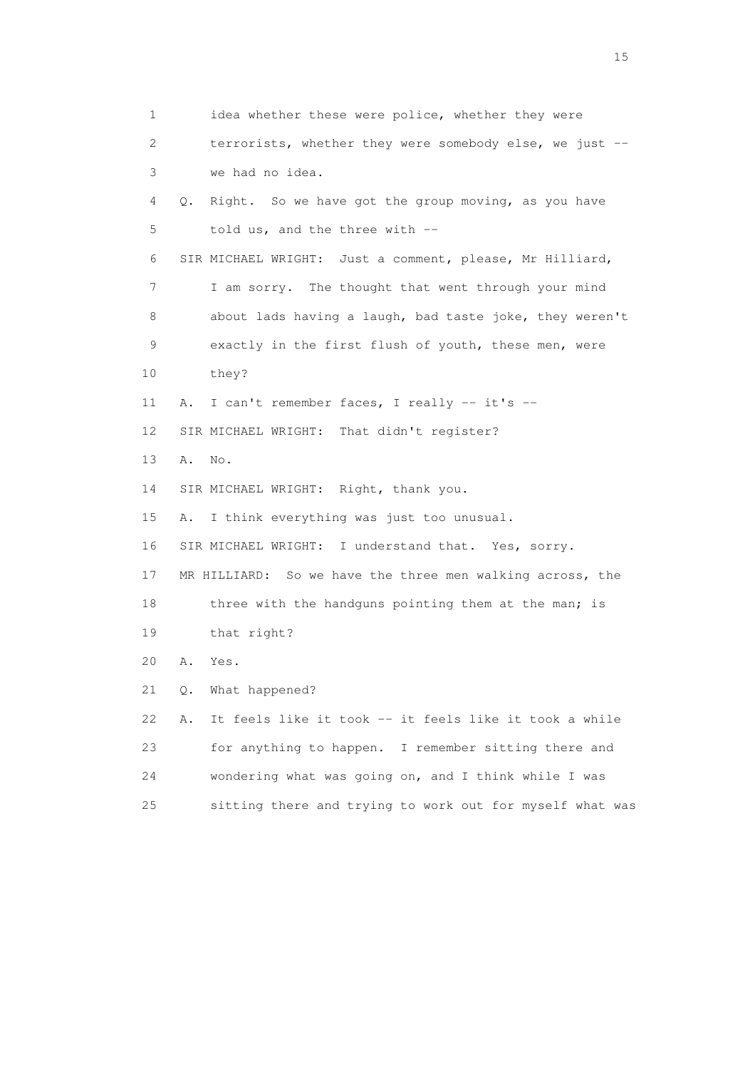1 idea whether these were police, whether they were
2 terrorists, whether they were somebody else, we just --
3 we had no idea.
4 Q. Right. So we have got the group moving, as you have
5 told us, and the three with --
6 SIR MICHAEL WRIGHT: Just a comment, please, Mr Hilliard,
7 I am sorry. The thought that went through your mind
8 about lads having a laugh, bad taste joke, they weren't
9 exactly in the first flush of youth, these men, were
10 they?
11 A. I can't remember faces, I really -- it's --
12 SIR MICHAEL WRIGHT: That didn't register?
13 A. No.
14 SIR MICHAEL WRIGHT: Right, thank you.
15 A. I think everything was just too unusual.
16 SIR MICHAEL WRIGHT: I understand that. Yes, sorry.
17 MR HILLIARD: So we have the three men walking across, the
18 three with the handguns pointing them at the man; is
19 that right?
20 A. Yes.
21 Q. What happened?
22 A. It feels like it took -- it feels like it took a while
23 for anything to happen. I remember sitting there and
24 wondering what was going on, and I think while I was
25 sitting there and trying to work out for myself what was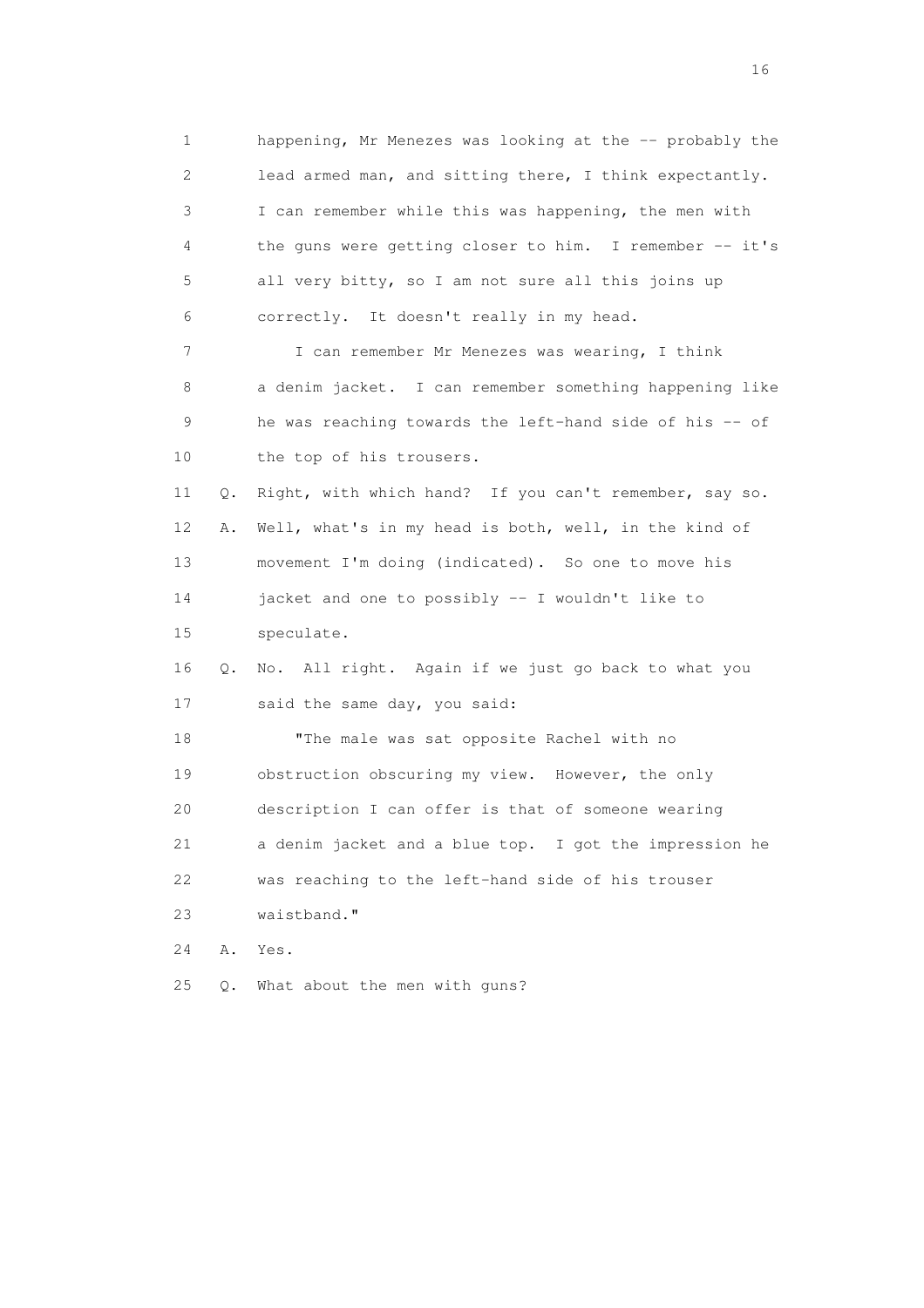1 happening, Mr Menezes was looking at the -- probably the
2 lead armed man, and sitting there, I think expectantly.
3 I can remember while this was happening, the men with
4 the guns were getting closer to him. I remember -- it's
5 all very bitty, so I am not sure all this joins up
6 correctly. It doesn't really in my head.

7 I can remember Mr Menezes was wearing, I think
8 a denim jacket. I can remember something happening like
9 he was reaching towards the left-hand side of his -- of
10 the top of his trousers.

11 Q. Right, with which hand? If you can't remember, say so.

12 A. Well, what's in my head is both, well, in the kind of
13 movement I'm doing (indicated). So one to move his
14 jacket and one to possibly -- I wouldn't like to
15 speculate.

16 Q. No. All right. Again if we just go back to what you
17 said the same day, you said:

18 "The male was sat opposite Rachel with no
19 obstruction obscuring my view. However, the only
20 description I can offer is that of someone wearing
21 a denim jacket and a blue top. I got the impression he
22 was reaching to the left-hand side of his trouser
23 waistband."

24 A. Yes.

25 Q. What about the men with guns?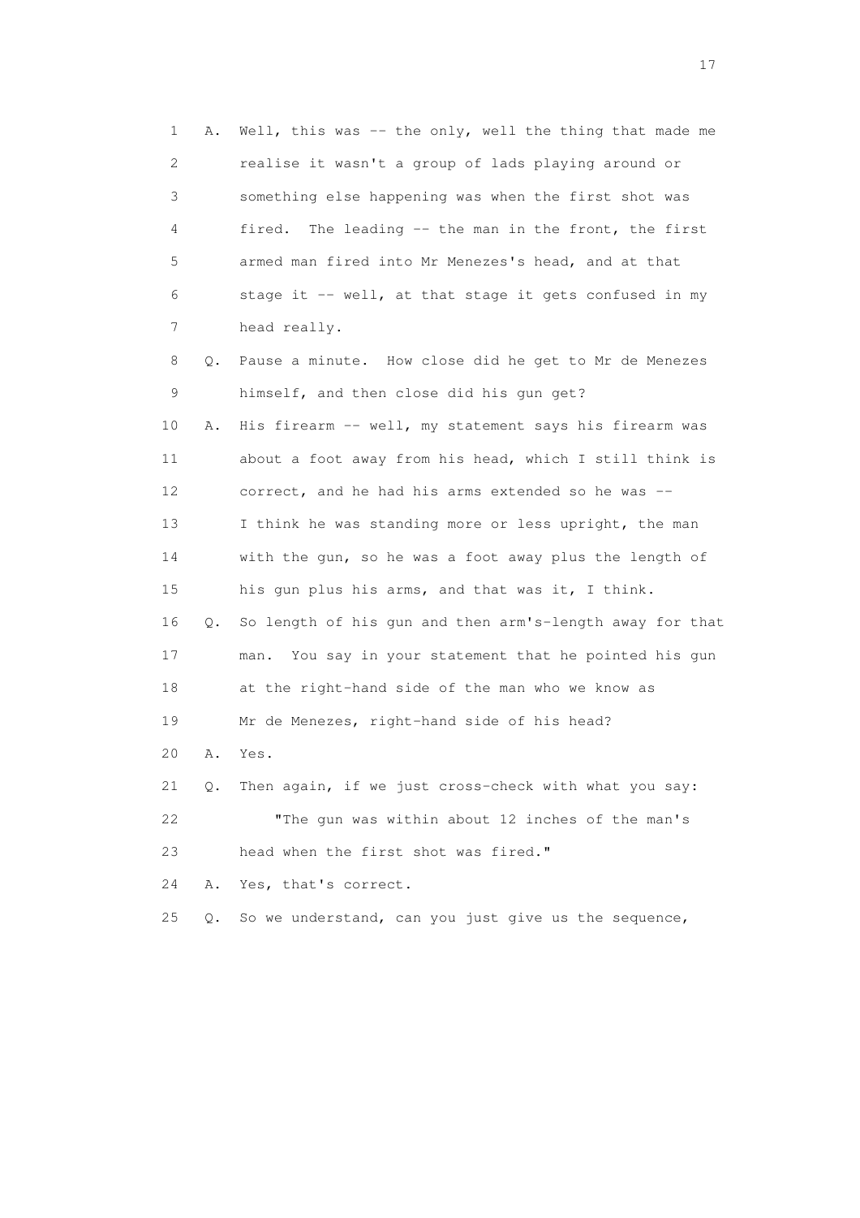1 A. Well, this was -- the only, well the thing that made me
2 realise it wasn't a group of lads playing around or
3 something else happening was when the first shot was
4 fired. The leading -- the man in the front, the first
5 armed man fired into Mr Menezes's head, and at that
6 stage it -- well, at that stage it gets confused in my
7 head really.
8 Q. Pause a minute. How close did he get to Mr de Menezes
9 himself, and then close did his gun get?
10 A. His firearm -- well, my statement says his firearm was
11 about a foot away from his head, which I still think is
12 correct, and he had his arms extended so he was --
13 I think he was standing more or less upright, the man
14 with the gun, so he was a foot away plus the length of
15 his gun plus his arms, and that was it, I think.
16 Q. So length of his gun and then arm's-length away for that
17 man. You say in your statement that he pointed his gun
18 at the right-hand side of the man who we know as
19 Mr de Menezes, right-hand side of his head?
20 A. Yes.
21 Q. Then again, if we just cross-check with what you say:
22 "The gun was within about 12 inches of the man's
23 head when the first shot was fired."
24 A. Yes, that's correct.
25 Q. So we understand, can you just give us the sequence,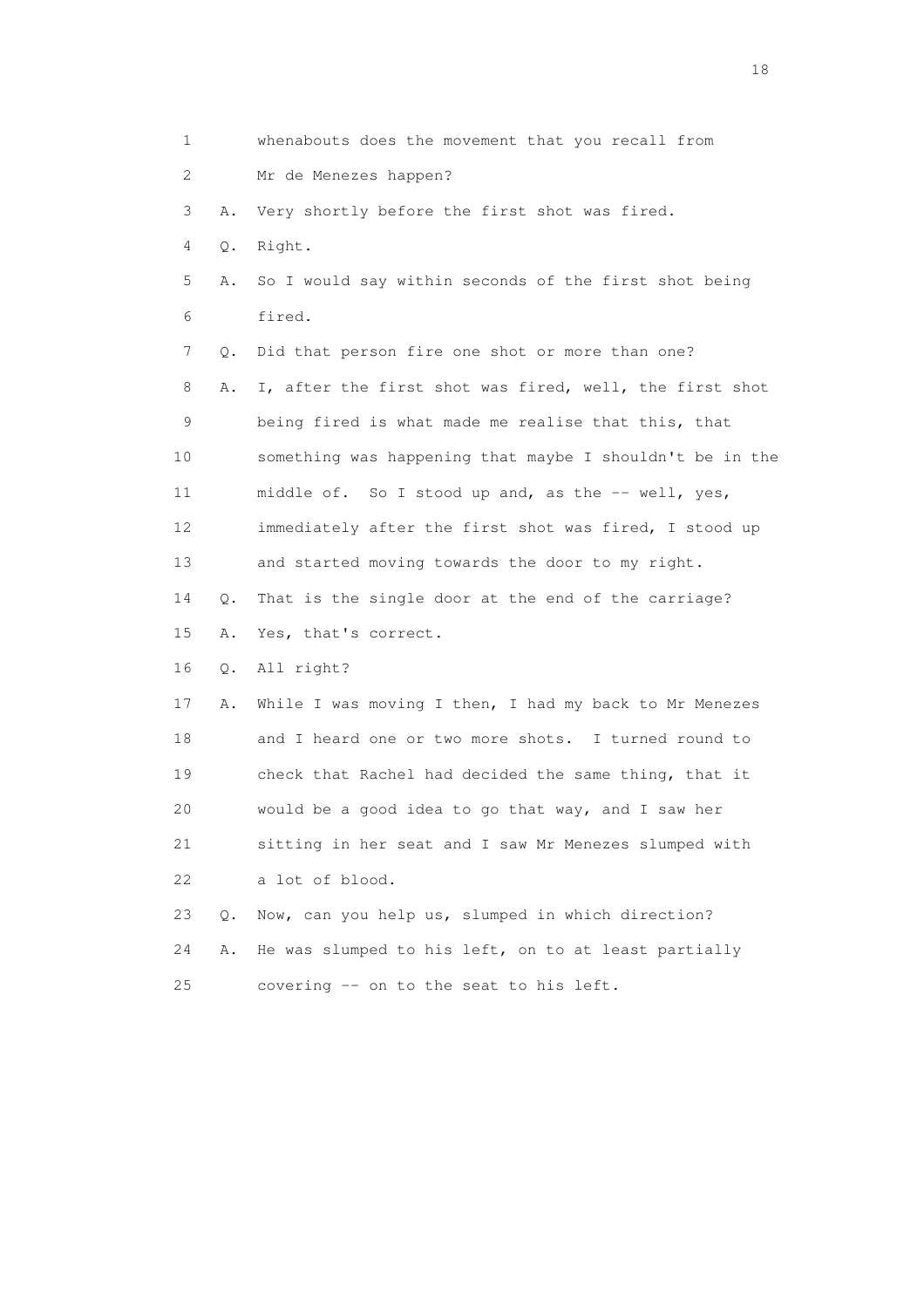1 whenabouts does the movement that you recall from

2 Mr de Menezes happen?

3 A. Very shortly before the first shot was fired.

4 Q. Right.

5 A. So I would say within seconds of the first shot being

6 fired.

7 Q. Did that person fire one shot or more than one?

8 A. I, after the first shot was fired, well, the first shot

9 being fired is what made me realise that this, that

10 something was happening that maybe I shouldn't be in the

11 middle of. So I stood up and, as the -- well, yes,

12 immediately after the first shot was fired, I stood up

13 and started moving towards the door to my right.

14 Q. That is the single door at the end of the carriage?

15 A. Yes, that's correct.

16 Q. All right?

17 A. While I was moving I then, I had my back to Mr Menezes

18 and I heard one or two more shots. I turned round to

19 check that Rachel had decided the same thing, that it

20 would be a good idea to go that way, and I saw her

21 sitting in her seat and I saw Mr Menezes slumped with

22 a lot of blood.

23 Q. Now, can you help us, slumped in which direction?

24 A. He was slumped to his left, on to at least partially

25 covering -- on to the seat to his left.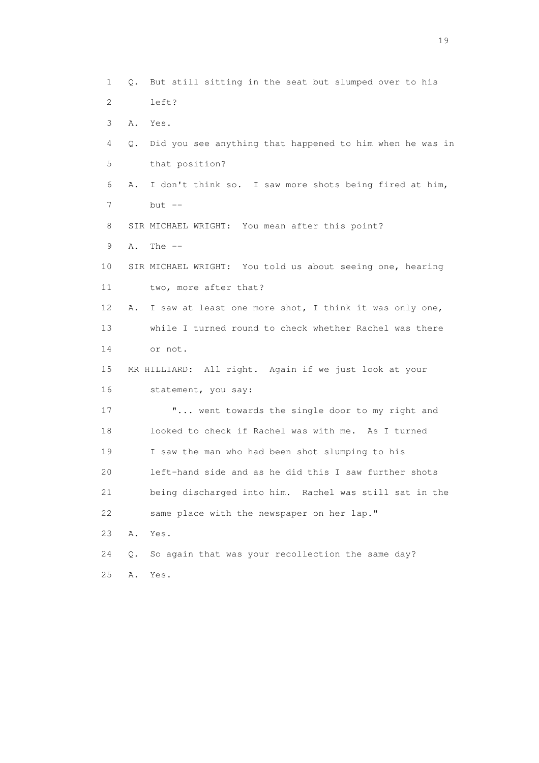1 Q. But still sitting in the seat but slumped over to his
2 left?
3 A. Yes.
4 Q. Did you see anything that happened to him when he was in
5 that position?
6 A. I don't think so. I saw more shots being fired at him,
7 but --
8 SIR MICHAEL WRIGHT: You mean after this point?
9 A. The --
10 SIR MICHAEL WRIGHT: You told us about seeing one, hearing
11 two, more after that?
12 A. I saw at least one more shot, I think it was only one,
13 while I turned round to check whether Rachel was there
14 or not.
15 MR HILLIARD: All right. Again if we just look at your
16 statement, you say:
17 "... went towards the single door to my right and
18 looked to check if Rachel was with me. As I turned
19 I saw the man who had been shot slumping to his
20 left-hand side and as he did this I saw further shots
21 being discharged into him. Rachel was still sat in the
22 same place with the newspaper on her lap."
23 A. Yes.
24 Q. So again that was your recollection the same day?
25 A. Yes.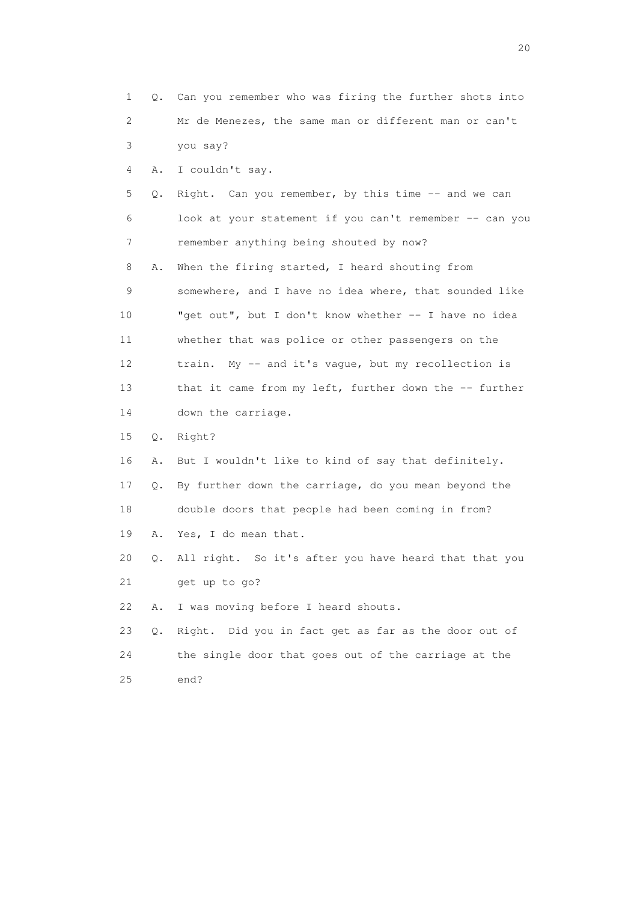1 Q. Can you remember who was firing the further shots into
2 Mr de Menezes, the same man or different man or can't
3 you say?
4 A. I couldn't say.
5 Q. Right. Can you remember, by this time -- and we can
6 look at your statement if you can't remember -- can you
7 remember anything being shouted by now?
8 A. When the firing started, I heard shouting from
9 somewhere, and I have no idea where, that sounded like
10 "get out", but I don't know whether -- I have no idea
11 whether that was police or other passengers on the
12 train. My -- and it's vague, but my recollection is
13 that it came from my left, further down the -- further
14 down the carriage.
15 Q. Right?
16 A. But I wouldn't like to kind of say that definitely.
17 Q. By further down the carriage, do you mean beyond the
18 double doors that people had been coming in from?
19 A. Yes, I do mean that.
20 Q. All right. So it's after you have heard that that you
21 get up to go?
22 A. I was moving before I heard shouts.
23 Q. Right. Did you in fact get as far as the door out of
24 the single door that goes out of the carriage at the
25 end?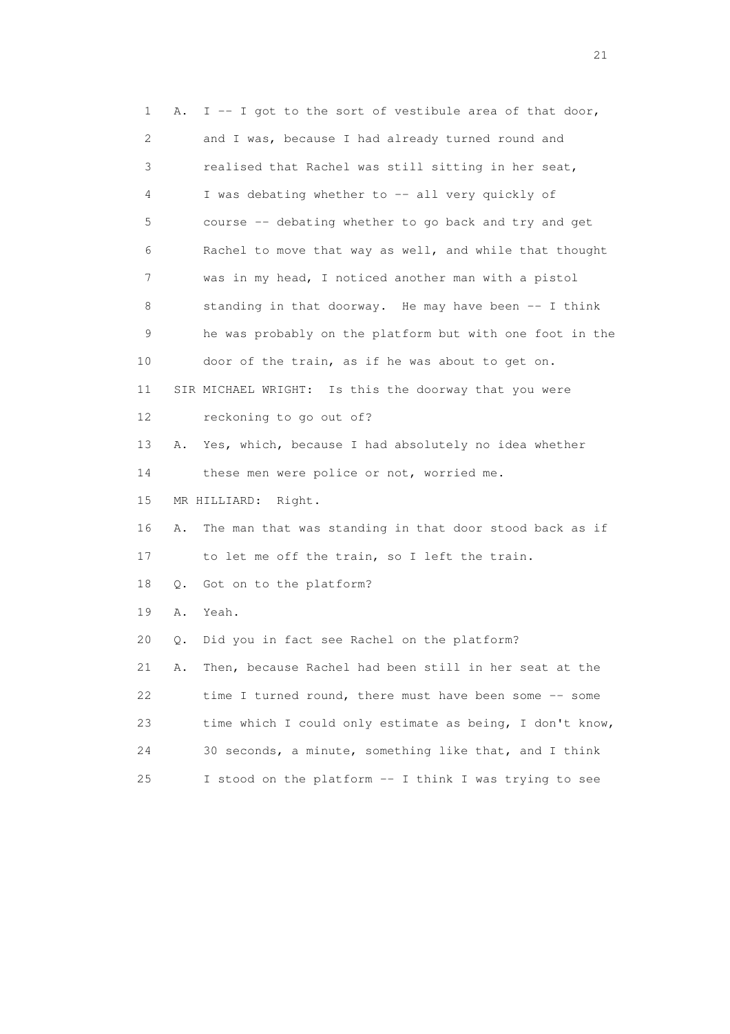1 A. I -- I got to the sort of vestibule area of that door,
2 and I was, because I had already turned round and
3 realised that Rachel was still sitting in her seat,
4 I was debating whether to -- all very quickly of
5 course -- debating whether to go back and try and get
6 Rachel to move that way as well, and while that thought
7 was in my head, I noticed another man with a pistol
8 standing in that doorway. He may have been -- I think
9 he was probably on the platform but with one foot in the
10 door of the train, as if he was about to get on.
11 SIR MICHAEL WRIGHT: Is this the doorway that you were
12 reckoning to go out of?
13 A. Yes, which, because I had absolutely no idea whether
14 these men were police or not, worried me.
15 MR HILLIARD: Right.
16 A. The man that was standing in that door stood back as if
17 to let me off the train, so I left the train.
18 Q. Got on to the platform?
19 A. Yeah.
20 Q. Did you in fact see Rachel on the platform?
21 A. Then, because Rachel had been still in her seat at the
22 time I turned round, there must have been some -- some
23 time which I could only estimate as being, I don't know,
24 30 seconds, a minute, something like that, and I think
25 I stood on the platform -- I think I was trying to see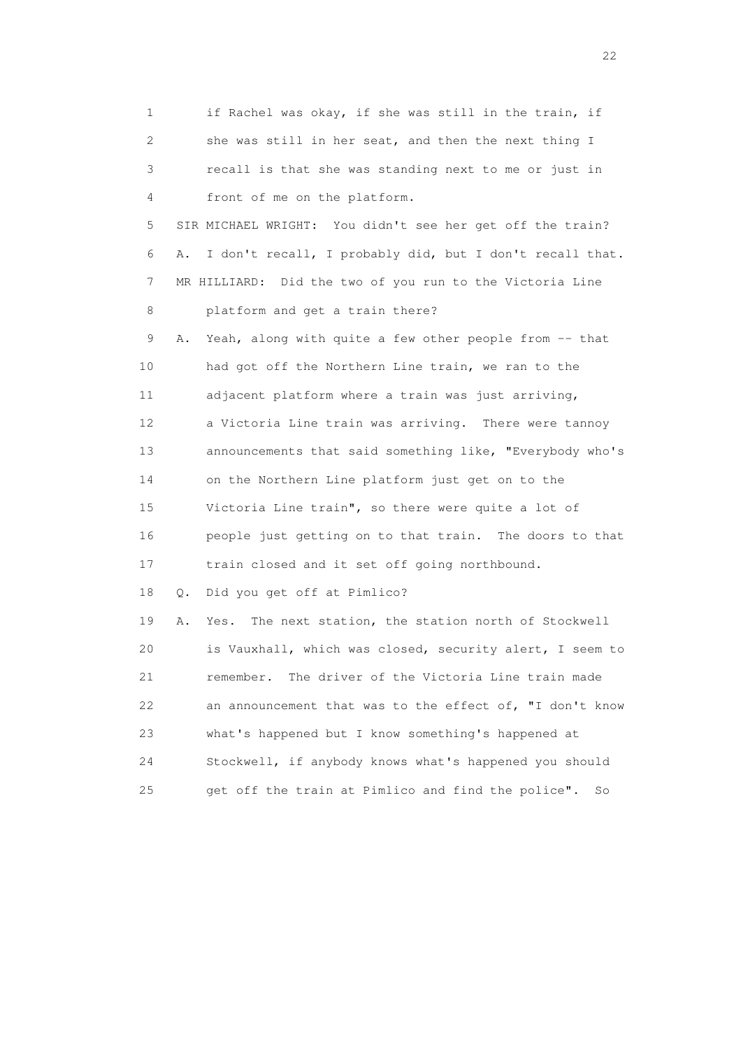1 if Rachel was okay, if she was still in the train, if
2 she was still in her seat, and then the next thing I
3 recall is that she was standing next to me or just in
4 front of me on the platform.

5 SIR MICHAEL WRIGHT: You didn't see her get off the train?

6 A. I don't recall, I probably did, but I don't recall that.

7 MR HILLIARD: Did the two of you run to the Victoria Line
8 platform and get a train there?

9 A. Yeah, along with quite a few other people from -- that
10 had got off the Northern Line train, we ran to the
11 adjacent platform where a train was just arriving,
12 a Victoria Line train was arriving. There were tannoy
13 announcements that said something like, "Everybody who's
14 on the Northern Line platform just get on to the
15 Victoria Line train", so there were quite a lot of
16 people just getting on to that train. The doors to that
17 train closed and it set off going northbound.

18 Q. Did you get off at Pimlico?

19 A. Yes. The next station, the station north of Stockwell
20 is Vauxhall, which was closed, security alert, I seem to
21 remember. The driver of the Victoria Line train made
22 an announcement that was to the effect of, "I don't know
23 what's happened but I know something's happened at
24 Stockwell, if anybody knows what's happened you should
25 get off the train at Pimlico and find the police". So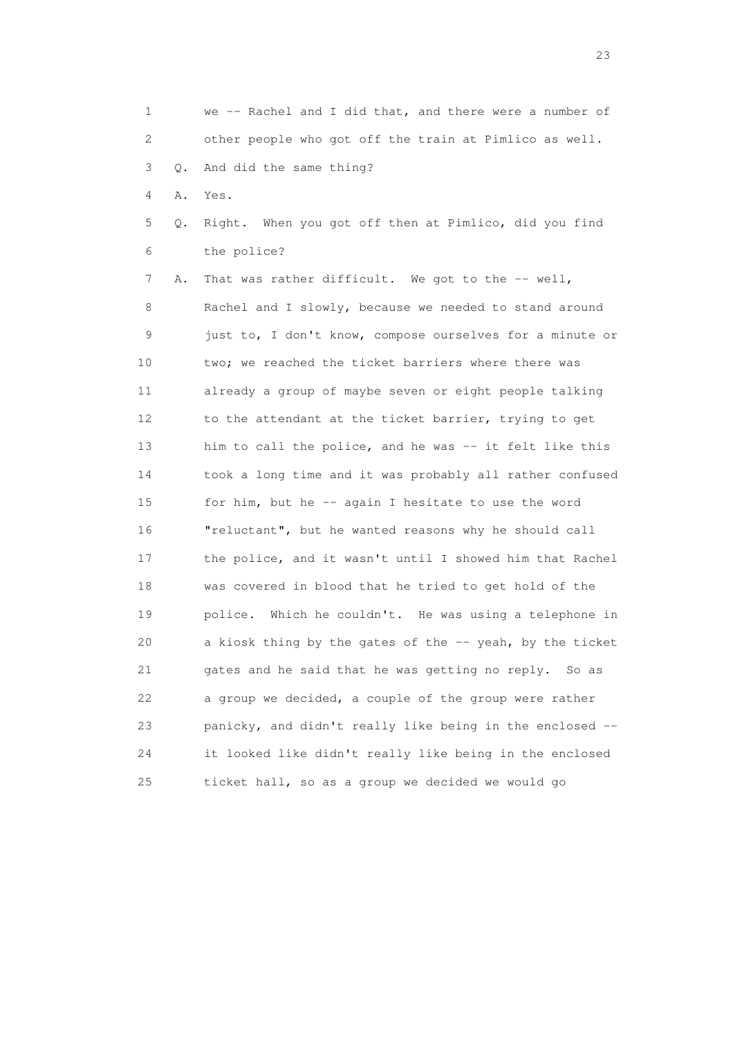1 we -- Rachel and I did that, and there were a number of
2 other people who got off the train at Pimlico as well.
3 Q. And did the same thing?
4 A. Yes.
5 Q. Right. When you got off then at Pimlico, did you find
6 the police?
7 A. That was rather difficult. We got to the -- well,
8 Rachel and I slowly, because we needed to stand around
9 just to, I don't know, compose ourselves for a minute or
10 two; we reached the ticket barriers where there was
11 already a group of maybe seven or eight people talking
12 to the attendant at the ticket barrier, trying to get
13 him to call the police, and he was -- it felt like this
14 took a long time and it was probably all rather confused
15 for him, but he -- again I hesitate to use the word
16 "reluctant", but he wanted reasons why he should call
17 the police, and it wasn't until I showed him that Rachel
18 was covered in blood that he tried to get hold of the
19 police. Which he couldn't. He was using a telephone in
20 a kiosk thing by the gates of the -- yeah, by the ticket
21 gates and he said that he was getting no reply. So as
22 a group we decided, a couple of the group were rather
23 panicky, and didn't really like being in the enclosed --
24 it looked like didn't really like being in the enclosed
25 ticket hall, so as a group we decided we would go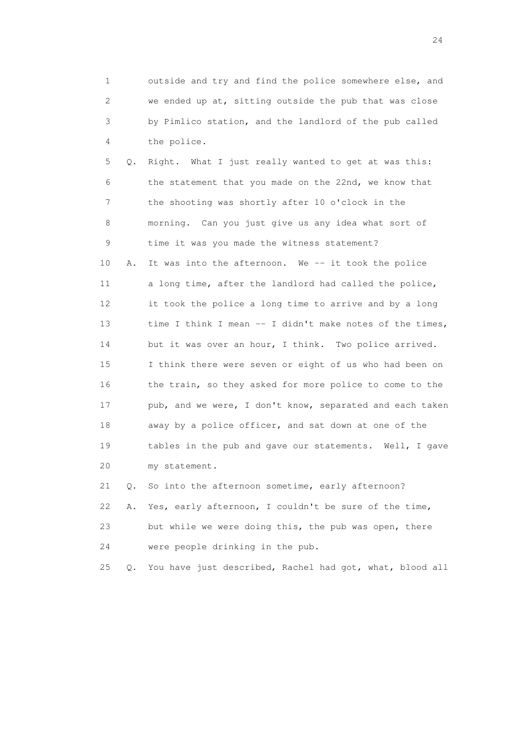1 outside and try and find the police somewhere else, and
2 we ended up at, sitting outside the pub that was close
3 by Pimlico station, and the landlord of the pub called
4 the police.

5 Q. Right. What I just really wanted to get at was this:
6 the statement that you made on the 22nd, we know that
7 the shooting was shortly after 10 o'clock in the
8 morning. Can you just give us any idea what sort of
9 time it was you made the witness statement?

10 A. It was into the afternoon. We -- it took the police
11 a long time, after the landlord had called the police,
12 it took the police a long time to arrive and by a long
13 time I think I mean -- I didn't make notes of the times,
14 but it was over an hour, I think. Two police arrived.
15 I think there were seven or eight of us who had been on
16 the train, so they asked for more police to come to the
17 pub, and we were, I don't know, separated and each taken
18 away by a police officer, and sat down at one of the
19 tables in the pub and gave our statements. Well, I gave
20 my statement.

21 Q. So into the afternoon sometime, early afternoon?

22 A. Yes, early afternoon, I couldn't be sure of the time,
23 but while we were doing this, the pub was open, there
24 were people drinking in the pub.

25 Q. You have just described, Rachel had got, what, blood all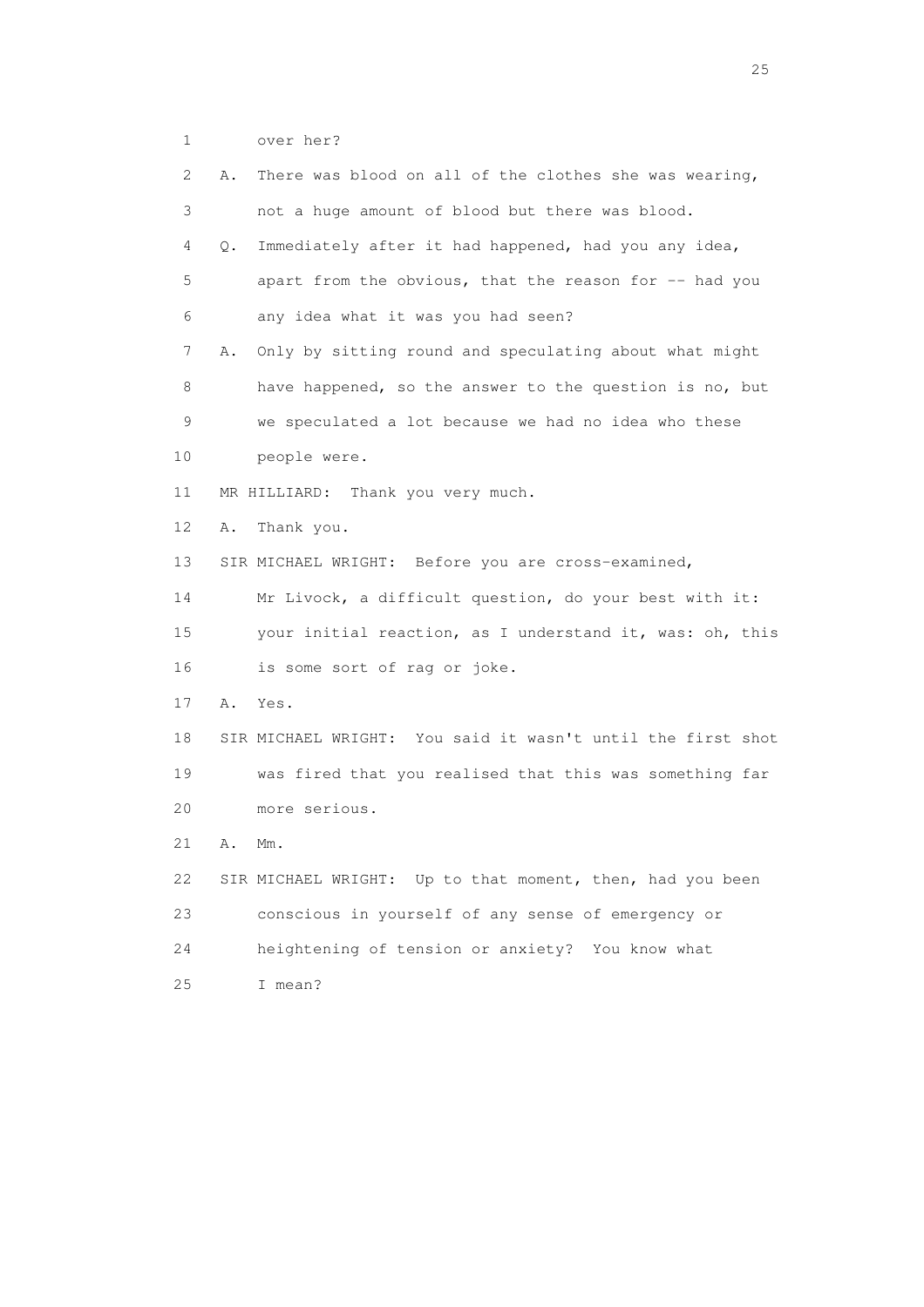1 over her?

2 A. There was blood on all of the clothes she was wearing,

3 not a huge amount of blood but there was blood.

4 Q. Immediately after it had happened, had you any idea,

5 apart from the obvious, that the reason for -- had you

6 any idea what it was you had seen?

7 A. Only by sitting round and speculating about what might

8 have happened, so the answer to the question is no, but

9 we speculated a lot because we had no idea who these

10 people were.

11 MR HILLIARD: Thank you very much.

12 A. Thank you.

13 SIR MICHAEL WRIGHT: Before you are cross-examined,

14 Mr Livock, a difficult question, do your best with it:

15 your initial reaction, as I understand it, was: oh, this

16 is some sort of rag or joke.

17 A. Yes.

18 SIR MICHAEL WRIGHT: You said it wasn't until the first shot

19 was fired that you realised that this was something far

20 more serious.

21 A. Mm.

22 SIR MICHAEL WRIGHT: Up to that moment, then, had you been

23 conscious in yourself of any sense of emergency or

24 heightening of tension or anxiety? You know what

25 I mean?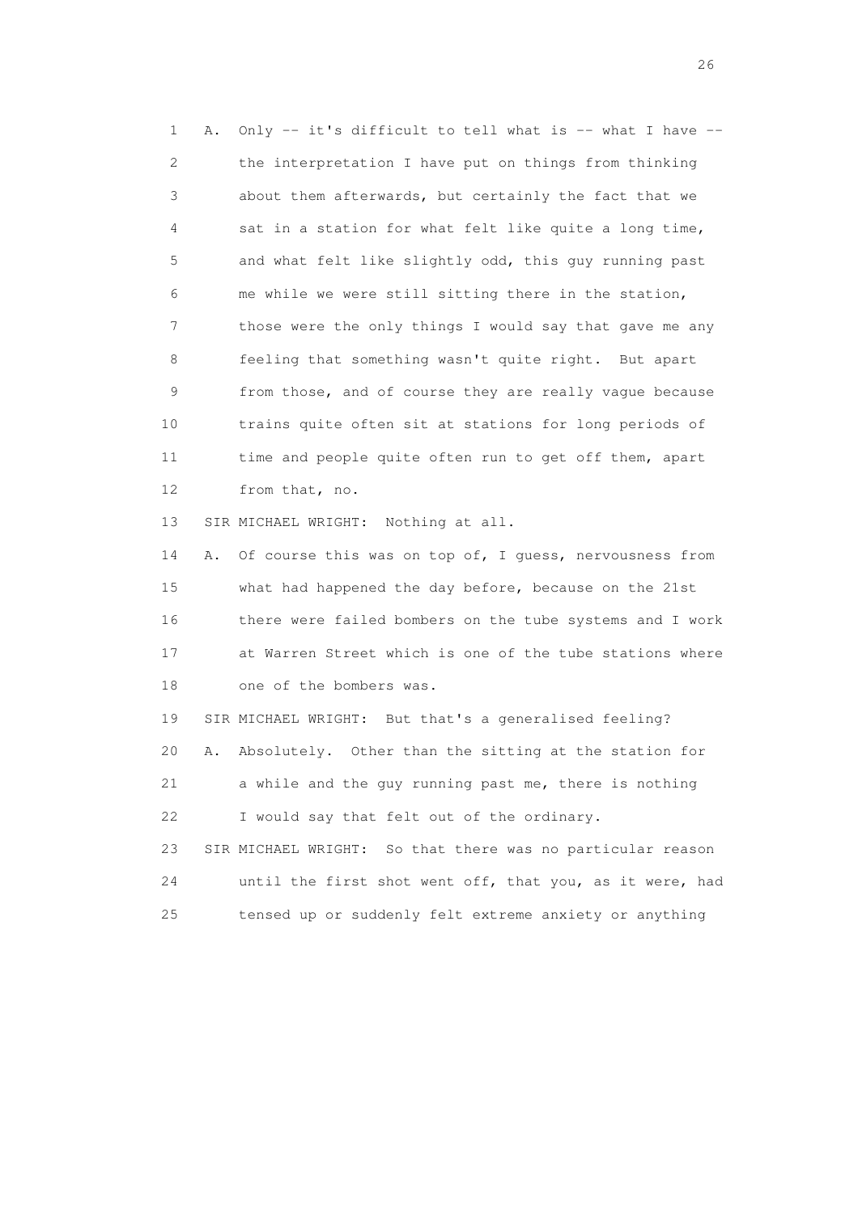1 A. Only -- it's difficult to tell what is -- what I have --
2 the interpretation I have put on things from thinking
3 about them afterwards, but certainly the fact that we
4 sat in a station for what felt like quite a long time,
5 and what felt like slightly odd, this guy running past
6 me while we were still sitting there in the station,
7 those were the only things I would say that gave me any
8 feeling that something wasn't quite right. But apart
9 from those, and of course they are really vague because
10 trains quite often sit at stations for long periods of
11 time and people quite often run to get off them, apart
12 from that, no.

13 SIR MICHAEL WRIGHT: Nothing at all.

14 A. Of course this was on top of, I guess, nervousness from
15 what had happened the day before, because on the 21st
16 there were failed bombers on the tube systems and I work
17 at Warren Street which is one of the tube stations where
18 one of the bombers was.

19 SIR MICHAEL WRIGHT: But that's a generalised feeling?

20 A. Absolutely. Other than the sitting at the station for
21 a while and the guy running past me, there is nothing
22 I would say that felt out of the ordinary.

23 SIR MICHAEL WRIGHT: So that there was no particular reason
24 until the first shot went off, that you, as it were, had
25 tensed up or suddenly felt extreme anxiety or anything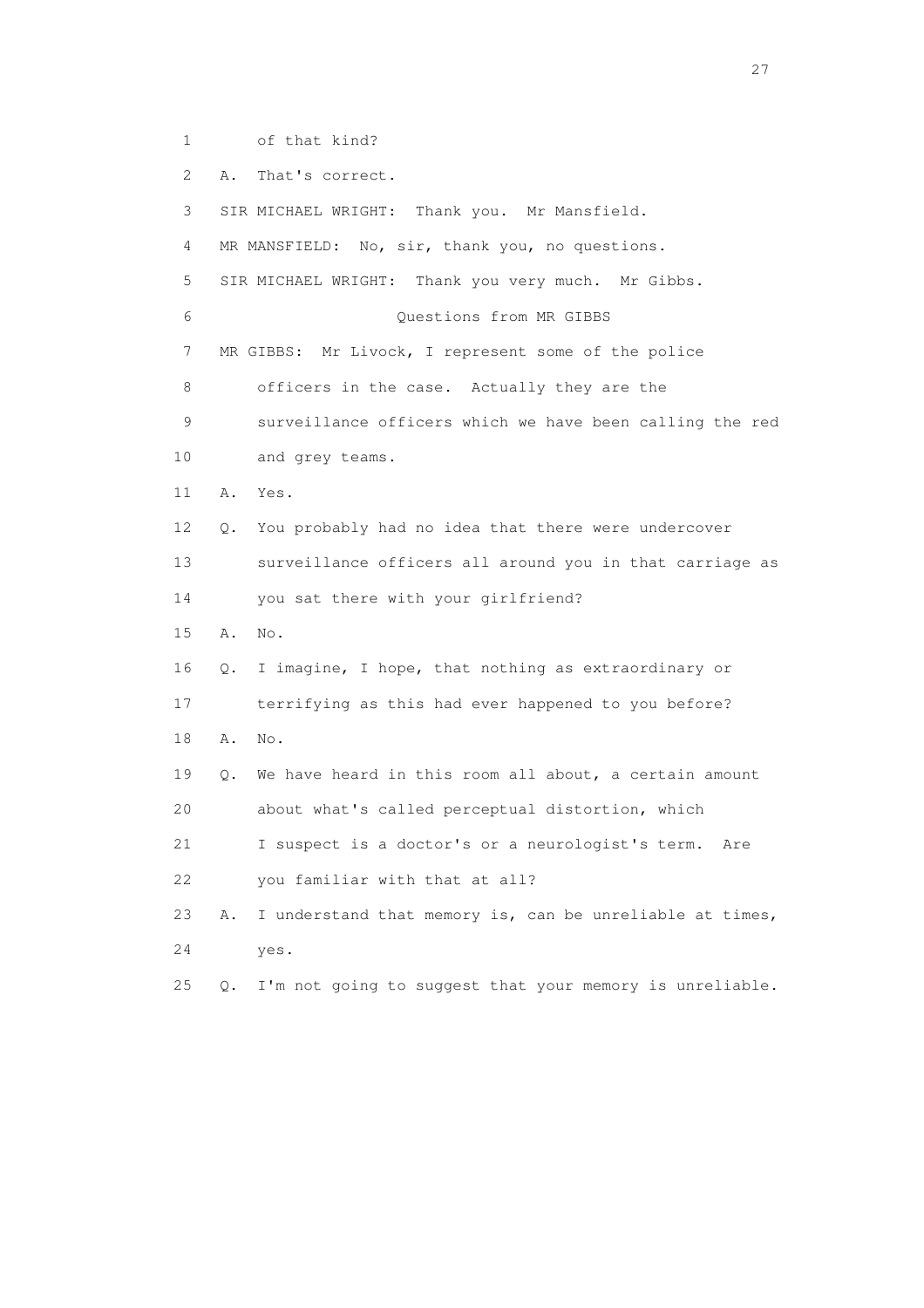1 of that kind?

2 A. That's correct.

3 SIR MICHAEL WRIGHT: Thank you. Mr Mansfield.

4 MR MANSFIELD: No, sir, thank you, no questions.

5 SIR MICHAEL WRIGHT: Thank you very much. Mr Gibbs.

6 Questions from MR GIBBS

7 MR GIBBS: Mr Livock, I represent some of the police

8 officers in the case. Actually they are the

9 surveillance officers which we have been calling the red

10 and grey teams.

11 A. Yes.

12 Q. You probably had no idea that there were undercover

13 surveillance officers all around you in that carriage as

14 you sat there with your girlfriend?

15 A. No.

16 Q. I imagine, I hope, that nothing as extraordinary or

17 terrifying as this had ever happened to you before?

18 A. No.

19 Q. We have heard in this room all about, a certain amount

20 about what's called perceptual distortion, which

21 I suspect is a doctor's or a neurologist's term. Are

22 you familiar with that at all?

23 A. I understand that memory is, can be unreliable at times,

24 yes.

25 Q. I'm not going to suggest that your memory is unreliable.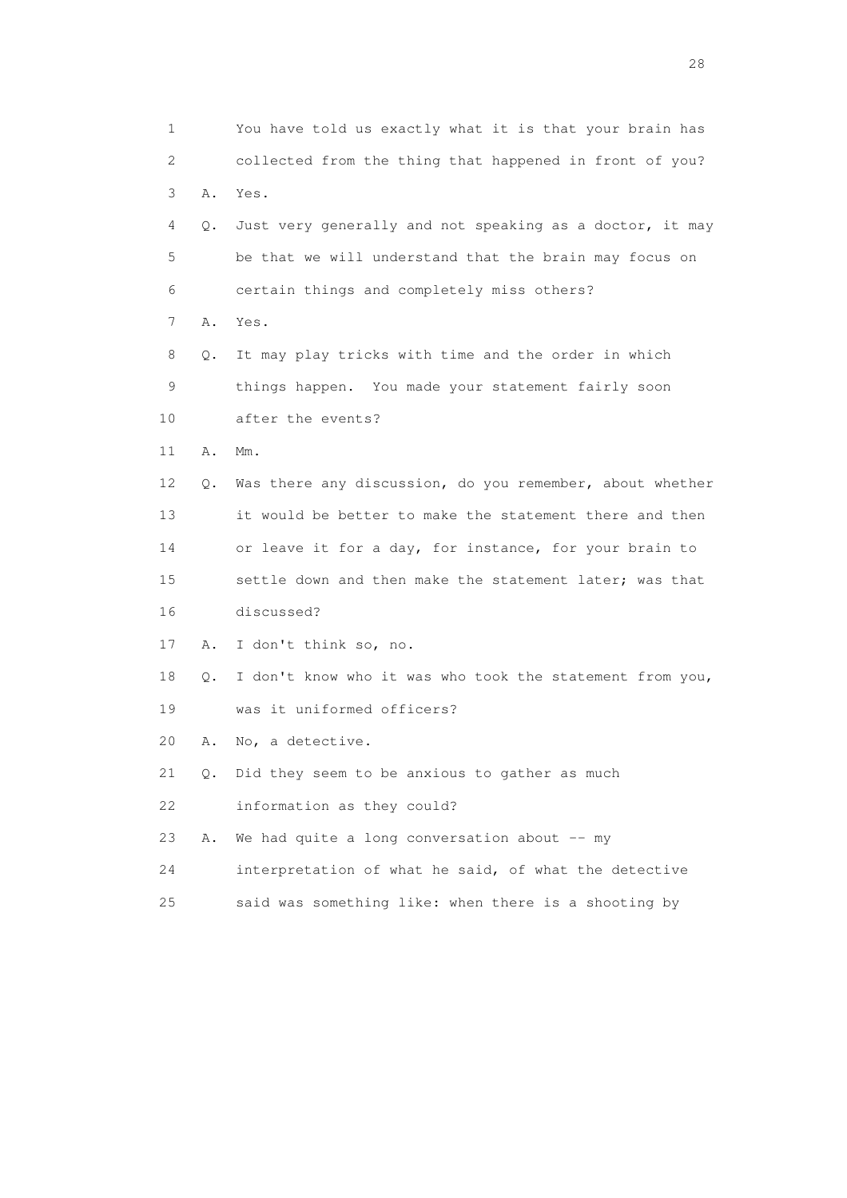1 You have told us exactly what it is that your brain has
2 collected from the thing that happened in front of you?
3 A. Yes.
4 Q. Just very generally and not speaking as a doctor, it may
5 be that we will understand that the brain may focus on
6 certain things and completely miss others?
7 A. Yes.
8 Q. It may play tricks with time and the order in which
9 things happen. You made your statement fairly soon
10 after the events?
11 A. Mm.
12 Q. Was there any discussion, do you remember, about whether
13 it would be better to make the statement there and then
14 or leave it for a day, for instance, for your brain to
15 settle down and then make the statement later; was that
16 discussed?
17 A. I don't think so, no.
18 Q. I don't know who it was who took the statement from you,
19 was it uniformed officers?
20 A. No, a detective.
21 Q. Did they seem to be anxious to gather as much
22 information as they could?
23 A. We had quite a long conversation about -- my
24 interpretation of what he said, of what the detective
25 said was something like: when there is a shooting by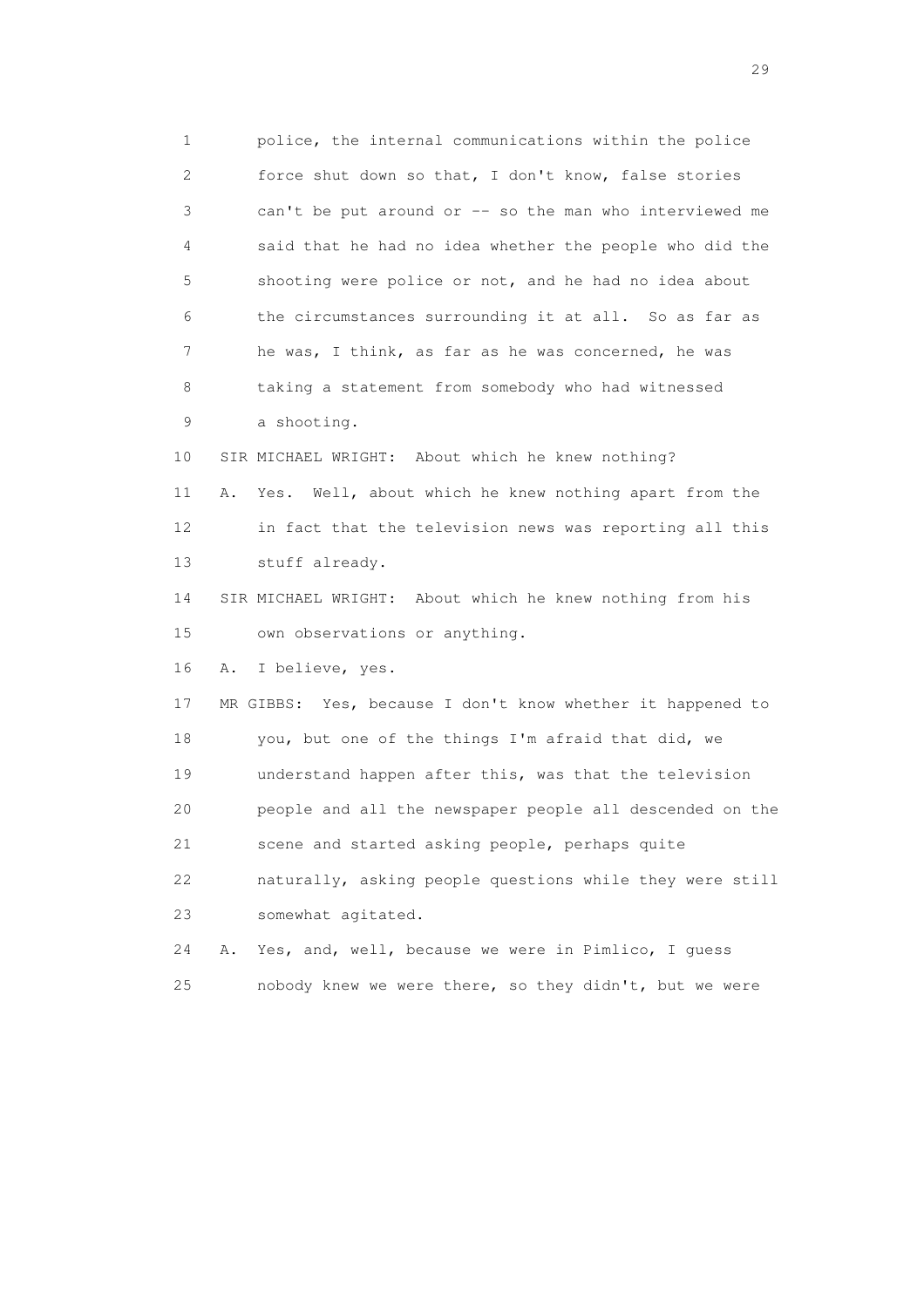1 police, the internal communications within the police
2 force shut down so that, I don't know, false stories
3 can't be put around or -- so the man who interviewed me
4 said that he had no idea whether the people who did the
5 shooting were police or not, and he had no idea about
6 the circumstances surrounding it at all. So as far as
7 he was, I think, as far as he was concerned, he was
8 taking a statement from somebody who had witnessed
9 a shooting.

10 SIR MICHAEL WRIGHT: About which he knew nothing?

11 A. Yes. Well, about which he knew nothing apart from the
12 in fact that the television news was reporting all this
13 stuff already.

14 SIR MICHAEL WRIGHT: About which he knew nothing from his
15 own observations or anything.

16 A. I believe, yes.

17 MR GIBBS: Yes, because I don't know whether it happened to
18 you, but one of the things I'm afraid that did, we
19 understand happen after this, was that the television
20 people and all the newspaper people all descended on the
21 scene and started asking people, perhaps quite
22 naturally, asking people questions while they were still
23 somewhat agitated.

24 A. Yes, and, well, because we were in Pimlico, I guess
25 nobody knew we were there, so they didn't, but we were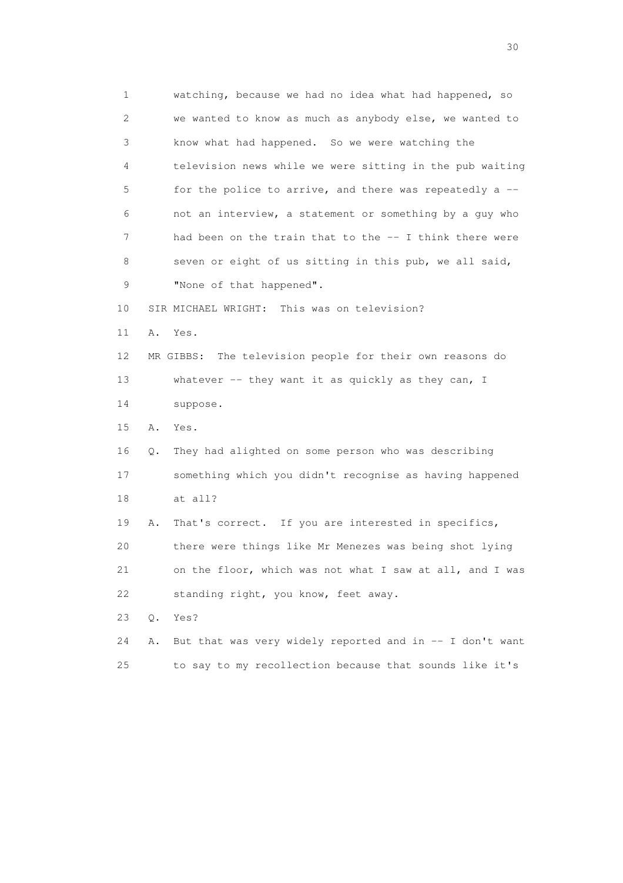1 watching, because we had no idea what had happened, so
2 we wanted to know as much as anybody else, we wanted to
3 know what had happened. So we were watching the
4 television news while we were sitting in the pub waiting
5 for the police to arrive, and there was repeatedly a --
6 not an interview, a statement or something by a guy who
7 had been on the train that to the -- I think there were
8 seven or eight of us sitting in this pub, we all said,
9 "None of that happened".

10 SIR MICHAEL WRIGHT: This was on television?

11 A. Yes.

12 MR GIBBS: The television people for their own reasons do
13 whatever -- they want it as quickly as they can, I
14 suppose.

15 A. Yes.

16 Q. They had alighted on some person who was describing
17 something which you didn't recognise as having happened
18 at all?

19 A. That's correct. If you are interested in specifics,
20 there were things like Mr Menezes was being shot lying
21 on the floor, which was not what I saw at all, and I was
22 standing right, you know, feet away.

23 Q. Yes?

24 A. But that was very widely reported and in -- I don't want
25 to say to my recollection because that sounds like it's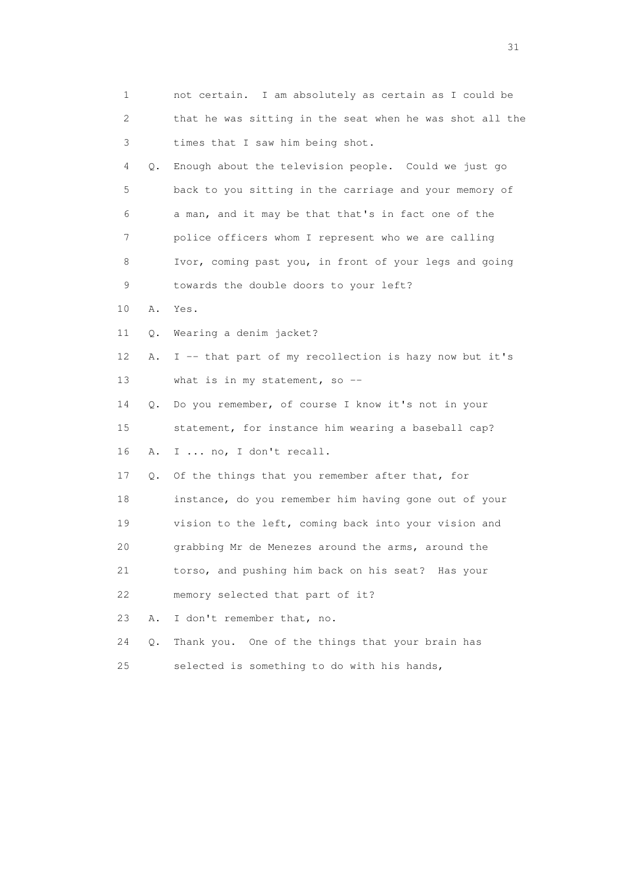1 not certain. I am absolutely as certain as I could be
2 that he was sitting in the seat when he was shot all the
3 times that I saw him being shot.
4 Q. Enough about the television people. Could we just go
5 back to you sitting in the carriage and your memory of
6 a man, and it may be that that's in fact one of the
7 police officers whom I represent who we are calling
8 Ivor, coming past you, in front of your legs and going
9 towards the double doors to your left?
10 A. Yes.
11 Q. Wearing a denim jacket?
12 A. I -- that part of my recollection is hazy now but it's
13 what is in my statement, so --
14 Q. Do you remember, of course I know it's not in your
15 statement, for instance him wearing a baseball cap?
16 A. I ... no, I don't recall.
17 Q. Of the things that you remember after that, for
18 instance, do you remember him having gone out of your
19 vision to the left, coming back into your vision and
20 grabbing Mr de Menezes around the arms, around the
21 torso, and pushing him back on his seat? Has your
22 memory selected that part of it?
23 A. I don't remember that, no.
24 Q. Thank you. One of the things that your brain has
25 selected is something to do with his hands,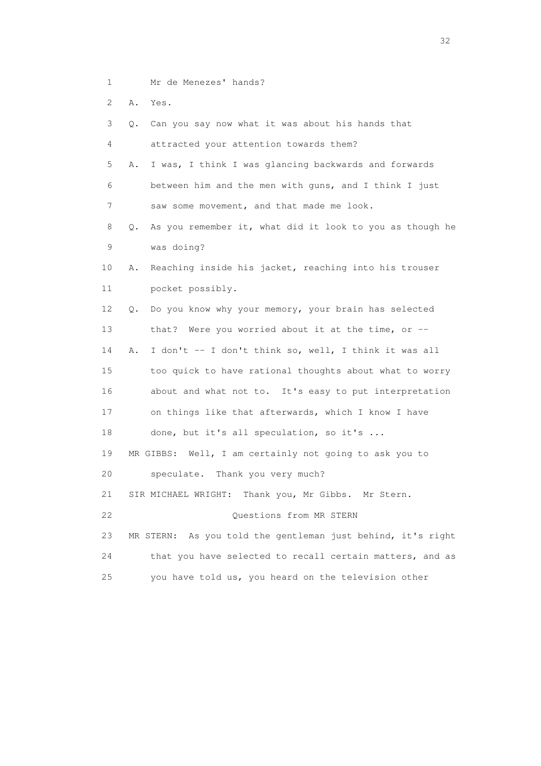1 Mr de Menezes' hands?

2 A. Yes.

3 Q. Can you say now what it was about his hands that

4 attracted your attention towards them?

5 A. I was, I think I was glancing backwards and forwards

6 between him and the men with guns, and I think I just

7 saw some movement, and that made me look.

8 Q. As you remember it, what did it look to you as though he

9 was doing?

10 A. Reaching inside his jacket, reaching into his trouser

11 pocket possibly.

12 Q. Do you know why your memory, your brain has selected

13 that? Were you worried about it at the time, or --

14 A. I don't -- I don't think so, well, I think it was all

15 too quick to have rational thoughts about what to worry

16 about and what not to. It's easy to put interpretation

17 on things like that afterwards, which I know I have

18 done, but it's all speculation, so it's ...

19 MR GIBBS: Well, I am certainly not going to ask you to

20 speculate. Thank you very much?

21 SIR MICHAEL WRIGHT: Thank you, Mr Gibbs. Mr Stern.

22 Questions from MR STERN

23 MR STERN: As you told the gentleman just behind, it's right

24 that you have selected to recall certain matters, and as

25 you have told us, you heard on the television other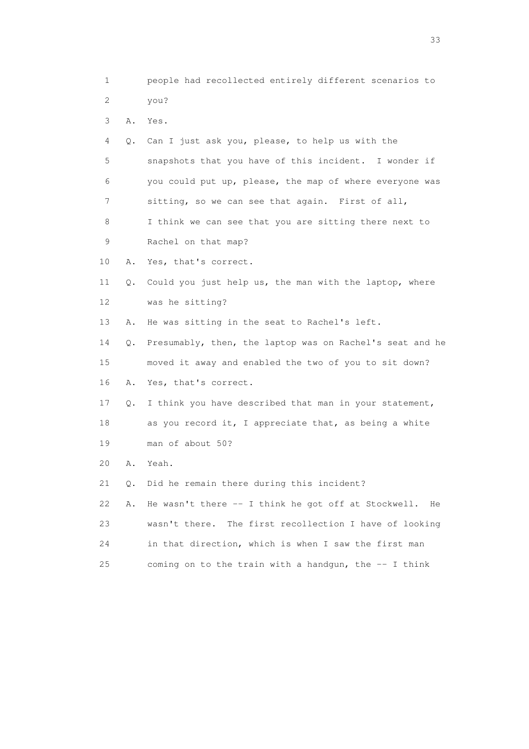1 people had recollected entirely different scenarios to
2 you?
3 A. Yes.
4 Q. Can I just ask you, please, to help us with the
5 snapshots that you have of this incident. I wonder if
6 you could put up, please, the map of where everyone was
7 sitting, so we can see that again. First of all,
8 I think we can see that you are sitting there next to
9 Rachel on that map?
10 A. Yes, that's correct.
11 Q. Could you just help us, the man with the laptop, where
12 was he sitting?
13 A. He was sitting in the seat to Rachel's left.
14 Q. Presumably, then, the laptop was on Rachel's seat and he
15 moved it away and enabled the two of you to sit down?
16 A. Yes, that's correct.
17 Q. I think you have described that man in your statement,
18 as you record it, I appreciate that, as being a white
19 man of about 50?
20 A. Yeah.
21 Q. Did he remain there during this incident?
22 A. He wasn't there -- I think he got off at Stockwell. He
23 wasn't there. The first recollection I have of looking
24 in that direction, which is when I saw the first man
25 coming on to the train with a handgun, the -- I think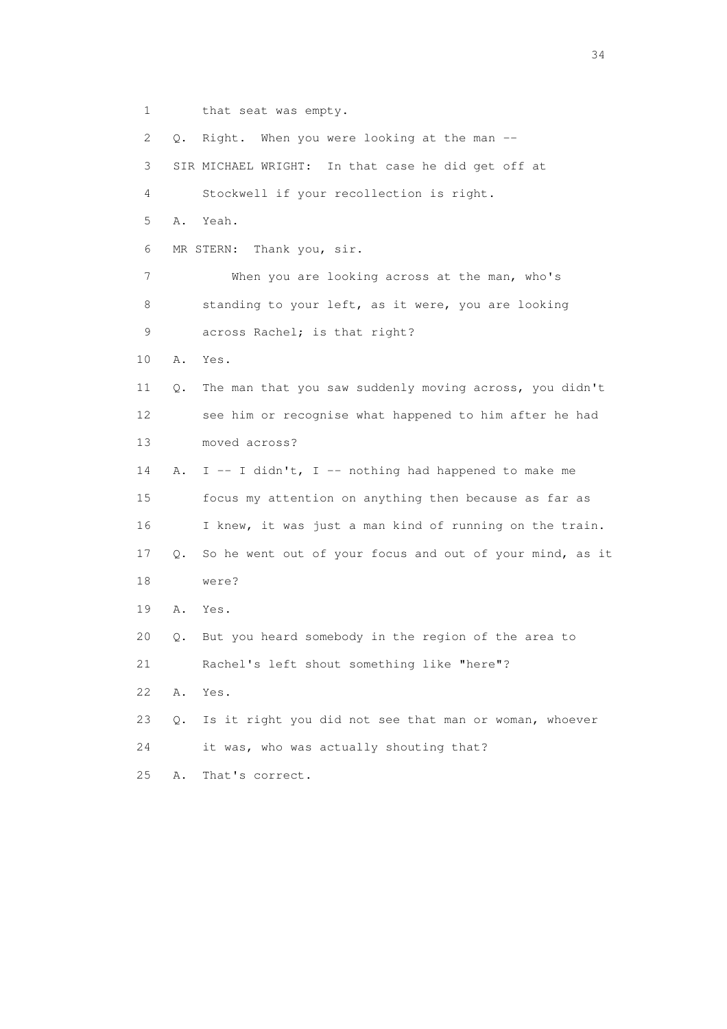1 that seat was empty.

2 Q. Right. When you were looking at the man --

3 SIR MICHAEL WRIGHT: In that case he did get off at

4 Stockwell if your recollection is right.

5 A. Yeah.

6 MR STERN: Thank you, sir.

7 When you are looking across at the man, who's

8 standing to your left, as it were, you are looking

9 across Rachel; is that right?

10 A. Yes.

11 Q. The man that you saw suddenly moving across, you didn't

12 see him or recognise what happened to him after he had

13 moved across?

14 A. I -- I didn't, I -- nothing had happened to make me

15 focus my attention on anything then because as far as

16 I knew, it was just a man kind of running on the train.

17 Q. So he went out of your focus and out of your mind, as it

18 were?

19 A. Yes.

20 Q. But you heard somebody in the region of the area to

21 Rachel's left shout something like "here"?

22 A. Yes.

23 Q. Is it right you did not see that man or woman, whoever

24 it was, who was actually shouting that?

25 A. That's correct.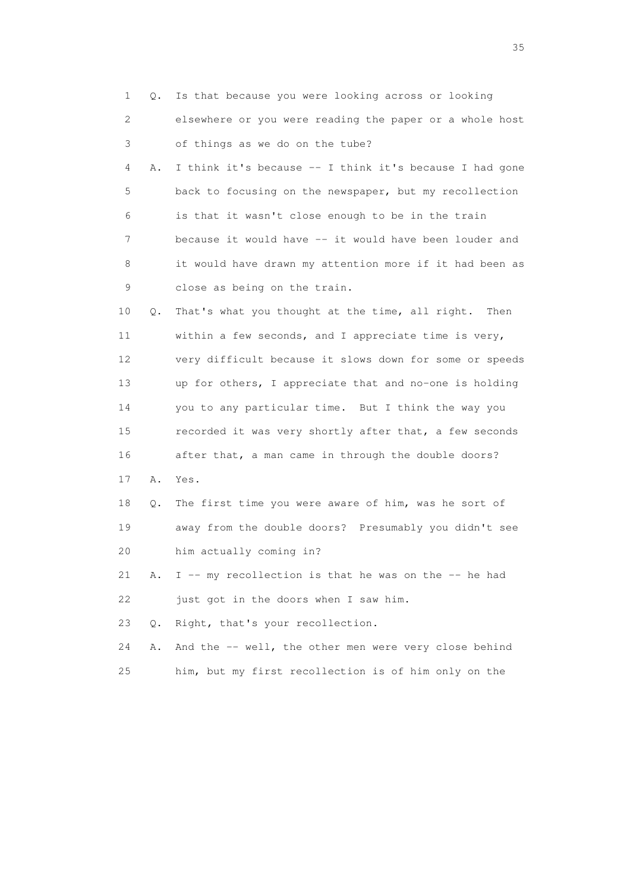1 Q. Is that because you were looking across or looking
2 elsewhere or you were reading the paper or a whole host
3 of things as we do on the tube?
4 A. I think it's because -- I think it's because I had gone
5 back to focusing on the newspaper, but my recollection
6 is that it wasn't close enough to be in the train
7 because it would have -- it would have been louder and
8 it would have drawn my attention more if it had been as
9 close as being on the train.
10 Q. That's what you thought at the time, all right. Then
11 within a few seconds, and I appreciate time is very,
12 very difficult because it slows down for some or speeds
13 up for others, I appreciate that and no-one is holding
14 you to any particular time. But I think the way you
15 recorded it was very shortly after that, a few seconds
16 after that, a man came in through the double doors?
17 A. Yes.
18 Q. The first time you were aware of him, was he sort of
19 away from the double doors? Presumably you didn't see
20 him actually coming in?
21 A. I -- my recollection is that he was on the -- he had
22 just got in the doors when I saw him.
23 Q. Right, that's your recollection.
24 A. And the -- well, the other men were very close behind
25 him, but my first recollection is of him only on the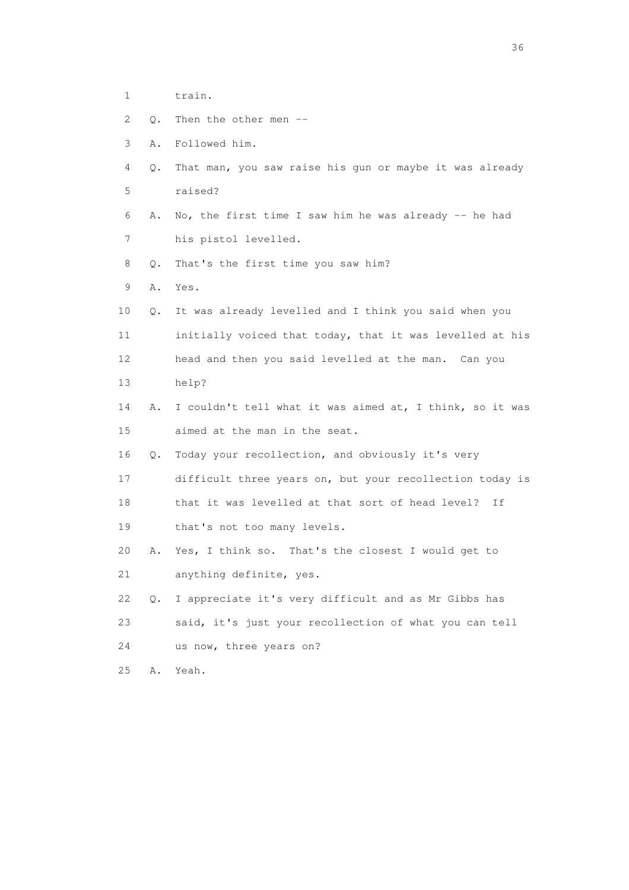1 train.

2 Q. Then the other men --

3 A. Followed him.

4 Q. That man, you saw raise his gun or maybe it was already

5 raised?

6 A. No, the first time I saw him he was already -- he had

7 his pistol levelled.

8 Q. That's the first time you saw him?

9 A. Yes.

10 Q. It was already levelled and I think you said when you

11 initially voiced that today, that it was levelled at his

12 head and then you said levelled at the man. Can you

13 help?

14 A. I couldn't tell what it was aimed at, I think, so it was

15 aimed at the man in the seat.

16 Q. Today your recollection, and obviously it's very

17 difficult three years on, but your recollection today is

18 that it was levelled at that sort of head level? If

19 that's not too many levels.

20 A. Yes, I think so. That's the closest I would get to

21 anything definite, yes.

22 Q. I appreciate it's very difficult and as Mr Gibbs has

23 said, it's just your recollection of what you can tell

24 us now, three years on?

25 A. Yeah.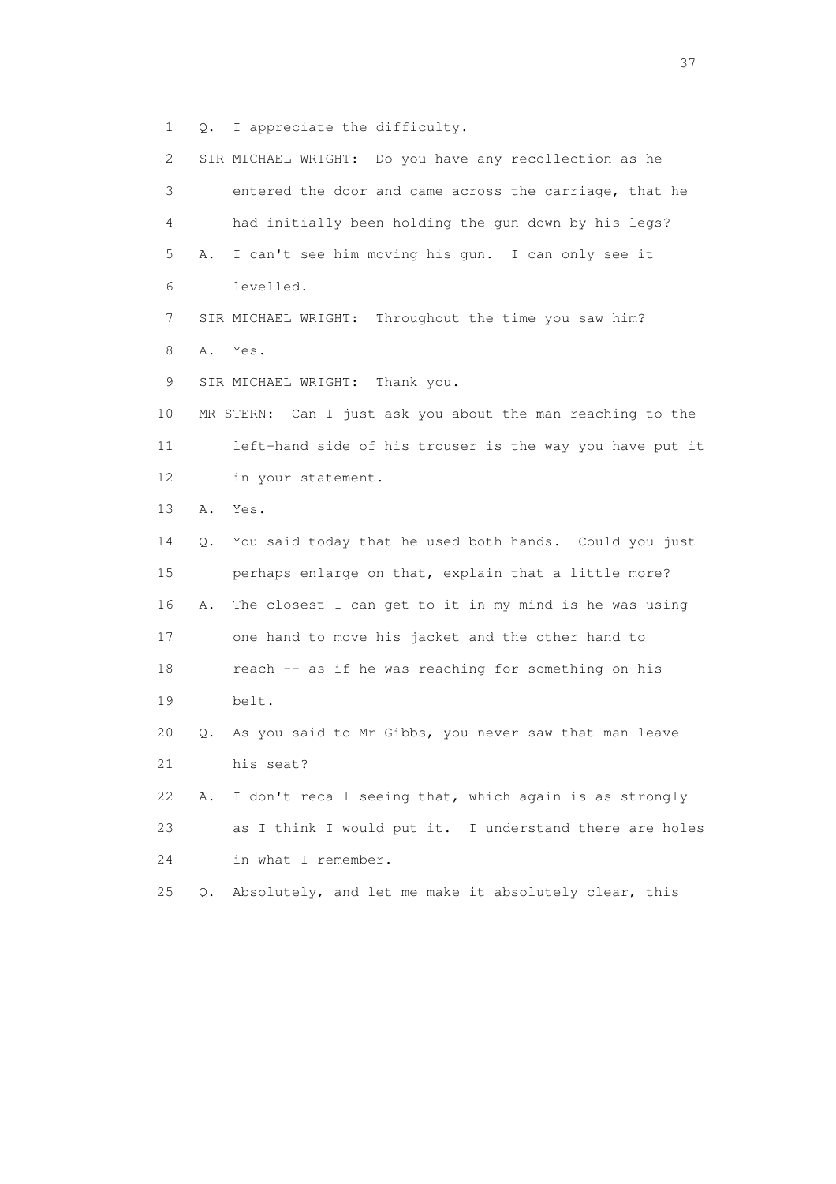1 Q. I appreciate the difficulty.

2 SIR MICHAEL WRIGHT: Do you have any recollection as he

3 entered the door and came across the carriage, that he

4 had initially been holding the gun down by his legs?

5 A. I can't see him moving his gun. I can only see it

6 levelled.

7 SIR MICHAEL WRIGHT: Throughout the time you saw him?

8 A. Yes.

9 SIR MICHAEL WRIGHT: Thank you.

10 MR STERN: Can I just ask you about the man reaching to the

11 left-hand side of his trouser is the way you have put it

12 in your statement.

13 A. Yes.

14 Q. You said today that he used both hands. Could you just

15 perhaps enlarge on that, explain that a little more?

16 A. The closest I can get to it in my mind is he was using

17 one hand to move his jacket and the other hand to

18 reach -- as if he was reaching for something on his

19 belt.

20 Q. As you said to Mr Gibbs, you never saw that man leave

21 his seat?

22 A. I don't recall seeing that, which again is as strongly

23 as I think I would put it. I understand there are holes

24 in what I remember.

25 Q. Absolutely, and let me make it absolutely clear, this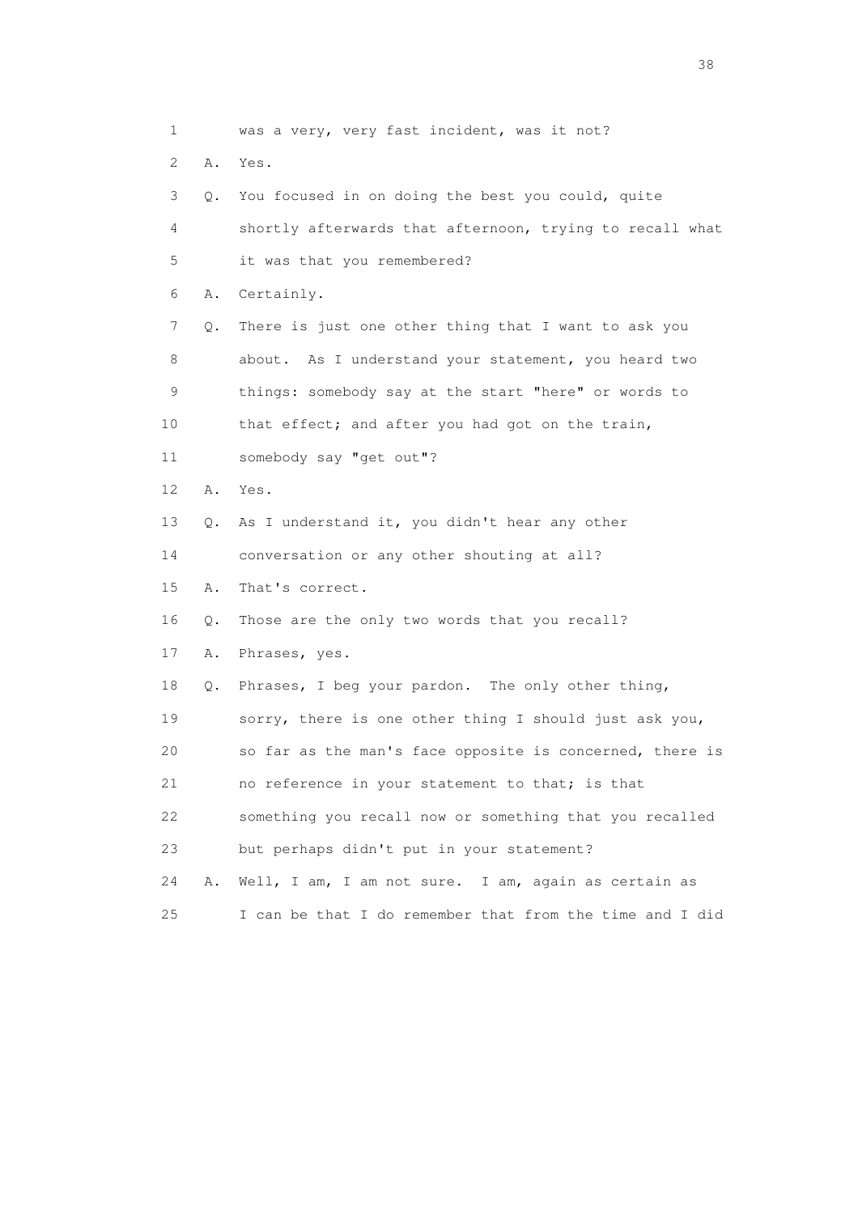1 was a very, very fast incident, was it not?

2 A. Yes.

3 Q. You focused in on doing the best you could, quite

4 shortly afterwards that afternoon, trying to recall what

5 it was that you remembered?

6 A. Certainly.

7 Q. There is just one other thing that I want to ask you

8 about. As I understand your statement, you heard two

9 things: somebody say at the start "here" or words to

10 that effect; and after you had got on the train,

11 somebody say "get out"?

12 A. Yes.

13 Q. As I understand it, you didn't hear any other

14 conversation or any other shouting at all?

15 A. That's correct.

16 Q. Those are the only two words that you recall?

17 A. Phrases, yes.

18 Q. Phrases, I beg your pardon. The only other thing,

19 sorry, there is one other thing I should just ask you,

20 so far as the man's face opposite is concerned, there is

21 no reference in your statement to that; is that

22 something you recall now or something that you recalled

23 but perhaps didn't put in your statement?

24 A. Well, I am, I am not sure. I am, again as certain as

25 I can be that I do remember that from the time and I did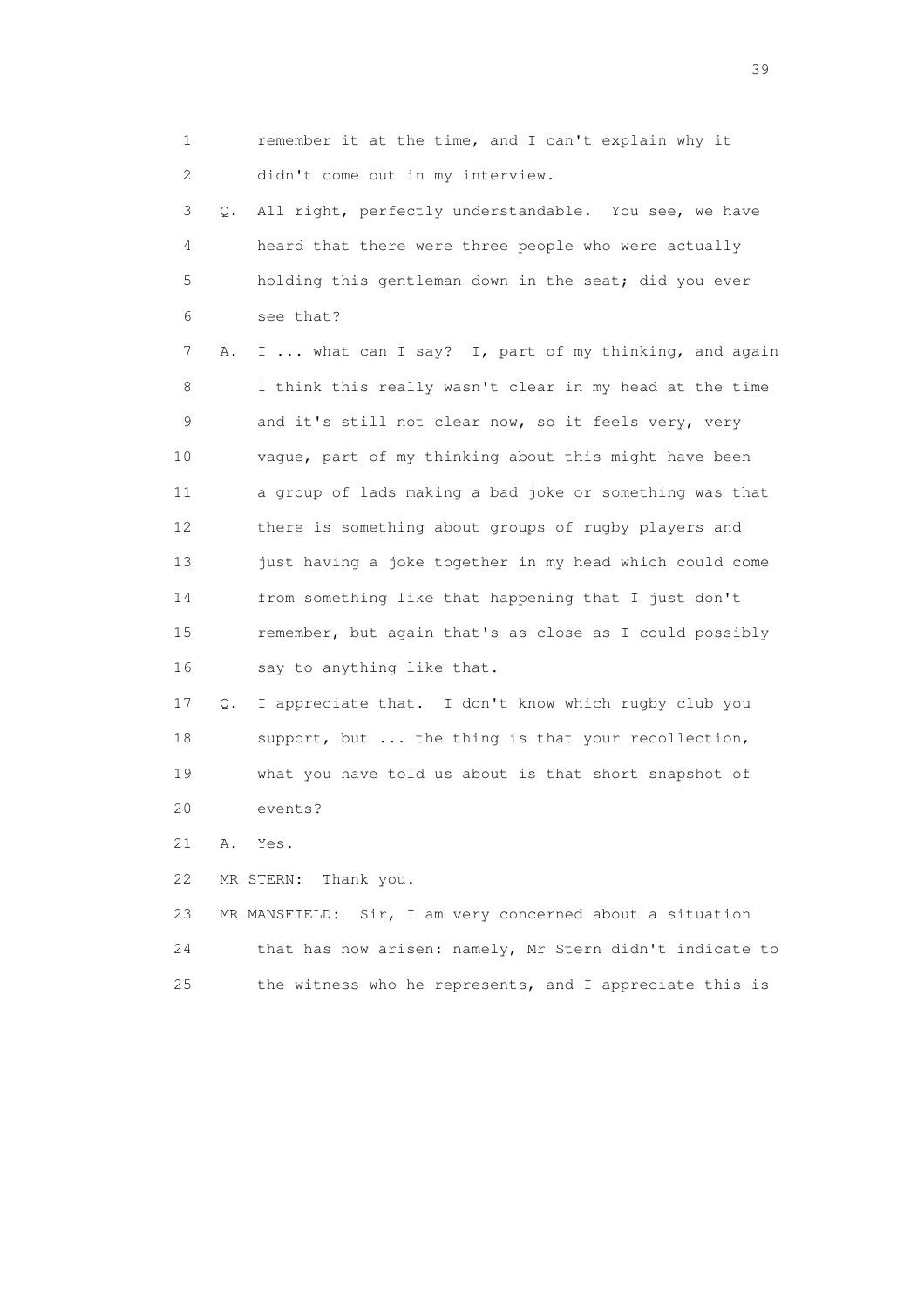1 remember it at the time, and I can't explain why it
2 didn't come out in my interview.

3 Q. All right, perfectly understandable. You see, we have
4 heard that there were three people who were actually
5 holding this gentleman down in the seat; did you ever
6 see that?

7 A. I ... what can I say? I, part of my thinking, and again
8 I think this really wasn't clear in my head at the time
9 and it's still not clear now, so it feels very, very
10 vague, part of my thinking about this might have been
11 a group of lads making a bad joke or something was that
12 there is something about groups of rugby players and
13 just having a joke together in my head which could come
14 from something like that happening that I just don't
15 remember, but again that's as close as I could possibly
16 say to anything like that.

17 Q. I appreciate that. I don't know which rugby club you
18 support, but ... the thing is that your recollection,
19 what you have told us about is that short snapshot of
20 events?

21 A. Yes.

22 MR STERN: Thank you.

23 MR MANSFIELD: Sir, I am very concerned about a situation
24 that has now arisen: namely, Mr Stern didn't indicate to
25 the witness who he represents, and I appreciate this is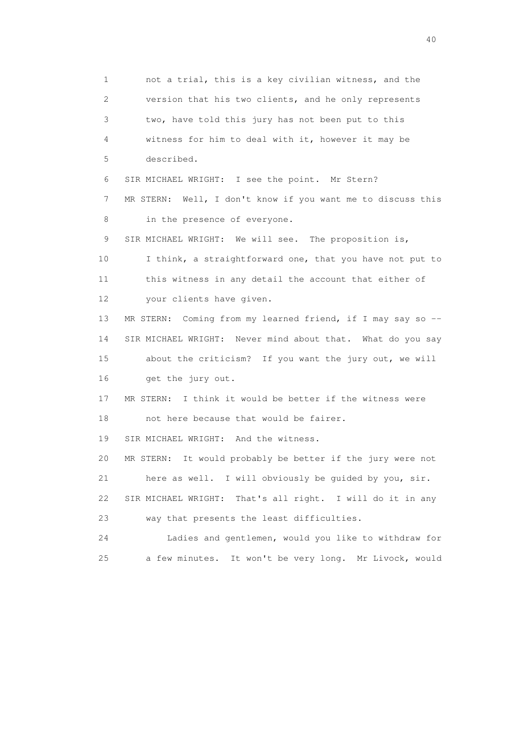1 not a trial, this is a key civilian witness, and the
2 version that his two clients, and he only represents
3 two, have told this jury has not been put to this
4 witness for him to deal with it, however it may be
5 described.

6 SIR MICHAEL WRIGHT: I see the point. Mr Stern?

7 MR STERN: Well, I don't know if you want me to discuss this
8 in the presence of everyone.

9 SIR MICHAEL WRIGHT: We will see. The proposition is,
10 I think, a straightforward one, that you have not put to
11 this witness in any detail the account that either of
12 your clients have given.

13 MR STERN: Coming from my learned friend, if I may say so --

14 SIR MICHAEL WRIGHT: Never mind about that. What do you say
15 about the criticism? If you want the jury out, we will
16 get the jury out.

17 MR STERN: I think it would be better if the witness were
18 not here because that would be fairer.

19 SIR MICHAEL WRIGHT: And the witness.

20 MR STERN: It would probably be better if the jury were not
21 here as well. I will obviously be guided by you, sir.

22 SIR MICHAEL WRIGHT: That's all right. I will do it in any
23 way that presents the least difficulties.

24 Ladies and gentlemen, would you like to withdraw for
25 a few minutes. It won't be very long. Mr Livock, would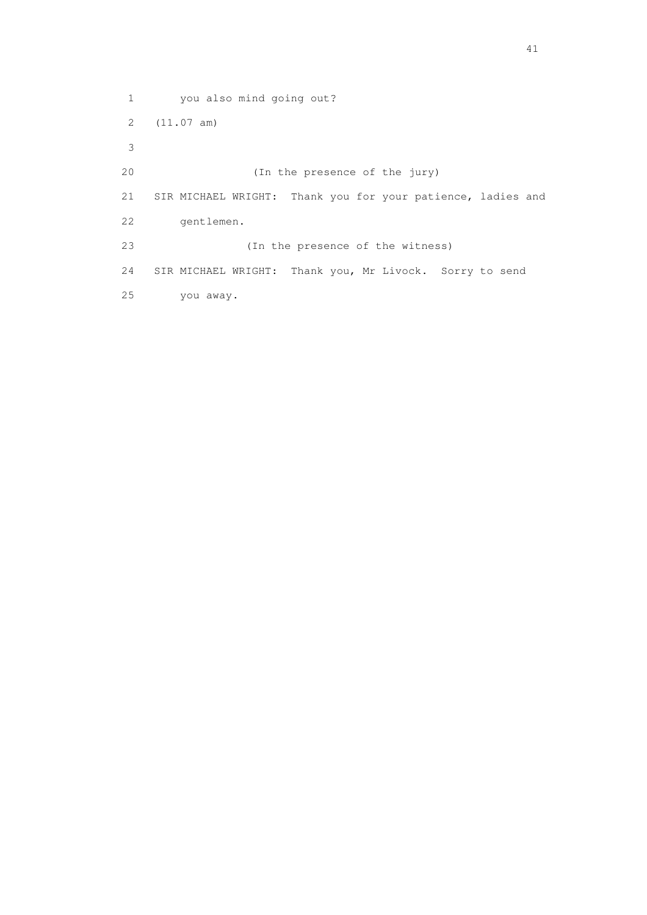1 you also mind going out?

2 (11.07 am)

3

20 (In the presence of the jury)

21 SIR MICHAEL WRIGHT: Thank you for your patience, ladies and

22 gentlemen.

23 (In the presence of the witness)

24 SIR MICHAEL WRIGHT: Thank you, Mr Livock. Sorry to send

25 you away.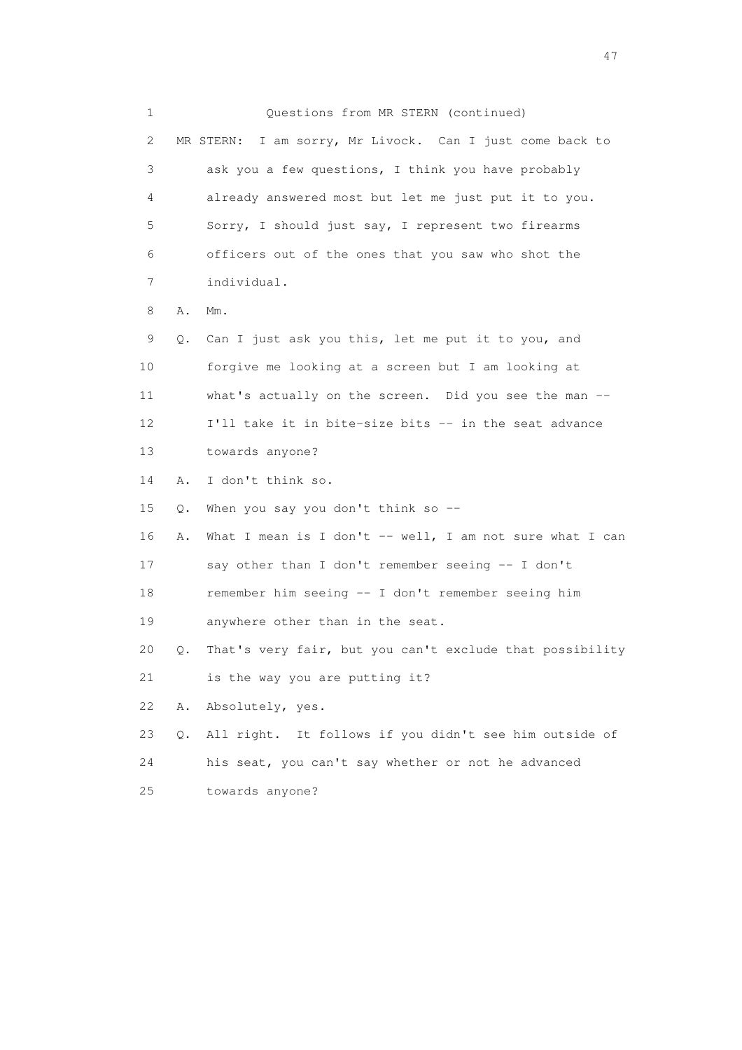Questions from MR STERN (continued)

MR STERN: I am sorry, Mr Livock. Can I just come back to ask you a few questions, I think you have probably already answered most but let me just put it to you. Sorry, I should just say, I represent two firearms officers out of the ones that you saw who shot the individual.

A. Mm.

Q. Can I just ask you this, let me put it to you, and forgive me looking at a screen but I am looking at what's actually on the screen. Did you see the man -- I'll take it in bite-size bits -- in the seat advance towards anyone?

A. I don't think so.

Q. When you say you don't think so --

A. What I mean is I don't -- well, I am not sure what I can say other than I don't remember seeing -- I don't remember him seeing -- I don't remember seeing him anywhere other than in the seat.

Q. That's very fair, but you can't exclude that possibility is the way you are putting it?

A. Absolutely, yes.

Q. All right. It follows if you didn't see him outside of his seat, you can't say whether or not he advanced towards anyone?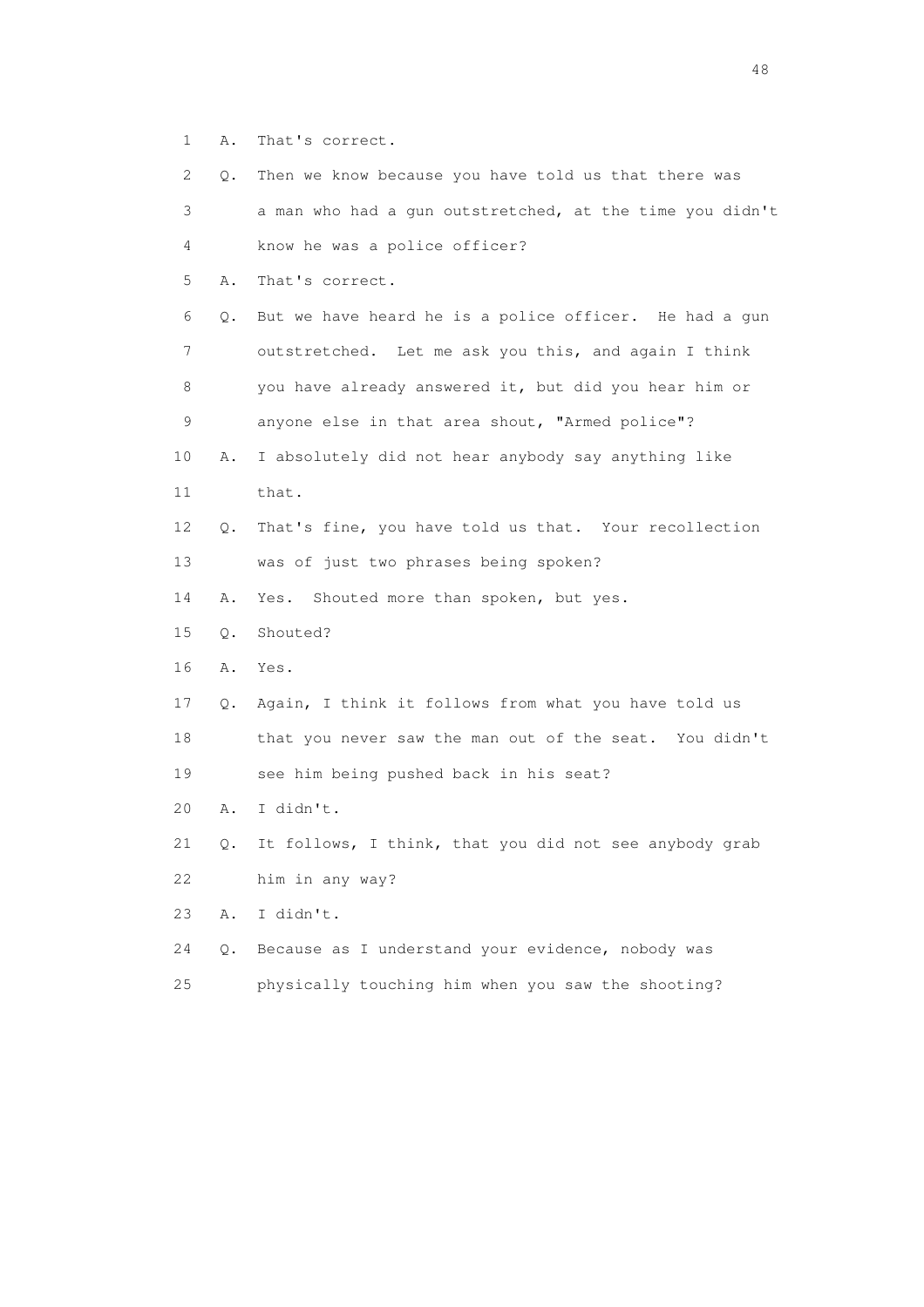1 A. That's correct.

2 Q. Then we know because you have told us that there was

3 a man who had a gun outstretched, at the time you didn't

4 know he was a police officer?

5 A. That's correct.

6 Q. But we have heard he is a police officer. He had a gun

7 outstretched. Let me ask you this, and again I think

8 you have already answered it, but did you hear him or

9 anyone else in that area shout, "Armed police"?

10 A. I absolutely did not hear anybody say anything like

11 that.

12 Q. That's fine, you have told us that. Your recollection

13 was of just two phrases being spoken?

14 A. Yes. Shouted more than spoken, but yes.

15 Q. Shouted?

16 A. Yes.

17 Q. Again, I think it follows from what you have told us

18 that you never saw the man out of the seat. You didn't

19 see him being pushed back in his seat?

20 A. I didn't.

21 Q. It follows, I think, that you did not see anybody grab

22 him in any way?

23 A. I didn't.

24 Q. Because as I understand your evidence, nobody was

25 physically touching him when you saw the shooting?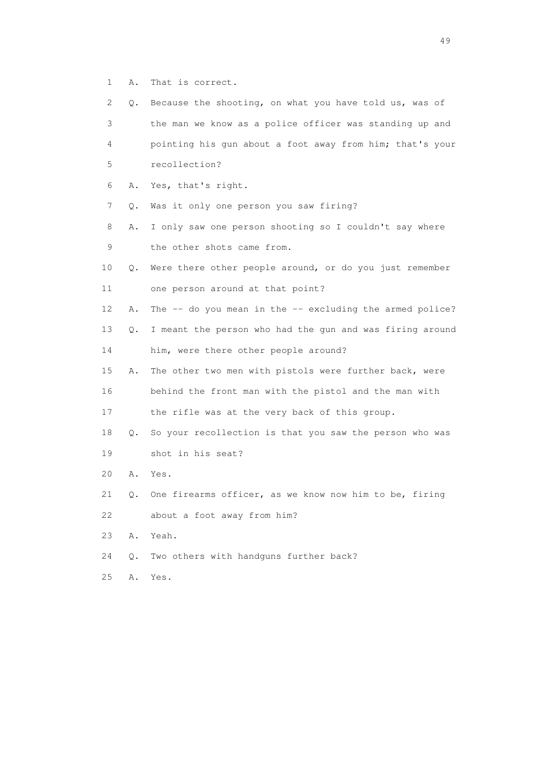1 A. That is correct.

2 Q. Because the shooting, on what you have told us, was of

3 the man we know as a police officer was standing up and

4 pointing his gun about a foot away from him; that's your

5 recollection?

6 A. Yes, that's right.

7 Q. Was it only one person you saw firing?

8 A. I only saw one person shooting so I couldn't say where

9 the other shots came from.

10 Q. Were there other people around, or do you just remember

11 one person around at that point?

12 A. The -- do you mean in the -- excluding the armed police?

13 Q. I meant the person who had the gun and was firing around

14 him, were there other people around?

15 A. The other two men with pistols were further back, were

16 behind the front man with the pistol and the man with

17 the rifle was at the very back of this group.

18 Q. So your recollection is that you saw the person who was

19 shot in his seat?

20 A. Yes.

21 Q. One firearms officer, as we know now him to be, firing

22 about a foot away from him?

23 A. Yeah.

24 Q. Two others with handguns further back?

25 A. Yes.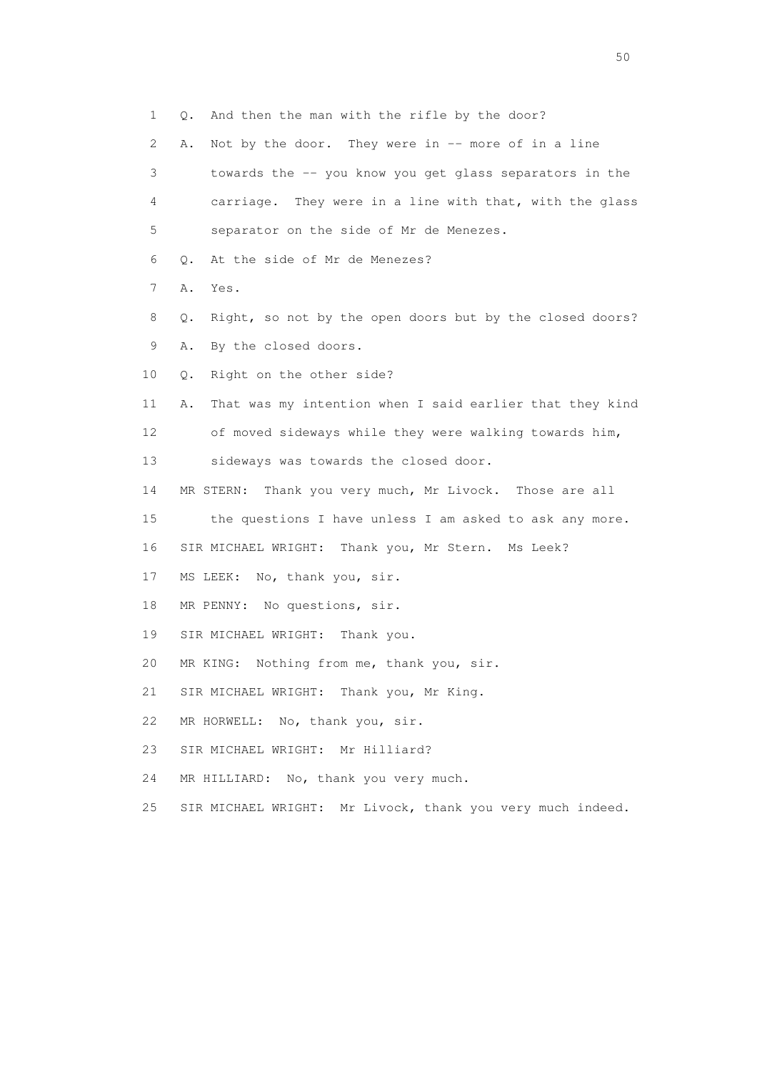1 Q. And then the man with the rifle by the door?

2 A. Not by the door. They were in -- more of in a line

3 towards the -- you know you get glass separators in the

4 carriage. They were in a line with that, with the glass

5 separator on the side of Mr de Menezes.

6 Q. At the side of Mr de Menezes?

7 A. Yes.

8 Q. Right, so not by the open doors but by the closed doors?

9 A. By the closed doors.

10 Q. Right on the other side?

11 A. That was my intention when I said earlier that they kind

12 of moved sideways while they were walking towards him,

13 sideways was towards the closed door.

14 MR STERN: Thank you very much, Mr Livock. Those are all

15 the questions I have unless I am asked to ask any more.

16 SIR MICHAEL WRIGHT: Thank you, Mr Stern. Ms Leek?

17 MS LEEK: No, thank you, sir.

18 MR PENNY: No questions, sir.

19 SIR MICHAEL WRIGHT: Thank you.

20 MR KING: Nothing from me, thank you, sir.

21 SIR MICHAEL WRIGHT: Thank you, Mr King.

22 MR HORWELL: No, thank you, sir.

23 SIR MICHAEL WRIGHT: Mr Hilliard?

24 MR HILLIARD: No, thank you very much.

25 SIR MICHAEL WRIGHT: Mr Livock, thank you very much indeed.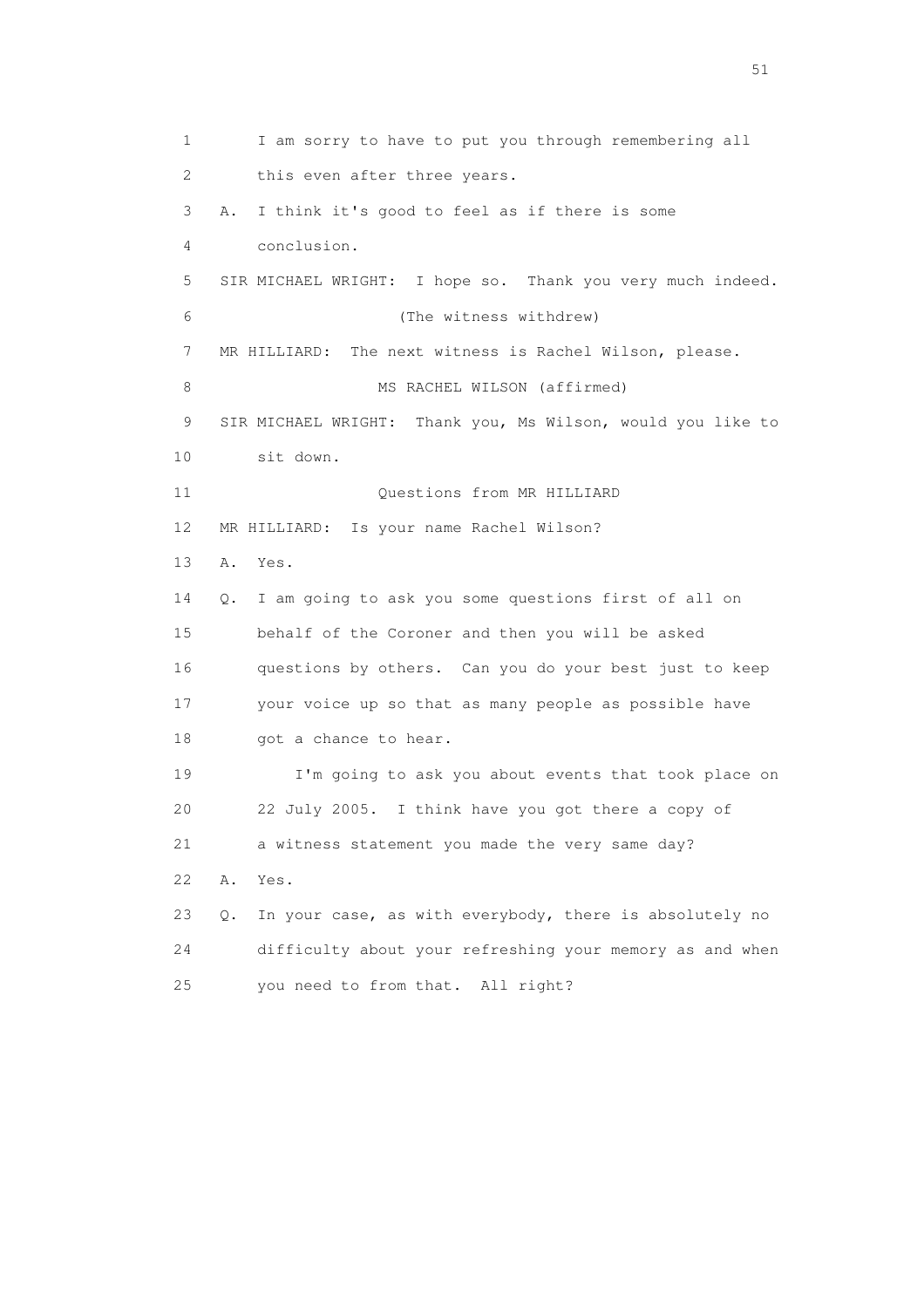1 I am sorry to have to put you through remembering all
2 this even after three years.
3 A. I think it's good to feel as if there is some
4 conclusion.
5 SIR MICHAEL WRIGHT: I hope so. Thank you very much indeed.
6 (The witness withdrew)
7 MR HILLIARD: The next witness is Rachel Wilson, please.
8 MS RACHEL WILSON (affirmed)
9 SIR MICHAEL WRIGHT: Thank you, Ms Wilson, would you like to
10 sit down.
11 Questions from MR HILLIARD
12 MR HILLIARD: Is your name Rachel Wilson?
13 A. Yes.
14 Q. I am going to ask you some questions first of all on
15 behalf of the Coroner and then you will be asked
16 questions by others. Can you do your best just to keep
17 your voice up so that as many people as possible have
18 got a chance to hear.
19 I'm going to ask you about events that took place on
20 22 July 2005. I think have you got there a copy of
21 a witness statement you made the very same day?
22 A. Yes.
23 Q. In your case, as with everybody, there is absolutely no
24 difficulty about your refreshing your memory as and when
25 you need to from that. All right?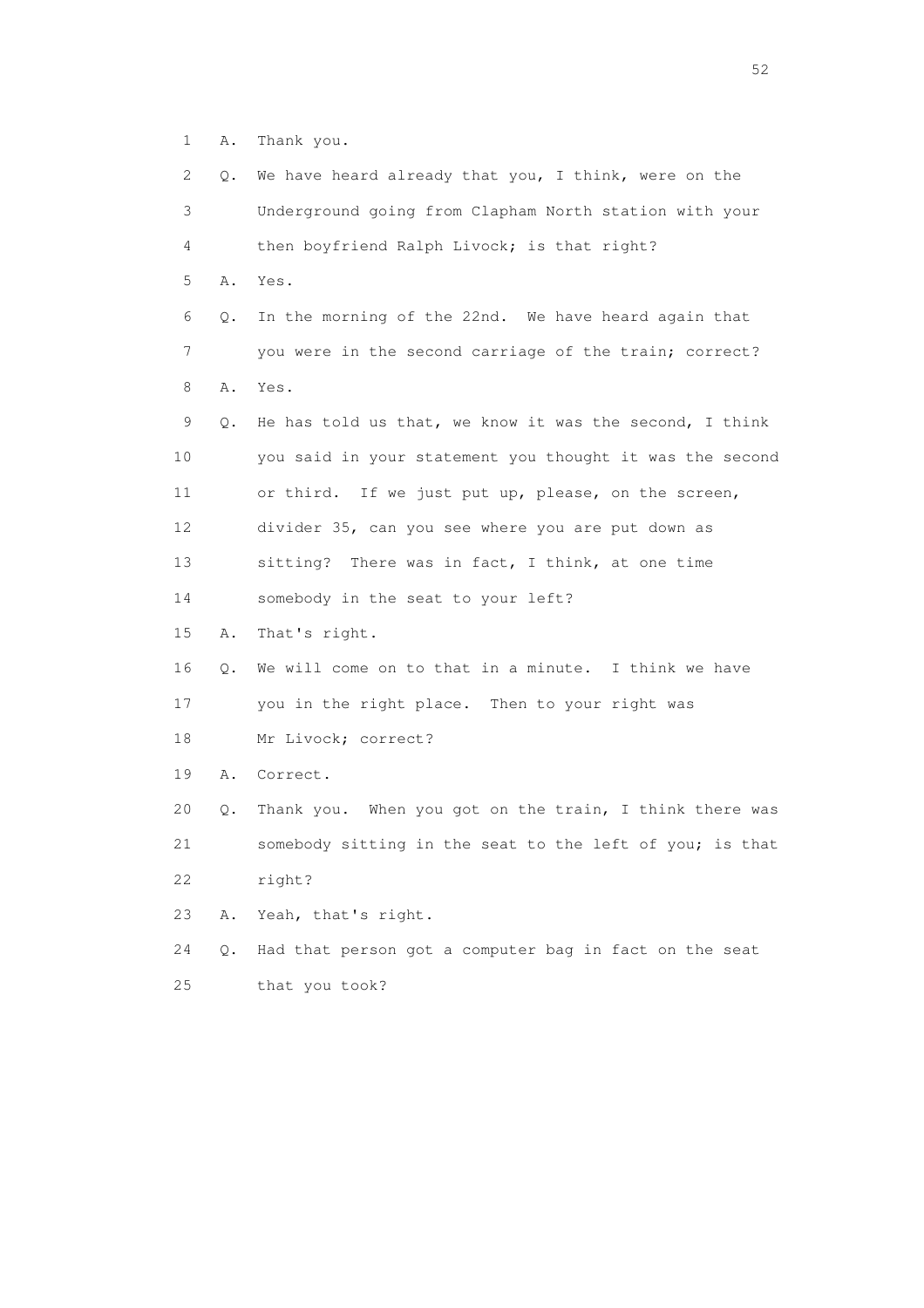1 A. Thank you.

2 Q. We have heard already that you, I think, were on the

3 Underground going from Clapham North station with your

4 then boyfriend Ralph Livock; is that right?

5 A. Yes.

6 Q. In the morning of the 22nd. We have heard again that

7 you were in the second carriage of the train; correct?

8 A. Yes.

9 Q. He has told us that, we know it was the second, I think

10 you said in your statement you thought it was the second

11 or third. If we just put up, please, on the screen,

12 divider 35, can you see where you are put down as

13 sitting? There was in fact, I think, at one time

14 somebody in the seat to your left?

15 A. That's right.

16 Q. We will come on to that in a minute. I think we have

17 you in the right place. Then to your right was

18 Mr Livock; correct?

19 A. Correct.

20 Q. Thank you. When you got on the train, I think there was

21 somebody sitting in the seat to the left of you; is that

22 right?

23 A. Yeah, that's right.

24 Q. Had that person got a computer bag in fact on the seat

25 that you took?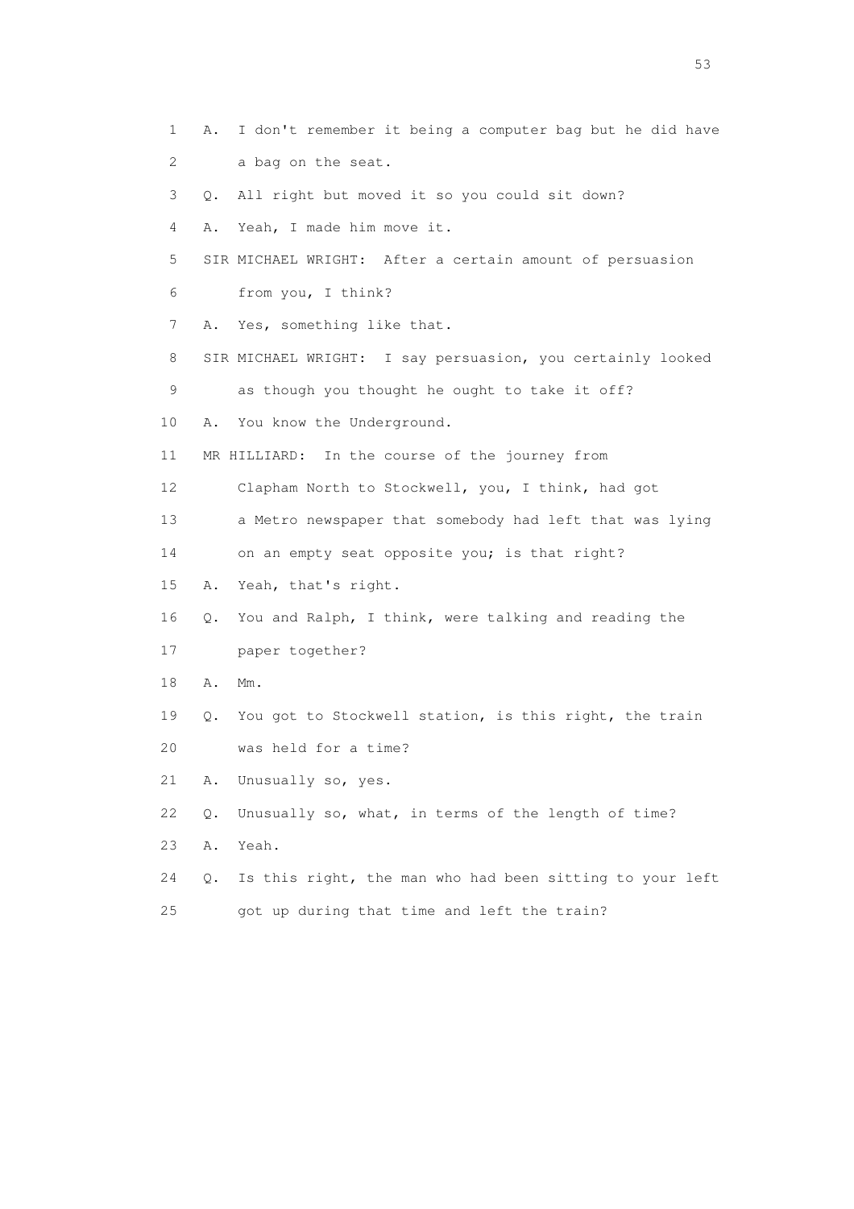1 A. I don't remember it being a computer bag but he did have
2 a bag on the seat.
3 Q. All right but moved it so you could sit down?
4 A. Yeah, I made him move it.
5 SIR MICHAEL WRIGHT: After a certain amount of persuasion
6 from you, I think?
7 A. Yes, something like that.
8 SIR MICHAEL WRIGHT: I say persuasion, you certainly looked
9 as though you thought he ought to take it off?
10 A. You know the Underground.
11 MR HILLIARD: In the course of the journey from
12 Clapham North to Stockwell, you, I think, had got
13 a Metro newspaper that somebody had left that was lying
14 on an empty seat opposite you; is that right?
15 A. Yeah, that's right.
16 Q. You and Ralph, I think, were talking and reading the
17 paper together?
18 A. Mm.
19 Q. You got to Stockwell station, is this right, the train
20 was held for a time?
21 A. Unusually so, yes.
22 Q. Unusually so, what, in terms of the length of time?
23 A. Yeah.
24 Q. Is this right, the man who had been sitting to your left
25 got up during that time and left the train?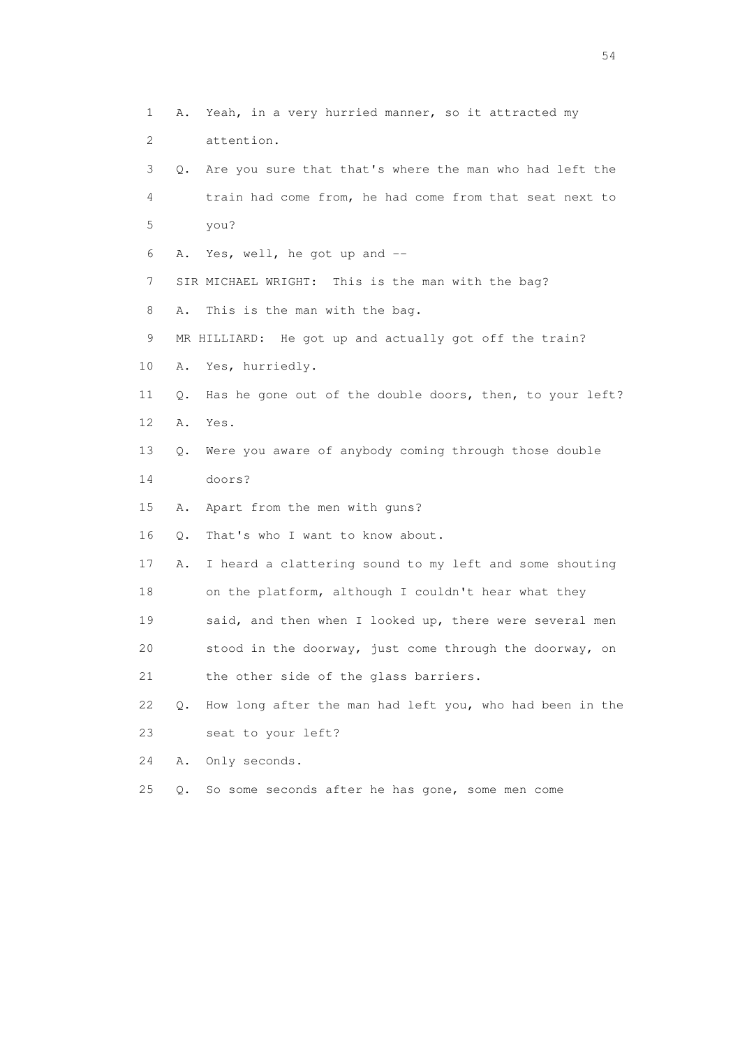1 A. Yeah, in a very hurried manner, so it attracted my
2 attention.
3 Q. Are you sure that that's where the man who had left the
4 train had come from, he had come from that seat next to
5 you?
6 A. Yes, well, he got up and --
7 SIR MICHAEL WRIGHT: This is the man with the bag?
8 A. This is the man with the bag.
9 MR HILLIARD: He got up and actually got off the train?
10 A. Yes, hurriedly.
11 Q. Has he gone out of the double doors, then, to your left?
12 A. Yes.
13 Q. Were you aware of anybody coming through those double
14 doors?
15 A. Apart from the men with guns?
16 Q. That's who I want to know about.
17 A. I heard a clattering sound to my left and some shouting
18 on the platform, although I couldn't hear what they
19 said, and then when I looked up, there were several men
20 stood in the doorway, just come through the doorway, on
21 the other side of the glass barriers.
22 Q. How long after the man had left you, who had been in the
23 seat to your left?
24 A. Only seconds.
25 Q. So some seconds after he has gone, some men come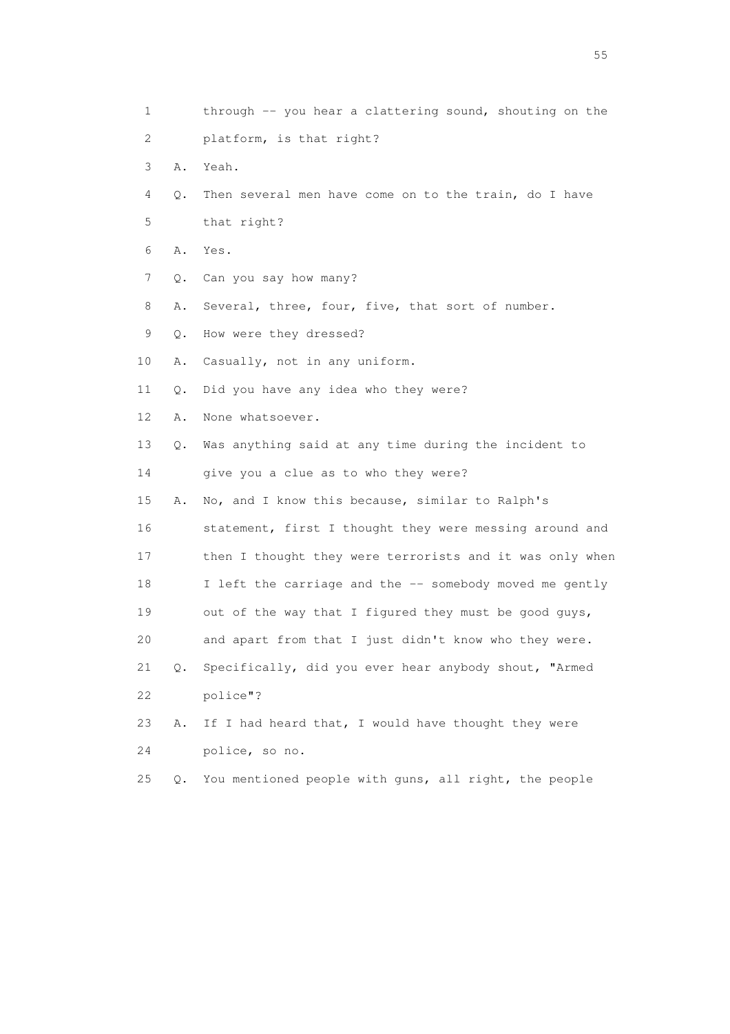1 through -- you hear a clattering sound, shouting on the

2 platform, is that right?

3 A. Yeah.

4 Q. Then several men have come on to the train, do I have

5 that right?

6 A. Yes.

7 Q. Can you say how many?

8 A. Several, three, four, five, that sort of number.

9 Q. How were they dressed?

10 A. Casually, not in any uniform.

11 Q. Did you have any idea who they were?

12 A. None whatsoever.

13 Q. Was anything said at any time during the incident to

14 give you a clue as to who they were?

15 A. No, and I know this because, similar to Ralph's

16 statement, first I thought they were messing around and

17 then I thought they were terrorists and it was only when

18 I left the carriage and the -- somebody moved me gently

19 out of the way that I figured they must be good guys,

20 and apart from that I just didn't know who they were.

21 Q. Specifically, did you ever hear anybody shout, "Armed

22 police"?

23 A. If I had heard that, I would have thought they were

24 police, so no.

25 Q. You mentioned people with guns, all right, the people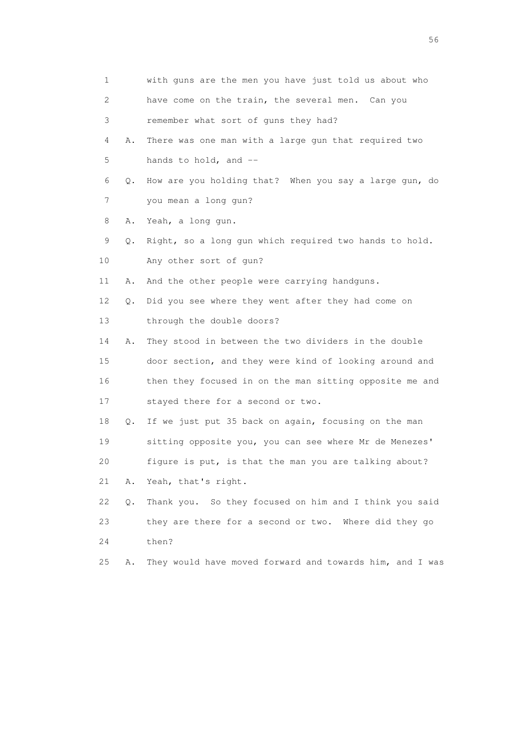1 with guns are the men you have just told us about who
2 have come on the train, the several men. Can you
3 remember what sort of guns they had?
4 A. There was one man with a large gun that required two
5 hands to hold, and --
6 Q. How are you holding that? When you say a large gun, do
7 you mean a long gun?
8 A. Yeah, a long gun.
9 Q. Right, so a long gun which required two hands to hold.
10 Any other sort of gun?
11 A. And the other people were carrying handguns.
12 Q. Did you see where they went after they had come on
13 through the double doors?
14 A. They stood in between the two dividers in the double
15 door section, and they were kind of looking around and
16 then they focused in on the man sitting opposite me and
17 stayed there for a second or two.
18 Q. If we just put 35 back on again, focusing on the man
19 sitting opposite you, you can see where Mr de Menezes'
20 figure is put, is that the man you are talking about?
21 A. Yeah, that's right.
22 Q. Thank you. So they focused on him and I think you said
23 they are there for a second or two. Where did they go
24 then?
25 A. They would have moved forward and towards him, and I was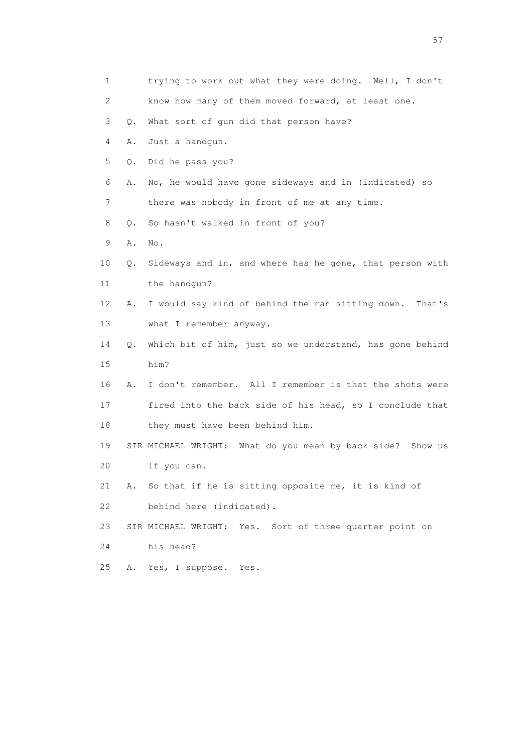1 trying to work out what they were doing. Well, I don't

2 know how many of them moved forward, at least one.

3 Q. What sort of gun did that person have?

4 A. Just a handgun.

5 Q. Did he pass you?

6 A. No, he would have gone sideways and in (indicated) so

7 there was nobody in front of me at any time.

8 Q. So hasn't walked in front of you?

9 A. No.

10 Q. Sideways and in, and where has he gone, that person with

11 the handgun?

12 A. I would say kind of behind the man sitting down. That's

13 what I remember anyway.

14 Q. Which bit of him, just so we understand, has gone behind

15 him?

16 A. I don't remember. All I remember is that the shots were

17 fired into the back side of his head, so I conclude that

18 they must have been behind him.

19 SIR MICHAEL WRIGHT: What do you mean by back side? Show us

20 if you can.

21 A. So that if he is sitting opposite me, it is kind of

22 behind here (indicated).

23 SIR MICHAEL WRIGHT: Yes. Sort of three quarter point on

24 his head?

25 A. Yes, I suppose. Yes.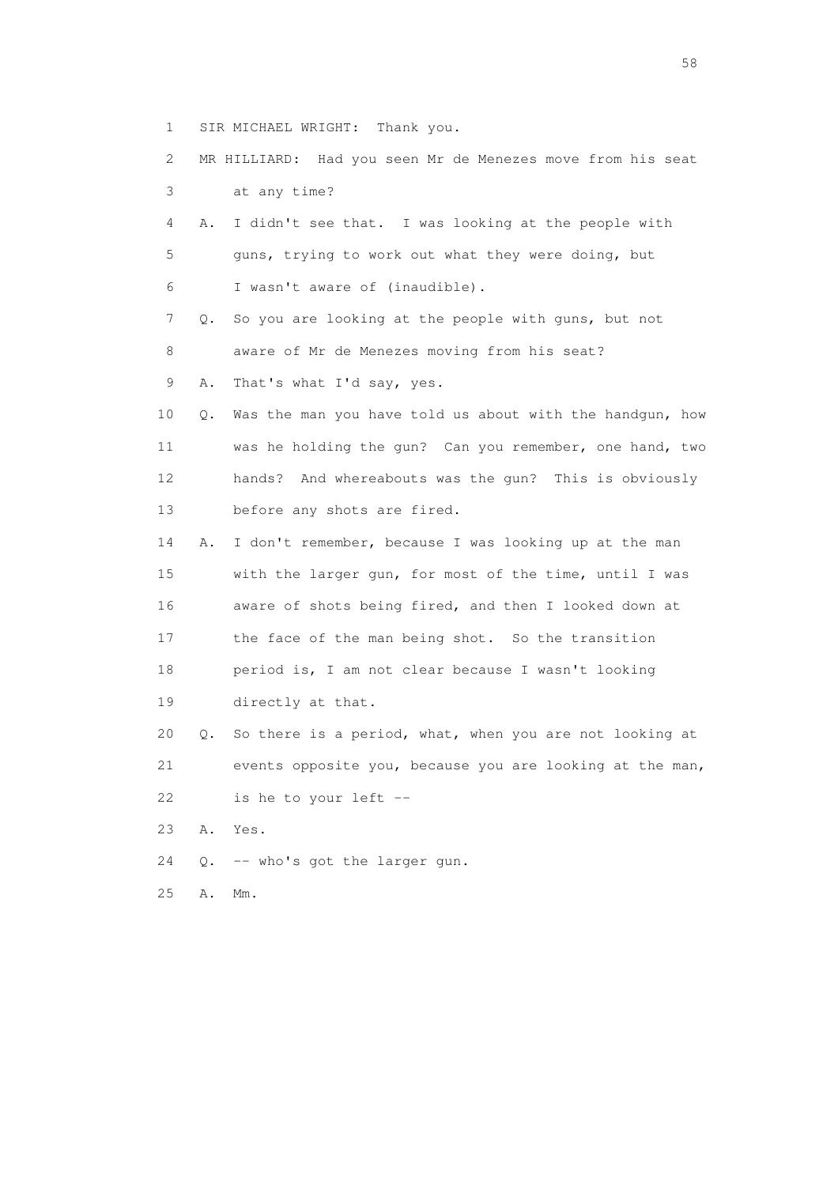1 SIR MICHAEL WRIGHT: Thank you.

2 MR HILLIARD: Had you seen Mr de Menezes move from his seat

3 at any time?

4 A. I didn't see that. I was looking at the people with

5 guns, trying to work out what they were doing, but

6 I wasn't aware of (inaudible).

7 Q. So you are looking at the people with guns, but not

8 aware of Mr de Menezes moving from his seat?

9 A. That's what I'd say, yes.

10 Q. Was the man you have told us about with the handgun, how

11 was he holding the gun? Can you remember, one hand, two

12 hands? And whereabouts was the gun? This is obviously

13 before any shots are fired.

14 A. I don't remember, because I was looking up at the man

15 with the larger gun, for most of the time, until I was

16 aware of shots being fired, and then I looked down at

17 the face of the man being shot. So the transition

18 period is, I am not clear because I wasn't looking

19 directly at that.

20 Q. So there is a period, what, when you are not looking at

21 events opposite you, because you are looking at the man,

22 is he to your left --

23 A. Yes.

24 Q. -- who's got the larger gun.

25 A. Mm.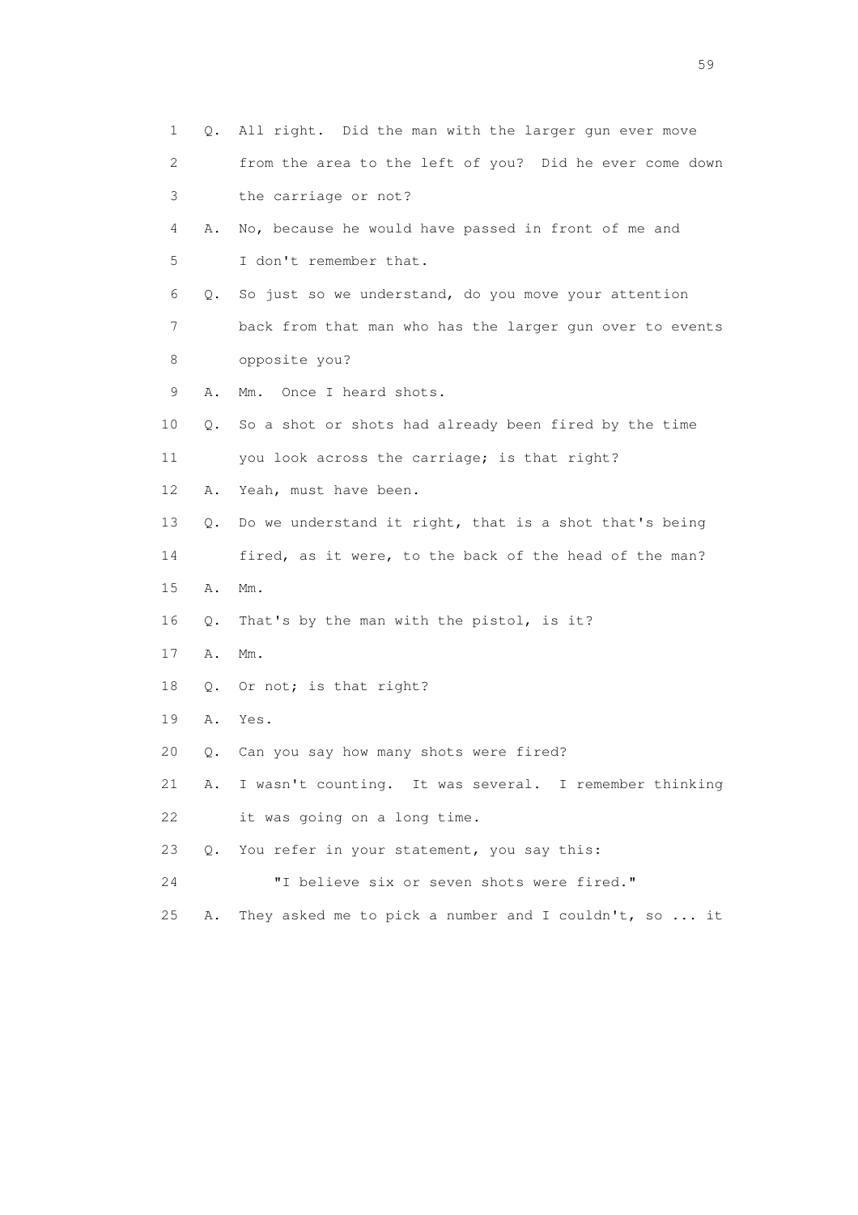1 Q. All right. Did the man with the larger gun ever move
2 from the area to the left of you? Did he ever come down
3 the carriage or not?
4 A. No, because he would have passed in front of me and
5 I don't remember that.
6 Q. So just so we understand, do you move your attention
7 back from that man who has the larger gun over to events
8 opposite you?
9 A. Mm. Once I heard shots.
10 Q. So a shot or shots had already been fired by the time
11 you look across the carriage; is that right?
12 A. Yeah, must have been.
13 Q. Do we understand it right, that is a shot that's being
14 fired, as it were, to the back of the head of the man?
15 A. Mm.
16 Q. That's by the man with the pistol, is it?
17 A. Mm.
18 Q. Or not; is that right?
19 A. Yes.
20 Q. Can you say how many shots were fired?
21 A. I wasn't counting. It was several. I remember thinking
22 it was going on a long time.
23 Q. You refer in your statement, you say this:
24 "I believe six or seven shots were fired."
25 A. They asked me to pick a number and I couldn't, so ... it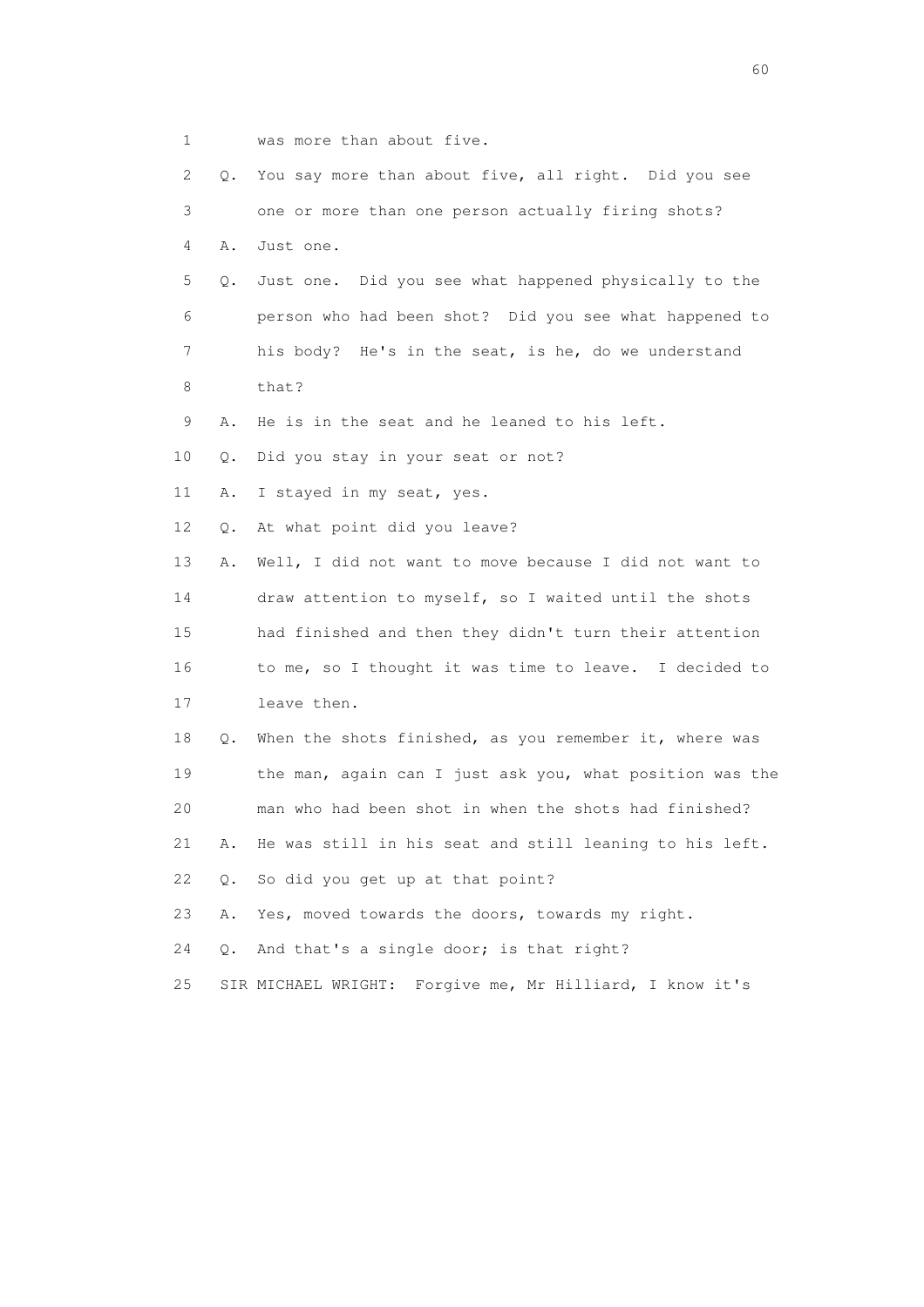1 was more than about five.

2 Q. You say more than about five, all right. Did you see

3 one or more than one person actually firing shots?

4 A. Just one.

5 Q. Just one. Did you see what happened physically to the

6 person who had been shot? Did you see what happened to

7 his body? He's in the seat, is he, do we understand

8 that?

9 A. He is in the seat and he leaned to his left.

10 Q. Did you stay in your seat or not?

11 A. I stayed in my seat, yes.

12 Q. At what point did you leave?

13 A. Well, I did not want to move because I did not want to

14 draw attention to myself, so I waited until the shots

15 had finished and then they didn't turn their attention

16 to me, so I thought it was time to leave. I decided to

17 leave then.

18 Q. When the shots finished, as you remember it, where was

19 the man, again can I just ask you, what position was the

20 man who had been shot in when the shots had finished?

21 A. He was still in his seat and still leaning to his left.

22 Q. So did you get up at that point?

23 A. Yes, moved towards the doors, towards my right.

24 Q. And that's a single door; is that right?

25 SIR MICHAEL WRIGHT: Forgive me, Mr Hilliard, I know it's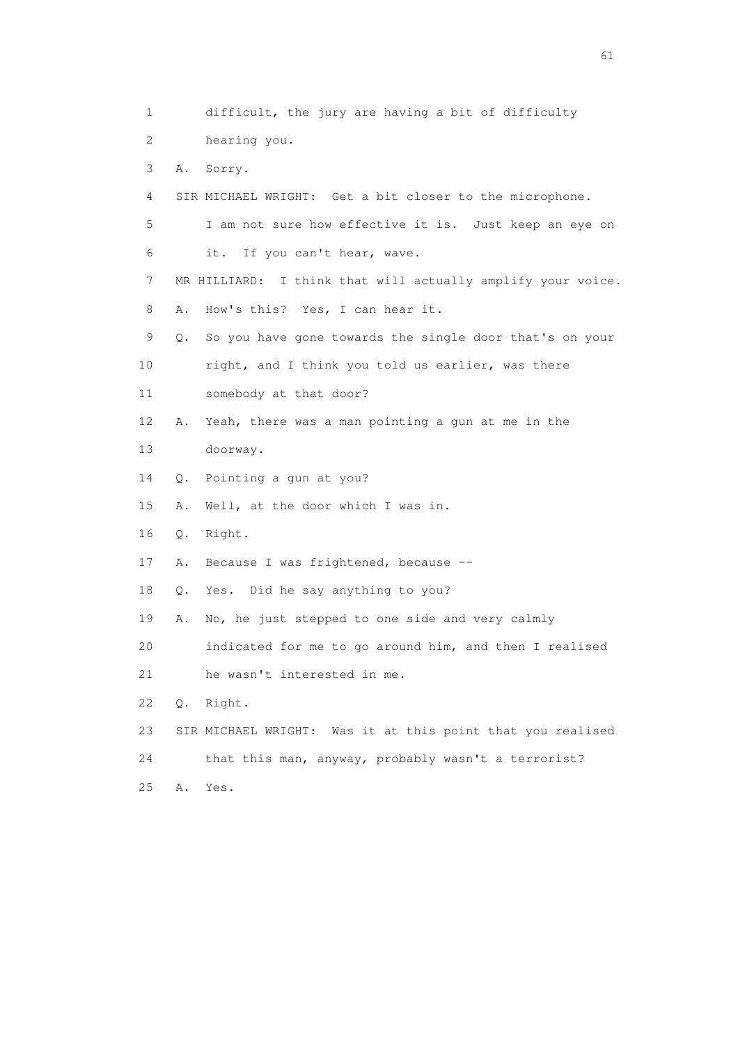1 difficult, the jury are having a bit of difficulty

2 hearing you.

3 A. Sorry.

4 SIR MICHAEL WRIGHT: Get a bit closer to the microphone.

5 I am not sure how effective it is. Just keep an eye on

6 it. If you can't hear, wave.

7 MR HILLIARD: I think that will actually amplify your voice.

8 A. How's this? Yes, I can hear it.

9 Q. So you have gone towards the single door that's on your

10 right, and I think you told us earlier, was there

11 somebody at that door?

12 A. Yeah, there was a man pointing a gun at me in the

13 doorway.

14 Q. Pointing a gun at you?

15 A. Well, at the door which I was in.

16 Q. Right.

17 A. Because I was frightened, because --

18 Q. Yes. Did he say anything to you?

19 A. No, he just stepped to one side and very calmly

20 indicated for me to go around him, and then I realised

21 he wasn't interested in me.

22 Q. Right.

23 SIR MICHAEL WRIGHT: Was it at this point that you realised

24 that this man, anyway, probably wasn't a terrorist?

25 A. Yes.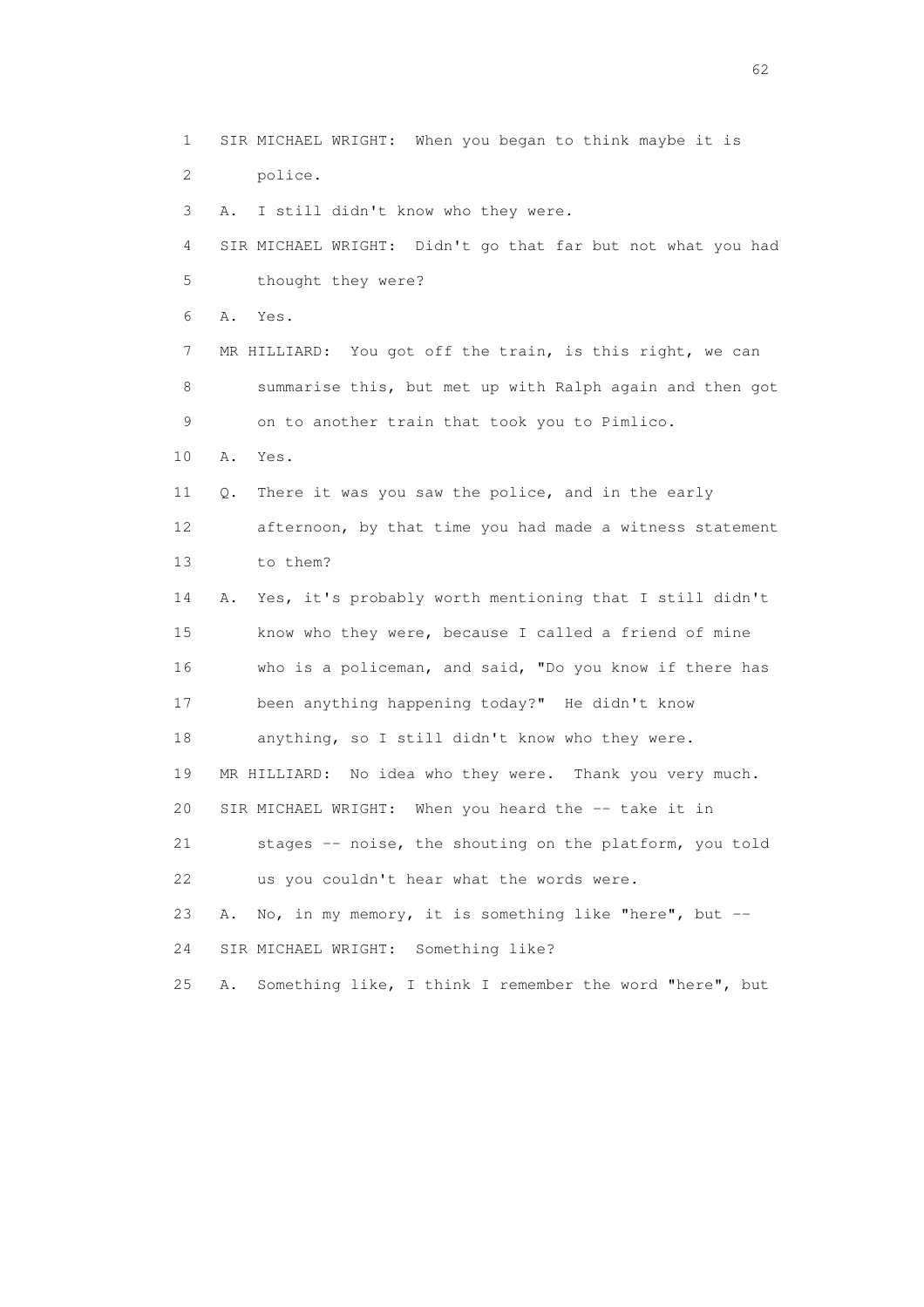1 SIR MICHAEL WRIGHT: When you began to think maybe it is
2 police.
3 A. I still didn't know who they were.
4 SIR MICHAEL WRIGHT: Didn't go that far but not what you had
5 thought they were?
6 A. Yes.
7 MR HILLIARD: You got off the train, is this right, we can
8 summarise this, but met up with Ralph again and then got
9 on to another train that took you to Pimlico.
10 A. Yes.
11 Q. There it was you saw the police, and in the early
12 afternoon, by that time you had made a witness statement
13 to them?
14 A. Yes, it's probably worth mentioning that I still didn't
15 know who they were, because I called a friend of mine
16 who is a policeman, and said, "Do you know if there has
17 been anything happening today?" He didn't know
18 anything, so I still didn't know who they were.
19 MR HILLIARD: No idea who they were. Thank you very much.
20 SIR MICHAEL WRIGHT: When you heard the -- take it in
21 stages -- noise, the shouting on the platform, you told
22 us you couldn't hear what the words were.
23 A. No, in my memory, it is something like "here", but --
24 SIR MICHAEL WRIGHT: Something like?
25 A. Something like, I think I remember the word "here", but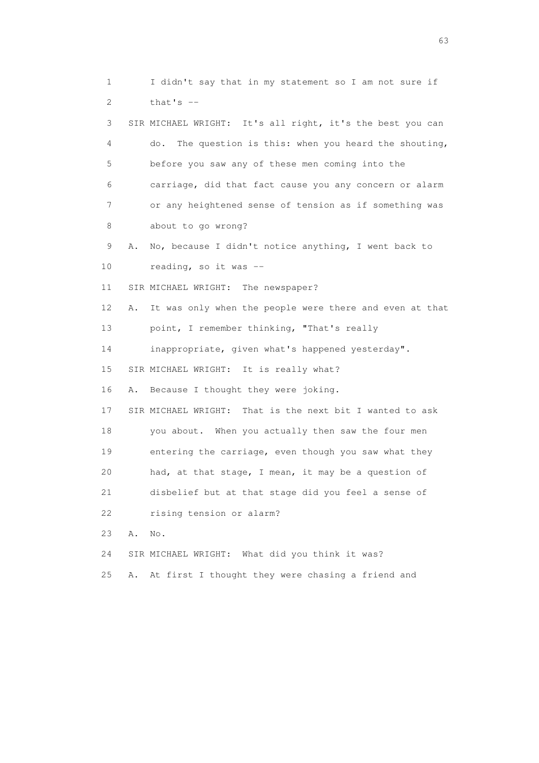1 I didn't say that in my statement so I am not sure if
2 that's --

3 SIR MICHAEL WRIGHT: It's all right, it's the best you can
4 do. The question is this: when you heard the shouting,
5 before you saw any of these men coming into the
6 carriage, did that fact cause you any concern or alarm
7 or any heightened sense of tension as if something was
8 about to go wrong?

9 A. No, because I didn't notice anything, I went back to
10 reading, so it was --

11 SIR MICHAEL WRIGHT: The newspaper?

12 A. It was only when the people were there and even at that
13 point, I remember thinking, "That's really
14 inappropriate, given what's happened yesterday".

15 SIR MICHAEL WRIGHT: It is really what?

16 A. Because I thought they were joking.

17 SIR MICHAEL WRIGHT: That is the next bit I wanted to ask
18 you about. When you actually then saw the four men
19 entering the carriage, even though you saw what they
20 had, at that stage, I mean, it may be a question of
21 disbelief but at that stage did you feel a sense of
22 rising tension or alarm?

23 A. No.

24 SIR MICHAEL WRIGHT: What did you think it was?

25 A. At first I thought they were chasing a friend and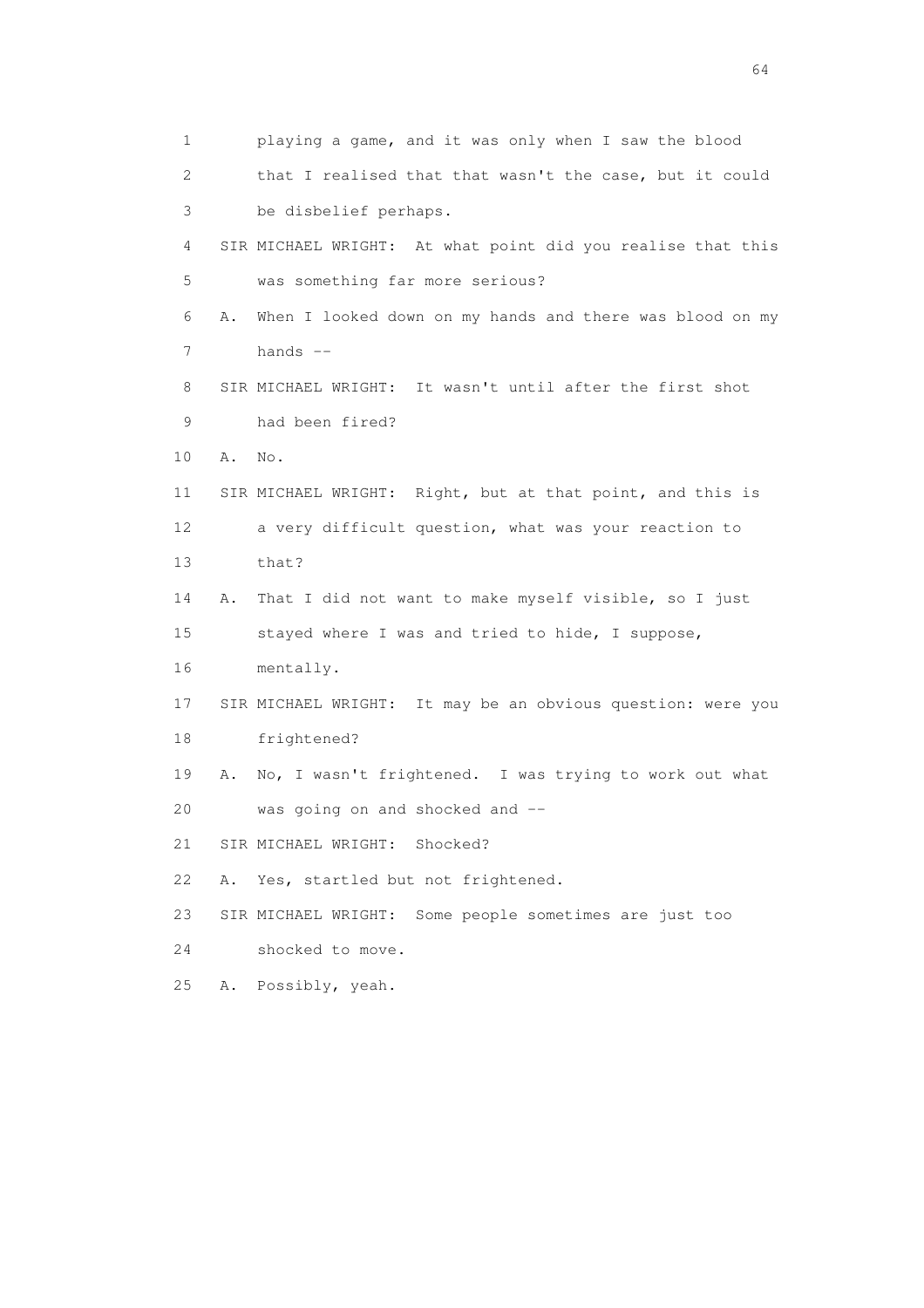1 playing a game, and it was only when I saw the blood
2 that I realised that that wasn't the case, but it could
3 be disbelief perhaps.
4 SIR MICHAEL WRIGHT: At what point did you realise that this
5 was something far more serious?
6 A. When I looked down on my hands and there was blood on my
7 hands --
8 SIR MICHAEL WRIGHT: It wasn't until after the first shot
9 had been fired?
10 A. No.
11 SIR MICHAEL WRIGHT: Right, but at that point, and this is
12 a very difficult question, what was your reaction to
13 that?
14 A. That I did not want to make myself visible, so I just
15 stayed where I was and tried to hide, I suppose,
16 mentally.
17 SIR MICHAEL WRIGHT: It may be an obvious question: were you
18 frightened?
19 A. No, I wasn't frightened. I was trying to work out what
20 was going on and shocked and --
21 SIR MICHAEL WRIGHT: Shocked?
22 A. Yes, startled but not frightened.
23 SIR MICHAEL WRIGHT: Some people sometimes are just too
24 shocked to move.
25 A. Possibly, yeah.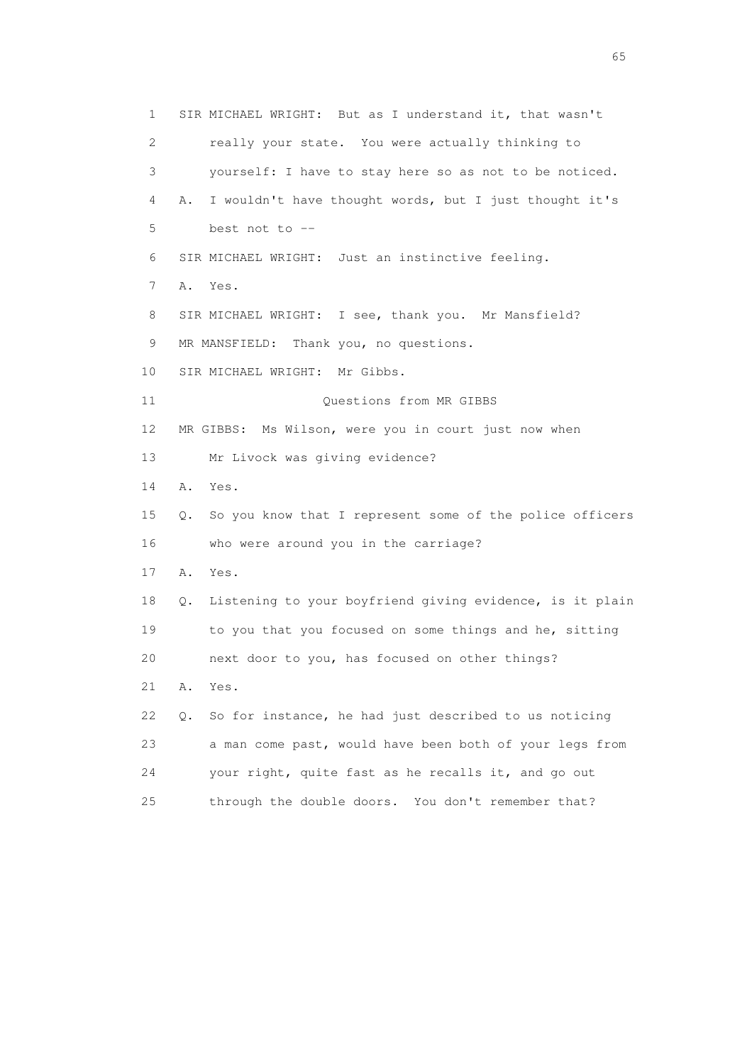1 SIR MICHAEL WRIGHT: But as I understand it, that wasn't
2 really your state. You were actually thinking to
3 yourself: I have to stay here so as not to be noticed.
4 A. I wouldn't have thought words, but I just thought it's
5 best not to --
6 SIR MICHAEL WRIGHT: Just an instinctive feeling.
7 A. Yes.
8 SIR MICHAEL WRIGHT: I see, thank you. Mr Mansfield?
9 MR MANSFIELD: Thank you, no questions.
10 SIR MICHAEL WRIGHT: Mr Gibbs.
11 Questions from MR GIBBS
12 MR GIBBS: Ms Wilson, were you in court just now when
13 Mr Livock was giving evidence?
14 A. Yes.
15 Q. So you know that I represent some of the police officers
16 who were around you in the carriage?
17 A. Yes.
18 Q. Listening to your boyfriend giving evidence, is it plain
19 to you that you focused on some things and he, sitting
20 next door to you, has focused on other things?
21 A. Yes.
22 Q. So for instance, he had just described to us noticing
23 a man come past, would have been both of your legs from
24 your right, quite fast as he recalls it, and go out
25 through the double doors. You don't remember that?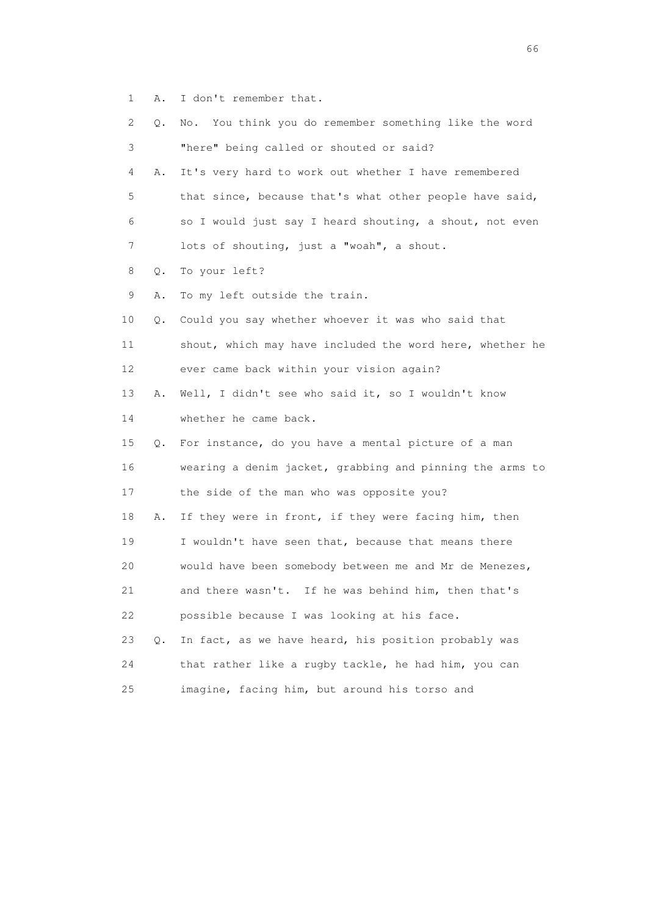1 A. I don't remember that.

2 Q. No. You think you do remember something like the word

3 "here" being called or shouted or said?

4 A. It's very hard to work out whether I have remembered

5 that since, because that's what other people have said,

6 so I would just say I heard shouting, a shout, not even

7 lots of shouting, just a "woah", a shout.

8 Q. To your left?

9 A. To my left outside the train.

10 Q. Could you say whether whoever it was who said that

11 shout, which may have included the word here, whether he

12 ever came back within your vision again?

13 A. Well, I didn't see who said it, so I wouldn't know

14 whether he came back.

15 Q. For instance, do you have a mental picture of a man

16 wearing a denim jacket, grabbing and pinning the arms to

17 the side of the man who was opposite you?

18 A. If they were in front, if they were facing him, then

19 I wouldn't have seen that, because that means there

20 would have been somebody between me and Mr de Menezes,

21 and there wasn't. If he was behind him, then that's

22 possible because I was looking at his face.

23 Q. In fact, as we have heard, his position probably was

24 that rather like a rugby tackle, he had him, you can

25 imagine, facing him, but around his torso and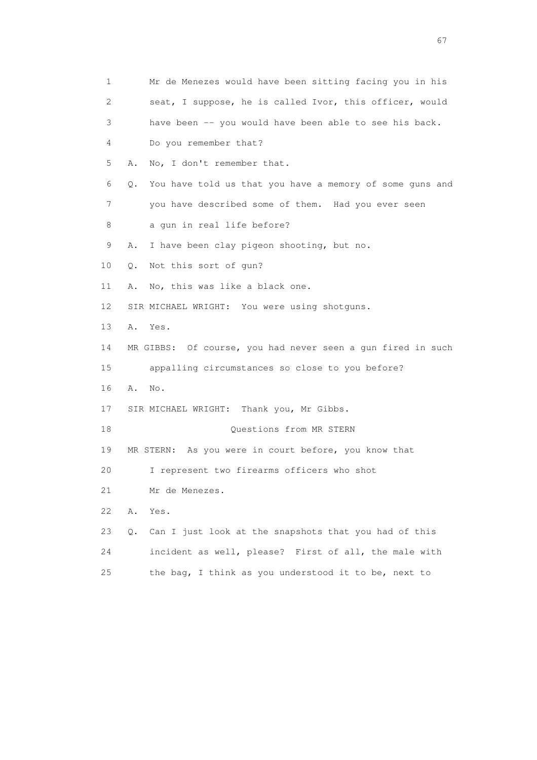1 Mr de Menezes would have been sitting facing you in his
2 seat, I suppose, he is called Ivor, this officer, would
3 have been -- you would have been able to see his back.
4 Do you remember that?

5 A. No, I don't remember that.

6 Q. You have told us that you have a memory of some guns and
7 you have described some of them. Had you ever seen
8 a gun in real life before?

9 A. I have been clay pigeon shooting, but no.

10 Q. Not this sort of gun?

11 A. No, this was like a black one.

12 SIR MICHAEL WRIGHT: You were using shotguns.

13 A. Yes.

14 MR GIBBS: Of course, you had never seen a gun fired in such
15 appalling circumstances so close to you before?

16 A. No.

17 SIR MICHAEL WRIGHT: Thank you, Mr Gibbs.

18 Questions from MR STERN

19 MR STERN: As you were in court before, you know that
20 I represent two firearms officers who shot
21 Mr de Menezes.

22 A. Yes.

23 Q. Can I just look at the snapshots that you had of this
24 incident as well, please? First of all, the male with
25 the bag, I think as you understood it to be, next to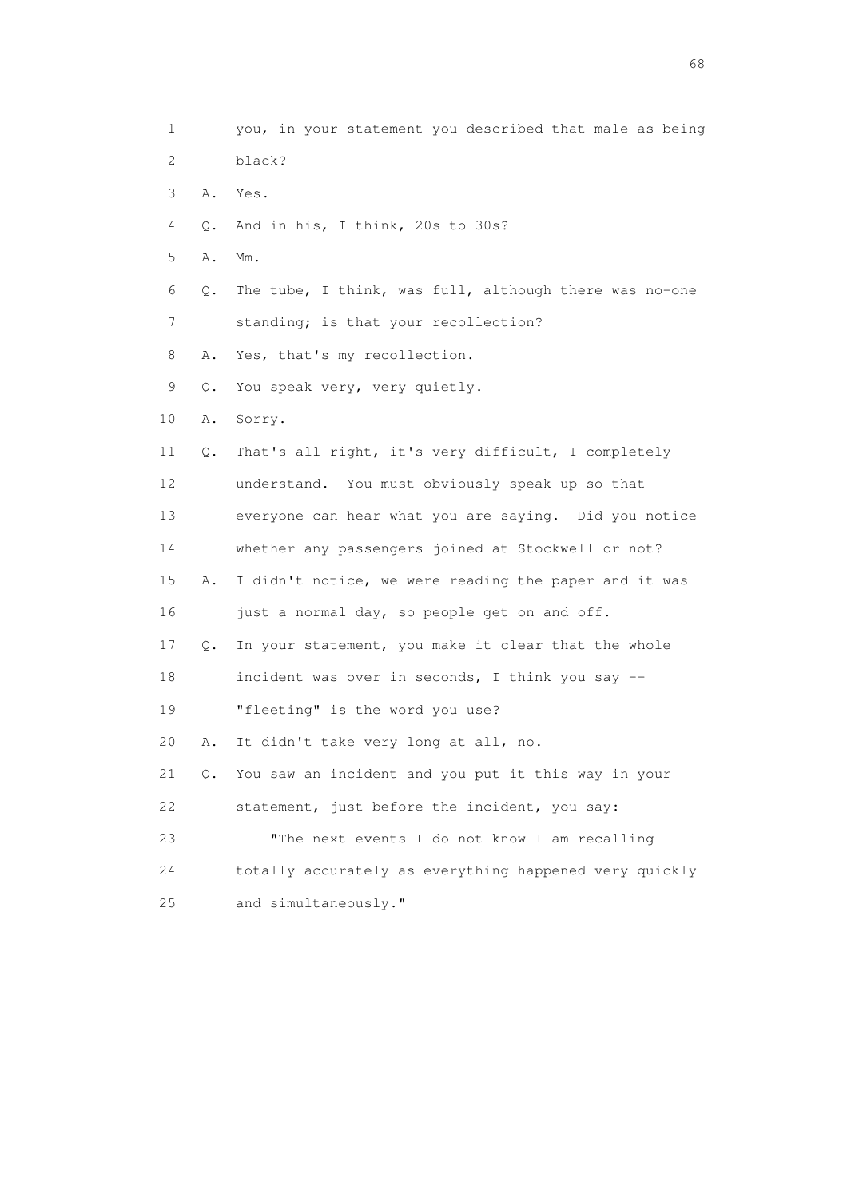1 you, in your statement you described that male as being
2 black?
3 A. Yes.
4 Q. And in his, I think, 20s to 30s?
5 A. Mm.
6 Q. The tube, I think, was full, although there was no-one
7 standing; is that your recollection?
8 A. Yes, that's my recollection.
9 Q. You speak very, very quietly.
10 A. Sorry.
11 Q. That's all right, it's very difficult, I completely
12 understand. You must obviously speak up so that
13 everyone can hear what you are saying. Did you notice
14 whether any passengers joined at Stockwell or not?
15 A. I didn't notice, we were reading the paper and it was
16 just a normal day, so people get on and off.
17 Q. In your statement, you make it clear that the whole
18 incident was over in seconds, I think you say --
19 "fleeting" is the word you use?
20 A. It didn't take very long at all, no.
21 Q. You saw an incident and you put it this way in your
22 statement, just before the incident, you say:
23 "The next events I do not know I am recalling
24 totally accurately as everything happened very quickly
25 and simultaneously."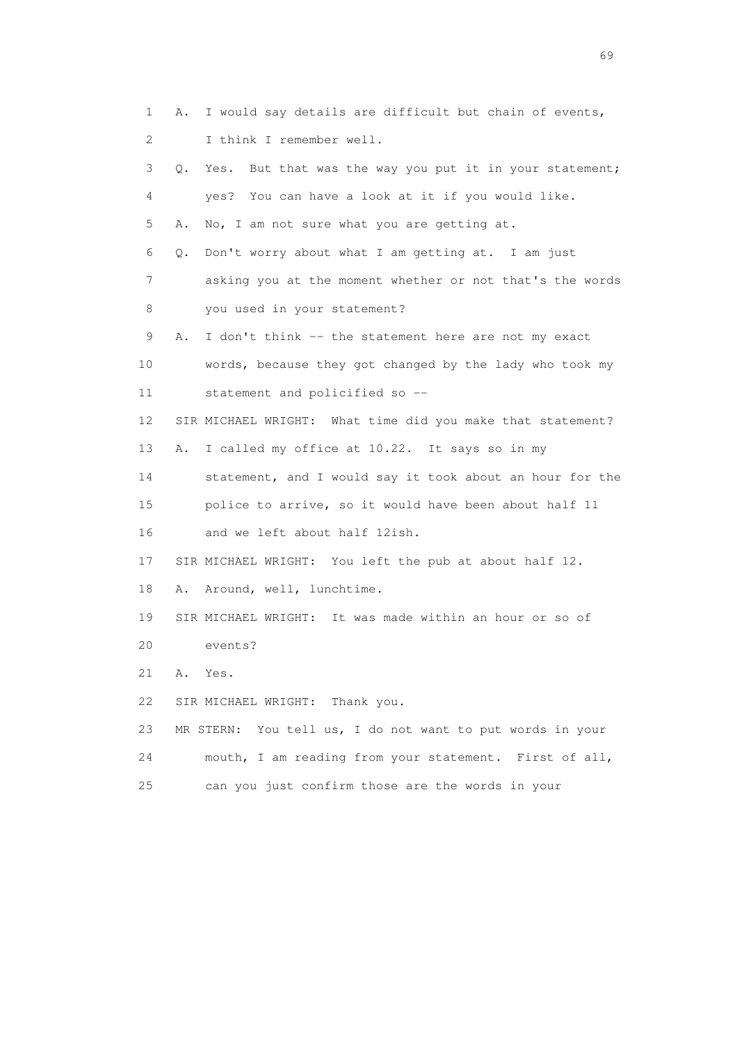1 A. I would say details are difficult but chain of events,
2 I think I remember well.
3 Q. Yes. But that was the way you put it in your statement;
4 yes? You can have a look at it if you would like.
5 A. No, I am not sure what you are getting at.
6 Q. Don't worry about what I am getting at. I am just
7 asking you at the moment whether or not that's the words
8 you used in your statement?
9 A. I don't think -- the statement here are not my exact
10 words, because they got changed by the lady who took my
11 statement and policified so --
12 SIR MICHAEL WRIGHT: What time did you make that statement?
13 A. I called my office at 10.22. It says so in my
14 statement, and I would say it took about an hour for the
15 police to arrive, so it would have been about half 11
16 and we left about half 12ish.
17 SIR MICHAEL WRIGHT: You left the pub at about half 12.
18 A. Around, well, lunchtime.
19 SIR MICHAEL WRIGHT: It was made within an hour or so of
20 events?
21 A. Yes.
22 SIR MICHAEL WRIGHT: Thank you.
23 MR STERN: You tell us, I do not want to put words in your
24 mouth, I am reading from your statement. First of all,
25 can you just confirm those are the words in your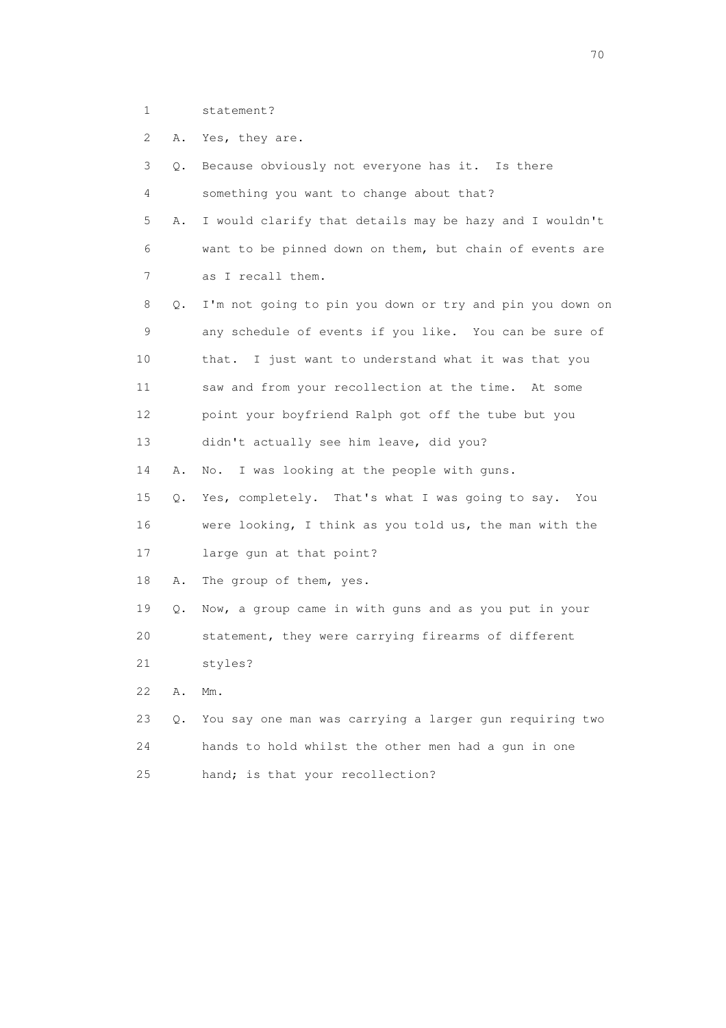1 statement?

2 A. Yes, they are.

3 Q. Because obviously not everyone has it. Is there

4 something you want to change about that?

5 A. I would clarify that details may be hazy and I wouldn't

6 want to be pinned down on them, but chain of events are

7 as I recall them.

8 Q. I'm not going to pin you down or try and pin you down on

9 any schedule of events if you like. You can be sure of

10 that. I just want to understand what it was that you

11 saw and from your recollection at the time. At some

12 point your boyfriend Ralph got off the tube but you

13 didn't actually see him leave, did you?

14 A. No. I was looking at the people with guns.

15 Q. Yes, completely. That's what I was going to say. You

16 were looking, I think as you told us, the man with the

17 large gun at that point?

18 A. The group of them, yes.

19 Q. Now, a group came in with guns and as you put in your

20 statement, they were carrying firearms of different

21 styles?

22 A. Mm.

23 Q. You say one man was carrying a larger gun requiring two

24 hands to hold whilst the other men had a gun in one

25 hand; is that your recollection?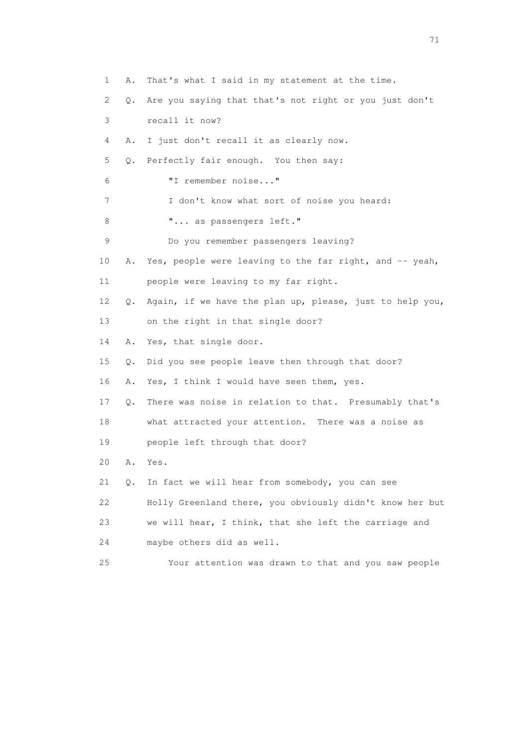1 A. That's what I said in my statement at the time.

2 Q. Are you saying that that's not right or you just don't

3 recall it now?

4 A. I just don't recall it as clearly now.

5 Q. Perfectly fair enough. You then say:

6 "I remember noise..."

7 I don't know what sort of noise you heard:

8 "... as passengers left."

9 Do you remember passengers leaving?

10 A. Yes, people were leaving to the far right, and -- yeah,

11 people were leaving to my far right.

12 Q. Again, if we have the plan up, please, just to help you,

13 on the right in that single door?

14 A. Yes, that single door.

15 Q. Did you see people leave then through that door?

16 A. Yes, I think I would have seen them, yes.

17 Q. There was noise in relation to that. Presumably that's

18 what attracted your attention. There was a noise as

19 people left through that door?

20 A. Yes.

21 Q. In fact we will hear from somebody, you can see

22 Holly Greenland there, you obviously didn't know her but

23 we will hear, I think, that she left the carriage and

24 maybe others did as well.

25 Your attention was drawn to that and you saw people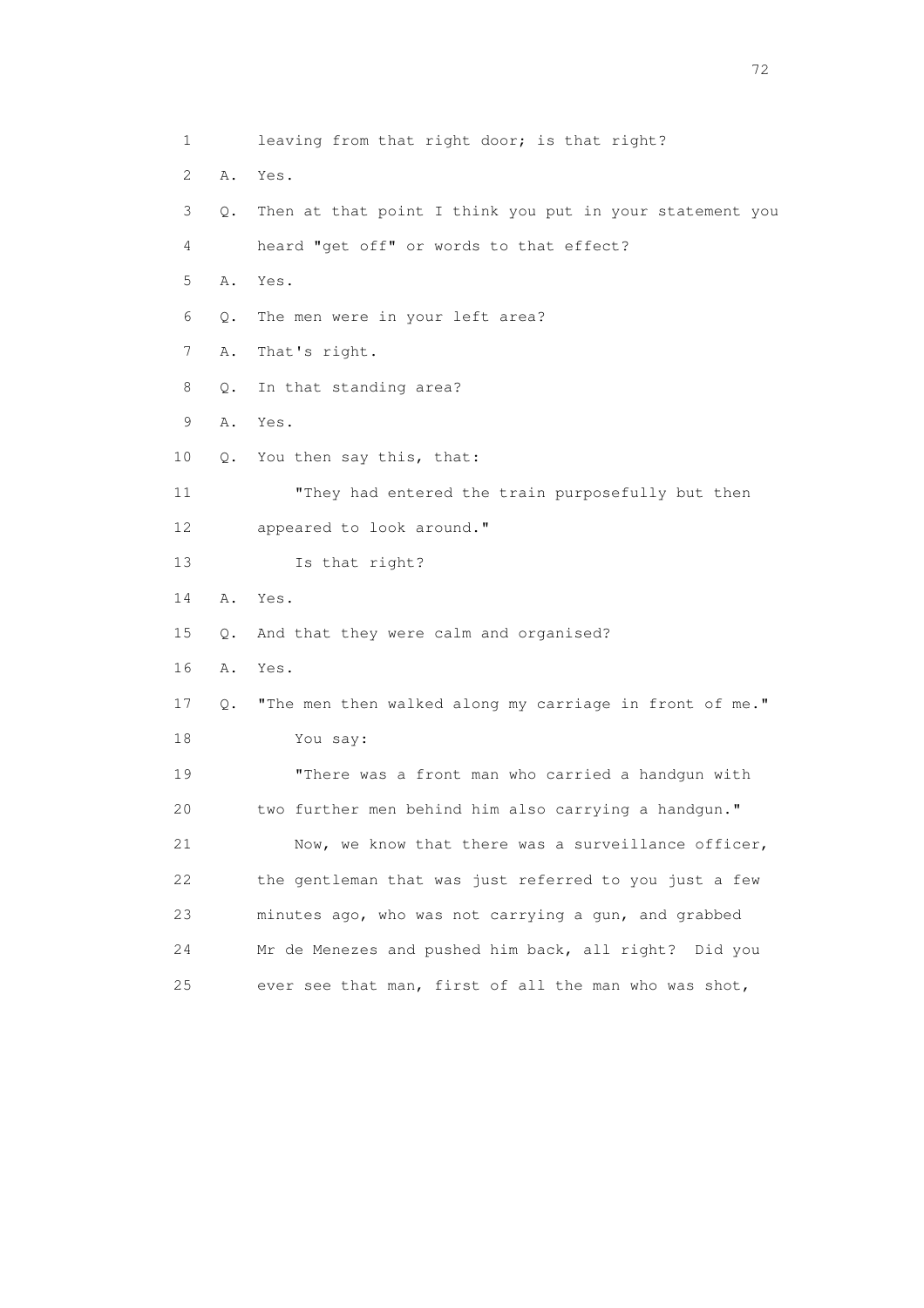1 leaving from that right door; is that right?

2 A. Yes.

3 Q. Then at that point I think you put in your statement you

4 heard "get off" or words to that effect?

5 A. Yes.

6 Q. The men were in your left area?

7 A. That's right.

8 Q. In that standing area?

9 A. Yes.

10 Q. You then say this, that:

11 "They had entered the train purposefully but then

12 appeared to look around."

13 Is that right?

14 A. Yes.

15 Q. And that they were calm and organised?

16 A. Yes.

17 Q. "The men then walked along my carriage in front of me."

18 You say:

19 "There was a front man who carried a handgun with

20 two further men behind him also carrying a handgun."

21 Now, we know that there was a surveillance officer,

22 the gentleman that was just referred to you just a few

23 minutes ago, who was not carrying a gun, and grabbed

24 Mr de Menezes and pushed him back, all right? Did you

25 ever see that man, first of all the man who was shot,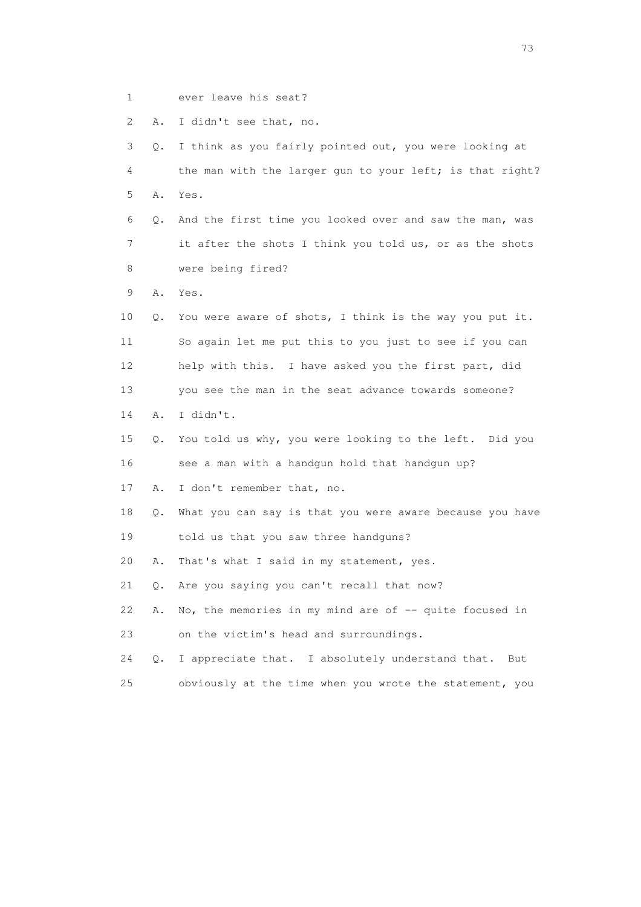1 ever leave his seat?

2 A. I didn't see that, no.

3 Q. I think as you fairly pointed out, you were looking at

4 the man with the larger gun to your left; is that right?

5 A. Yes.

6 Q. And the first time you looked over and saw the man, was

7 it after the shots I think you told us, or as the shots

8 were being fired?

9 A. Yes.

10 Q. You were aware of shots, I think is the way you put it.

11 So again let me put this to you just to see if you can

12 help with this. I have asked you the first part, did

13 you see the man in the seat advance towards someone?

14 A. I didn't.

15 Q. You told us why, you were looking to the left. Did you

16 see a man with a handgun hold that handgun up?

17 A. I don't remember that, no.

18 Q. What you can say is that you were aware because you have

19 told us that you saw three handguns?

20 A. That's what I said in my statement, yes.

21 Q. Are you saying you can't recall that now?

22 A. No, the memories in my mind are of -- quite focused in

23 on the victim's head and surroundings.

24 Q. I appreciate that. I absolutely understand that. But

25 obviously at the time when you wrote the statement, you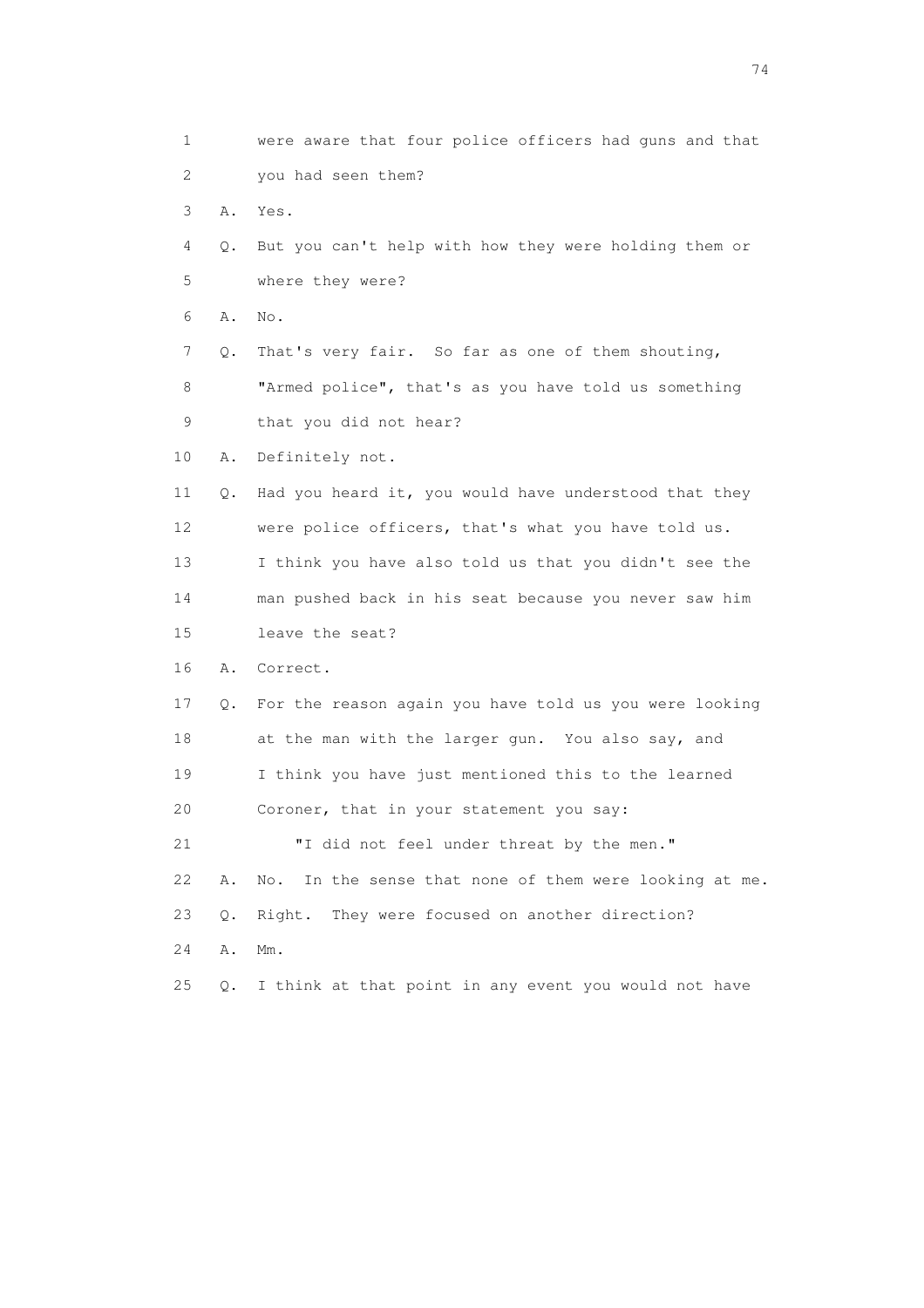1 were aware that four police officers had guns and that
2 you had seen them?
3 A. Yes.
4 Q. But you can't help with how they were holding them or
5 where they were?
6 A. No.
7 Q. That's very fair. So far as one of them shouting,
8 "Armed police", that's as you have told us something
9 that you did not hear?
10 A. Definitely not.
11 Q. Had you heard it, you would have understood that they
12 were police officers, that's what you have told us.
13 I think you have also told us that you didn't see the
14 man pushed back in his seat because you never saw him
15 leave the seat?
16 A. Correct.
17 Q. For the reason again you have told us you were looking
18 at the man with the larger gun. You also say, and
19 I think you have just mentioned this to the learned
20 Coroner, that in your statement you say:
21 "I did not feel under threat by the men."
22 A. No. In the sense that none of them were looking at me.
23 Q. Right. They were focused on another direction?
24 A. Mm.
25 Q. I think at that point in any event you would not have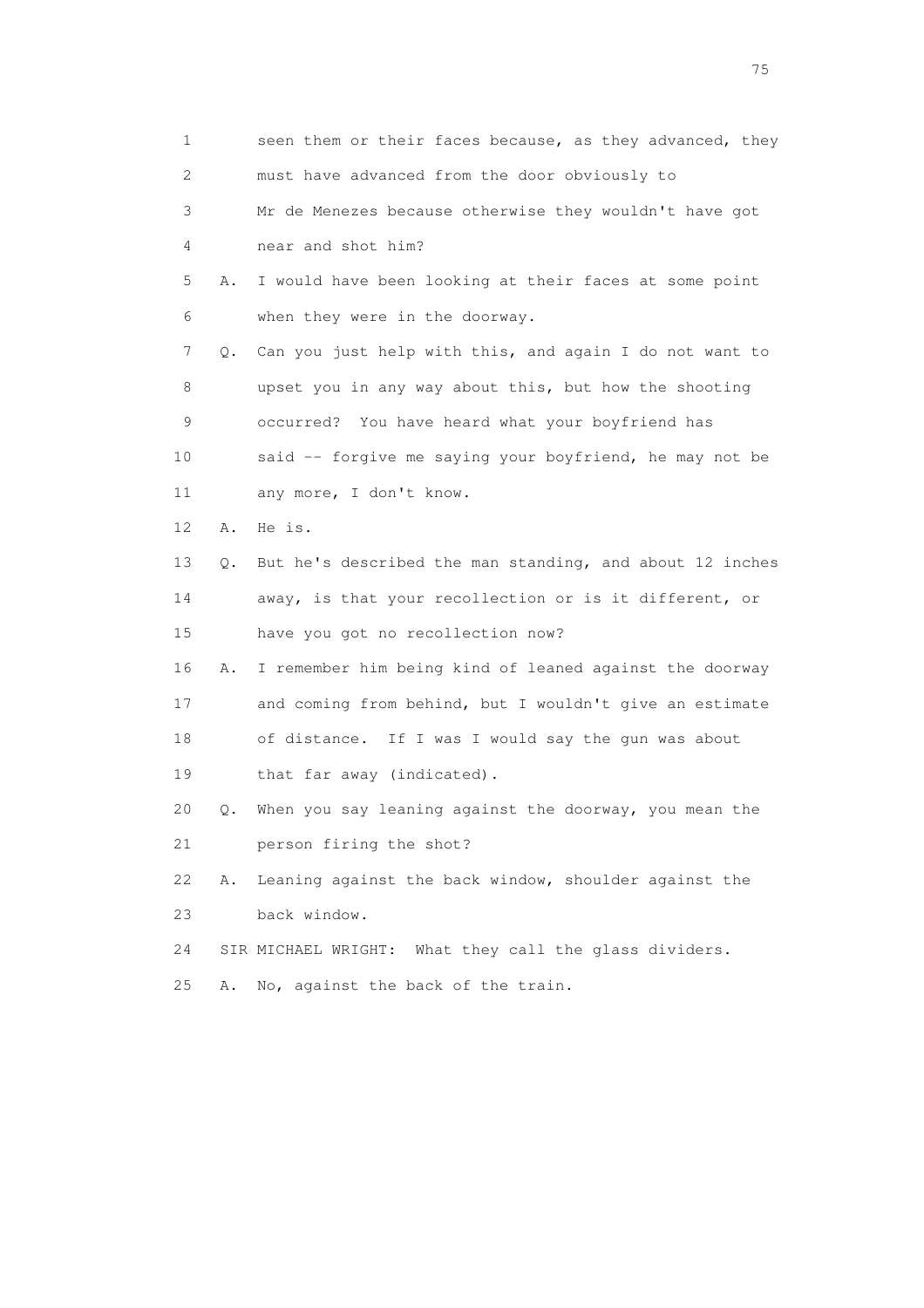1 seen them or their faces because, as they advanced, they
2 must have advanced from the door obviously to
3 Mr de Menezes because otherwise they wouldn't have got
4 near and shot him?

5 A. I would have been looking at their faces at some point
6 when they were in the doorway.

7 Q. Can you just help with this, and again I do not want to
8 upset you in any way about this, but how the shooting
9 occurred? You have heard what your boyfriend has
10 said -- forgive me saying your boyfriend, he may not be
11 any more, I don't know.

12 A. He is.

13 Q. But he's described the man standing, and about 12 inches
14 away, is that your recollection or is it different, or
15 have you got no recollection now?

16 A. I remember him being kind of leaned against the doorway
17 and coming from behind, but I wouldn't give an estimate
18 of distance. If I was I would say the gun was about
19 that far away (indicated).

20 Q. When you say leaning against the doorway, you mean the
21 person firing the shot?

22 A. Leaning against the back window, shoulder against the
23 back window.

24 SIR MICHAEL WRIGHT: What they call the glass dividers.

25 A. No, against the back of the train.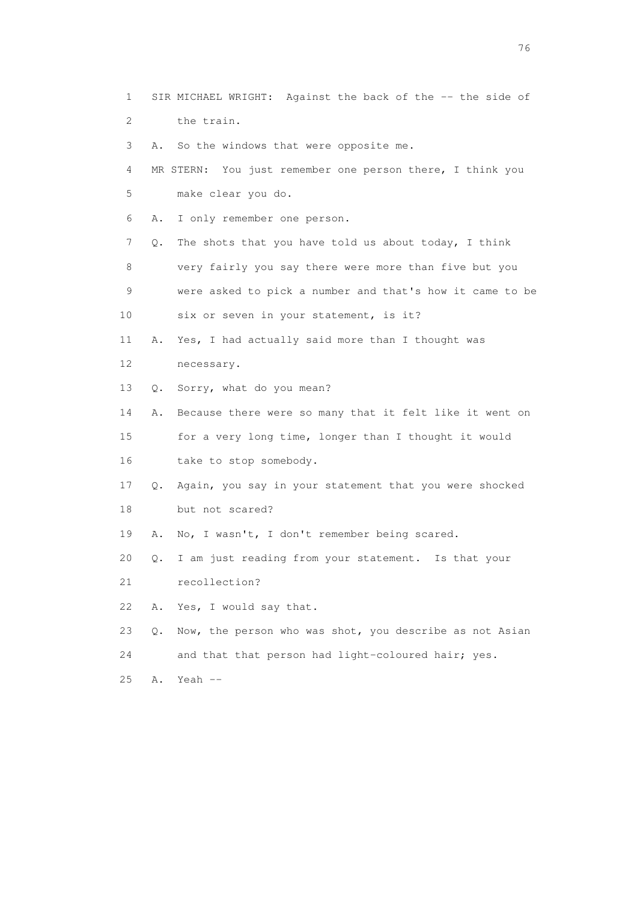1 SIR MICHAEL WRIGHT: Against the back of the -- the side of
2 the train.
3 A. So the windows that were opposite me.
4 MR STERN: You just remember one person there, I think you
5 make clear you do.
6 A. I only remember one person.
7 Q. The shots that you have told us about today, I think
8 very fairly you say there were more than five but you
9 were asked to pick a number and that's how it came to be
10 six or seven in your statement, is it?
11 A. Yes, I had actually said more than I thought was
12 necessary.
13 Q. Sorry, what do you mean?
14 A. Because there were so many that it felt like it went on
15 for a very long time, longer than I thought it would
16 take to stop somebody.
17 Q. Again, you say in your statement that you were shocked
18 but not scared?
19 A. No, I wasn't, I don't remember being scared.
20 Q. I am just reading from your statement. Is that your
21 recollection?
22 A. Yes, I would say that.
23 Q. Now, the person who was shot, you describe as not Asian
24 and that that person had light-coloured hair; yes.
25 A. Yeah --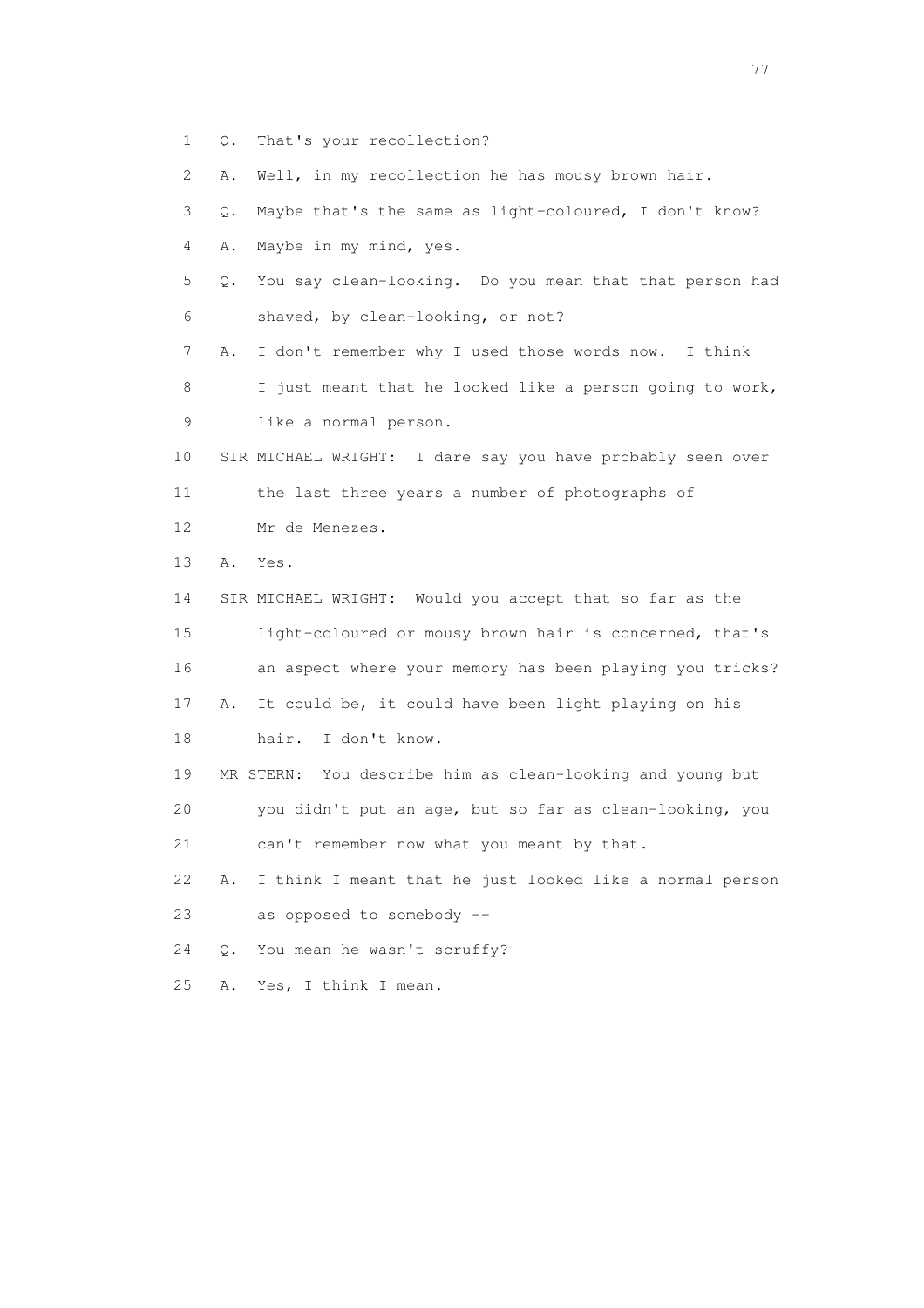1 Q. That's your recollection?

2 A. Well, in my recollection he has mousy brown hair.

3 Q. Maybe that's the same as light-coloured, I don't know?

4 A. Maybe in my mind, yes.

5 Q. You say clean-looking. Do you mean that that person had

6 shaved, by clean-looking, or not?

7 A. I don't remember why I used those words now. I think

8 I just meant that he looked like a person going to work,

9 like a normal person.

10 SIR MICHAEL WRIGHT: I dare say you have probably seen over

11 the last three years a number of photographs of

12 Mr de Menezes.

13 A. Yes.

14 SIR MICHAEL WRIGHT: Would you accept that so far as the

15 light-coloured or mousy brown hair is concerned, that's

16 an aspect where your memory has been playing you tricks?

17 A. It could be, it could have been light playing on his

18 hair. I don't know.

19 MR STERN: You describe him as clean-looking and young but

20 you didn't put an age, but so far as clean-looking, you

21 can't remember now what you meant by that.

22 A. I think I meant that he just looked like a normal person

23 as opposed to somebody --

24 Q. You mean he wasn't scruffy?

25 A. Yes, I think I mean.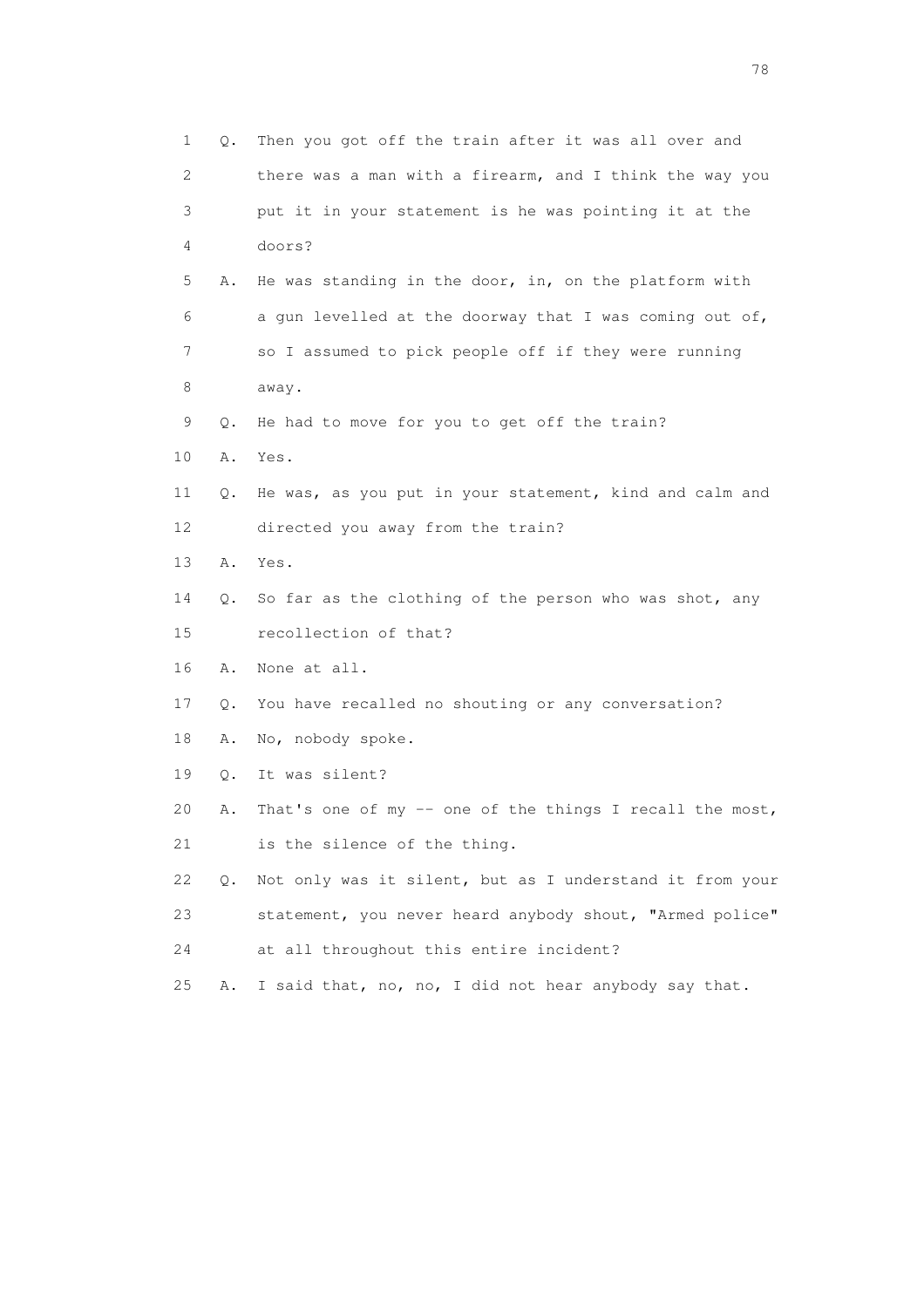1 Q. Then you got off the train after it was all over and
2 there was a man with a firearm, and I think the way you
3 put it in your statement is he was pointing it at the
4 doors?

5 A. He was standing in the door, in, on the platform with
6 a gun levelled at the doorway that I was coming out of,
7 so I assumed to pick people off if they were running
8 away.

9 Q. He had to move for you to get off the train?

10 A. Yes.

11 Q. He was, as you put in your statement, kind and calm and
12 directed you away from the train?

13 A. Yes.

14 Q. So far as the clothing of the person who was shot, any
15 recollection of that?

16 A. None at all.

17 Q. You have recalled no shouting or any conversation?

18 A. No, nobody spoke.

19 Q. It was silent?

20 A. That's one of my -- one of the things I recall the most,
21 is the silence of the thing.

22 Q. Not only was it silent, but as I understand it from your
23 statement, you never heard anybody shout, "Armed police"
24 at all throughout this entire incident?

25 A. I said that, no, no, I did not hear anybody say that.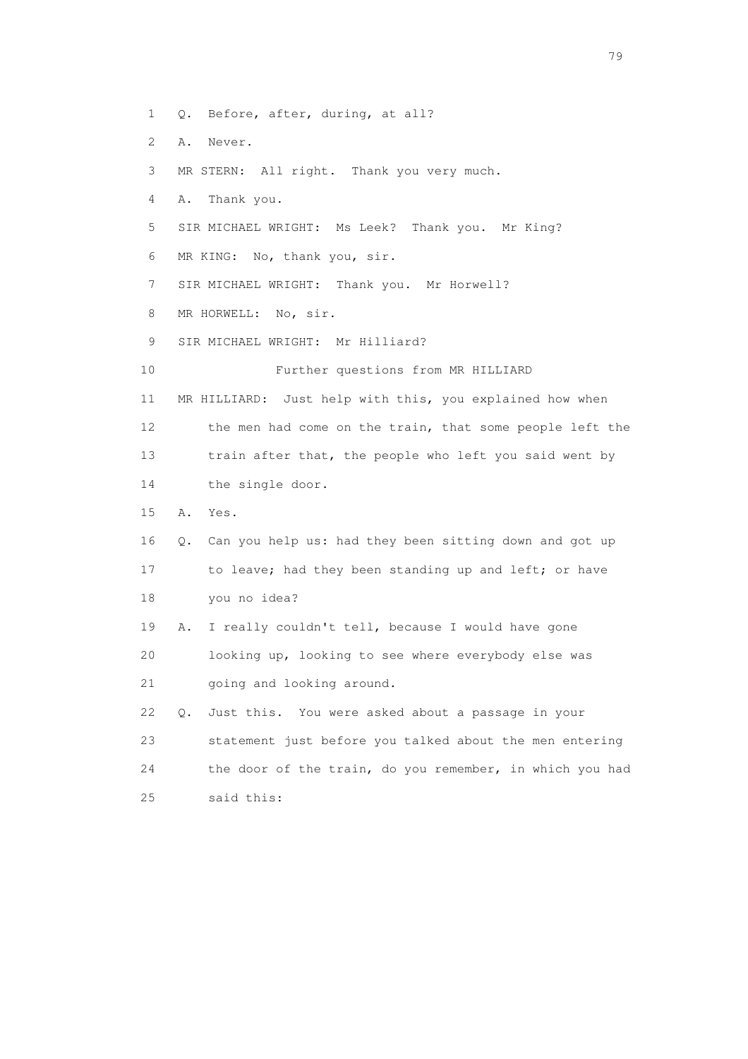1 Q. Before, after, during, at all?

2 A. Never.

3 MR STERN: All right. Thank you very much.

4 A. Thank you.

5 SIR MICHAEL WRIGHT: Ms Leek? Thank you. Mr King?

6 MR KING: No, thank you, sir.

7 SIR MICHAEL WRIGHT: Thank you. Mr Horwell?

8 MR HORWELL: No, sir.

9 SIR MICHAEL WRIGHT: Mr Hilliard?

10 Further questions from MR HILLIARD

11 MR HILLIARD: Just help with this, you explained how when

12 the men had come on the train, that some people left the

13 train after that, the people who left you said went by

14 the single door.

15 A. Yes.

16 Q. Can you help us: had they been sitting down and got up

17 to leave; had they been standing up and left; or have

18 you no idea?

19 A. I really couldn't tell, because I would have gone

20 looking up, looking to see where everybody else was

21 going and looking around.

22 Q. Just this. You were asked about a passage in your

23 statement just before you talked about the men entering

24 the door of the train, do you remember, in which you had

25 said this: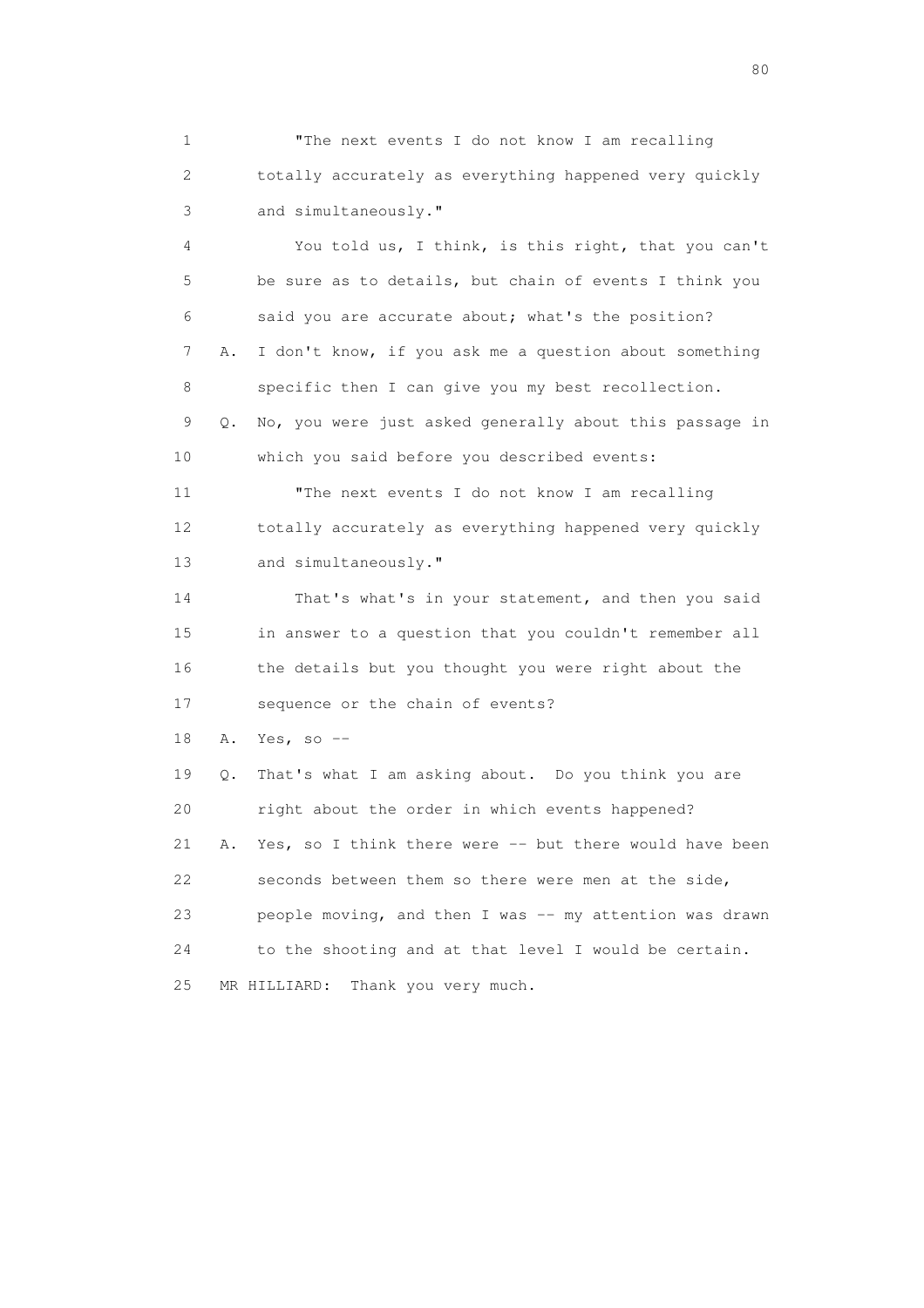1 "The next events I do not know I am recalling
2 totally accurately as everything happened very quickly
3 and simultaneously."

4 You told us, I think, is this right, that you can't
5 be sure as to details, but chain of events I think you
6 said you are accurate about; what's the position?

7 A. I don't know, if you ask me a question about something
8 specific then I can give you my best recollection.

9 Q. No, you were just asked generally about this passage in
10 which you said before you described events:

11 "The next events I do not know I am recalling
12 totally accurately as everything happened very quickly
13 and simultaneously."

14 That's what's in your statement, and then you said
15 in answer to a question that you couldn't remember all
16 the details but you thought you were right about the
17 sequence or the chain of events?

18 A. Yes, so --

19 Q. That's what I am asking about. Do you think you are
20 right about the order in which events happened?

21 A. Yes, so I think there were -- but there would have been
22 seconds between them so there were men at the side,
23 people moving, and then I was -- my attention was drawn
24 to the shooting and at that level I would be certain.

25 MR HILLIARD: Thank you very much.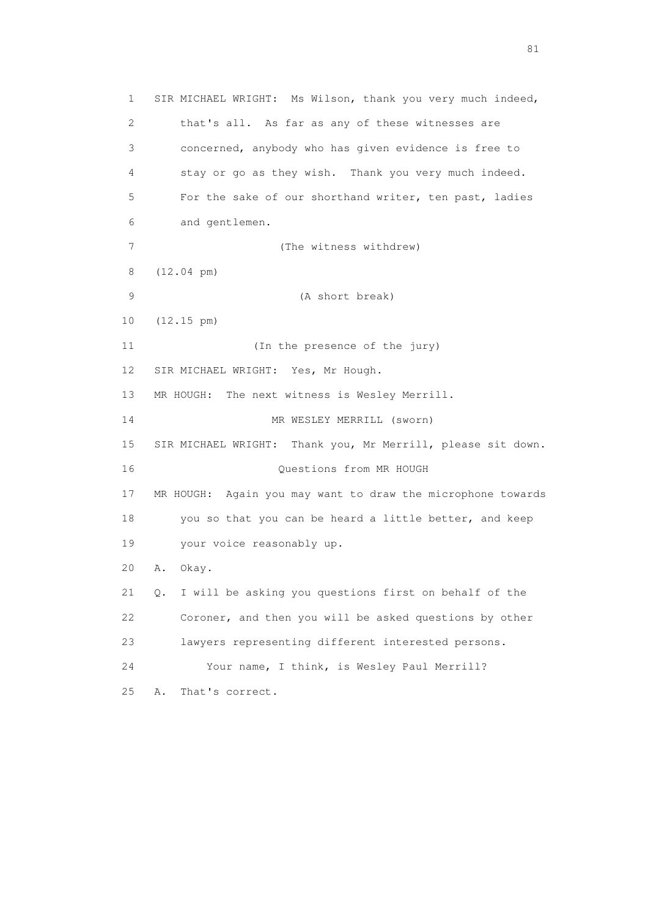1 SIR MICHAEL WRIGHT: Ms Wilson, thank you very much indeed,
2 that's all. As far as any of these witnesses are
3 concerned, anybody who has given evidence is free to
4 stay or go as they wish. Thank you very much indeed.
5 For the sake of our shorthand writer, ten past, ladies
6 and gentlemen.
7 (The witness withdrew)
8 (12.04 pm)
9 (A short break)
10 (12.15 pm)
11 (In the presence of the jury)
12 SIR MICHAEL WRIGHT: Yes, Mr Hough.
13 MR HOUGH: The next witness is Wesley Merrill.
14 MR WESLEY MERRILL (sworn)
15 SIR MICHAEL WRIGHT: Thank you, Mr Merrill, please sit down.
16 Questions from MR HOUGH
17 MR HOUGH: Again you may want to draw the microphone towards
18 you so that you can be heard a little better, and keep
19 your voice reasonably up.
20 A. Okay.
21 Q. I will be asking you questions first on behalf of the
22 Coroner, and then you will be asked questions by other
23 lawyers representing different interested persons.
24 Your name, I think, is Wesley Paul Merrill?
25 A. That's correct.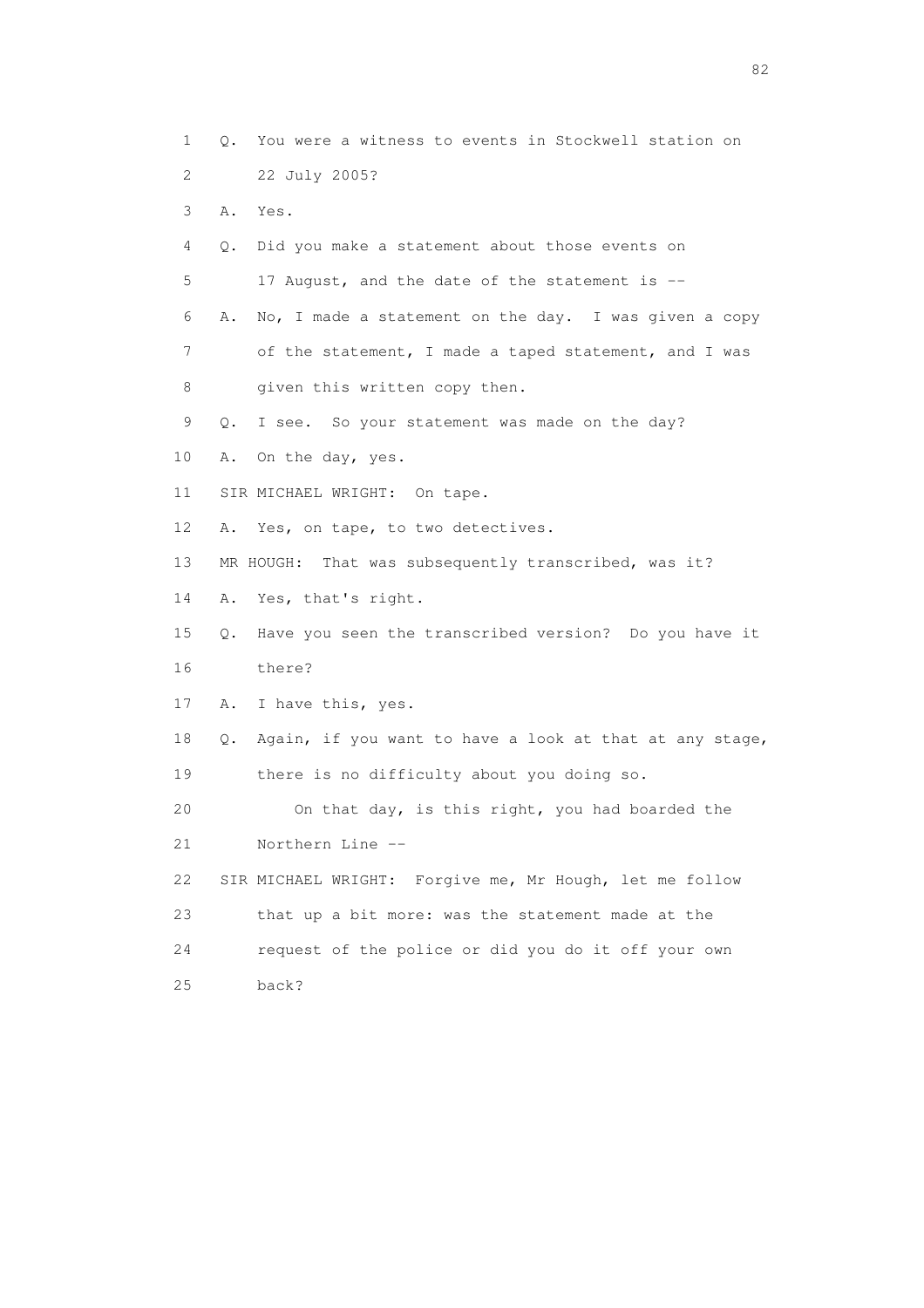1 Q. You were a witness to events in Stockwell station on
2 22 July 2005?
3 A. Yes.
4 Q. Did you make a statement about those events on
5 17 August, and the date of the statement is --
6 A. No, I made a statement on the day. I was given a copy
7 of the statement, I made a taped statement, and I was
8 given this written copy then.
9 Q. I see. So your statement was made on the day?
10 A. On the day, yes.
11 SIR MICHAEL WRIGHT: On tape.
12 A. Yes, on tape, to two detectives.
13 MR HOUGH: That was subsequently transcribed, was it?
14 A. Yes, that's right.
15 Q. Have you seen the transcribed version? Do you have it
16 there?
17 A. I have this, yes.
18 Q. Again, if you want to have a look at that at any stage,
19 there is no difficulty about you doing so.
20 On that day, is this right, you had boarded the
21 Northern Line --
22 SIR MICHAEL WRIGHT: Forgive me, Mr Hough, let me follow
23 that up a bit more: was the statement made at the
24 request of the police or did you do it off your own
25 back?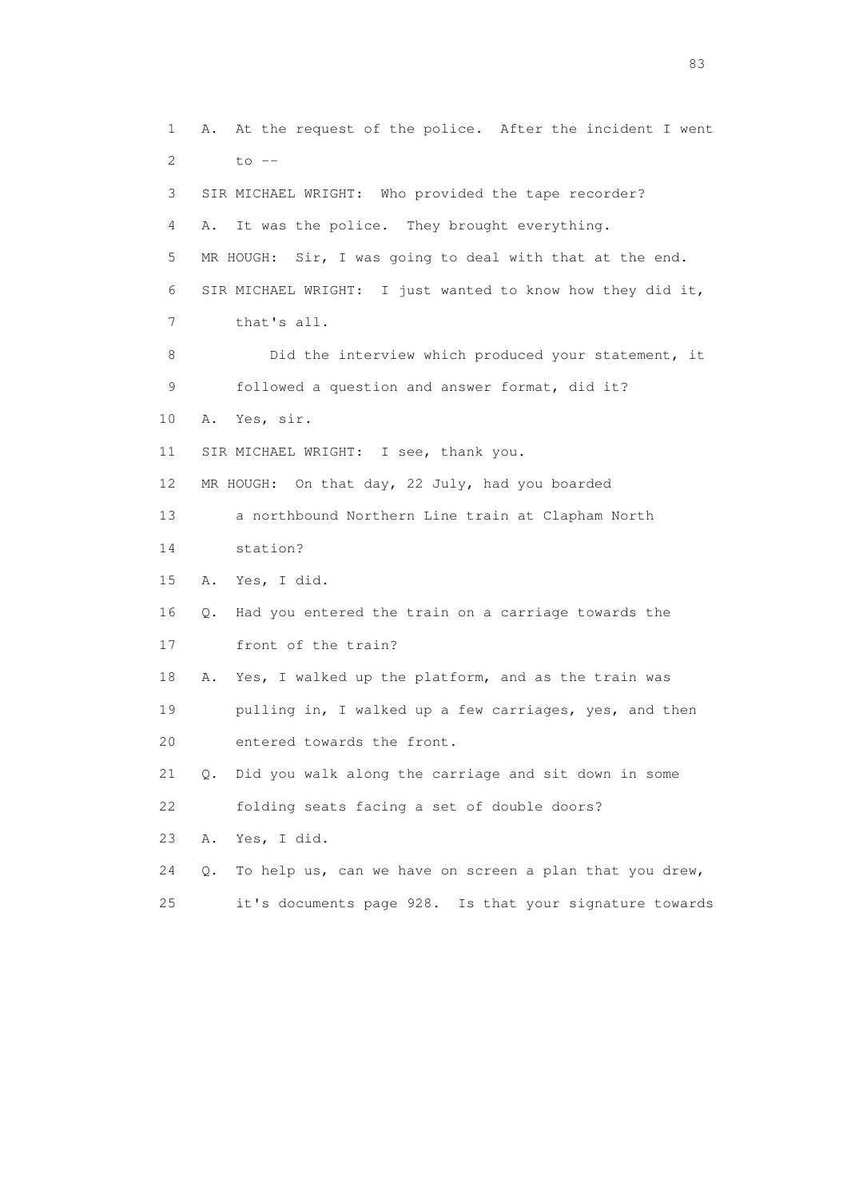1 A. At the request of the police. After the incident I went
2 to --
3 SIR MICHAEL WRIGHT: Who provided the tape recorder?
4 A. It was the police. They brought everything.
5 MR HOUGH: Sir, I was going to deal with that at the end.
6 SIR MICHAEL WRIGHT: I just wanted to know how they did it,
7 that's all.
8 Did the interview which produced your statement, it
9 followed a question and answer format, did it?
10 A. Yes, sir.
11 SIR MICHAEL WRIGHT: I see, thank you.
12 MR HOUGH: On that day, 22 July, had you boarded
13 a northbound Northern Line train at Clapham North
14 station?
15 A. Yes, I did.
16 Q. Had you entered the train on a carriage towards the
17 front of the train?
18 A. Yes, I walked up the platform, and as the train was
19 pulling in, I walked up a few carriages, yes, and then
20 entered towards the front.
21 Q. Did you walk along the carriage and sit down in some
22 folding seats facing a set of double doors?
23 A. Yes, I did.
24 Q. To help us, can we have on screen a plan that you drew,
25 it's documents page 928. Is that your signature towards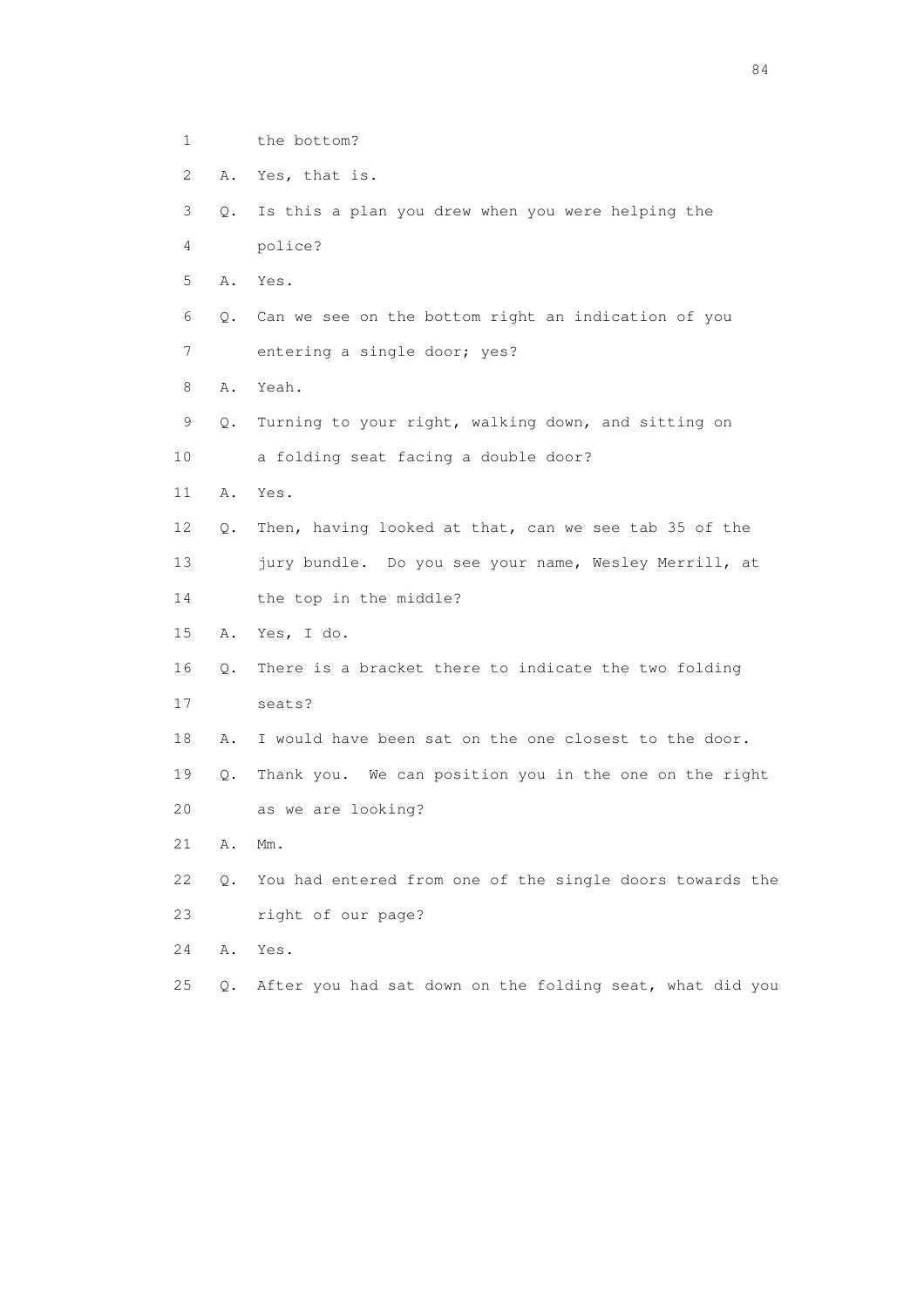1 the bottom?

2 A. Yes, that is.

3 Q. Is this a plan you drew when you were helping the

4 police?

5 A. Yes.

6 Q. Can we see on the bottom right an indication of you

7 entering a single door; yes?

8 A. Yeah.

9 Q. Turning to your right, walking down, and sitting on

10 a folding seat facing a double door?

11 A. Yes.

12 Q. Then, having looked at that, can we see tab 35 of the

13 jury bundle. Do you see your name, Wesley Merrill, at

14 the top in the middle?

15 A. Yes, I do.

16 Q. There is a bracket there to indicate the two folding

17 seats?

18 A. I would have been sat on the one closest to the door.

19 Q. Thank you. We can position you in the one on the right

20 as we are looking?

21 A. Mm.

22 Q. You had entered from one of the single doors towards the

23 right of our page?

24 A. Yes.

25 Q. After you had sat down on the folding seat, what did you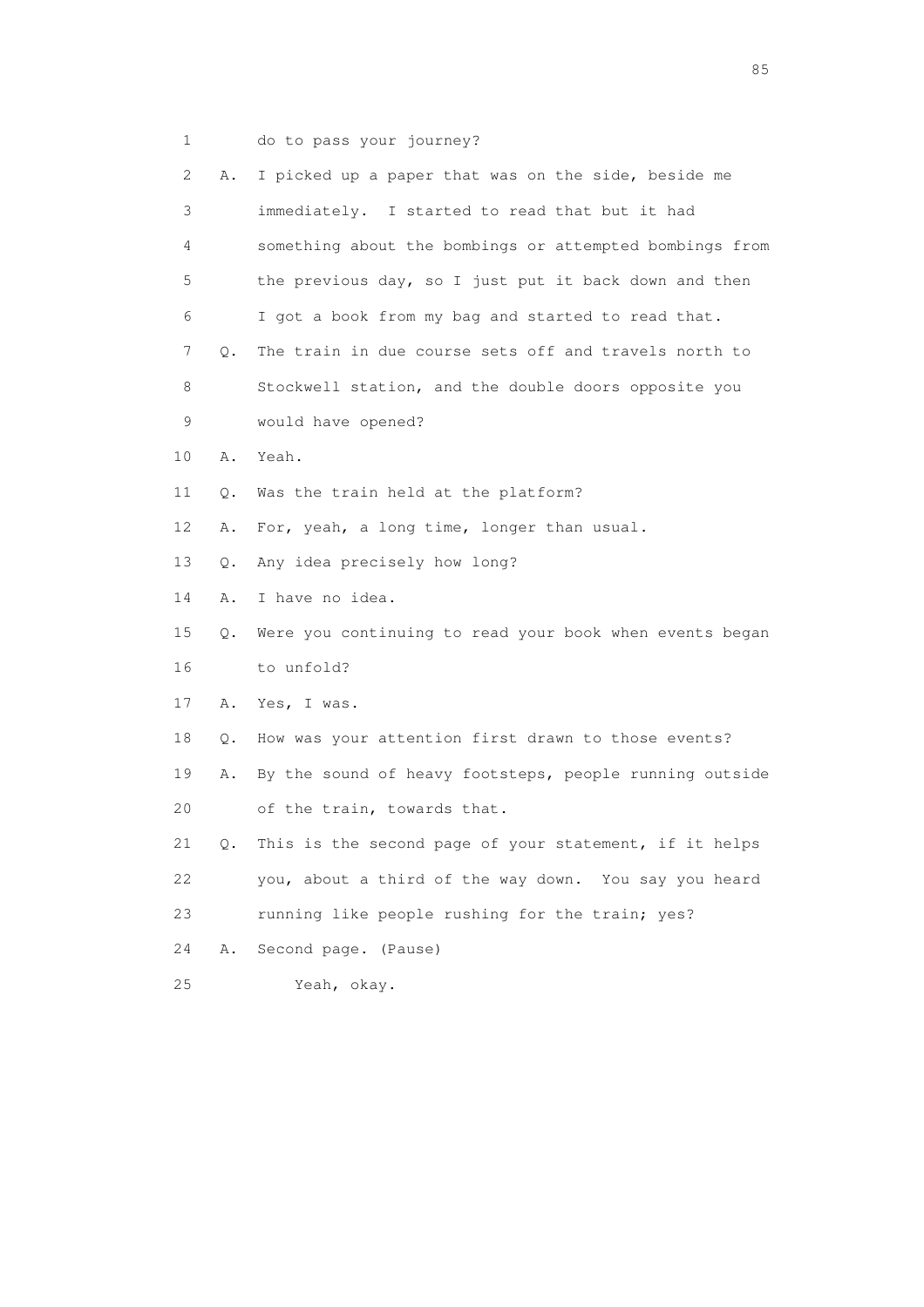1 do to pass your journey?

2 A. I picked up a paper that was on the side, beside me

3 immediately. I started to read that but it had

4 something about the bombings or attempted bombings from

5 the previous day, so I just put it back down and then

6 I got a book from my bag and started to read that.

7 Q. The train in due course sets off and travels north to

8 Stockwell station, and the double doors opposite you

9 would have opened?

10 A. Yeah.

11 Q. Was the train held at the platform?

12 A. For, yeah, a long time, longer than usual.

13 Q. Any idea precisely how long?

14 A. I have no idea.

15 Q. Were you continuing to read your book when events began

16 to unfold?

17 A. Yes, I was.

18 Q. How was your attention first drawn to those events?

19 A. By the sound of heavy footsteps, people running outside

20 of the train, towards that.

21 Q. This is the second page of your statement, if it helps

22 you, about a third of the way down. You say you heard

23 running like people rushing for the train; yes?

24 A. Second page. (Pause)

25 Yeah, okay.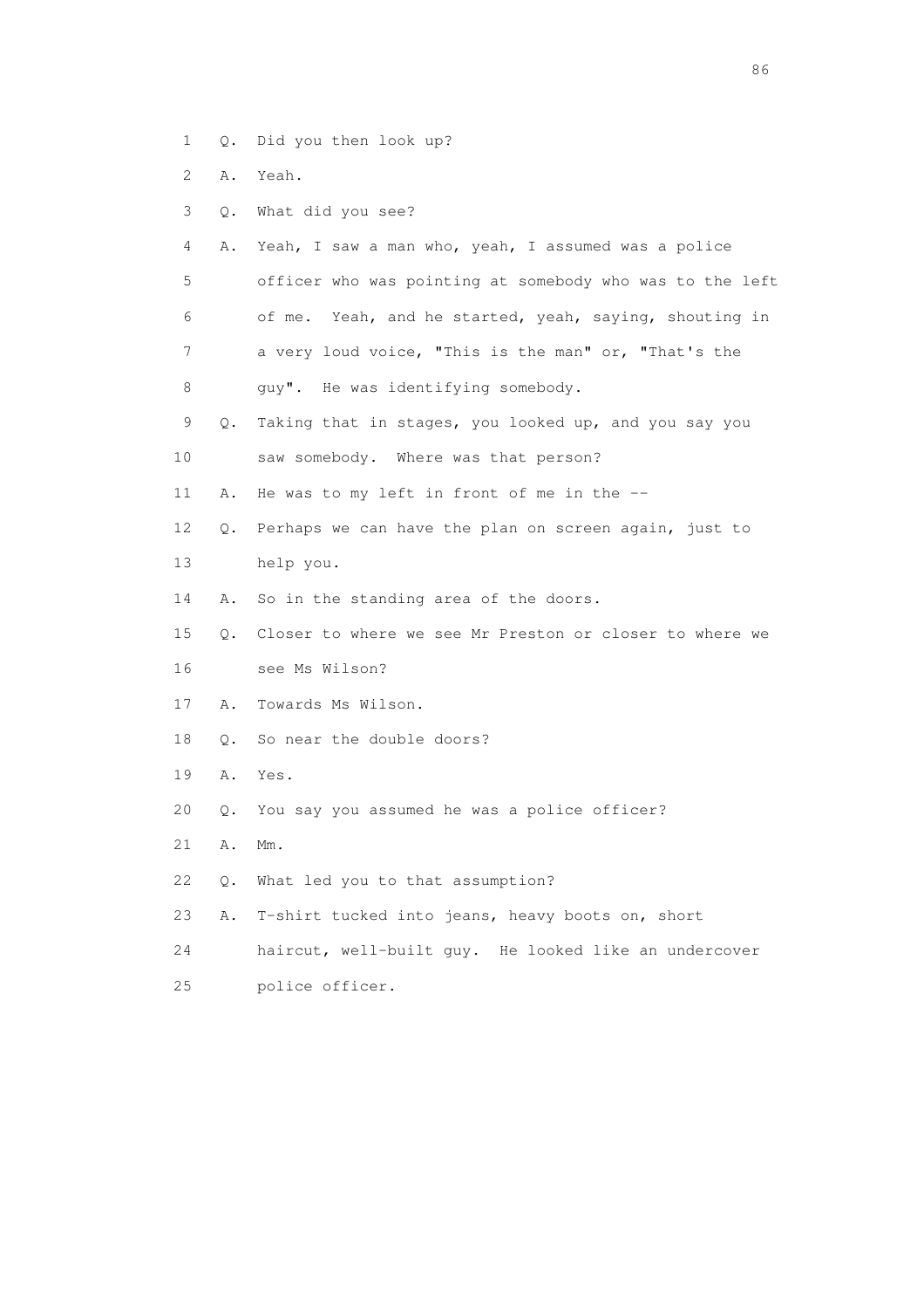1 Q. Did you then look up?

2 A. Yeah.

3 Q. What did you see?

4 A. Yeah, I saw a man who, yeah, I assumed was a police

5 officer who was pointing at somebody who was to the left

6 of me. Yeah, and he started, yeah, saying, shouting in

7 a very loud voice, "This is the man" or, "That's the

8 guy". He was identifying somebody.

9 Q. Taking that in stages, you looked up, and you say you

10 saw somebody. Where was that person?

11 A. He was to my left in front of me in the --

12 Q. Perhaps we can have the plan on screen again, just to

13 help you.

14 A. So in the standing area of the doors.

15 Q. Closer to where we see Mr Preston or closer to where we

16 see Ms Wilson?

17 A. Towards Ms Wilson.

18 Q. So near the double doors?

19 A. Yes.

20 Q. You say you assumed he was a police officer?

21 A. Mm.

22 Q. What led you to that assumption?

23 A. T-shirt tucked into jeans, heavy boots on, short

24 haircut, well-built guy. He looked like an undercover

25 police officer.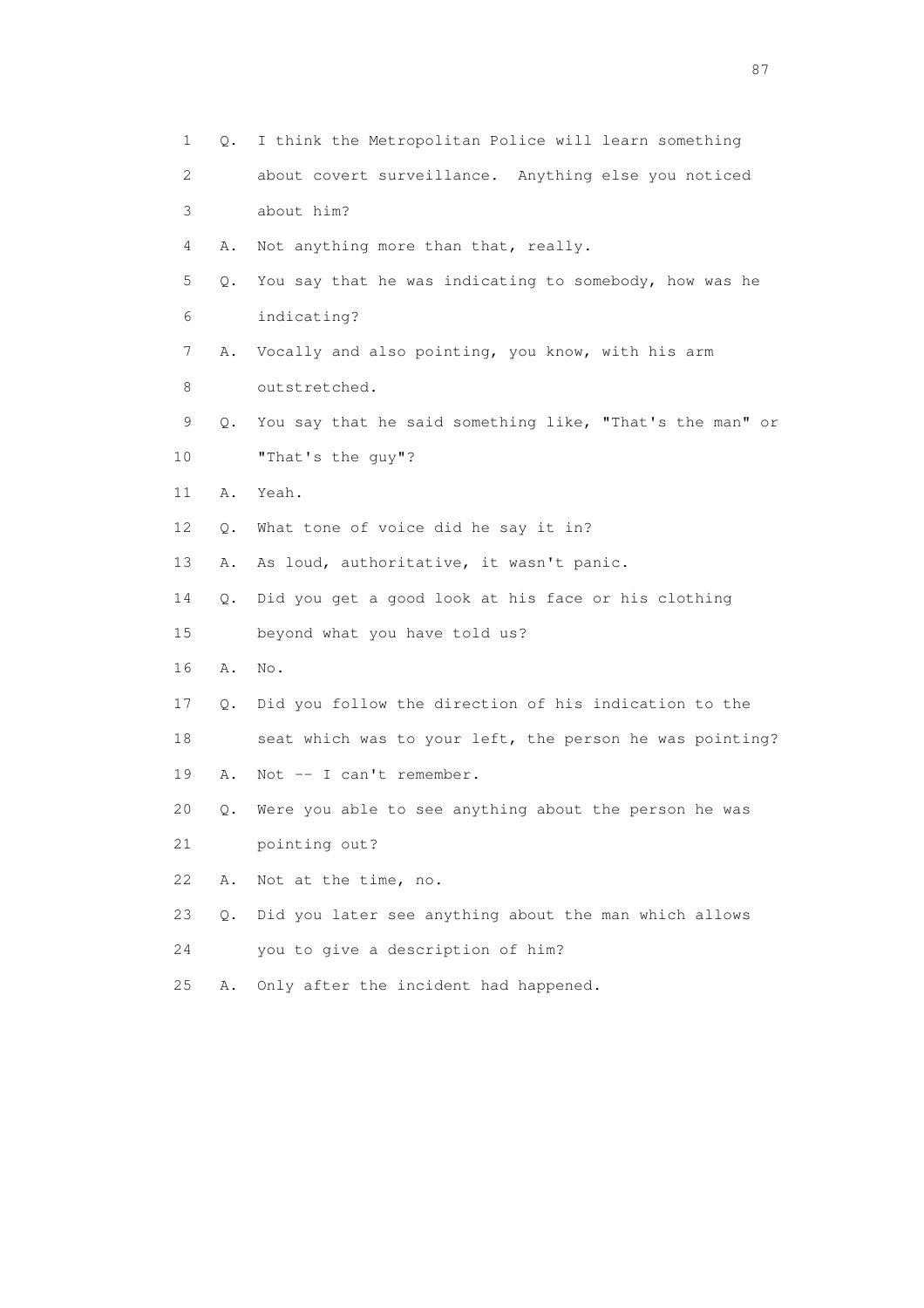1 Q. I think the Metropolitan Police will learn something
2 about covert surveillance. Anything else you noticed
3 about him?
4 A. Not anything more than that, really.
5 Q. You say that he was indicating to somebody, how was he
6 indicating?
7 A. Vocally and also pointing, you know, with his arm
8 outstretched.
9 Q. You say that he said something like, "That's the man" or
10 "That's the guy"?
11 A. Yeah.
12 Q. What tone of voice did he say it in?
13 A. As loud, authoritative, it wasn't panic.
14 Q. Did you get a good look at his face or his clothing
15 beyond what you have told us?
16 A. No.
17 Q. Did you follow the direction of his indication to the
18 seat which was to your left, the person he was pointing?
19 A. Not -- I can't remember.
20 Q. Were you able to see anything about the person he was
21 pointing out?
22 A. Not at the time, no.
23 Q. Did you later see anything about the man which allows
24 you to give a description of him?
25 A. Only after the incident had happened.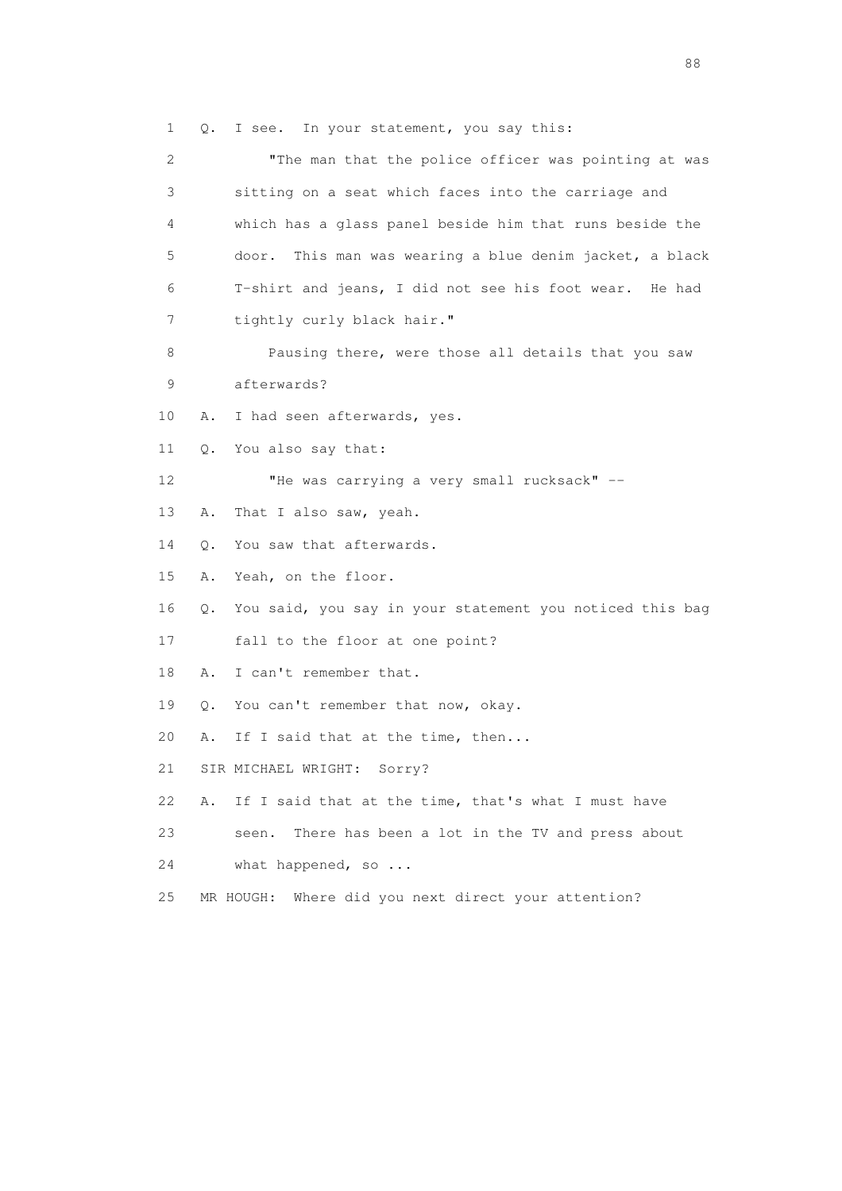1 Q. I see. In your statement, you say this:

2 "The man that the police officer was pointing at was

3 sitting on a seat which faces into the carriage and

4 which has a glass panel beside him that runs beside the

5 door. This man was wearing a blue denim jacket, a black

6 T-shirt and jeans, I did not see his foot wear. He had

7 tightly curly black hair."

8 Pausing there, were those all details that you saw

9 afterwards?

10 A. I had seen afterwards, yes.

11 Q. You also say that:

12 "He was carrying a very small rucksack" --

13 A. That I also saw, yeah.

14 Q. You saw that afterwards.

15 A. Yeah, on the floor.

16 Q. You said, you say in your statement you noticed this bag

17 fall to the floor at one point?

18 A. I can't remember that.

19 Q. You can't remember that now, okay.

20 A. If I said that at the time, then...

21 SIR MICHAEL WRIGHT: Sorry?

22 A. If I said that at the time, that's what I must have

23 seen. There has been a lot in the TV and press about

24 what happened, so ...

25 MR HOUGH: Where did you next direct your attention?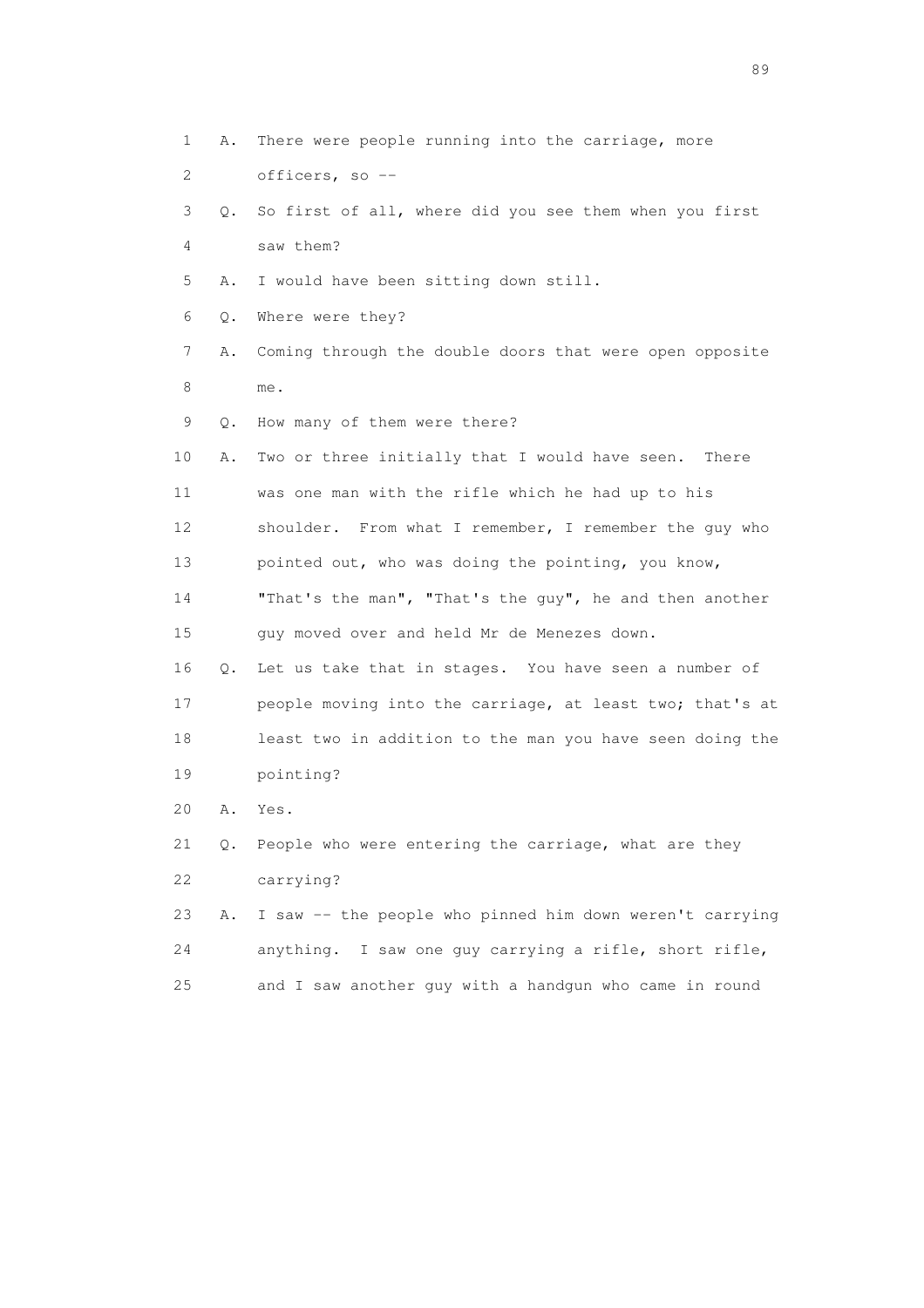1 A. There were people running into the carriage, more
2 officers, so --
3 Q. So first of all, where did you see them when you first
4 saw them?
5 A. I would have been sitting down still.
6 Q. Where were they?
7 A. Coming through the double doors that were open opposite
8 me.
9 Q. How many of them were there?
10 A. Two or three initially that I would have seen. There
11 was one man with the rifle which he had up to his
12 shoulder. From what I remember, I remember the guy who
13 pointed out, who was doing the pointing, you know,
14 "That's the man", "That's the guy", he and then another
15 guy moved over and held Mr de Menezes down.
16 Q. Let us take that in stages. You have seen a number of
17 people moving into the carriage, at least two; that's at
18 least two in addition to the man you have seen doing the
19 pointing?
20 A. Yes.
21 Q. People who were entering the carriage, what are they
22 carrying?
23 A. I saw -- the people who pinned him down weren't carrying
24 anything. I saw one guy carrying a rifle, short rifle,
25 and I saw another guy with a handgun who came in round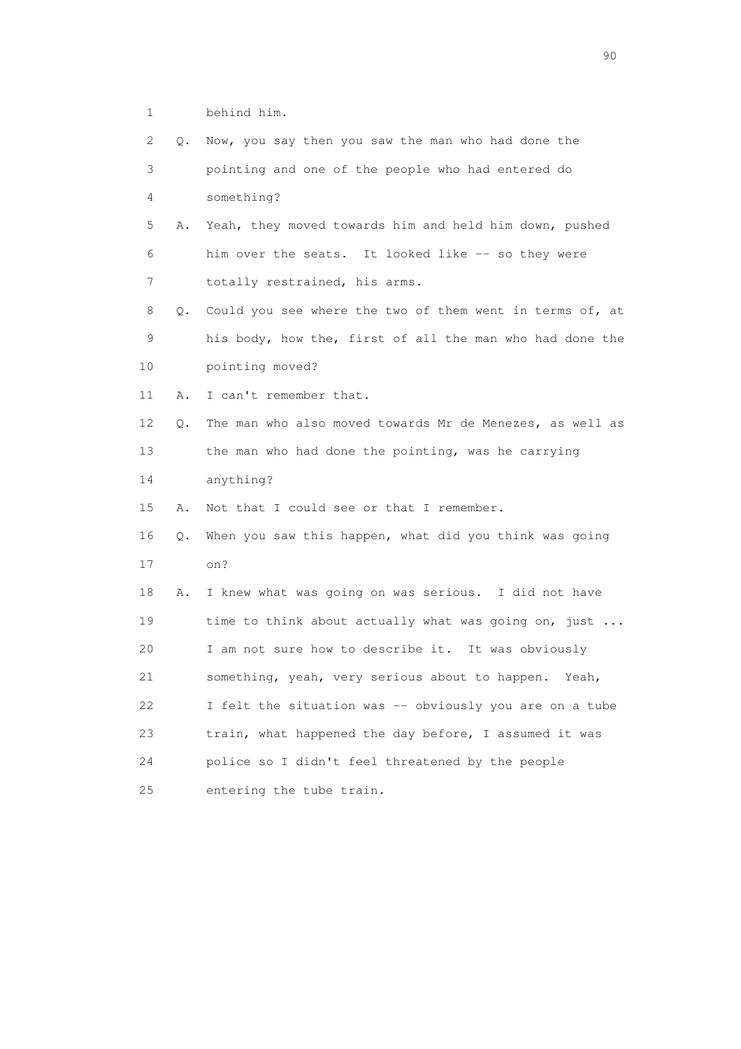1        behind him.

2    Q.  Now, you say then you saw the man who had done the

3        pointing and one of the people who had entered do

4        something?

5    A.  Yeah, they moved towards him and held him down, pushed

6        him over the seats.  It looked like -- so they were

7        totally restrained, his arms.

8    Q.  Could you see where the two of them went in terms of, at

9        his body, how the, first of all the man who had done the

10       pointing moved?

11   A.  I can't remember that.

12   Q.  The man who also moved towards Mr de Menezes, as well as

13       the man who had done the pointing, was he carrying

14       anything?

15   A.  Not that I could see or that I remember.

16   Q.  When you saw this happen, what did you think was going

17       on?

18   A.  I knew what was going on was serious.  I did not have

19       time to think about actually what was going on, just ...

20       I am not sure how to describe it.  It was obviously

21       something, yeah, very serious about to happen.  Yeah,

22       I felt the situation was -- obviously you are on a tube

23       train, what happened the day before, I assumed it was

24       police so I didn't feel threatened by the people

25       entering the tube train.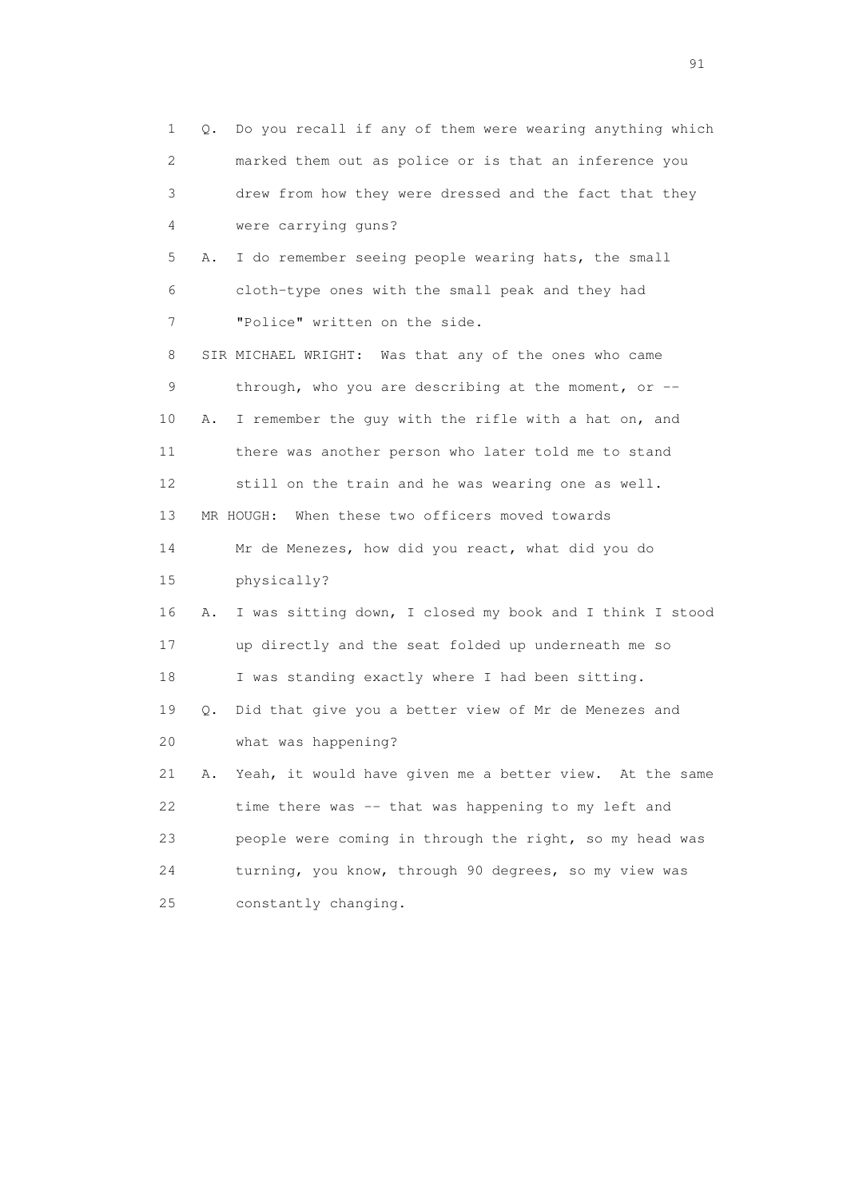1 Q. Do you recall if any of them were wearing anything which
2 marked them out as police or is that an inference you
3 drew from how they were dressed and the fact that they
4 were carrying guns?
5 A. I do remember seeing people wearing hats, the small
6 cloth-type ones with the small peak and they had
7 "Police" written on the side.
8 SIR MICHAEL WRIGHT: Was that any of the ones who came
9 through, who you are describing at the moment, or --
10 A. I remember the guy with the rifle with a hat on, and
11 there was another person who later told me to stand
12 still on the train and he was wearing one as well.
13 MR HOUGH: When these two officers moved towards
14 Mr de Menezes, how did you react, what did you do
15 physically?
16 A. I was sitting down, I closed my book and I think I stood
17 up directly and the seat folded up underneath me so
18 I was standing exactly where I had been sitting.
19 Q. Did that give you a better view of Mr de Menezes and
20 what was happening?
21 A. Yeah, it would have given me a better view. At the same
22 time there was -- that was happening to my left and
23 people were coming in through the right, so my head was
24 turning, you know, through 90 degrees, so my view was
25 constantly changing.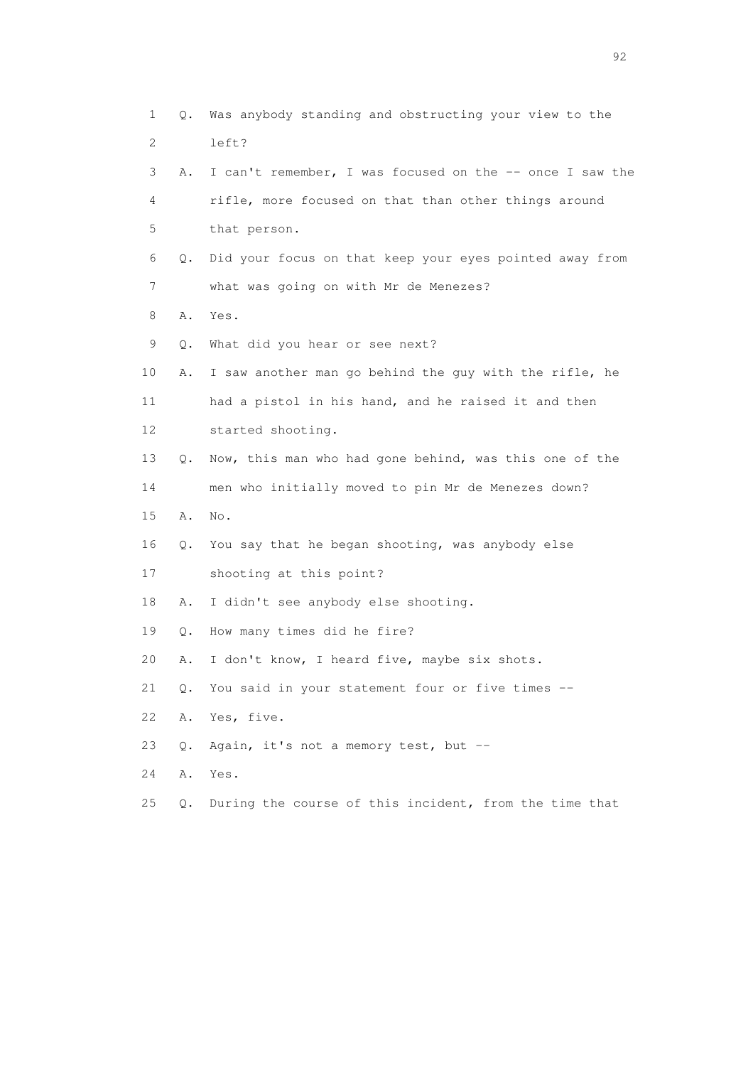1 Q. Was anybody standing and obstructing your view to the
2 left?
3 A. I can't remember, I was focused on the -- once I saw the
4 rifle, more focused on that than other things around
5 that person.
6 Q. Did your focus on that keep your eyes pointed away from
7 what was going on with Mr de Menezes?
8 A. Yes.
9 Q. What did you hear or see next?
10 A. I saw another man go behind the guy with the rifle, he
11 had a pistol in his hand, and he raised it and then
12 started shooting.
13 Q. Now, this man who had gone behind, was this one of the
14 men who initially moved to pin Mr de Menezes down?
15 A. No.
16 Q. You say that he began shooting, was anybody else
17 shooting at this point?
18 A. I didn't see anybody else shooting.
19 Q. How many times did he fire?
20 A. I don't know, I heard five, maybe six shots.
21 Q. You said in your statement four or five times --
22 A. Yes, five.
23 Q. Again, it's not a memory test, but --
24 A. Yes.
25 Q. During the course of this incident, from the time that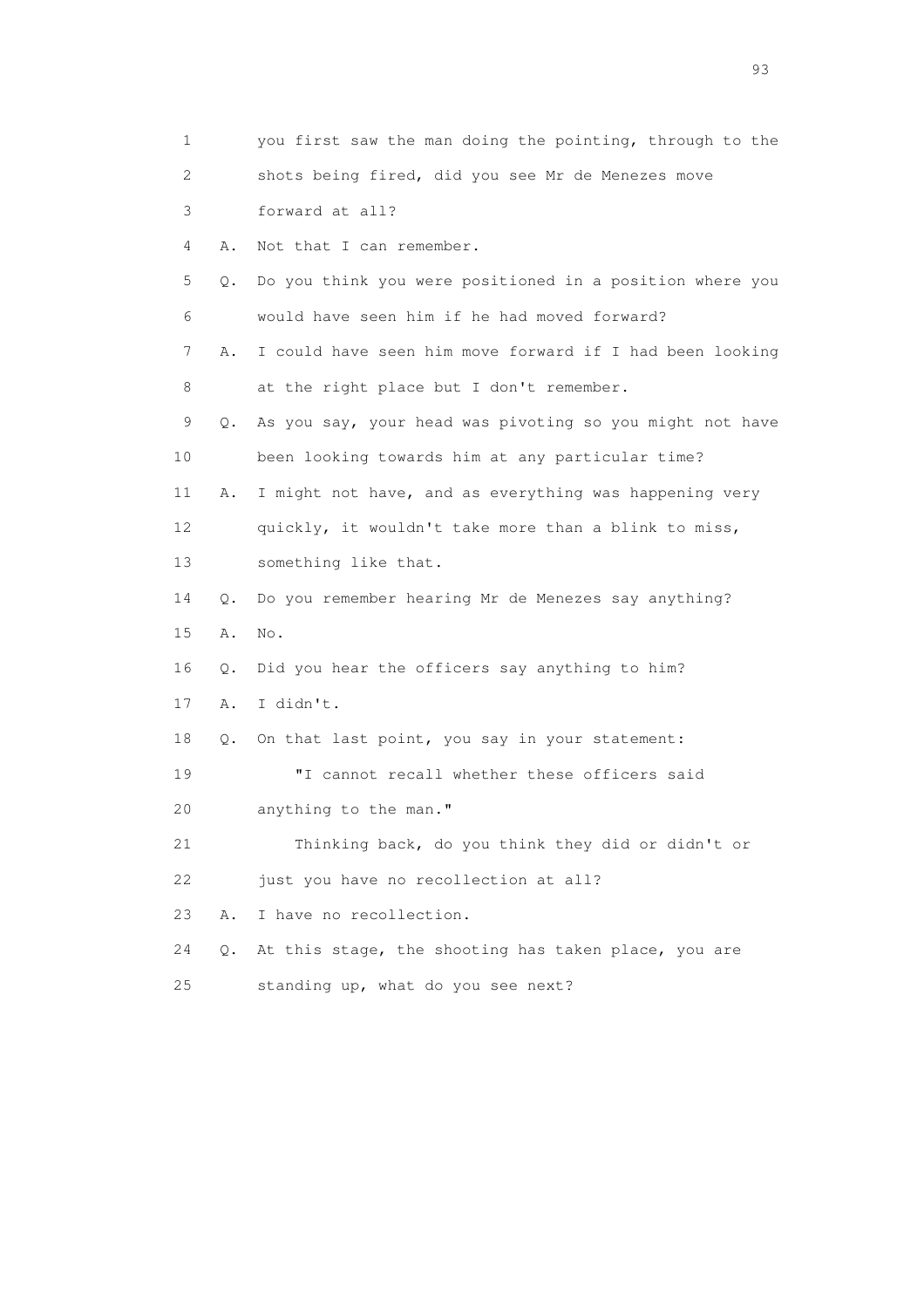1 you first saw the man doing the pointing, through to the
2 shots being fired, did you see Mr de Menezes move
3 forward at all?

4 A. Not that I can remember.

5 Q. Do you think you were positioned in a position where you
6 would have seen him if he had moved forward?

7 A. I could have seen him move forward if I had been looking
8 at the right place but I don't remember.

9 Q. As you say, your head was pivoting so you might not have
10 been looking towards him at any particular time?

11 A. I might not have, and as everything was happening very
12 quickly, it wouldn't take more than a blink to miss,
13 something like that.

14 Q. Do you remember hearing Mr de Menezes say anything?

15 A. No.

16 Q. Did you hear the officers say anything to him?

17 A. I didn't.

18 Q. On that last point, you say in your statement:

19 "I cannot recall whether these officers said
20 anything to the man."

21 Thinking back, do you think they did or didn't or
22 just you have no recollection at all?

23 A. I have no recollection.

24 Q. At this stage, the shooting has taken place, you are
25 standing up, what do you see next?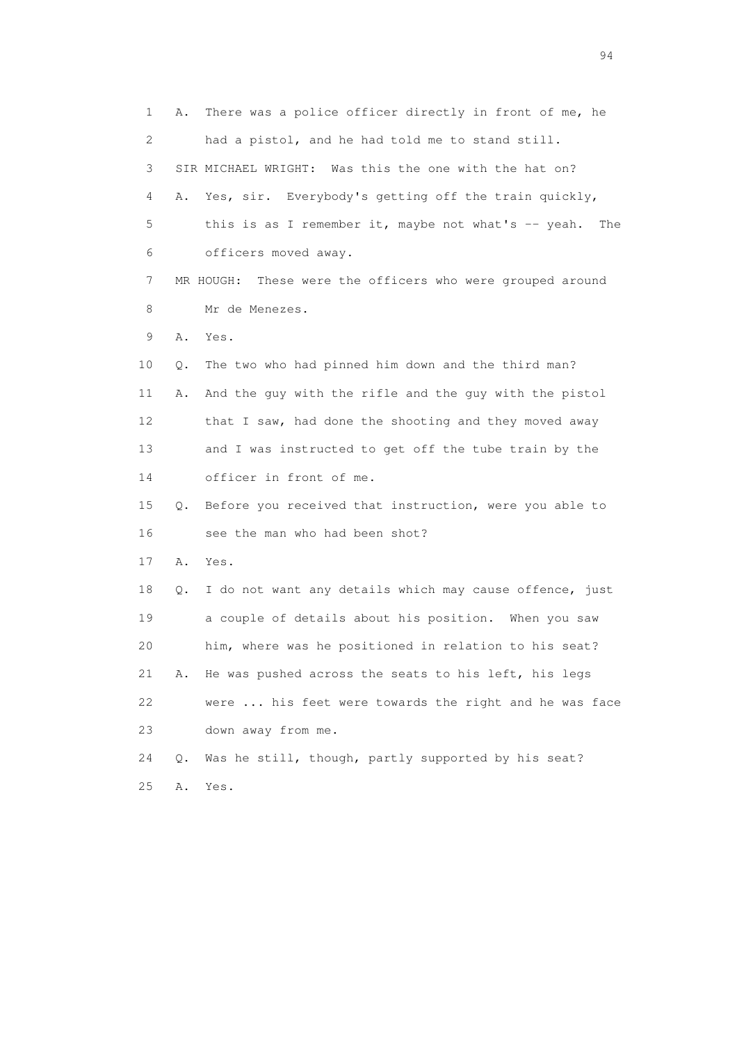1 A. There was a police officer directly in front of me, he
2 had a pistol, and he had told me to stand still.
3 SIR MICHAEL WRIGHT: Was this the one with the hat on?
4 A. Yes, sir. Everybody's getting off the train quickly,
5 this is as I remember it, maybe not what's -- yeah. The
6 officers moved away.
7 MR HOUGH: These were the officers who were grouped around
8 Mr de Menezes.
9 A. Yes.
10 Q. The two who had pinned him down and the third man?
11 A. And the guy with the rifle and the guy with the pistol
12 that I saw, had done the shooting and they moved away
13 and I was instructed to get off the tube train by the
14 officer in front of me.
15 Q. Before you received that instruction, were you able to
16 see the man who had been shot?
17 A. Yes.
18 Q. I do not want any details which may cause offence, just
19 a couple of details about his position. When you saw
20 him, where was he positioned in relation to his seat?
21 A. He was pushed across the seats to his left, his legs
22 were ... his feet were towards the right and he was face
23 down away from me.
24 Q. Was he still, though, partly supported by his seat?
25 A. Yes.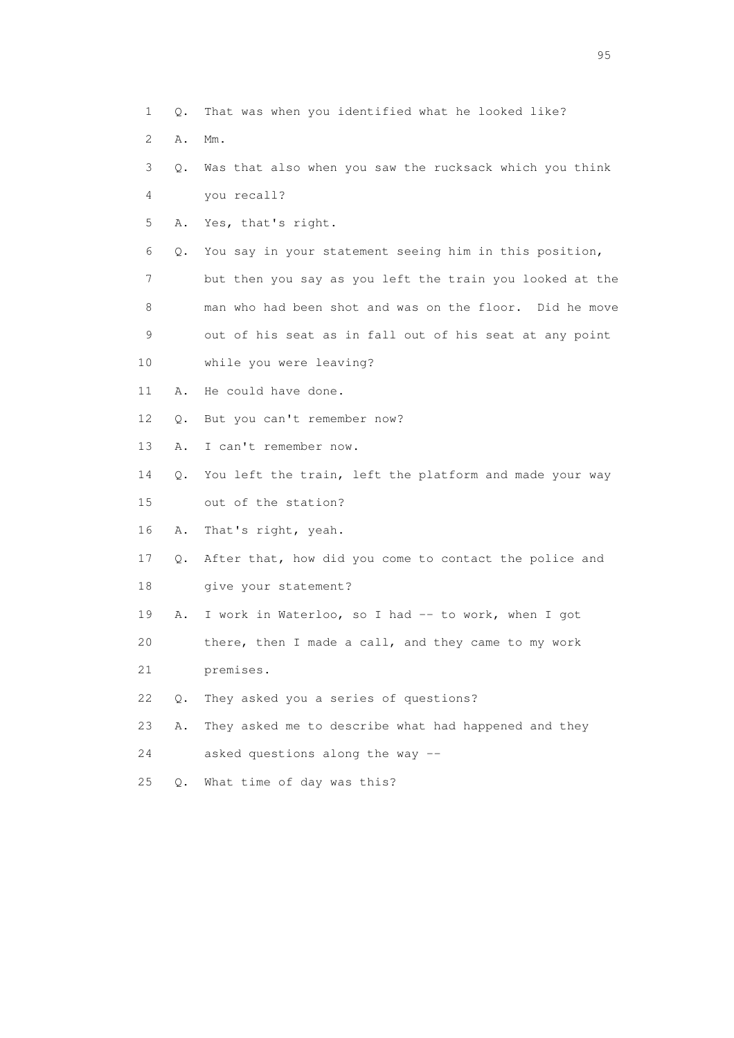1 Q. That was when you identified what he looked like?

2 A. Mm.

3 Q. Was that also when you saw the rucksack which you think

4 you recall?

5 A. Yes, that's right.

6 Q. You say in your statement seeing him in this position,

7 but then you say as you left the train you looked at the

8 man who had been shot and was on the floor. Did he move

9 out of his seat as in fall out of his seat at any point

10 while you were leaving?

11 A. He could have done.

12 Q. But you can't remember now?

13 A. I can't remember now.

14 Q. You left the train, left the platform and made your way

15 out of the station?

16 A. That's right, yeah.

17 Q. After that, how did you come to contact the police and

18 give your statement?

19 A. I work in Waterloo, so I had -- to work, when I got

20 there, then I made a call, and they came to my work

21 premises.

22 Q. They asked you a series of questions?

23 A. They asked me to describe what had happened and they

24 asked questions along the way --

25 Q. What time of day was this?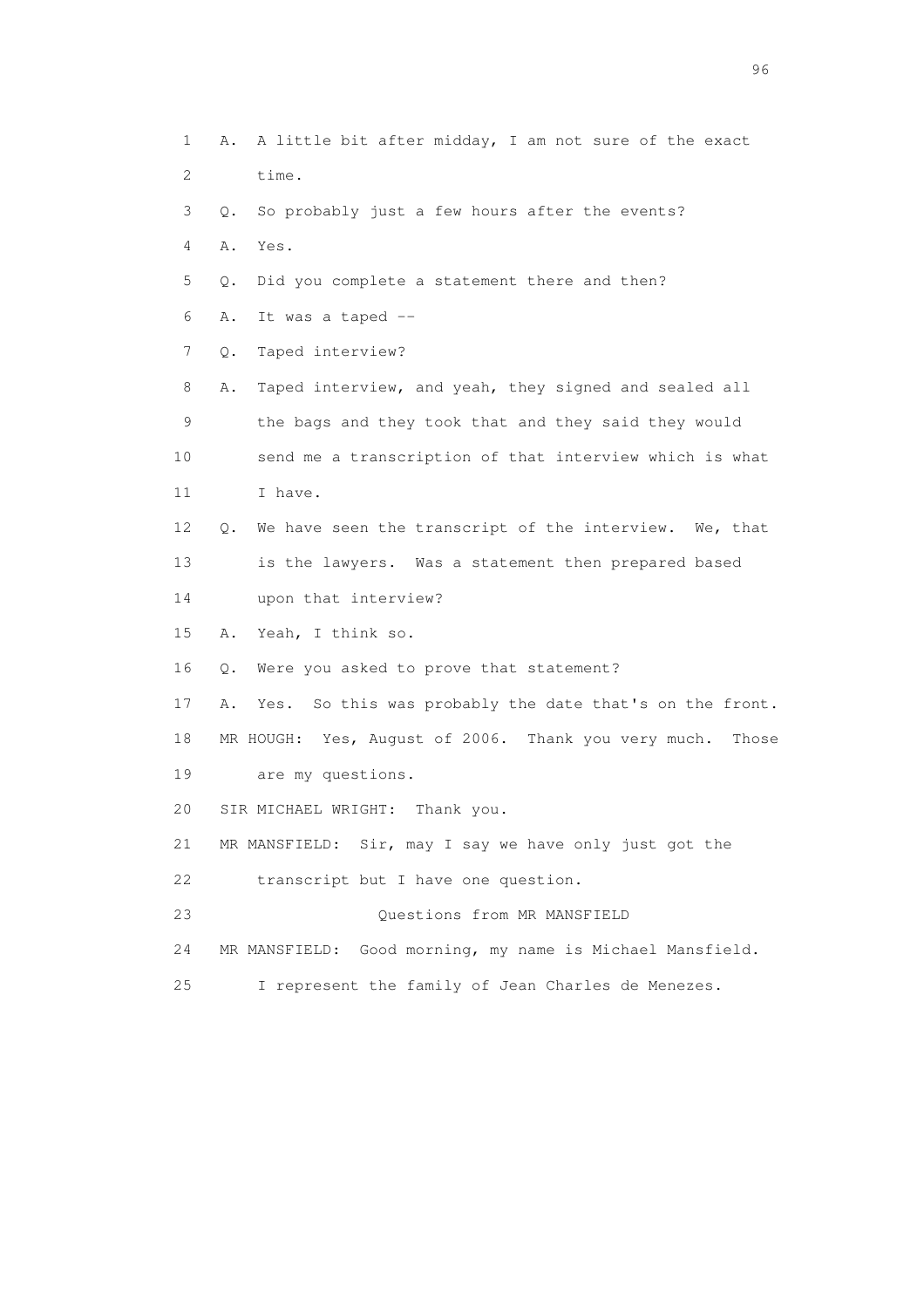1 A. A little bit after midday, I am not sure of the exact
2 time.
3 Q. So probably just a few hours after the events?
4 A. Yes.
5 Q. Did you complete a statement there and then?
6 A. It was a taped --
7 Q. Taped interview?
8 A. Taped interview, and yeah, they signed and sealed all
9 the bags and they took that and they said they would
10 send me a transcription of that interview which is what
11 I have.
12 Q. We have seen the transcript of the interview. We, that
13 is the lawyers. Was a statement then prepared based
14 upon that interview?
15 A. Yeah, I think so.
16 Q. Were you asked to prove that statement?
17 A. Yes. So this was probably the date that's on the front.
18 MR HOUGH: Yes, August of 2006. Thank you very much. Those
19 are my questions.
20 SIR MICHAEL WRIGHT: Thank you.
21 MR MANSFIELD: Sir, may I say we have only just got the
22 transcript but I have one question.
23 Questions from MR MANSFIELD
24 MR MANSFIELD: Good morning, my name is Michael Mansfield.
25 I represent the family of Jean Charles de Menezes.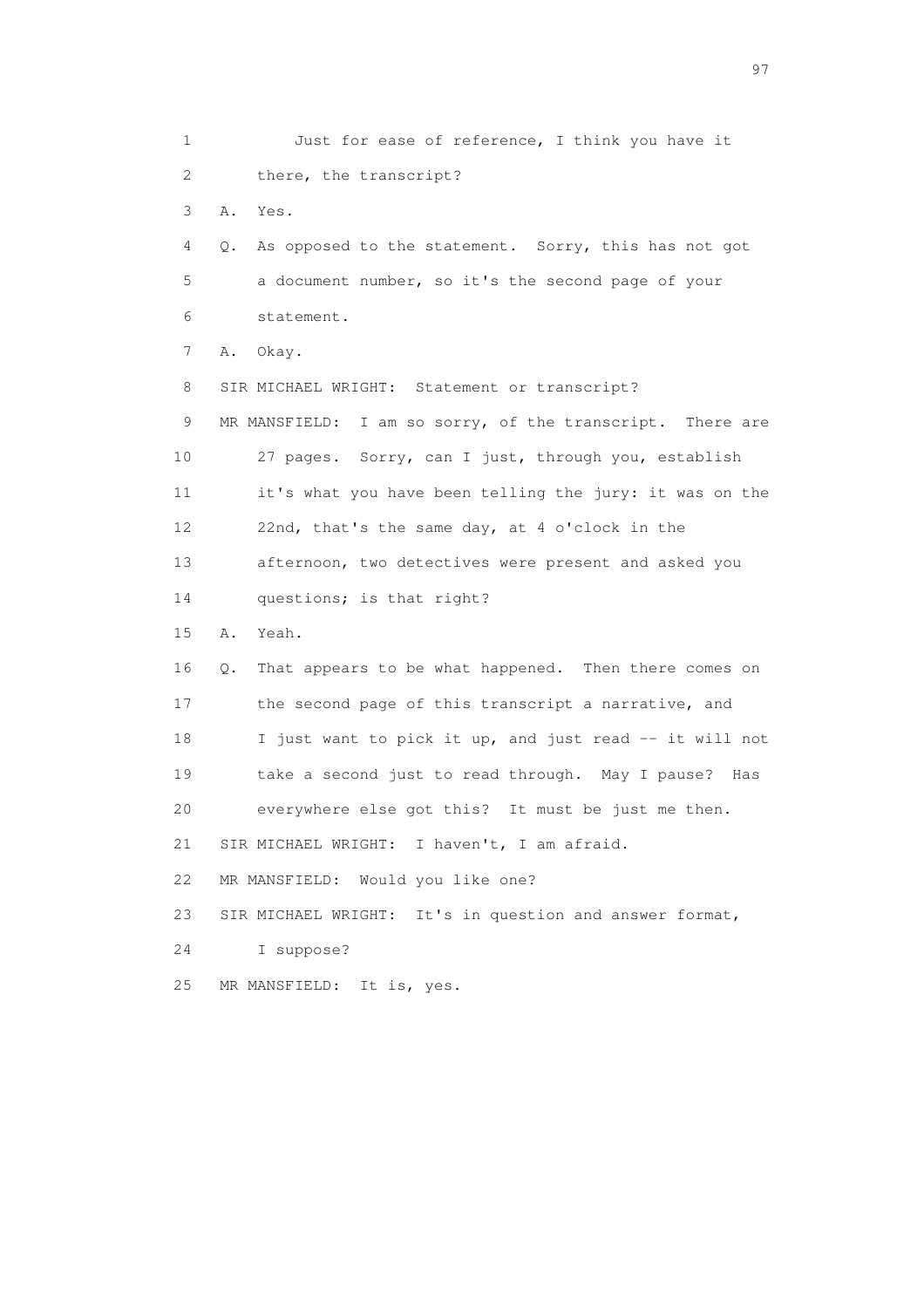1 Just for ease of reference, I think you have it
2 there, the transcript?
3 A. Yes.
4 Q. As opposed to the statement. Sorry, this has not got
5 a document number, so it's the second page of your
6 statement.
7 A. Okay.
8 SIR MICHAEL WRIGHT: Statement or transcript?
9 MR MANSFIELD: I am so sorry, of the transcript. There are
10 27 pages. Sorry, can I just, through you, establish
11 it's what you have been telling the jury: it was on the
12 22nd, that's the same day, at 4 o'clock in the
13 afternoon, two detectives were present and asked you
14 questions; is that right?
15 A. Yeah.
16 Q. That appears to be what happened. Then there comes on
17 the second page of this transcript a narrative, and
18 I just want to pick it up, and just read -- it will not
19 take a second just to read through. May I pause? Has
20 everywhere else got this? It must be just me then.
21 SIR MICHAEL WRIGHT: I haven't, I am afraid.
22 MR MANSFIELD: Would you like one?
23 SIR MICHAEL WRIGHT: It's in question and answer format,
24 I suppose?
25 MR MANSFIELD: It is, yes.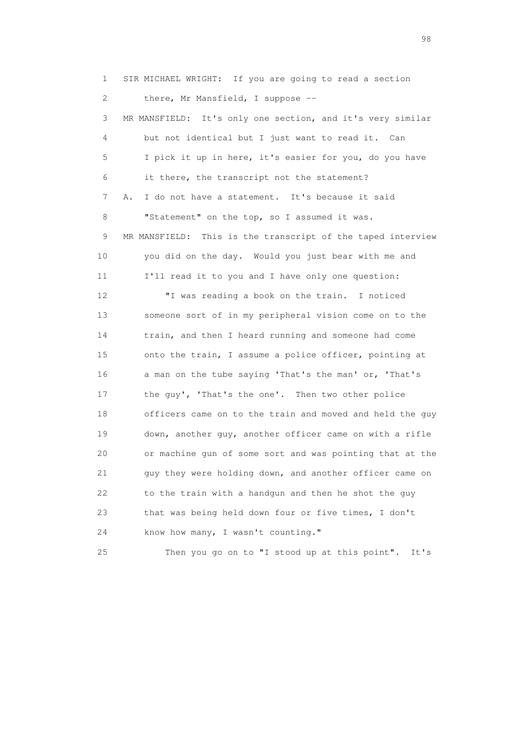1 SIR MICHAEL WRIGHT: If you are going to read a section
2 there, Mr Mansfield, I suppose --
3 MR MANSFIELD: It's only one section, and it's very similar
4 but not identical but I just want to read it. Can
5 I pick it up in here, it's easier for you, do you have
6 it there, the transcript not the statement?
7 A. I do not have a statement. It's because it said
8 "Statement" on the top, so I assumed it was.
9 MR MANSFIELD: This is the transcript of the taped interview
10 you did on the day. Would you just bear with me and
11 I'll read it to you and I have only one question:
12 "I was reading a book on the train. I noticed
13 someone sort of in my peripheral vision come on to the
14 train, and then I heard running and someone had come
15 onto the train, I assume a police officer, pointing at
16 a man on the tube saying 'That's the man' or, 'That's
17 the guy', 'That's the one'. Then two other police
18 officers came on to the train and moved and held the guy
19 down, another guy, another officer came on with a rifle
20 or machine gun of some sort and was pointing that at the
21 guy they were holding down, and another officer came on
22 to the train with a handgun and then he shot the guy
23 that was being held down four or five times, I don't
24 know how many, I wasn't counting."
25 Then you go on to "I stood up at this point". It's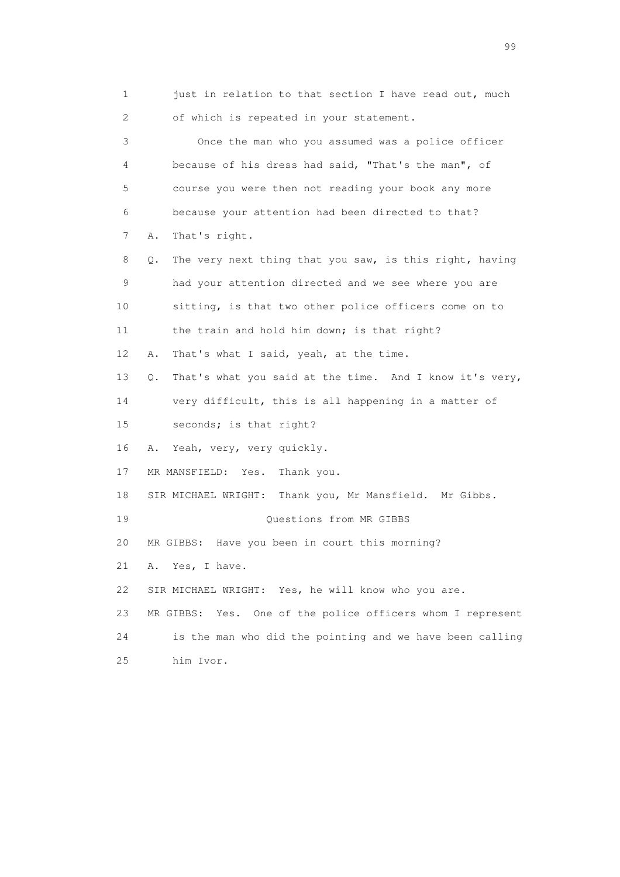1 just in relation to that section I have read out, much
2 of which is repeated in your statement.

3 Once the man who you assumed was a police officer
4 because of his dress had said, "That's the man", of
5 course you were then not reading your book any more
6 because your attention had been directed to that?

7 A. That's right.

8 Q. The very next thing that you saw, is this right, having
9 had your attention directed and we see where you are
10 sitting, is that two other police officers come on to
11 the train and hold him down; is that right?

12 A. That's what I said, yeah, at the time.

13 Q. That's what you said at the time. And I know it's very,
14 very difficult, this is all happening in a matter of
15 seconds; is that right?

16 A. Yeah, very, very quickly.

17 MR MANSFIELD: Yes. Thank you.

18 SIR MICHAEL WRIGHT: Thank you, Mr Mansfield. Mr Gibbs.

19 Questions from MR GIBBS

20 MR GIBBS: Have you been in court this morning?

21 A. Yes, I have.

22 SIR MICHAEL WRIGHT: Yes, he will know who you are.

23 MR GIBBS: Yes. One of the police officers whom I represent
24 is the man who did the pointing and we have been calling
25 him Ivor.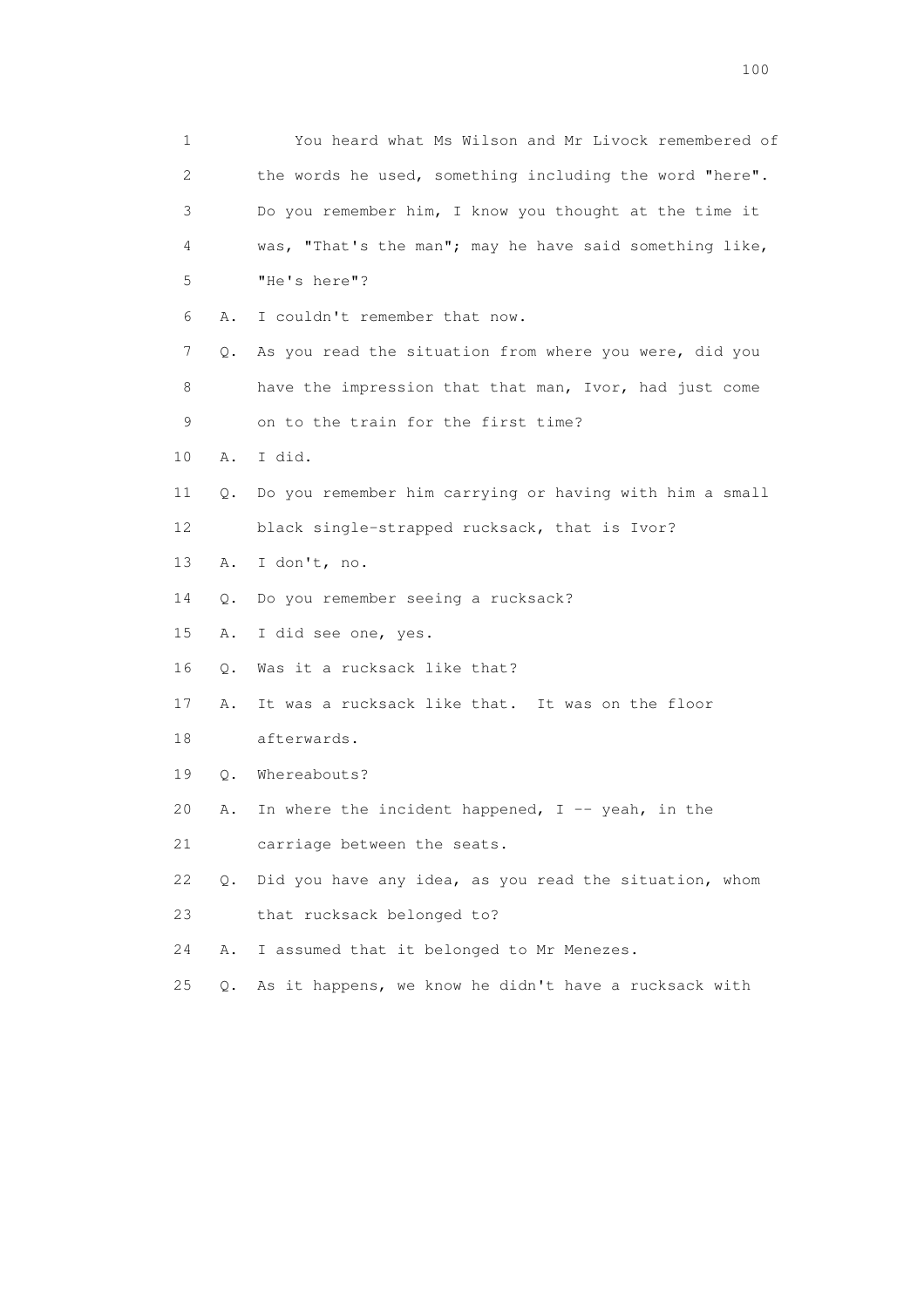1 You heard what Ms Wilson and Mr Livock remembered of
2 the words he used, something including the word "here".
3 Do you remember him, I know you thought at the time it
4 was, "That's the man"; may he have said something like,
5 "He's here"?
6 A. I couldn't remember that now.
7 Q. As you read the situation from where you were, did you
8 have the impression that that man, Ivor, had just come
9 on to the train for the first time?
10 A. I did.
11 Q. Do you remember him carrying or having with him a small
12 black single-strapped rucksack, that is Ivor?
13 A. I don't, no.
14 Q. Do you remember seeing a rucksack?
15 A. I did see one, yes.
16 Q. Was it a rucksack like that?
17 A. It was a rucksack like that. It was on the floor
18 afterwards.
19 Q. Whereabouts?
20 A. In where the incident happened, I -- yeah, in the
21 carriage between the seats.
22 Q. Did you have any idea, as you read the situation, whom
23 that rucksack belonged to?
24 A. I assumed that it belonged to Mr Menezes.
25 Q. As it happens, we know he didn't have a rucksack with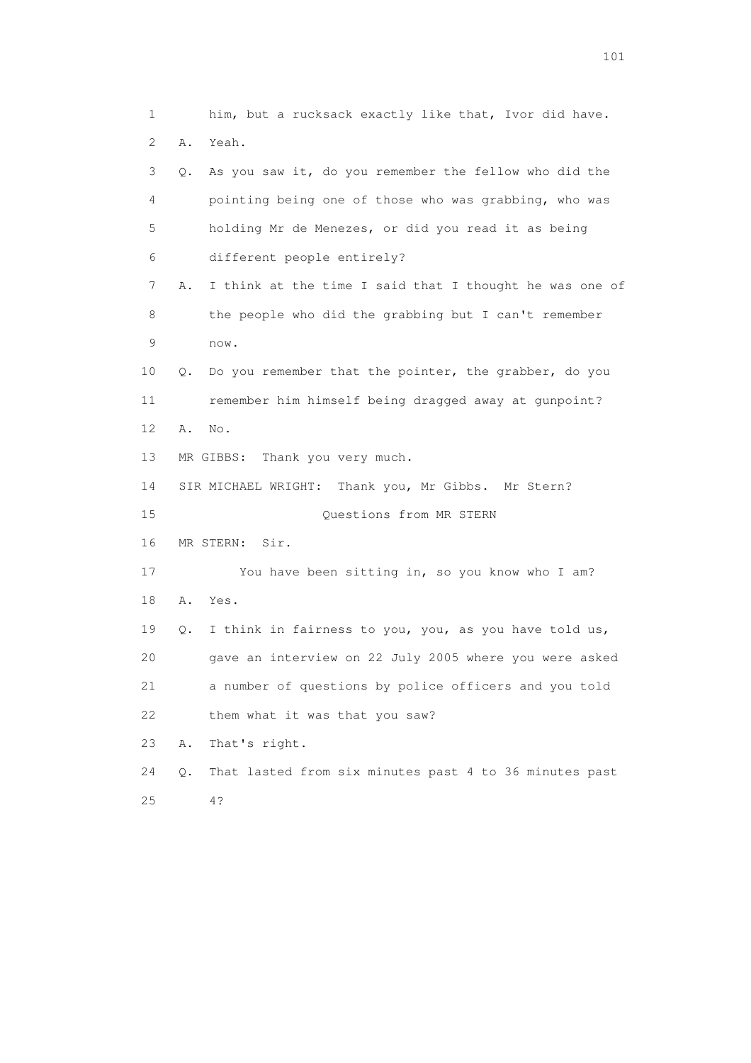1 him, but a rucksack exactly like that, Ivor did have.

2 A. Yeah.

3 Q. As you saw it, do you remember the fellow who did the

4 pointing being one of those who was grabbing, who was

5 holding Mr de Menezes, or did you read it as being

6 different people entirely?

7 A. I think at the time I said that I thought he was one of

8 the people who did the grabbing but I can't remember

9 now.

10 Q. Do you remember that the pointer, the grabber, do you

11 remember him himself being dragged away at gunpoint?

12 A. No.

13 MR GIBBS: Thank you very much.

14 SIR MICHAEL WRIGHT: Thank you, Mr Gibbs. Mr Stern?

15 Questions from MR STERN

16 MR STERN: Sir.

17 You have been sitting in, so you know who I am?

18 A. Yes.

19 Q. I think in fairness to you, you, as you have told us,

20 gave an interview on 22 July 2005 where you were asked

21 a number of questions by police officers and you told

22 them what it was that you saw?

23 A. That's right.

24 Q. That lasted from six minutes past 4 to 36 minutes past

25 4?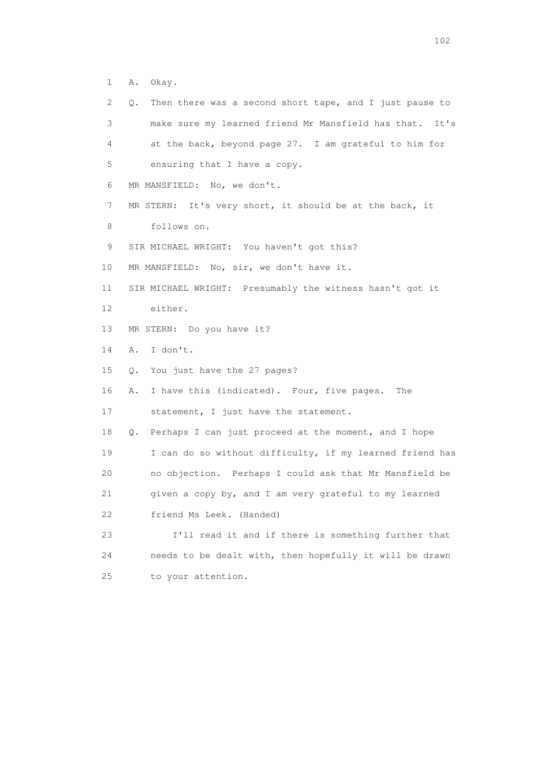1 A. Okay.

2 Q. Then there was a second short tape, and I just pause to

3 make sure my learned friend Mr Mansfield has that. It's

4 at the back, beyond page 27. I am grateful to him for

5 ensuring that I have a copy.

6 MR MANSFIELD: No, we don't.

7 MR STERN: It's very short, it should be at the back, it

8 follows on.

9 SIR MICHAEL WRIGHT: You haven't got this?

10 MR MANSFIELD: No, sir, we don't have it.

11 SIR MICHAEL WRIGHT: Presumably the witness hasn't got it

12 either.

13 MR STERN: Do you have it?

14 A. I don't.

15 Q. You just have the 27 pages?

16 A. I have this (indicated). Four, five pages. The

17 statement, I just have the statement.

18 Q. Perhaps I can just proceed at the moment, and I hope

19 I can do so without difficulty, if my learned friend has

20 no objection. Perhaps I could ask that Mr Mansfield be

21 given a copy by, and I am very grateful to my learned

22 friend Ms Leek. (Handed)

23 I'll read it and if there is something further that

24 needs to be dealt with, then hopefully it will be drawn

25 to your attention.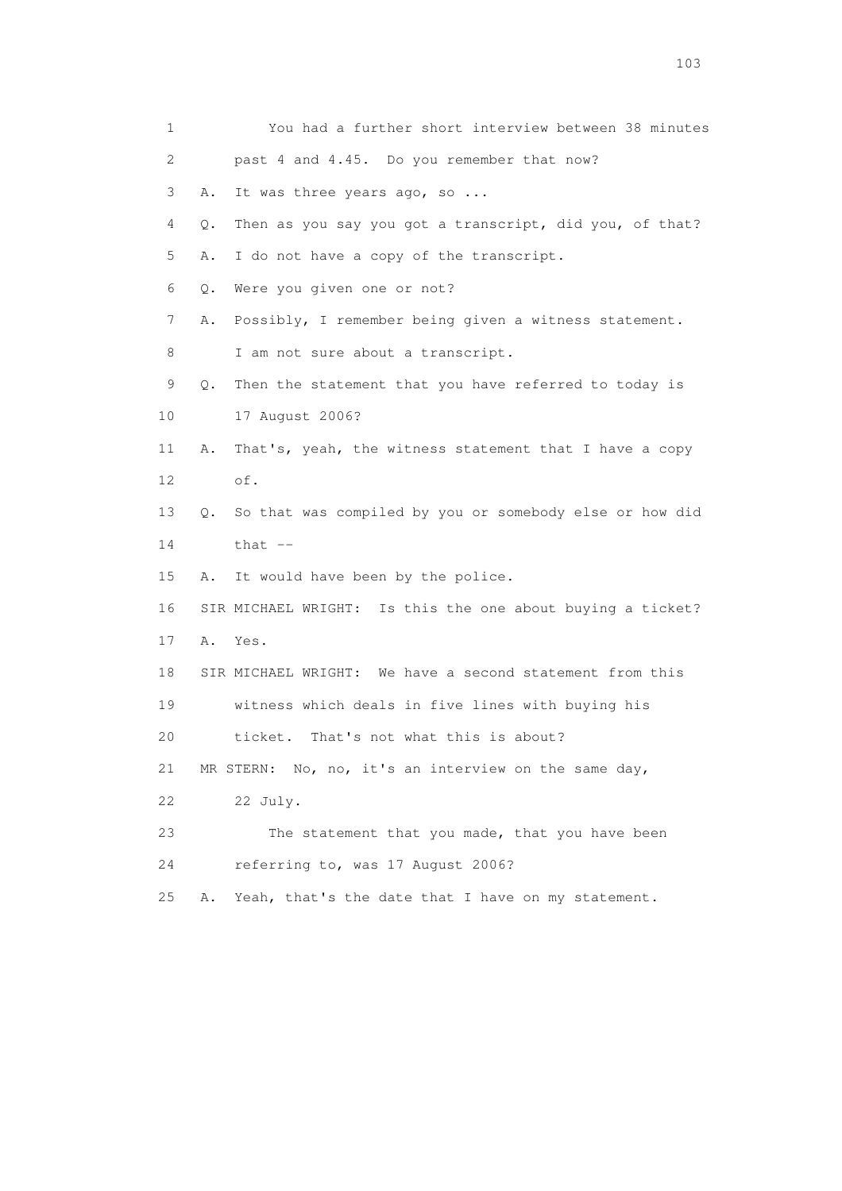1 You had a further short interview between 38 minutes
2 past 4 and 4.45. Do you remember that now?
3 A. It was three years ago, so ...
4 Q. Then as you say you got a transcript, did you, of that?
5 A. I do not have a copy of the transcript.
6 Q. Were you given one or not?
7 A. Possibly, I remember being given a witness statement.
8 I am not sure about a transcript.
9 Q. Then the statement that you have referred to today is
10 17 August 2006?
11 A. That's, yeah, the witness statement that I have a copy
12 of.
13 Q. So that was compiled by you or somebody else or how did
14 that --
15 A. It would have been by the police.
16 SIR MICHAEL WRIGHT: Is this the one about buying a ticket?
17 A. Yes.
18 SIR MICHAEL WRIGHT: We have a second statement from this
19 witness which deals in five lines with buying his
20 ticket. That's not what this is about?
21 MR STERN: No, no, it's an interview on the same day,
22 22 July.
23 The statement that you made, that you have been
24 referring to, was 17 August 2006?
25 A. Yeah, that's the date that I have on my statement.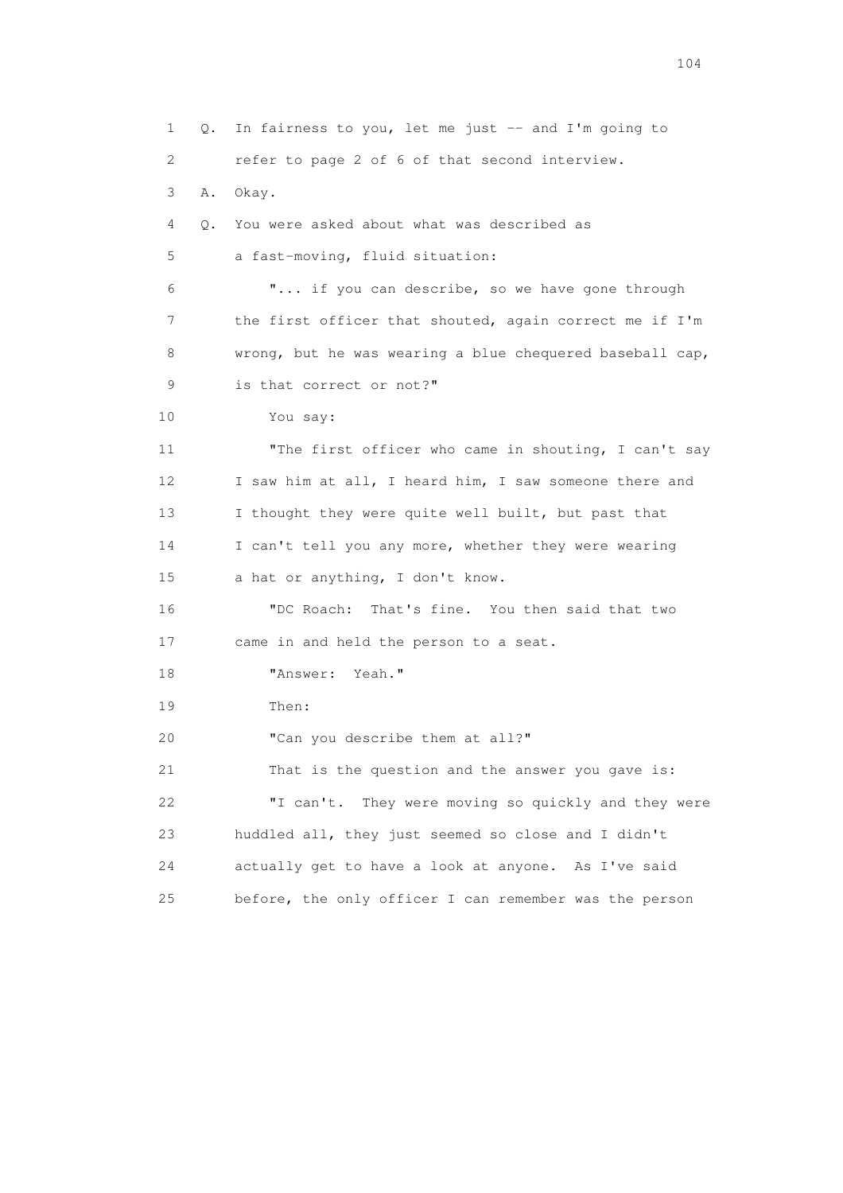1 Q. In fairness to you, let me just -- and I'm going to
2 refer to page 2 of 6 of that second interview.
3 A. Okay.
4 Q. You were asked about what was described as
5 a fast-moving, fluid situation:
6 "... if you can describe, so we have gone through
7 the first officer that shouted, again correct me if I'm
8 wrong, but he was wearing a blue chequered baseball cap,
9 is that correct or not?"
10 You say:
11 "The first officer who came in shouting, I can't say
12 I saw him at all, I heard him, I saw someone there and
13 I thought they were quite well built, but past that
14 I can't tell you any more, whether they were wearing
15 a hat or anything, I don't know.
16 "DC Roach: That's fine. You then said that two
17 came in and held the person to a seat.
18 "Answer: Yeah."
19 Then:
20 "Can you describe them at all?"
21 That is the question and the answer you gave is:
22 "I can't. They were moving so quickly and they were
23 huddled all, they just seemed so close and I didn't
24 actually get to have a look at anyone. As I've said
25 before, the only officer I can remember was the person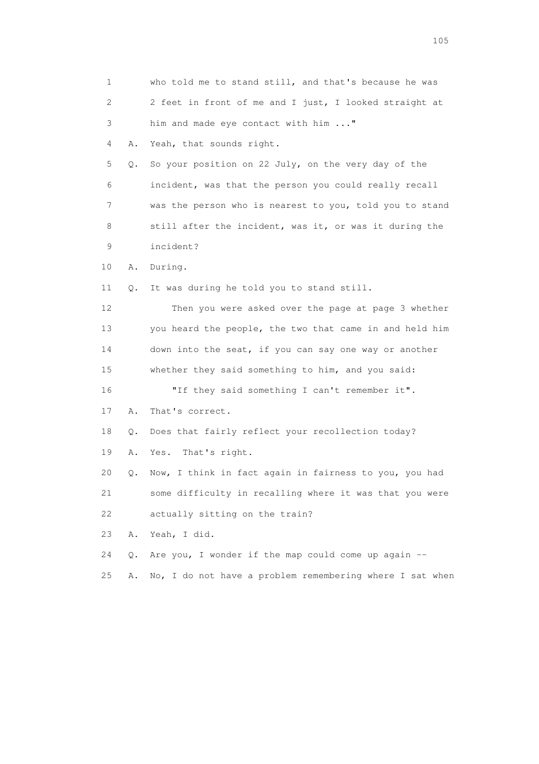1 who told me to stand still, and that's because he was
2 2 feet in front of me and I just, I looked straight at
3 him and made eye contact with him ..."

4 A. Yeah, that sounds right.

5 Q. So your position on 22 July, on the very day of the
6 incident, was that the person you could really recall
7 was the person who is nearest to you, told you to stand
8 still after the incident, was it, or was it during the
9 incident?

10 A. During.

11 Q. It was during he told you to stand still.

12 Then you were asked over the page at page 3 whether
13 you heard the people, the two that came in and held him
14 down into the seat, if you can say one way or another
15 whether they said something to him, and you said:

16 "If they said something I can't remember it".

17 A. That's correct.

18 Q. Does that fairly reflect your recollection today?

19 A. Yes. That's right.

20 Q. Now, I think in fact again in fairness to you, you had
21 some difficulty in recalling where it was that you were
22 actually sitting on the train?

23 A. Yeah, I did.

24 Q. Are you, I wonder if the map could come up again --

25 A. No, I do not have a problem remembering where I sat when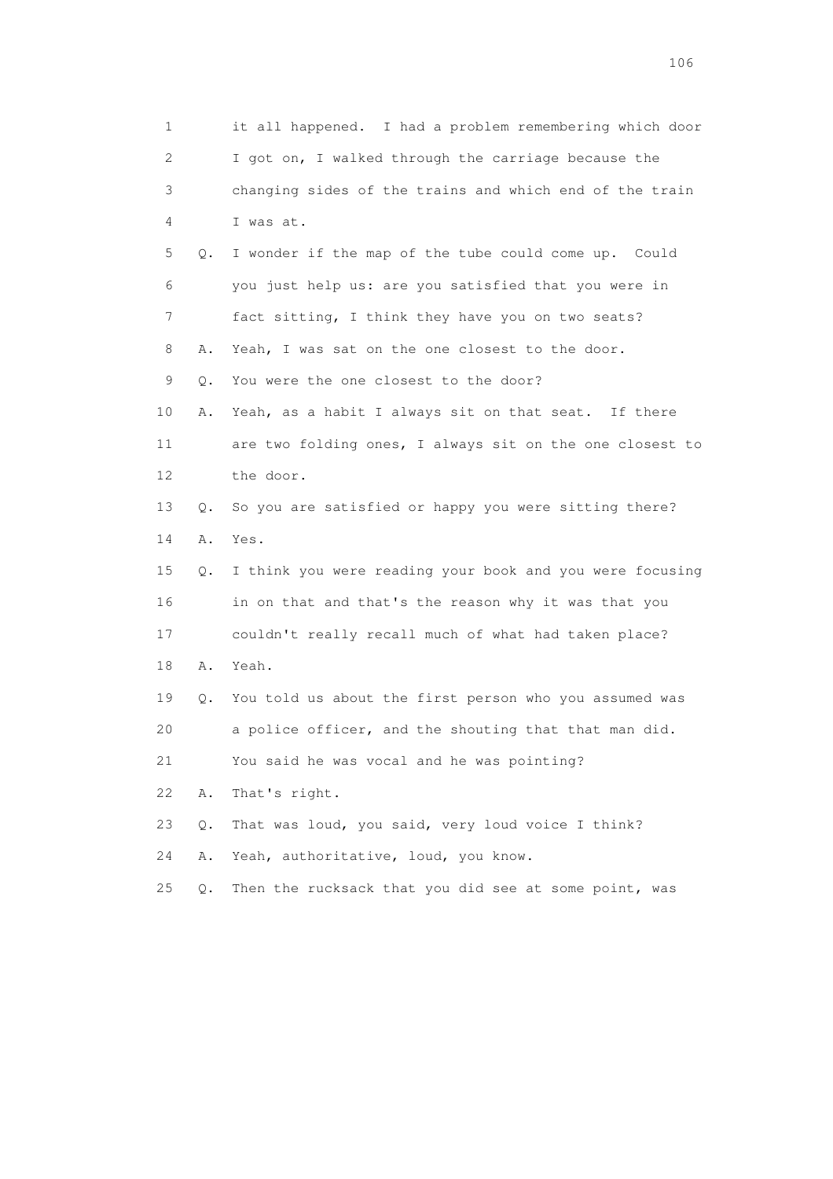1 it all happened. I had a problem remembering which door
2 I got on, I walked through the carriage because the
3 changing sides of the trains and which end of the train
4 I was at.
5 Q. I wonder if the map of the tube could come up. Could
6 you just help us: are you satisfied that you were in
7 fact sitting, I think they have you on two seats?
8 A. Yeah, I was sat on the one closest to the door.
9 Q. You were the one closest to the door?
10 A. Yeah, as a habit I always sit on that seat. If there
11 are two folding ones, I always sit on the one closest to
12 the door.
13 Q. So you are satisfied or happy you were sitting there?
14 A. Yes.
15 Q. I think you were reading your book and you were focusing
16 in on that and that's the reason why it was that you
17 couldn't really recall much of what had taken place?
18 A. Yeah.
19 Q. You told us about the first person who you assumed was
20 a police officer, and the shouting that that man did.
21 You said he was vocal and he was pointing?
22 A. That's right.
23 Q. That was loud, you said, very loud voice I think?
24 A. Yeah, authoritative, loud, you know.
25 Q. Then the rucksack that you did see at some point, was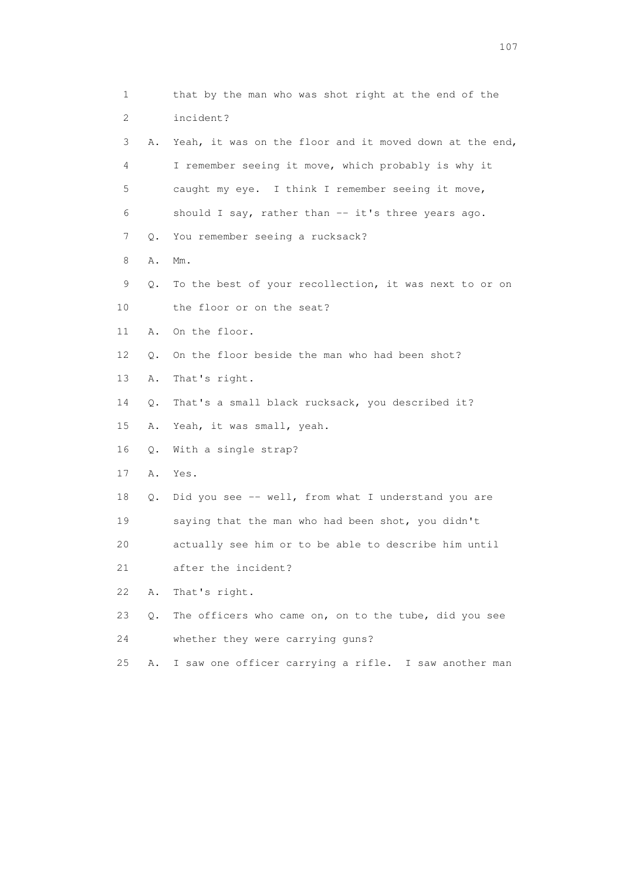1 that by the man who was shot right at the end of the
2 incident?
3 A. Yeah, it was on the floor and it moved down at the end,
4 I remember seeing it move, which probably is why it
5 caught my eye. I think I remember seeing it move,
6 should I say, rather than -- it's three years ago.
7 Q. You remember seeing a rucksack?
8 A. Mm.
9 Q. To the best of your recollection, it was next to or on
10 the floor or on the seat?
11 A. On the floor.
12 Q. On the floor beside the man who had been shot?
13 A. That's right.
14 Q. That's a small black rucksack, you described it?
15 A. Yeah, it was small, yeah.
16 Q. With a single strap?
17 A. Yes.
18 Q. Did you see -- well, from what I understand you are
19 saying that the man who had been shot, you didn't
20 actually see him or to be able to describe him until
21 after the incident?
22 A. That's right.
23 Q. The officers who came on, on to the tube, did you see
24 whether they were carrying guns?
25 A. I saw one officer carrying a rifle. I saw another man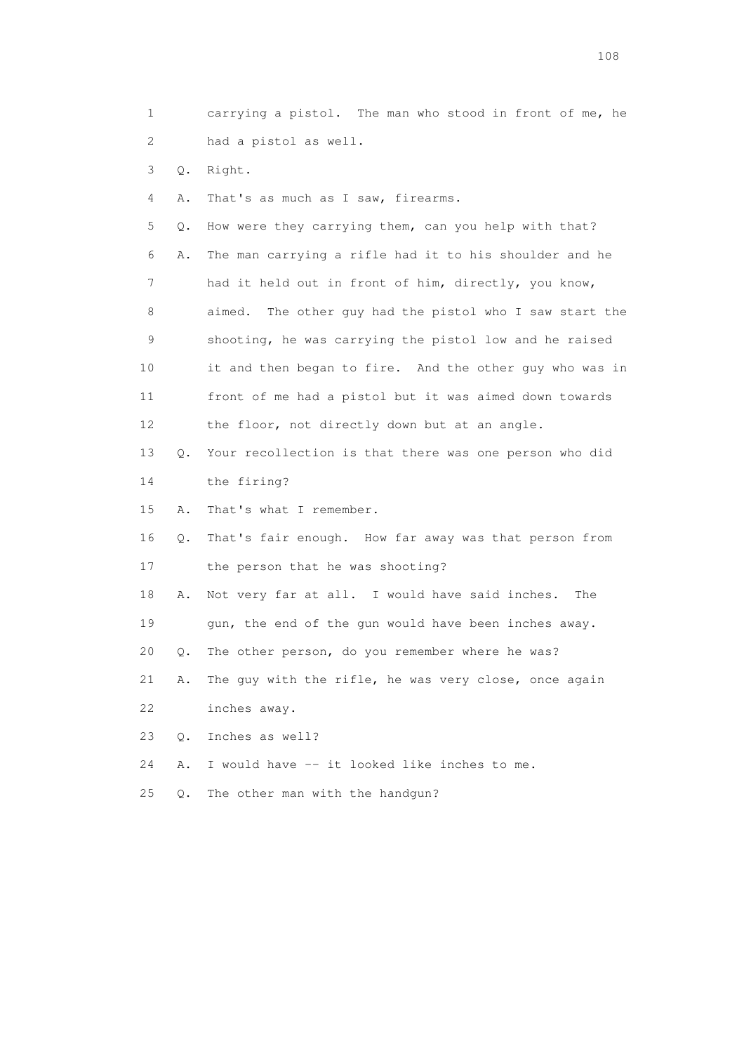1 carrying a pistol. The man who stood in front of me, he
2 had a pistol as well.

3 Q. Right.

4 A. That's as much as I saw, firearms.

5 Q. How were they carrying them, can you help with that?

6 A. The man carrying a rifle had it to his shoulder and he
7 had it held out in front of him, directly, you know,
8 aimed. The other guy had the pistol who I saw start the
9 shooting, he was carrying the pistol low and he raised
10 it and then began to fire. And the other guy who was in
11 front of me had a pistol but it was aimed down towards
12 the floor, not directly down but at an angle.

13 Q. Your recollection is that there was one person who did
14 the firing?

15 A. That's what I remember.

16 Q. That's fair enough. How far away was that person from
17 the person that he was shooting?

18 A. Not very far at all. I would have said inches. The
19 gun, the end of the gun would have been inches away.

20 Q. The other person, do you remember where he was?

21 A. The guy with the rifle, he was very close, once again
22 inches away.

23 Q. Inches as well?

24 A. I would have -- it looked like inches to me.

25 Q. The other man with the handgun?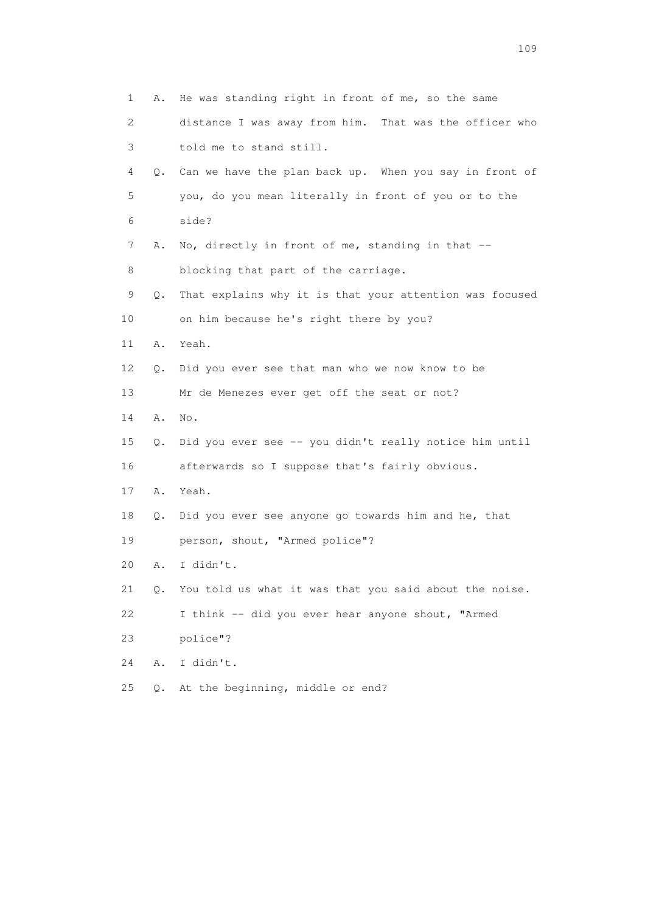1 A. He was standing right in front of me, so the same
2 distance I was away from him. That was the officer who
3 told me to stand still.
4 Q. Can we have the plan back up. When you say in front of
5 you, do you mean literally in front of you or to the
6 side?
7 A. No, directly in front of me, standing in that --
8 blocking that part of the carriage.
9 Q. That explains why it is that your attention was focused
10 on him because he's right there by you?
11 A. Yeah.
12 Q. Did you ever see that man who we now know to be
13 Mr de Menezes ever get off the seat or not?
14 A. No.
15 Q. Did you ever see -- you didn't really notice him until
16 afterwards so I suppose that's fairly obvious.
17 A. Yeah.
18 Q. Did you ever see anyone go towards him and he, that
19 person, shout, "Armed police"?
20 A. I didn't.
21 Q. You told us what it was that you said about the noise.
22 I think -- did you ever hear anyone shout, "Armed
23 police"?
24 A. I didn't.
25 Q. At the beginning, middle or end?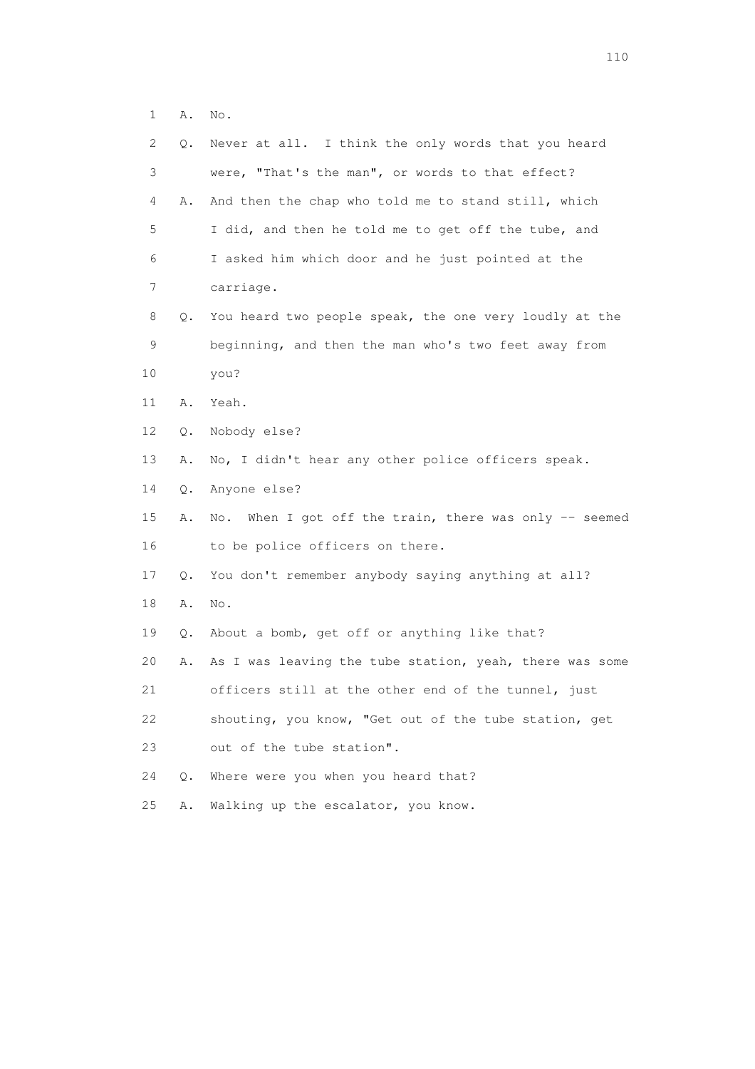1 A. No.

2 Q. Never at all. I think the only words that you heard

3 were, "That's the man", or words to that effect?

4 A. And then the chap who told me to stand still, which

5 I did, and then he told me to get off the tube, and

6 I asked him which door and he just pointed at the

7 carriage.

8 Q. You heard two people speak, the one very loudly at the

9 beginning, and then the man who's two feet away from

10 you?

11 A. Yeah.

12 Q. Nobody else?

13 A. No, I didn't hear any other police officers speak.

14 Q. Anyone else?

15 A. No. When I got off the train, there was only -- seemed

16 to be police officers on there.

17 Q. You don't remember anybody saying anything at all?

18 A. No.

19 Q. About a bomb, get off or anything like that?

20 A. As I was leaving the tube station, yeah, there was some

21 officers still at the other end of the tunnel, just

22 shouting, you know, "Get out of the tube station, get

23 out of the tube station".

24 Q. Where were you when you heard that?

25 A. Walking up the escalator, you know.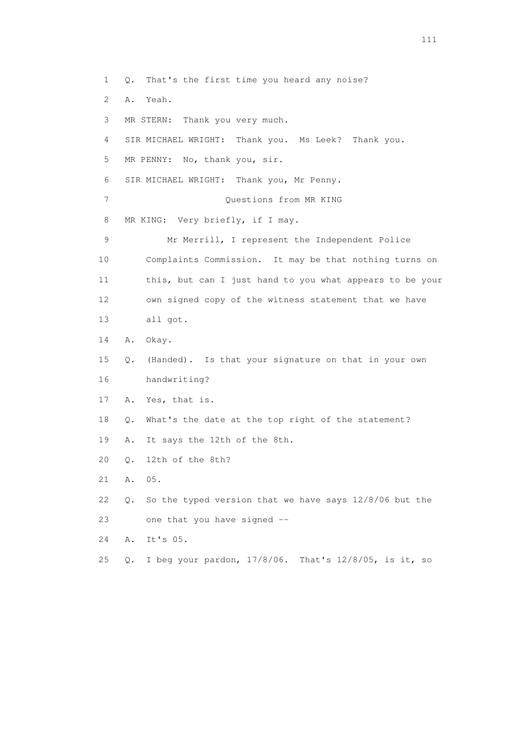1 Q. That's the first time you heard any noise?

2 A. Yeah.

3 MR STERN: Thank you very much.

4 SIR MICHAEL WRIGHT: Thank you. Ms Leek? Thank you.

5 MR PENNY: No, thank you, sir.

6 SIR MICHAEL WRIGHT: Thank you, Mr Penny.

7 Questions from MR KING

8 MR KING: Very briefly, if I may.

9 Mr Merrill, I represent the Independent Police

10 Complaints Commission. It may be that nothing turns on

11 this, but can I just hand to you what appears to be your

12 own signed copy of the witness statement that we have

13 all got.

14 A. Okay.

15 Q. (Handed). Is that your signature on that in your own

16 handwriting?

17 A. Yes, that is.

18 Q. What's the date at the top right of the statement?

19 A. It says the 12th of the 8th.

20 Q. 12th of the 8th?

21 A. 05.

22 Q. So the typed version that we have says 12/8/06 but the

23 one that you have signed --

24 A. It's 05.

25 Q. I beg your pardon, 17/8/06. That's 12/8/05, is it, so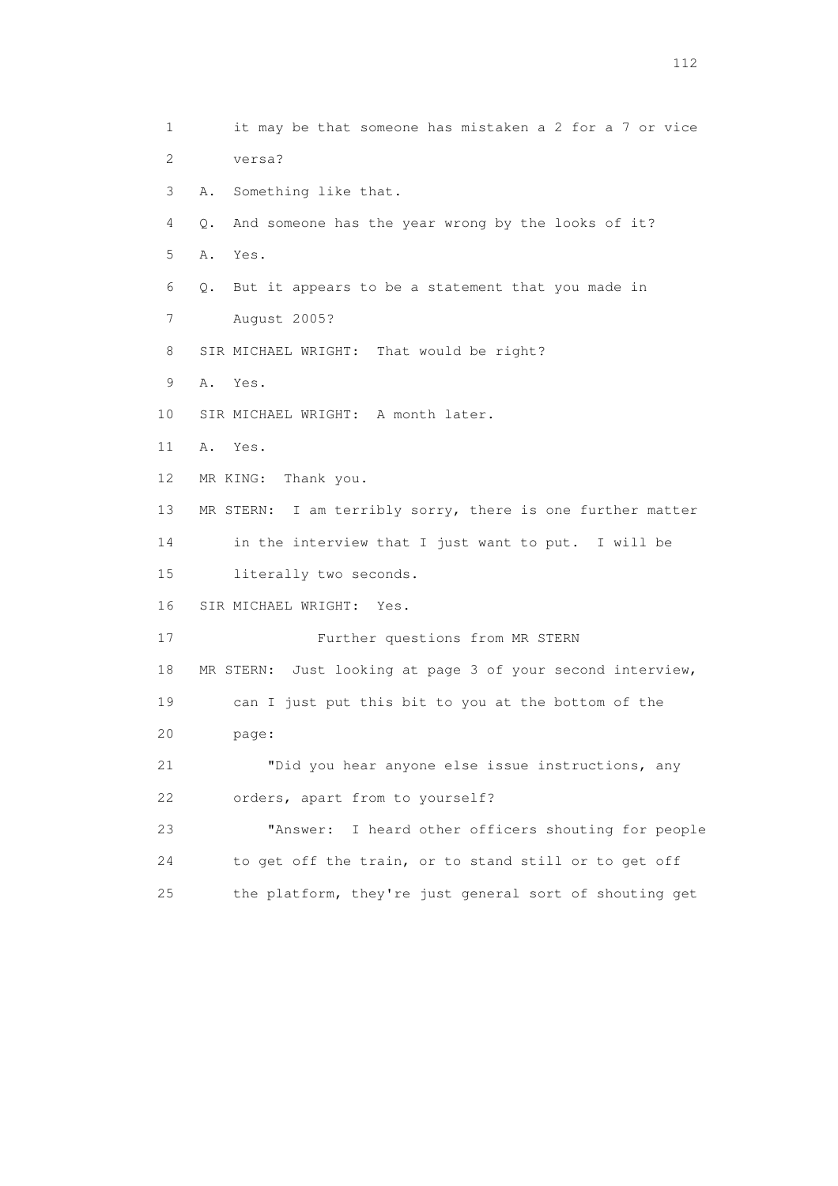it may be that someone has mistaken a 2 for a 7 or vice versa?

A. Something like that.

Q. And someone has the year wrong by the looks of it?

A. Yes.

Q. But it appears to be a statement that you made in August 2005?

SIR MICHAEL WRIGHT: That would be right?

A. Yes.

SIR MICHAEL WRIGHT: A month later.

A. Yes.

MR KING: Thank you.

MR STERN: I am terribly sorry, there is one further matter in the interview that I just want to put. I will be literally two seconds.

SIR MICHAEL WRIGHT: Yes.

Further questions from MR STERN

MR STERN: Just looking at page 3 of your second interview, can I just put this bit to you at the bottom of the page:

"Did you hear anyone else issue instructions, any orders, apart from to yourself?

"Answer: I heard other officers shouting for people to get off the train, or to stand still or to get off the platform, they're just general sort of shouting get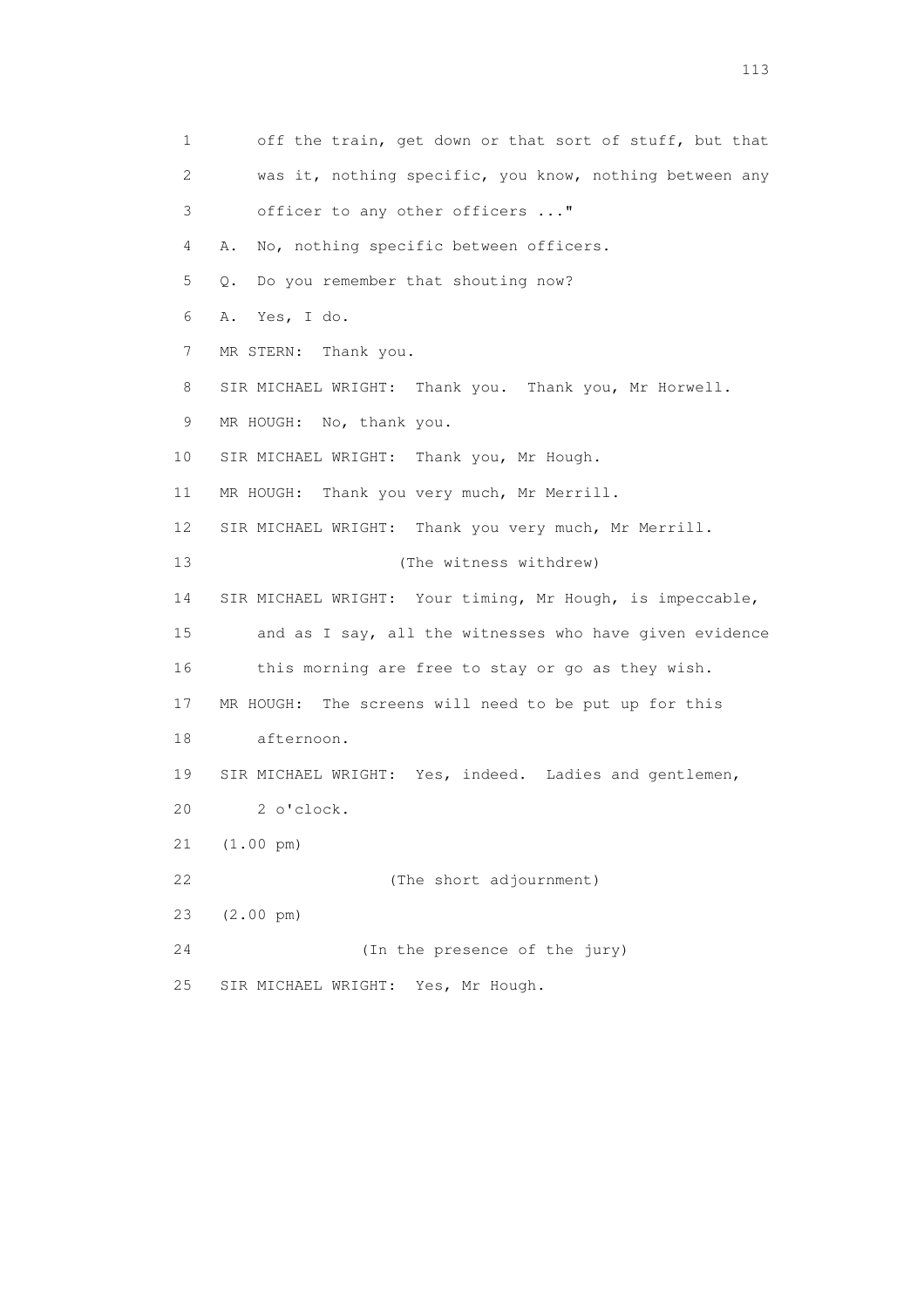1 off the train, get down or that sort of stuff, but that

2 was it, nothing specific, you know, nothing between any

3 officer to any other officers ..."

4 A. No, nothing specific between officers.

5 Q. Do you remember that shouting now?

6 A. Yes, I do.

7 MR STERN: Thank you.

8 SIR MICHAEL WRIGHT: Thank you. Thank you, Mr Horwell.

9 MR HOUGH: No, thank you.

10 SIR MICHAEL WRIGHT: Thank you, Mr Hough.

11 MR HOUGH: Thank you very much, Mr Merrill.

12 SIR MICHAEL WRIGHT: Thank you very much, Mr Merrill.

13 (The witness withdrew)

14 SIR MICHAEL WRIGHT: Your timing, Mr Hough, is impeccable,

15 and as I say, all the witnesses who have given evidence

16 this morning are free to stay or go as they wish.

17 MR HOUGH: The screens will need to be put up for this

18 afternoon.

19 SIR MICHAEL WRIGHT: Yes, indeed. Ladies and gentlemen,

20 2 o'clock.

21 (1.00 pm)

22 (The short adjournment)

23 (2.00 pm)

24 (In the presence of the jury)

25 SIR MICHAEL WRIGHT: Yes, Mr Hough.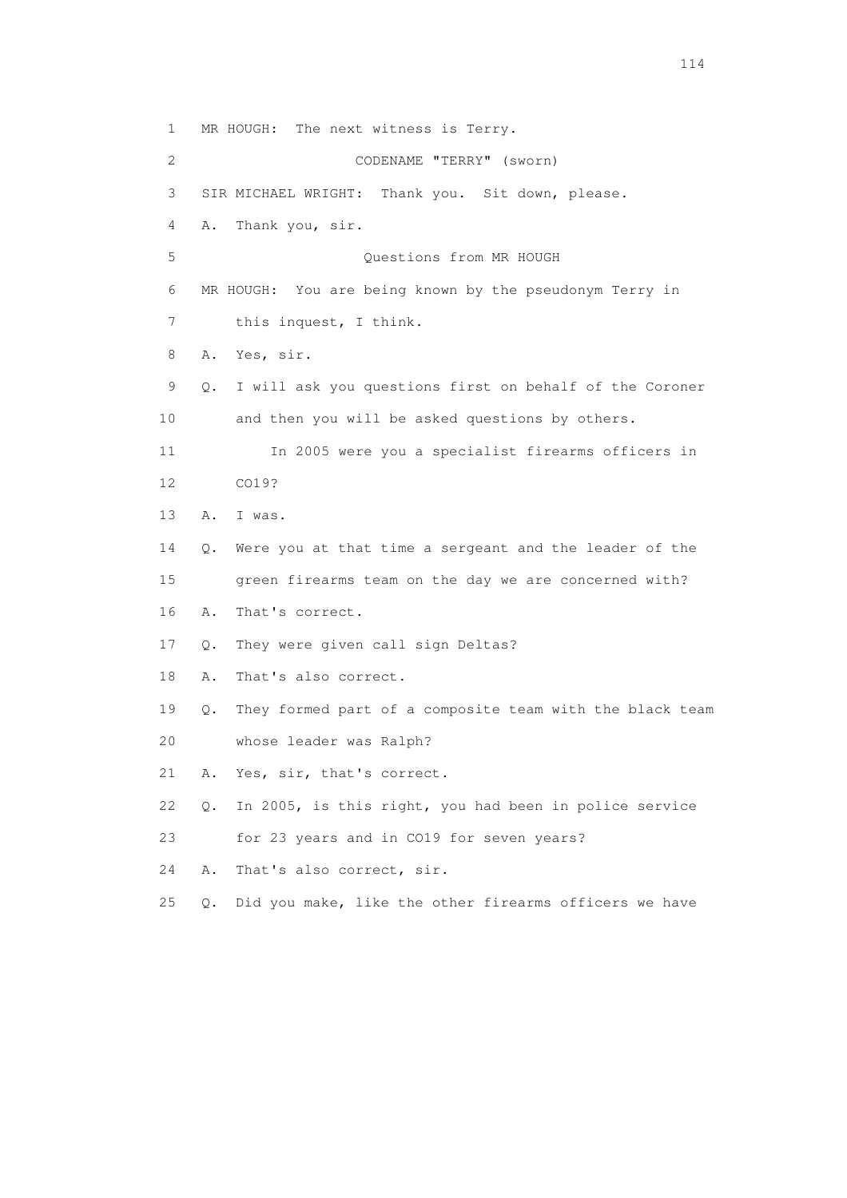1 MR HOUGH: The next witness is Terry.

2 CODENAME "TERRY" (sworn)

3 SIR MICHAEL WRIGHT: Thank you. Sit down, please.

4 A. Thank you, sir.

5 Questions from MR HOUGH

6 MR HOUGH: You are being known by the pseudonym Terry in

7 this inquest, I think.

8 A. Yes, sir.

9 Q. I will ask you questions first on behalf of the Coroner

10 and then you will be asked questions by others.

11 In 2005 were you a specialist firearms officers in

12 CO19?

13 A. I was.

14 Q. Were you at that time a sergeant and the leader of the

15 green firearms team on the day we are concerned with?

16 A. That's correct.

17 Q. They were given call sign Deltas?

18 A. That's also correct.

19 Q. They formed part of a composite team with the black team

20 whose leader was Ralph?

21 A. Yes, sir, that's correct.

22 Q. In 2005, is this right, you had been in police service

23 for 23 years and in CO19 for seven years?

24 A. That's also correct, sir.

25 Q. Did you make, like the other firearms officers we have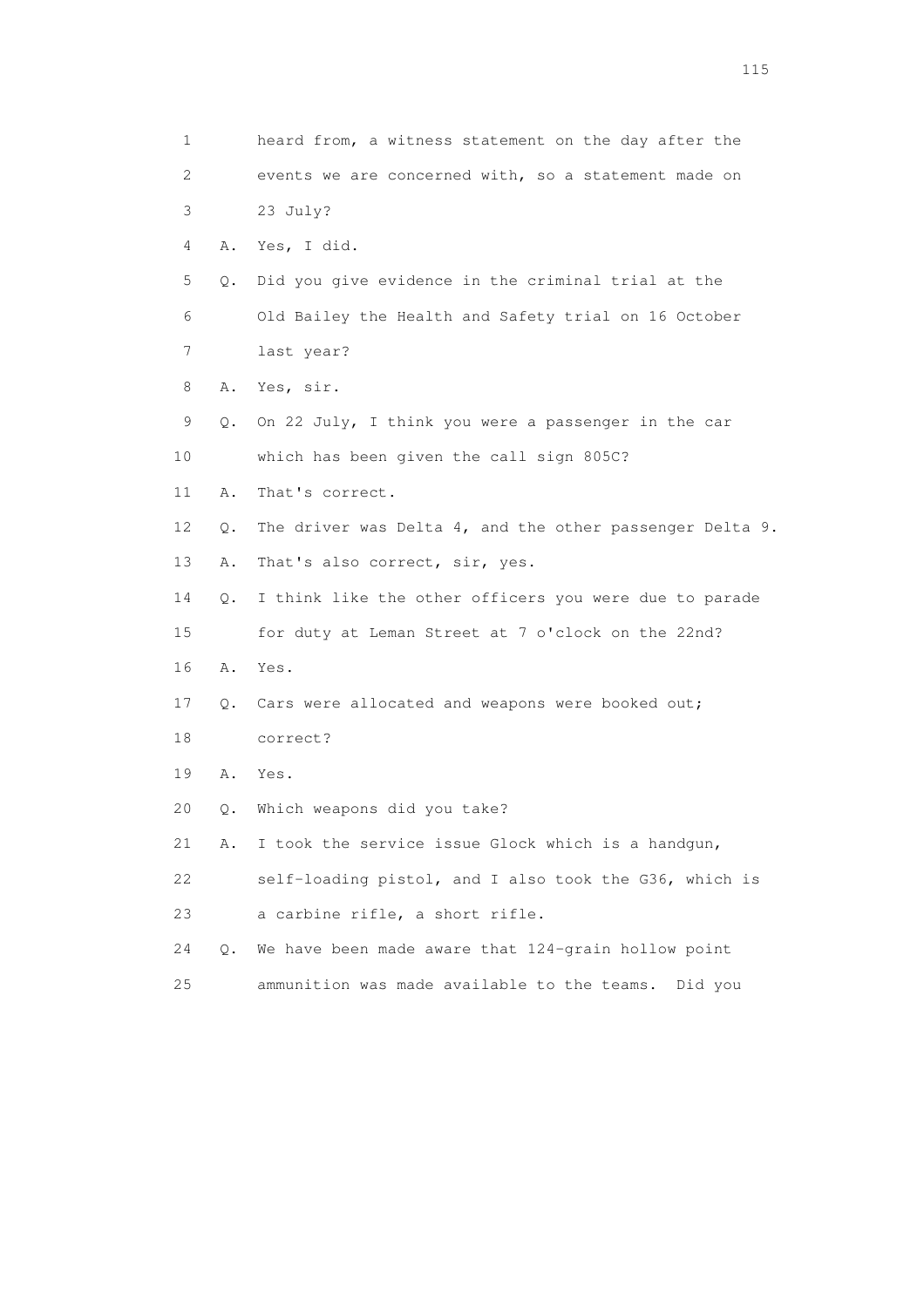1 heard from, a witness statement on the day after the
2 events we are concerned with, so a statement made on
3 23 July?
4 A. Yes, I did.
5 Q. Did you give evidence in the criminal trial at the
6 Old Bailey the Health and Safety trial on 16 October
7 last year?
8 A. Yes, sir.
9 Q. On 22 July, I think you were a passenger in the car
10 which has been given the call sign 805C?
11 A. That's correct.
12 Q. The driver was Delta 4, and the other passenger Delta 9.
13 A. That's also correct, sir, yes.
14 Q. I think like the other officers you were due to parade
15 for duty at Leman Street at 7 o'clock on the 22nd?
16 A. Yes.
17 Q. Cars were allocated and weapons were booked out;
18 correct?
19 A. Yes.
20 Q. Which weapons did you take?
21 A. I took the service issue Glock which is a handgun,
22 self-loading pistol, and I also took the G36, which is
23 a carbine rifle, a short rifle.
24 Q. We have been made aware that 124-grain hollow point
25 ammunition was made available to the teams. Did you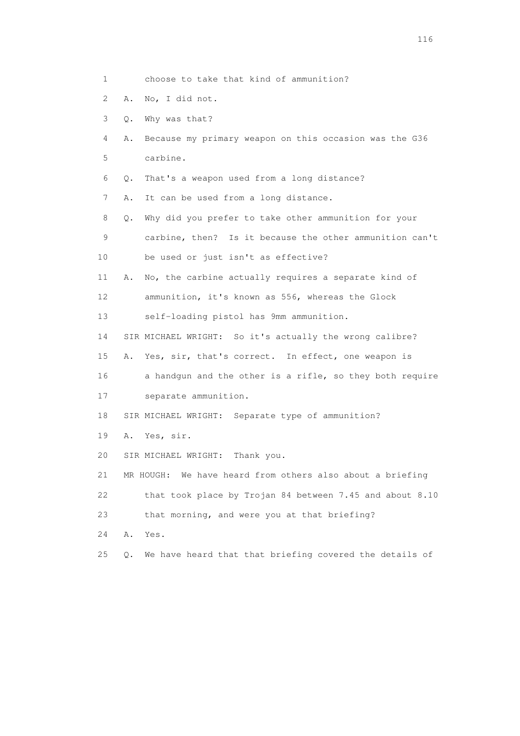1 choose to take that kind of ammunition?

2 A. No, I did not.

3 Q. Why was that?

4 A. Because my primary weapon on this occasion was the G36

5 carbine.

6 Q. That's a weapon used from a long distance?

7 A. It can be used from a long distance.

8 Q. Why did you prefer to take other ammunition for your

9 carbine, then? Is it because the other ammunition can't

10 be used or just isn't as effective?

11 A. No, the carbine actually requires a separate kind of

12 ammunition, it's known as 556, whereas the Glock

13 self-loading pistol has 9mm ammunition.

14 SIR MICHAEL WRIGHT: So it's actually the wrong calibre?

15 A. Yes, sir, that's correct. In effect, one weapon is

16 a handgun and the other is a rifle, so they both require

17 separate ammunition.

18 SIR MICHAEL WRIGHT: Separate type of ammunition?

19 A. Yes, sir.

20 SIR MICHAEL WRIGHT: Thank you.

21 MR HOUGH: We have heard from others also about a briefing

22 that took place by Trojan 84 between 7.45 and about 8.10

23 that morning, and were you at that briefing?

24 A. Yes.

25 Q. We have heard that that briefing covered the details of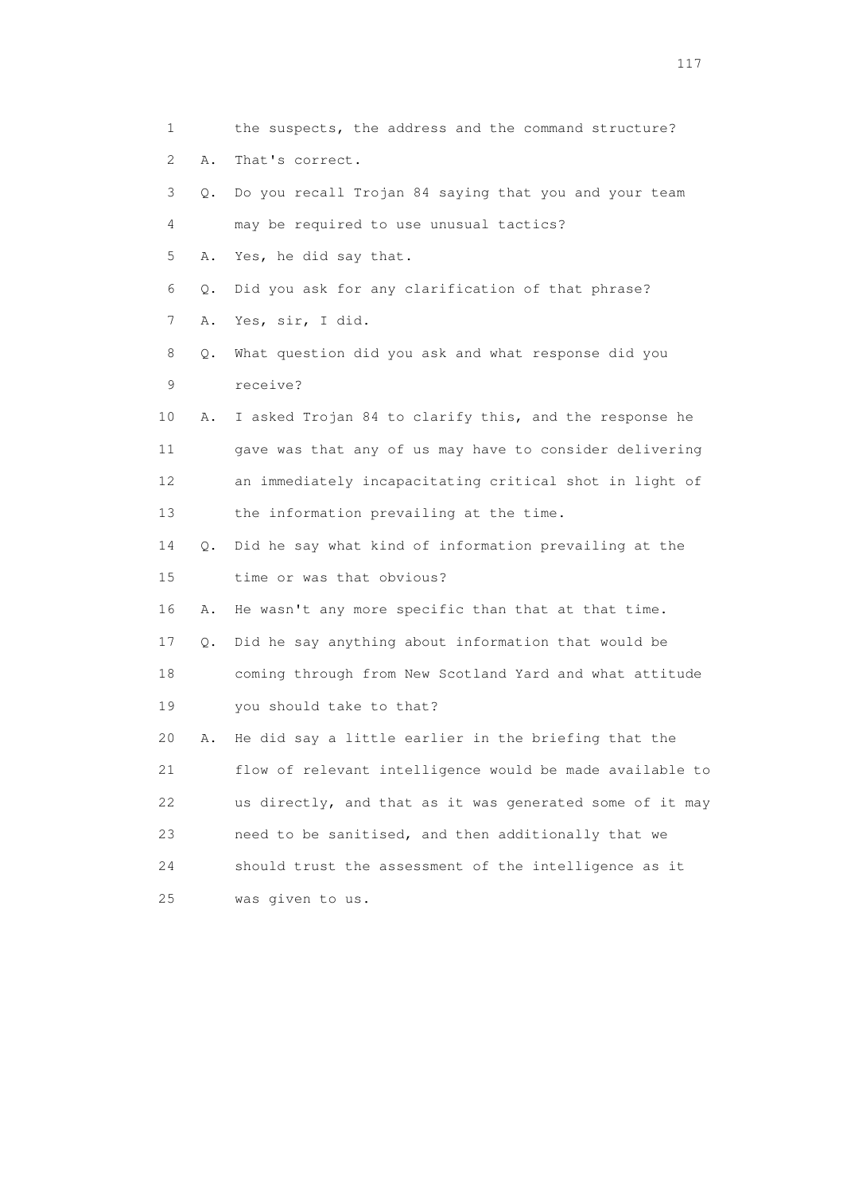1 the suspects, the address and the command structure?

2 A. That's correct.

3 Q. Do you recall Trojan 84 saying that you and your team

4 may be required to use unusual tactics?

5 A. Yes, he did say that.

6 Q. Did you ask for any clarification of that phrase?

7 A. Yes, sir, I did.

8 Q. What question did you ask and what response did you

9 receive?

10 A. I asked Trojan 84 to clarify this, and the response he

11 gave was that any of us may have to consider delivering

12 an immediately incapacitating critical shot in light of

13 the information prevailing at the time.

14 Q. Did he say what kind of information prevailing at the

15 time or was that obvious?

16 A. He wasn't any more specific than that at that time.

17 Q. Did he say anything about information that would be

18 coming through from New Scotland Yard and what attitude

19 you should take to that?

20 A. He did say a little earlier in the briefing that the

21 flow of relevant intelligence would be made available to

22 us directly, and that as it was generated some of it may

23 need to be sanitised, and then additionally that we

24 should trust the assessment of the intelligence as it

25 was given to us.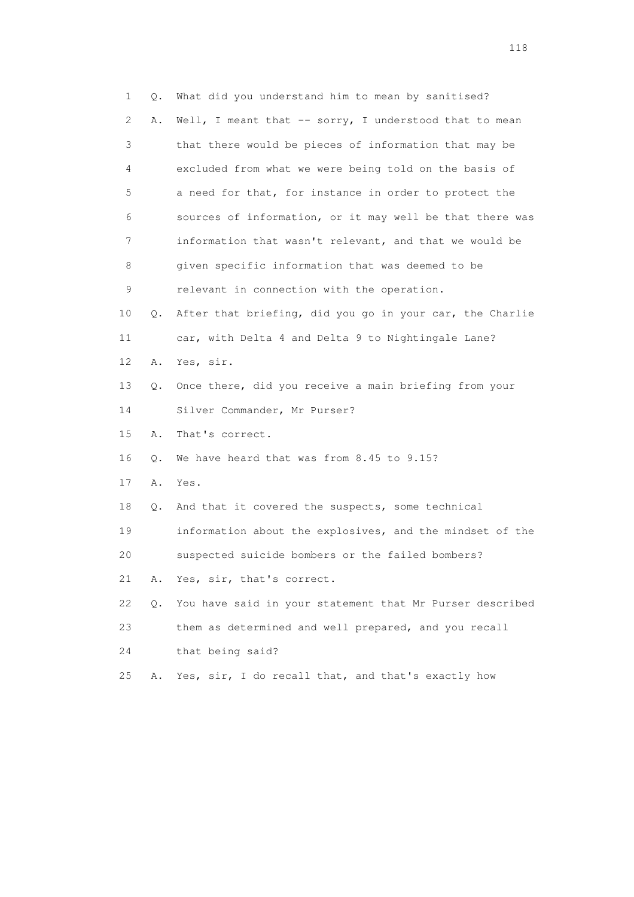1 Q. What did you understand him to mean by sanitised?

2 A. Well, I meant that -- sorry, I understood that to mean

3 that there would be pieces of information that may be

4 excluded from what we were being told on the basis of

5 a need for that, for instance in order to protect the

6 sources of information, or it may well be that there was

7 information that wasn't relevant, and that we would be

8 given specific information that was deemed to be

9 relevant in connection with the operation.

10 Q. After that briefing, did you go in your car, the Charlie

11 car, with Delta 4 and Delta 9 to Nightingale Lane?

12 A. Yes, sir.

13 Q. Once there, did you receive a main briefing from your

14 Silver Commander, Mr Purser?

15 A. That's correct.

16 Q. We have heard that was from 8.45 to 9.15?

17 A. Yes.

18 Q. And that it covered the suspects, some technical

19 information about the explosives, and the mindset of the

20 suspected suicide bombers or the failed bombers?

21 A. Yes, sir, that's correct.

22 Q. You have said in your statement that Mr Purser described

23 them as determined and well prepared, and you recall

24 that being said?

25 A. Yes, sir, I do recall that, and that's exactly how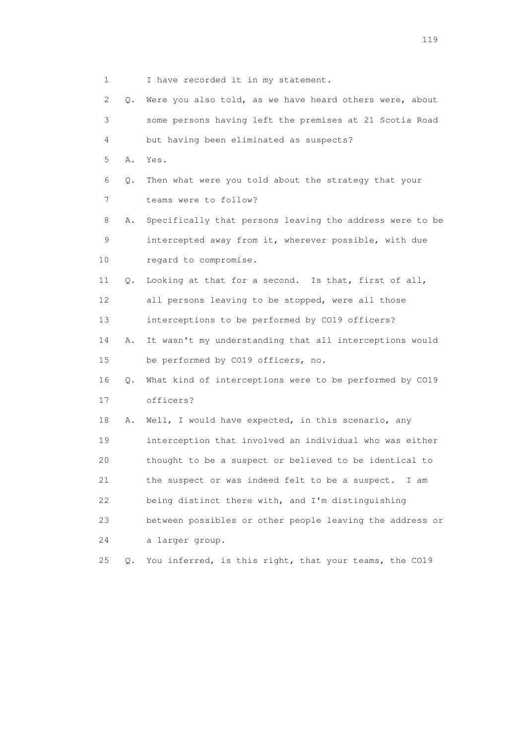1 I have recorded it in my statement.

2 Q. Were you also told, as we have heard others were, about

3 some persons having left the premises at 21 Scotia Road

4 but having been eliminated as suspects?

5 A. Yes.

6 Q. Then what were you told about the strategy that your

7 teams were to follow?

8 A. Specifically that persons leaving the address were to be

9 intercepted away from it, wherever possible, with due

10 regard to compromise.

11 Q. Looking at that for a second. Is that, first of all,

12 all persons leaving to be stopped, were all those

13 interceptions to be performed by CO19 officers?

14 A. It wasn't my understanding that all interceptions would

15 be performed by CO19 officers, no.

16 Q. What kind of interceptions were to be performed by CO19

17 officers?

18 A. Well, I would have expected, in this scenario, any

19 interception that involved an individual who was either

20 thought to be a suspect or believed to be identical to

21 the suspect or was indeed felt to be a suspect. I am

22 being distinct there with, and I'm distinguishing

23 between possibles or other people leaving the address or

24 a larger group.

25 Q. You inferred, is this right, that your teams, the CO19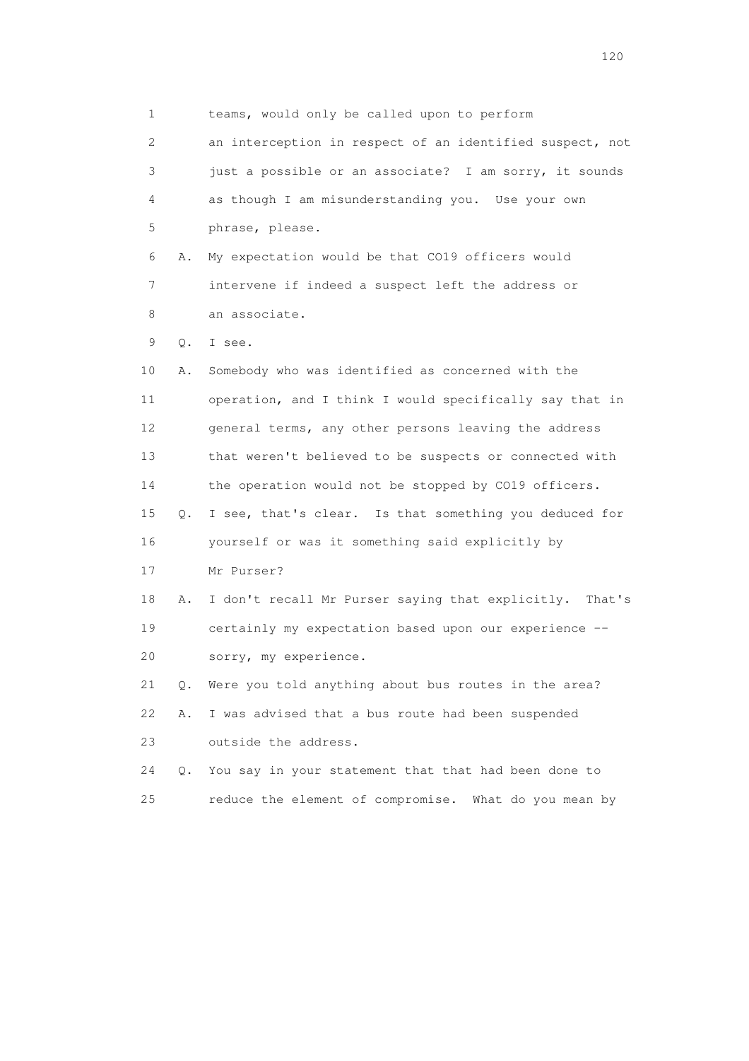1 teams, would only be called upon to perform
2 an interception in respect of an identified suspect, not
3 just a possible or an associate? I am sorry, it sounds
4 as though I am misunderstanding you. Use your own
5 phrase, please.
6 A. My expectation would be that CO19 officers would
7 intervene if indeed a suspect left the address or
8 an associate.
9 Q. I see.
10 A. Somebody who was identified as concerned with the
11 operation, and I think I would specifically say that in
12 general terms, any other persons leaving the address
13 that weren't believed to be suspects or connected with
14 the operation would not be stopped by CO19 officers.
15 Q. I see, that's clear. Is that something you deduced for
16 yourself or was it something said explicitly by
17 Mr Purser?
18 A. I don't recall Mr Purser saying that explicitly. That's
19 certainly my expectation based upon our experience --
20 sorry, my experience.
21 Q. Were you told anything about bus routes in the area?
22 A. I was advised that a bus route had been suspended
23 outside the address.
24 Q. You say in your statement that that had been done to
25 reduce the element of compromise. What do you mean by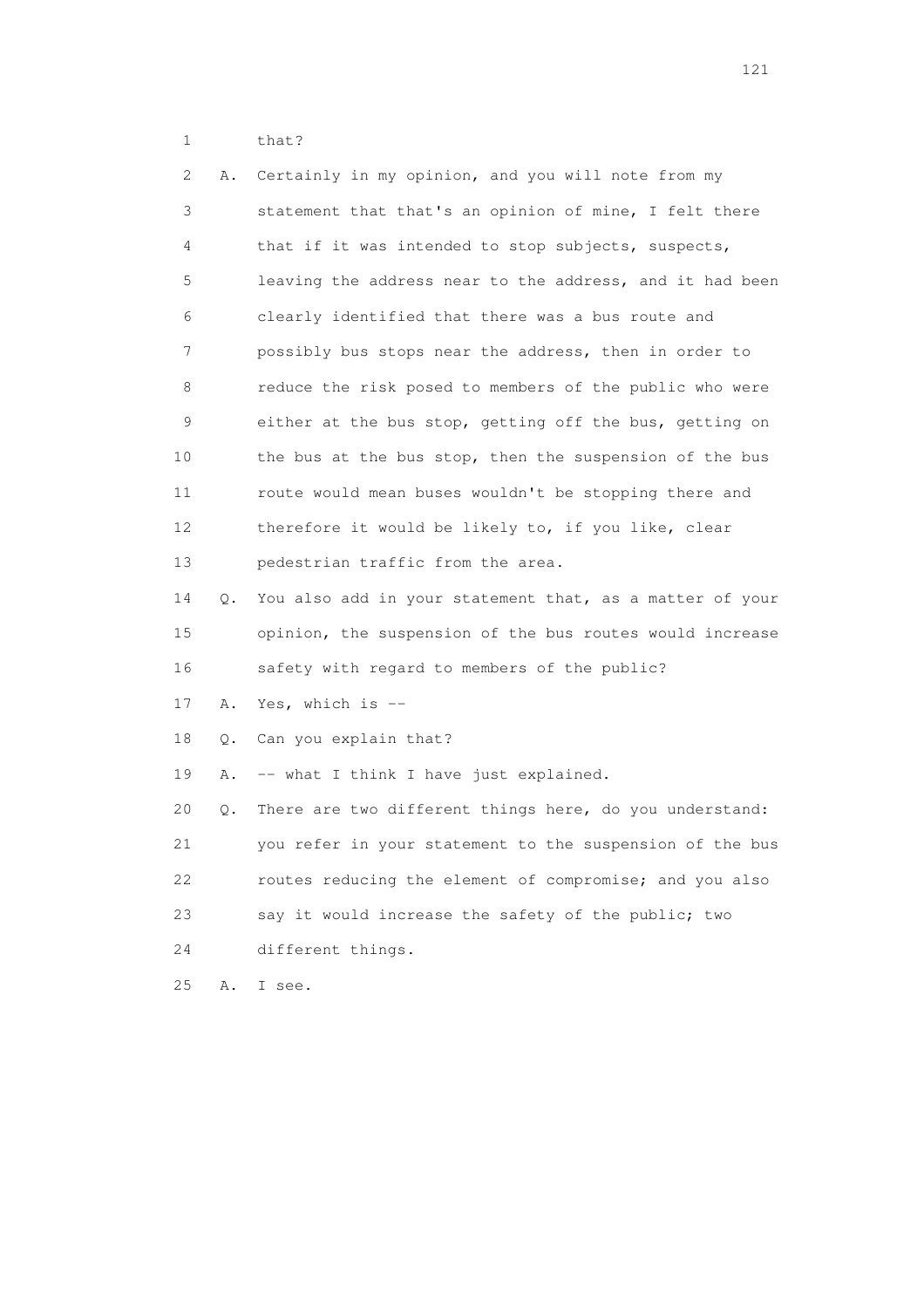1        that?

2    A.  Certainly in my opinion, and you will note from my
3        statement that that's an opinion of mine, I felt there
4        that if it was intended to stop subjects, suspects,
5        leaving the address near to the address, and it had been
6        clearly identified that there was a bus route and
7        possibly bus stops near the address, then in order to
8        reduce the risk posed to members of the public who were
9        either at the bus stop, getting off the bus, getting on
10       the bus at the bus stop, then the suspension of the bus
11       route would mean buses wouldn't be stopping there and
12       therefore it would be likely to, if you like, clear
13       pedestrian traffic from the area.

14   Q.  You also add in your statement that, as a matter of your
15       opinion, the suspension of the bus routes would increase
16       safety with regard to members of the public?

17   A.  Yes, which is --

18   Q.  Can you explain that?

19   A.  -- what I think I have just explained.

20   Q.  There are two different things here, do you understand:
21       you refer in your statement to the suspension of the bus
22       routes reducing the element of compromise; and you also
23       say it would increase the safety of the public; two
24       different things.

25   A.  I see.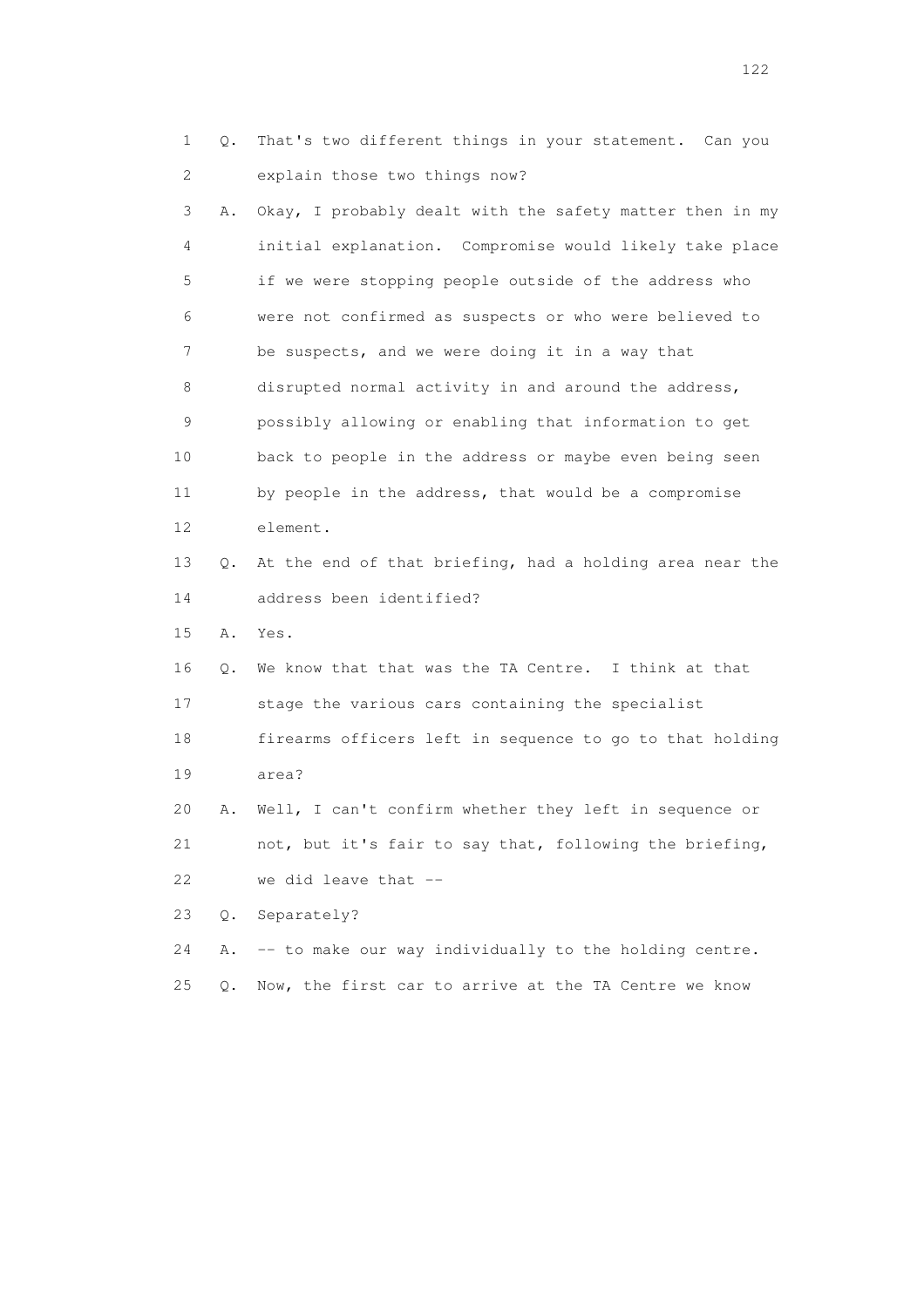1 Q. That's two different things in your statement. Can you
2 explain those two things now?
3 A. Okay, I probably dealt with the safety matter then in my
4 initial explanation. Compromise would likely take place
5 if we were stopping people outside of the address who
6 were not confirmed as suspects or who were believed to
7 be suspects, and we were doing it in a way that
8 disrupted normal activity in and around the address,
9 possibly allowing or enabling that information to get
10 back to people in the address or maybe even being seen
11 by people in the address, that would be a compromise
12 element.
13 Q. At the end of that briefing, had a holding area near the
14 address been identified?
15 A. Yes.
16 Q. We know that that was the TA Centre. I think at that
17 stage the various cars containing the specialist
18 firearms officers left in sequence to go to that holding
19 area?
20 A. Well, I can't confirm whether they left in sequence or
21 not, but it's fair to say that, following the briefing,
22 we did leave that --
23 Q. Separately?
24 A. -- to make our way individually to the holding centre.
25 Q. Now, the first car to arrive at the TA Centre we know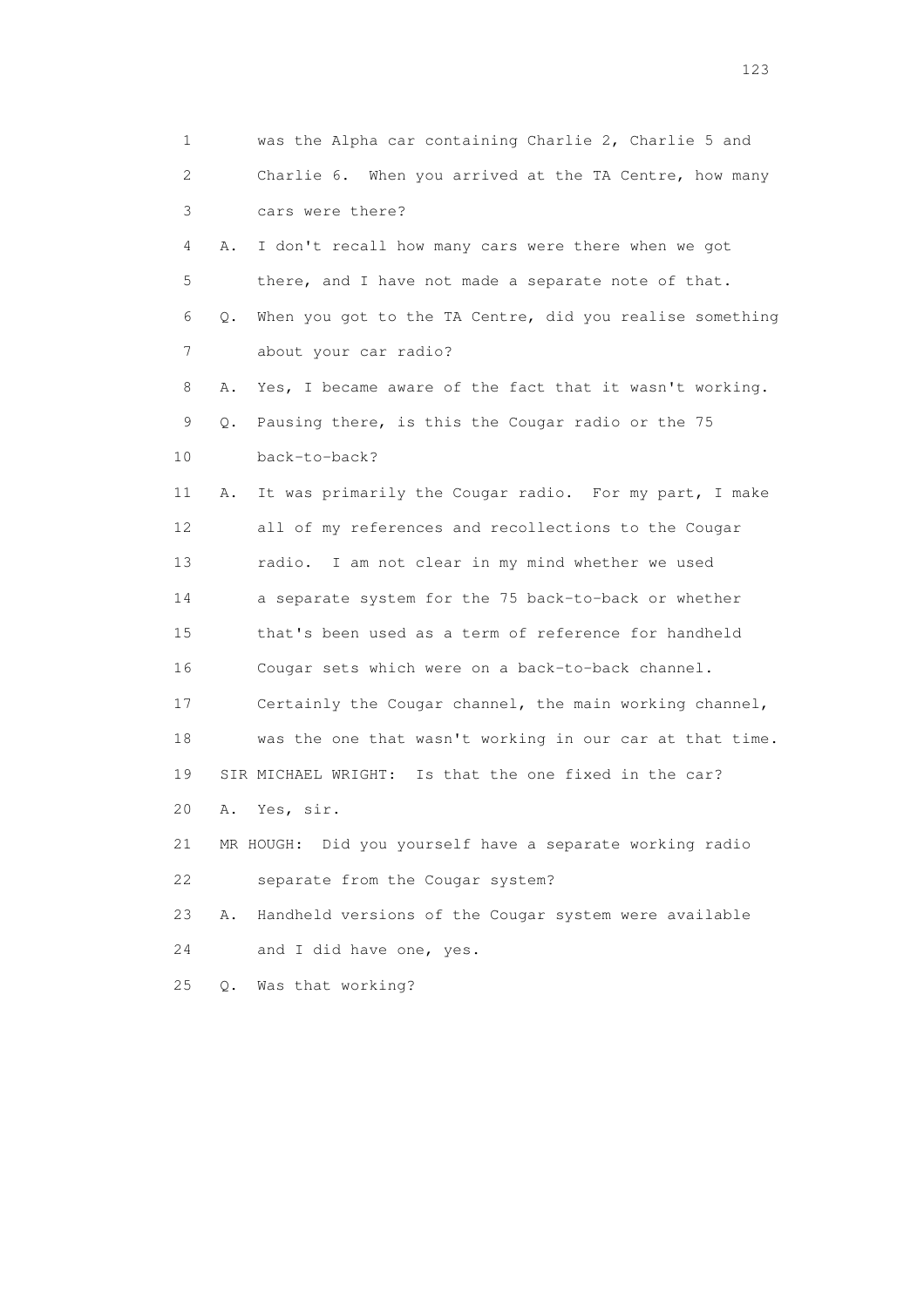1 was the Alpha car containing Charlie 2, Charlie 5 and
2 Charlie 6. When you arrived at the TA Centre, how many
3 cars were there?
4 A. I don't recall how many cars were there when we got
5 there, and I have not made a separate note of that.
6 Q. When you got to the TA Centre, did you realise something
7 about your car radio?
8 A. Yes, I became aware of the fact that it wasn't working.
9 Q. Pausing there, is this the Cougar radio or the 75
10 back-to-back?
11 A. It was primarily the Cougar radio. For my part, I make
12 all of my references and recollections to the Cougar
13 radio. I am not clear in my mind whether we used
14 a separate system for the 75 back-to-back or whether
15 that's been used as a term of reference for handheld
16 Cougar sets which were on a back-to-back channel.
17 Certainly the Cougar channel, the main working channel,
18 was the one that wasn't working in our car at that time.
19 SIR MICHAEL WRIGHT: Is that the one fixed in the car?
20 A. Yes, sir.
21 MR HOUGH: Did you yourself have a separate working radio
22 separate from the Cougar system?
23 A. Handheld versions of the Cougar system were available
24 and I did have one, yes.
25 Q. Was that working?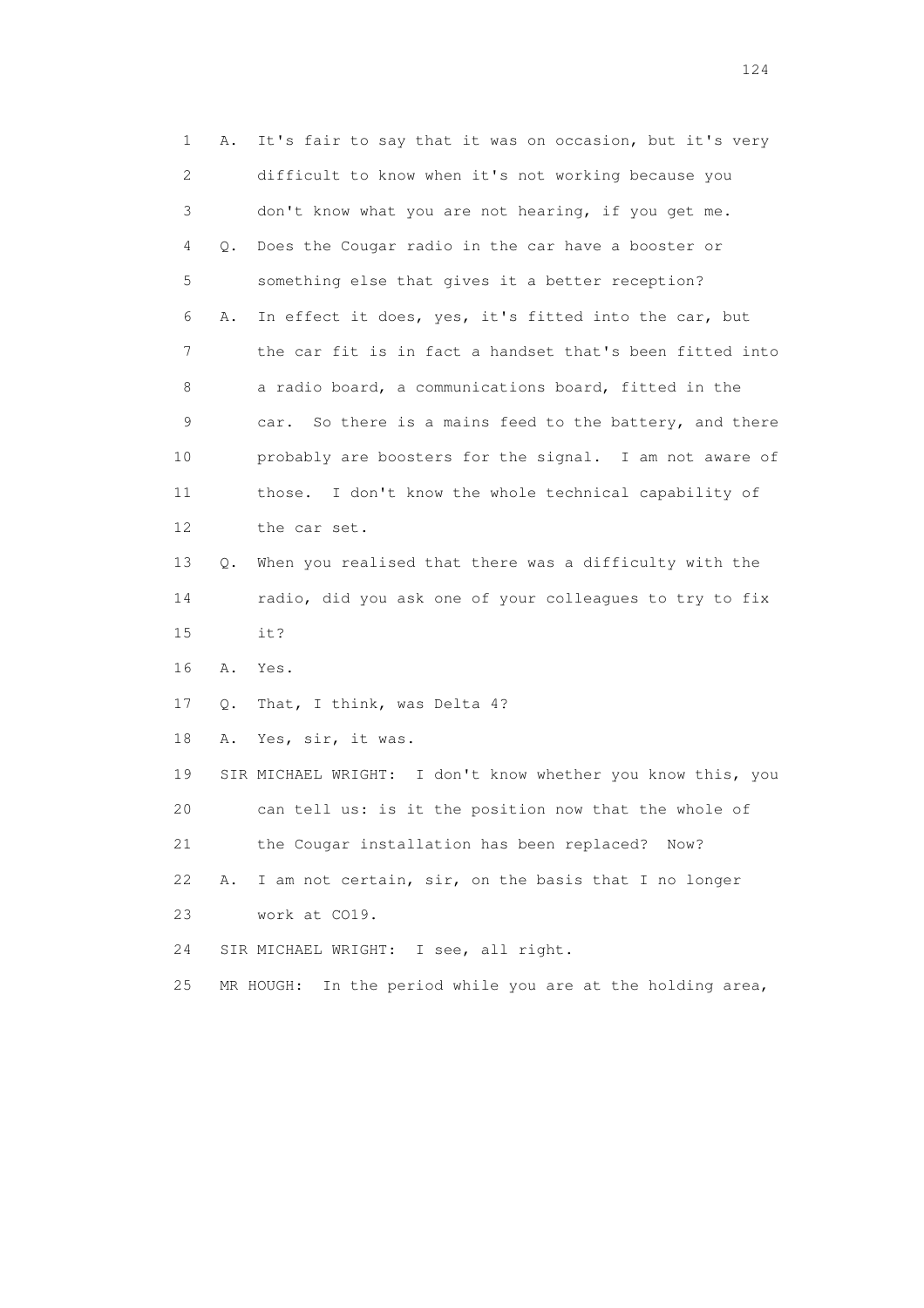1 A. It's fair to say that it was on occasion, but it's very
2 difficult to know when it's not working because you
3 don't know what you are not hearing, if you get me.
4 Q. Does the Cougar radio in the car have a booster or
5 something else that gives it a better reception?
6 A. In effect it does, yes, it's fitted into the car, but
7 the car fit is in fact a handset that's been fitted into
8 a radio board, a communications board, fitted in the
9 car. So there is a mains feed to the battery, and there
10 probably are boosters for the signal. I am not aware of
11 those. I don't know the whole technical capability of
12 the car set.
13 Q. When you realised that there was a difficulty with the
14 radio, did you ask one of your colleagues to try to fix
15 it?
16 A. Yes.
17 Q. That, I think, was Delta 4?
18 A. Yes, sir, it was.
19 SIR MICHAEL WRIGHT: I don't know whether you know this, you
20 can tell us: is it the position now that the whole of
21 the Cougar installation has been replaced? Now?
22 A. I am not certain, sir, on the basis that I no longer
23 work at CO19.
24 SIR MICHAEL WRIGHT: I see, all right.
25 MR HOUGH: In the period while you are at the holding area,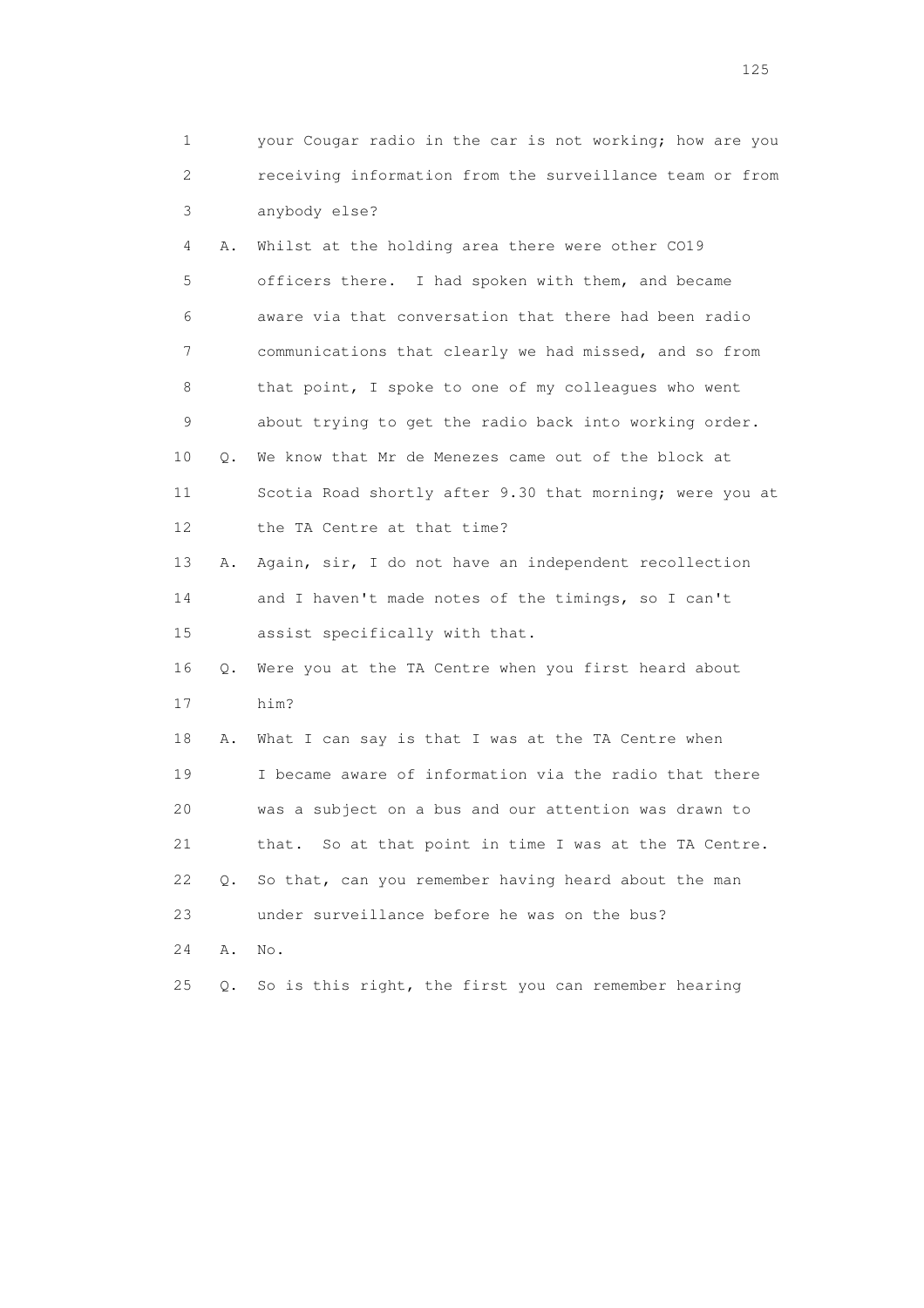1 your Cougar radio in the car is not working; how are you
2 receiving information from the surveillance team or from
3 anybody else?

4 A. Whilst at the holding area there were other CO19
5 officers there. I had spoken with them, and became
6 aware via that conversation that there had been radio
7 communications that clearly we had missed, and so from
8 that point, I spoke to one of my colleagues who went
9 about trying to get the radio back into working order.

10 Q. We know that Mr de Menezes came out of the block at
11 Scotia Road shortly after 9.30 that morning; were you at
12 the TA Centre at that time?

13 A. Again, sir, I do not have an independent recollection
14 and I haven't made notes of the timings, so I can't
15 assist specifically with that.

16 Q. Were you at the TA Centre when you first heard about
17 him?

18 A. What I can say is that I was at the TA Centre when
19 I became aware of information via the radio that there
20 was a subject on a bus and our attention was drawn to
21 that. So at that point in time I was at the TA Centre.

22 Q. So that, can you remember having heard about the man
23 under surveillance before he was on the bus?

24 A. No.

25 Q. So is this right, the first you can remember hearing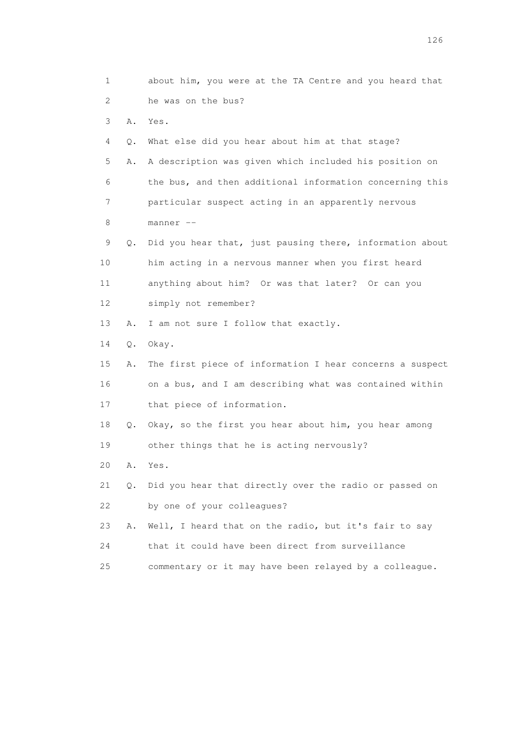1 about him, you were at the TA Centre and you heard that
2 he was on the bus?
3 A. Yes.
4 Q. What else did you hear about him at that stage?
5 A. A description was given which included his position on
6 the bus, and then additional information concerning this
7 particular suspect acting in an apparently nervous
8 manner --
9 Q. Did you hear that, just pausing there, information about
10 him acting in a nervous manner when you first heard
11 anything about him? Or was that later? Or can you
12 simply not remember?
13 A. I am not sure I follow that exactly.
14 Q. Okay.
15 A. The first piece of information I hear concerns a suspect
16 on a bus, and I am describing what was contained within
17 that piece of information.
18 Q. Okay, so the first you hear about him, you hear among
19 other things that he is acting nervously?
20 A. Yes.
21 Q. Did you hear that directly over the radio or passed on
22 by one of your colleagues?
23 A. Well, I heard that on the radio, but it's fair to say
24 that it could have been direct from surveillance
25 commentary or it may have been relayed by a colleague.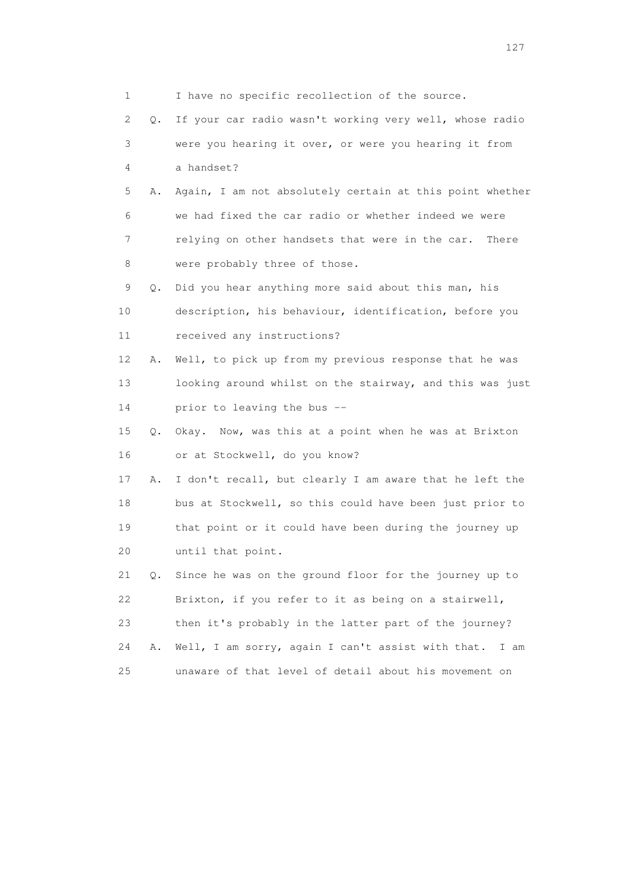1 I have no specific recollection of the source.

2 Q. If your car radio wasn't working very well, whose radio

3 were you hearing it over, or were you hearing it from

4 a handset?

5 A. Again, I am not absolutely certain at this point whether

6 we had fixed the car radio or whether indeed we were

7 relying on other handsets that were in the car. There

8 were probably three of those.

9 Q. Did you hear anything more said about this man, his

10 description, his behaviour, identification, before you

11 received any instructions?

12 A. Well, to pick up from my previous response that he was

13 looking around whilst on the stairway, and this was just

14 prior to leaving the bus --

15 Q. Okay. Now, was this at a point when he was at Brixton

16 or at Stockwell, do you know?

17 A. I don't recall, but clearly I am aware that he left the

18 bus at Stockwell, so this could have been just prior to

19 that point or it could have been during the journey up

20 until that point.

21 Q. Since he was on the ground floor for the journey up to

22 Brixton, if you refer to it as being on a stairwell,

23 then it's probably in the latter part of the journey?

24 A. Well, I am sorry, again I can't assist with that. I am

25 unaware of that level of detail about his movement on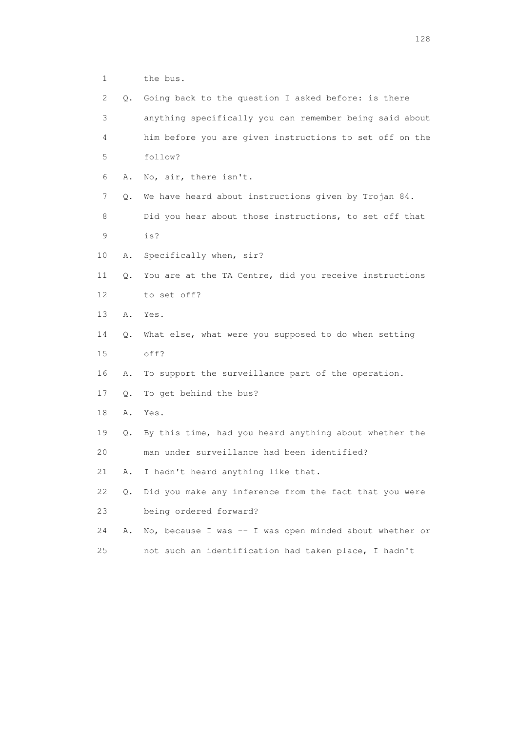1 the bus.

2 Q. Going back to the question I asked before: is there
3 anything specifically you can remember being said about
4 him before you are given instructions to set off on the
5 follow?

6 A. No, sir, there isn't.

7 Q. We have heard about instructions given by Trojan 84.
8 Did you hear about those instructions, to set off that
9 is?

10 A. Specifically when, sir?

11 Q. You are at the TA Centre, did you receive instructions
12 to set off?

13 A. Yes.

14 Q. What else, what were you supposed to do when setting
15 off?

16 A. To support the surveillance part of the operation.

17 Q. To get behind the bus?

18 A. Yes.

19 Q. By this time, had you heard anything about whether the
20 man under surveillance had been identified?

21 A. I hadn't heard anything like that.

22 Q. Did you make any inference from the fact that you were
23 being ordered forward?

24 A. No, because I was -- I was open minded about whether or
25 not such an identification had taken place, I hadn't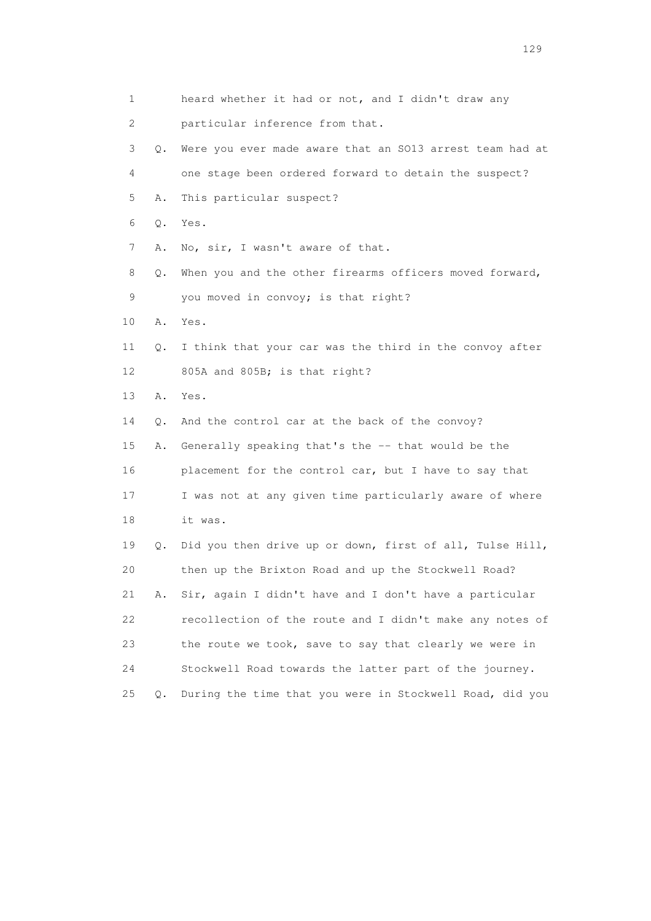1 heard whether it had or not, and I didn't draw any
2 particular inference from that.
3 Q. Were you ever made aware that an SO13 arrest team had at
4 one stage been ordered forward to detain the suspect?
5 A. This particular suspect?
6 Q. Yes.
7 A. No, sir, I wasn't aware of that.
8 Q. When you and the other firearms officers moved forward,
9 you moved in convoy; is that right?
10 A. Yes.
11 Q. I think that your car was the third in the convoy after
12 805A and 805B; is that right?
13 A. Yes.
14 Q. And the control car at the back of the convoy?
15 A. Generally speaking that's the -- that would be the
16 placement for the control car, but I have to say that
17 I was not at any given time particularly aware of where
18 it was.
19 Q. Did you then drive up or down, first of all, Tulse Hill,
20 then up the Brixton Road and up the Stockwell Road?
21 A. Sir, again I didn't have and I don't have a particular
22 recollection of the route and I didn't make any notes of
23 the route we took, save to say that clearly we were in
24 Stockwell Road towards the latter part of the journey.
25 Q. During the time that you were in Stockwell Road, did you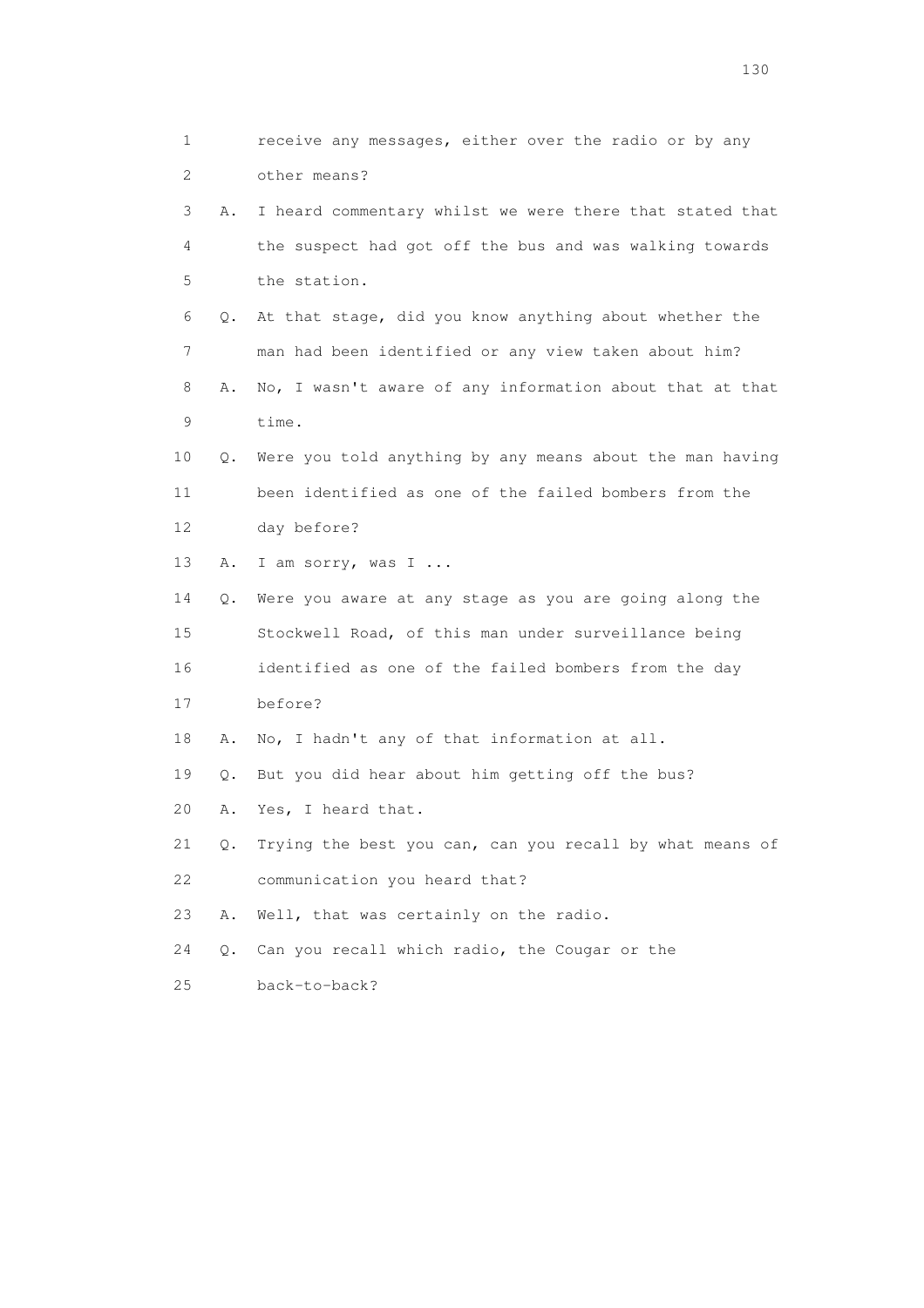1        receive any messages, either over the radio or by any
2        other means?
3    A.  I heard commentary whilst we were there that stated that
4        the suspect had got off the bus and was walking towards
5        the station.
6    Q.  At that stage, did you know anything about whether the
7        man had been identified or any view taken about him?
8    A.  No, I wasn't aware of any information about that at that
9        time.
10   Q.  Were you told anything by any means about the man having
11       been identified as one of the failed bombers from the
12       day before?
13   A.  I am sorry, was I ...
14   Q.  Were you aware at any stage as you are going along the
15       Stockwell Road, of this man under surveillance being
16       identified as one of the failed bombers from the day
17       before?
18   A.  No, I hadn't any of that information at all.
19   Q.  But you did hear about him getting off the bus?
20   A.  Yes, I heard that.
21   Q.  Trying the best you can, can you recall by what means of
22       communication you heard that?
23   A.  Well, that was certainly on the radio.
24   Q.  Can you recall which radio, the Cougar or the
25       back-to-back?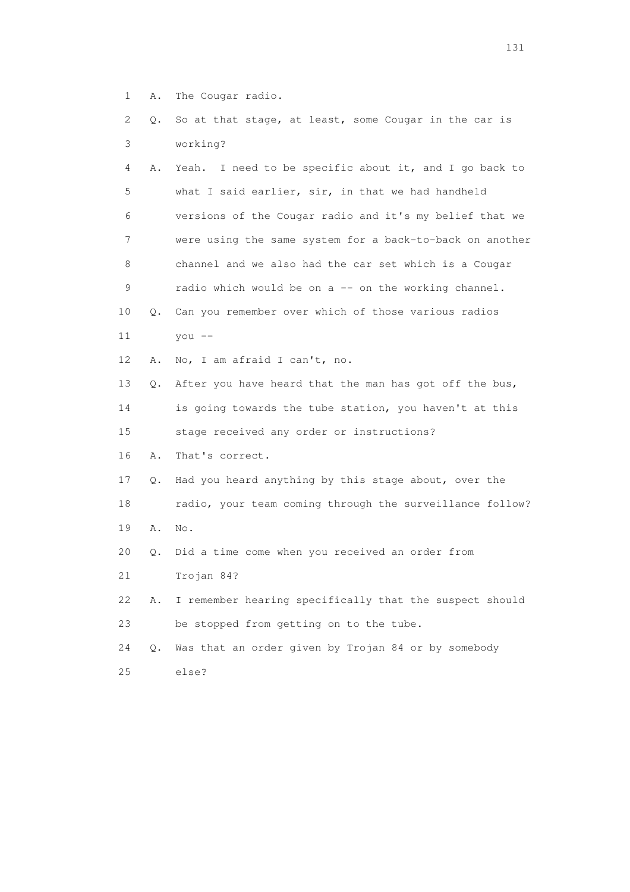1 A. The Cougar radio.

2 Q. So at that stage, at least, some Cougar in the car is
3 working?

4 A. Yeah. I need to be specific about it, and I go back to
5 what I said earlier, sir, in that we had handheld
6 versions of the Cougar radio and it's my belief that we
7 were using the same system for a back-to-back on another
8 channel and we also had the car set which is a Cougar
9 radio which would be on a -- on the working channel.

10 Q. Can you remember over which of those various radios
11 you --

12 A. No, I am afraid I can't, no.

13 Q. After you have heard that the man has got off the bus,
14 is going towards the tube station, you haven't at this
15 stage received any order or instructions?

16 A. That's correct.

17 Q. Had you heard anything by this stage about, over the
18 radio, your team coming through the surveillance follow?

19 A. No.

20 Q. Did a time come when you received an order from
21 Trojan 84?

22 A. I remember hearing specifically that the suspect should
23 be stopped from getting on to the tube.

24 Q. Was that an order given by Trojan 84 or by somebody
25 else?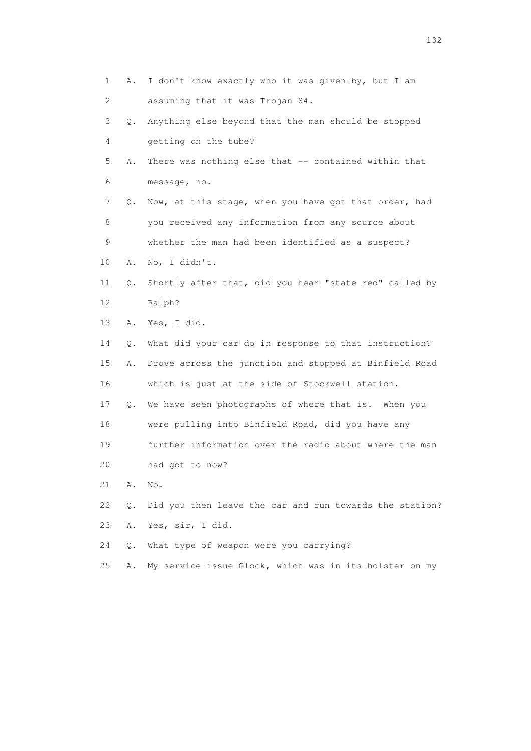1 A. I don't know exactly who it was given by, but I am
2 assuming that it was Trojan 84.
3 Q. Anything else beyond that the man should be stopped
4 getting on the tube?
5 A. There was nothing else that -- contained within that
6 message, no.
7 Q. Now, at this stage, when you have got that order, had
8 you received any information from any source about
9 whether the man had been identified as a suspect?
10 A. No, I didn't.
11 Q. Shortly after that, did you hear "state red" called by
12 Ralph?
13 A. Yes, I did.
14 Q. What did your car do in response to that instruction?
15 A. Drove across the junction and stopped at Binfield Road
16 which is just at the side of Stockwell station.
17 Q. We have seen photographs of where that is. When you
18 were pulling into Binfield Road, did you have any
19 further information over the radio about where the man
20 had got to now?
21 A. No.
22 Q. Did you then leave the car and run towards the station?
23 A. Yes, sir, I did.
24 Q. What type of weapon were you carrying?
25 A. My service issue Glock, which was in its holster on my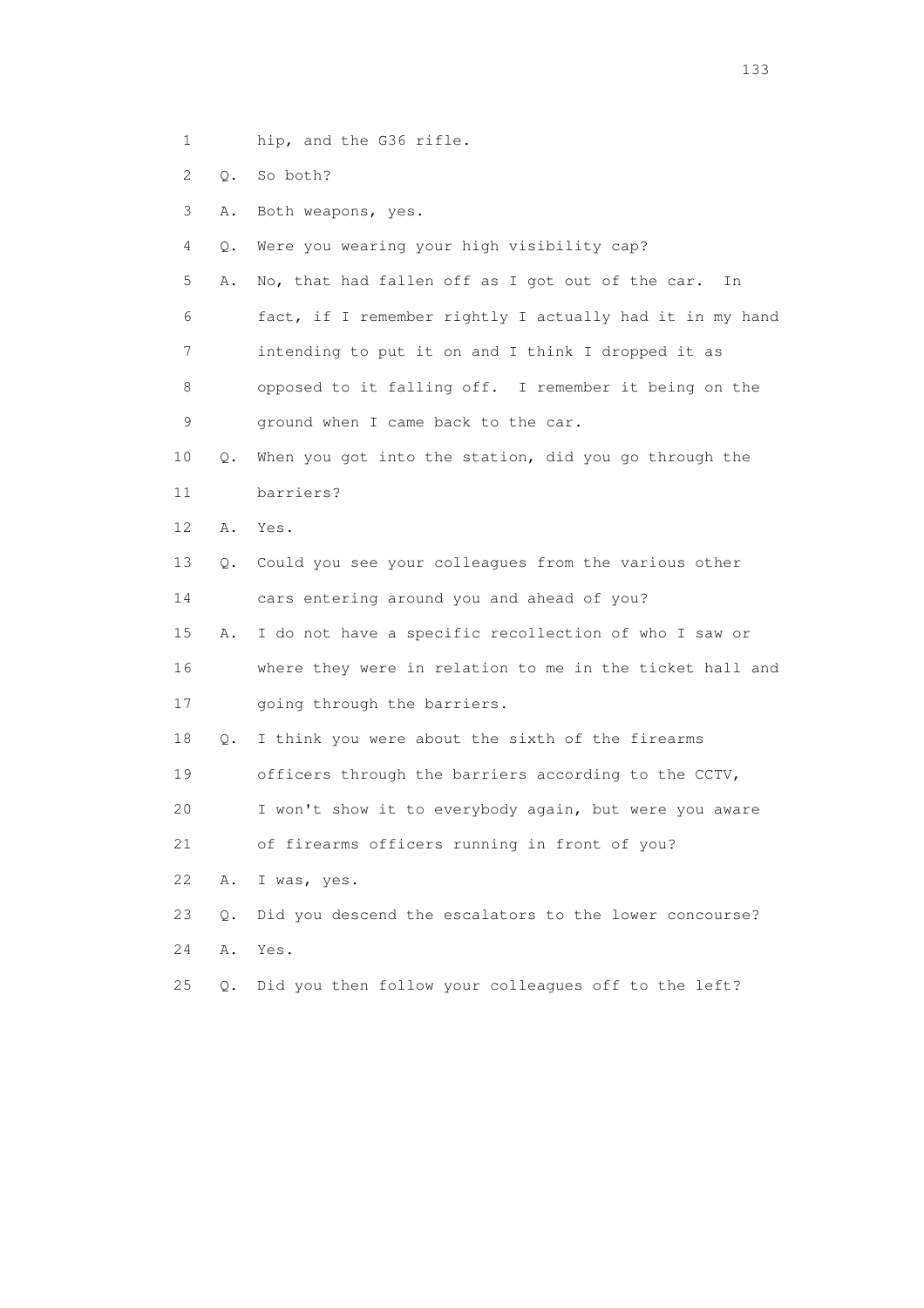1 hip, and the G36 rifle.

2 Q. So both?

3 A. Both weapons, yes.

4 Q. Were you wearing your high visibility cap?

5 A. No, that had fallen off as I got out of the car. In

6 fact, if I remember rightly I actually had it in my hand

7 intending to put it on and I think I dropped it as

8 opposed to it falling off. I remember it being on the

9 ground when I came back to the car.

10 Q. When you got into the station, did you go through the

11 barriers?

12 A. Yes.

13 Q. Could you see your colleagues from the various other

14 cars entering around you and ahead of you?

15 A. I do not have a specific recollection of who I saw or

16 where they were in relation to me in the ticket hall and

17 going through the barriers.

18 Q. I think you were about the sixth of the firearms

19 officers through the barriers according to the CCTV,

20 I won't show it to everybody again, but were you aware

21 of firearms officers running in front of you?

22 A. I was, yes.

23 Q. Did you descend the escalators to the lower concourse?

24 A. Yes.

25 Q. Did you then follow your colleagues off to the left?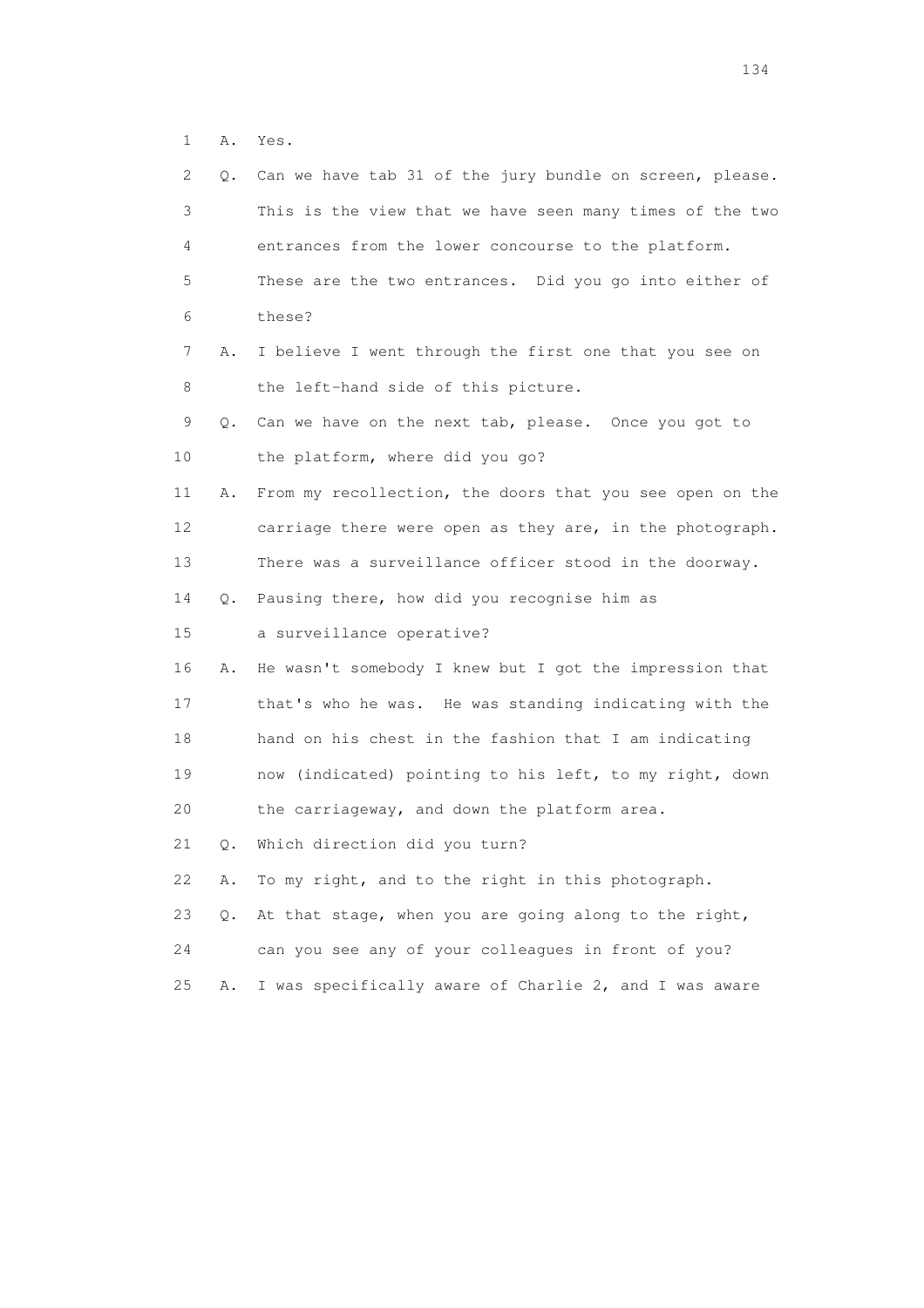1 A. Yes.

2 Q. Can we have tab 31 of the jury bundle on screen, please.

3 This is the view that we have seen many times of the two

4 entrances from the lower concourse to the platform.

5 These are the two entrances. Did you go into either of

6 these?

7 A. I believe I went through the first one that you see on

8 the left-hand side of this picture.

9 Q. Can we have on the next tab, please. Once you got to

10 the platform, where did you go?

11 A. From my recollection, the doors that you see open on the

12 carriage there were open as they are, in the photograph.

13 There was a surveillance officer stood in the doorway.

14 Q. Pausing there, how did you recognise him as

15 a surveillance operative?

16 A. He wasn't somebody I knew but I got the impression that

17 that's who he was. He was standing indicating with the

18 hand on his chest in the fashion that I am indicating

19 now (indicated) pointing to his left, to my right, down

20 the carriageway, and down the platform area.

21 Q. Which direction did you turn?

22 A. To my right, and to the right in this photograph.

23 Q. At that stage, when you are going along to the right,

24 can you see any of your colleagues in front of you?

25 A. I was specifically aware of Charlie 2, and I was aware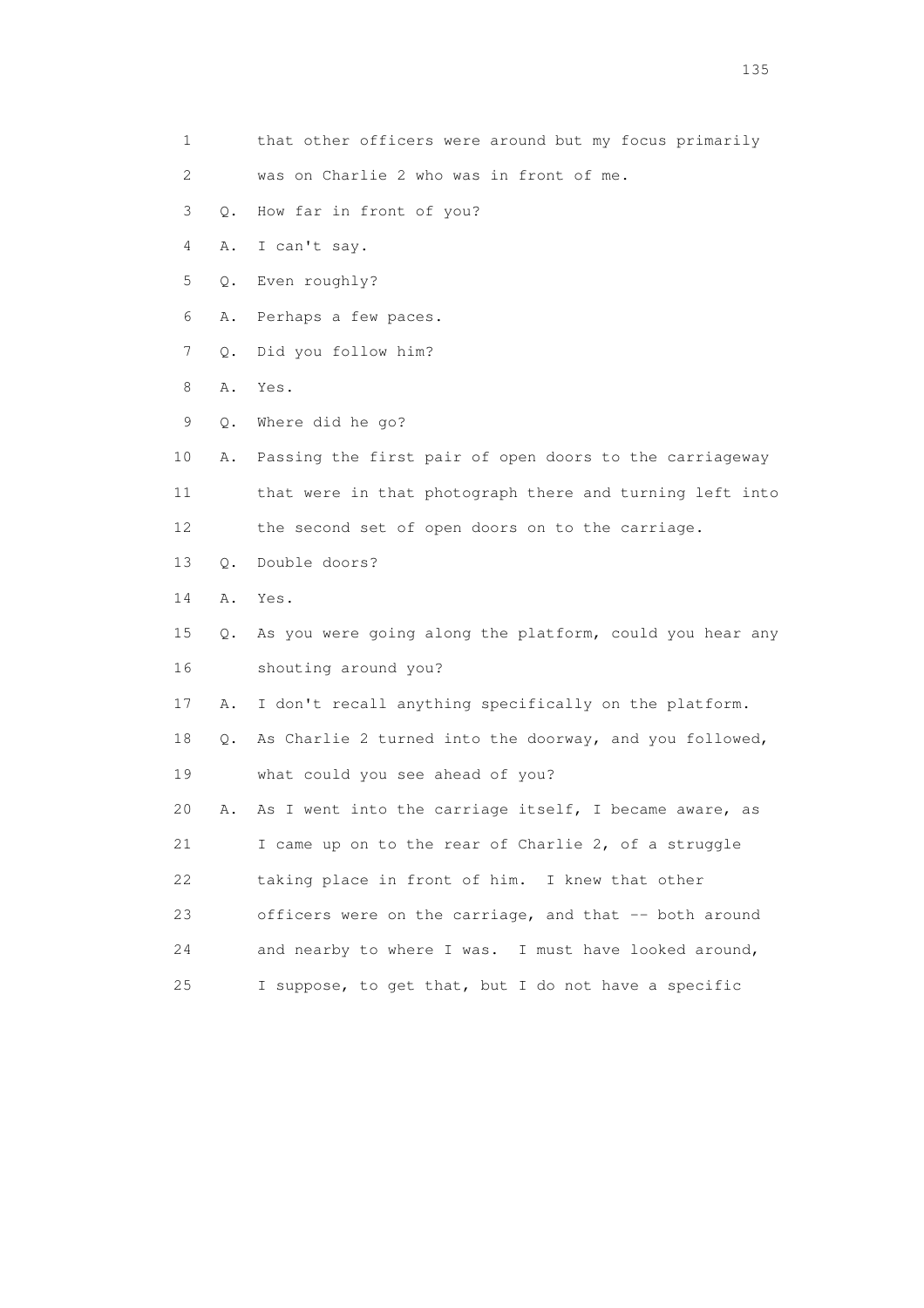1 that other officers were around but my focus primarily

2 was on Charlie 2 who was in front of me.

3 Q. How far in front of you?

4 A. I can't say.

5 Q. Even roughly?

6 A. Perhaps a few paces.

7 Q. Did you follow him?

8 A. Yes.

9 Q. Where did he go?

10 A. Passing the first pair of open doors to the carriageway

11 that were in that photograph there and turning left into

12 the second set of open doors on to the carriage.

13 Q. Double doors?

14 A. Yes.

15 Q. As you were going along the platform, could you hear any

16 shouting around you?

17 A. I don't recall anything specifically on the platform.

18 Q. As Charlie 2 turned into the doorway, and you followed,

19 what could you see ahead of you?

20 A. As I went into the carriage itself, I became aware, as

21 I came up on to the rear of Charlie 2, of a struggle

22 taking place in front of him. I knew that other

23 officers were on the carriage, and that -- both around

24 and nearby to where I was. I must have looked around,

25 I suppose, to get that, but I do not have a specific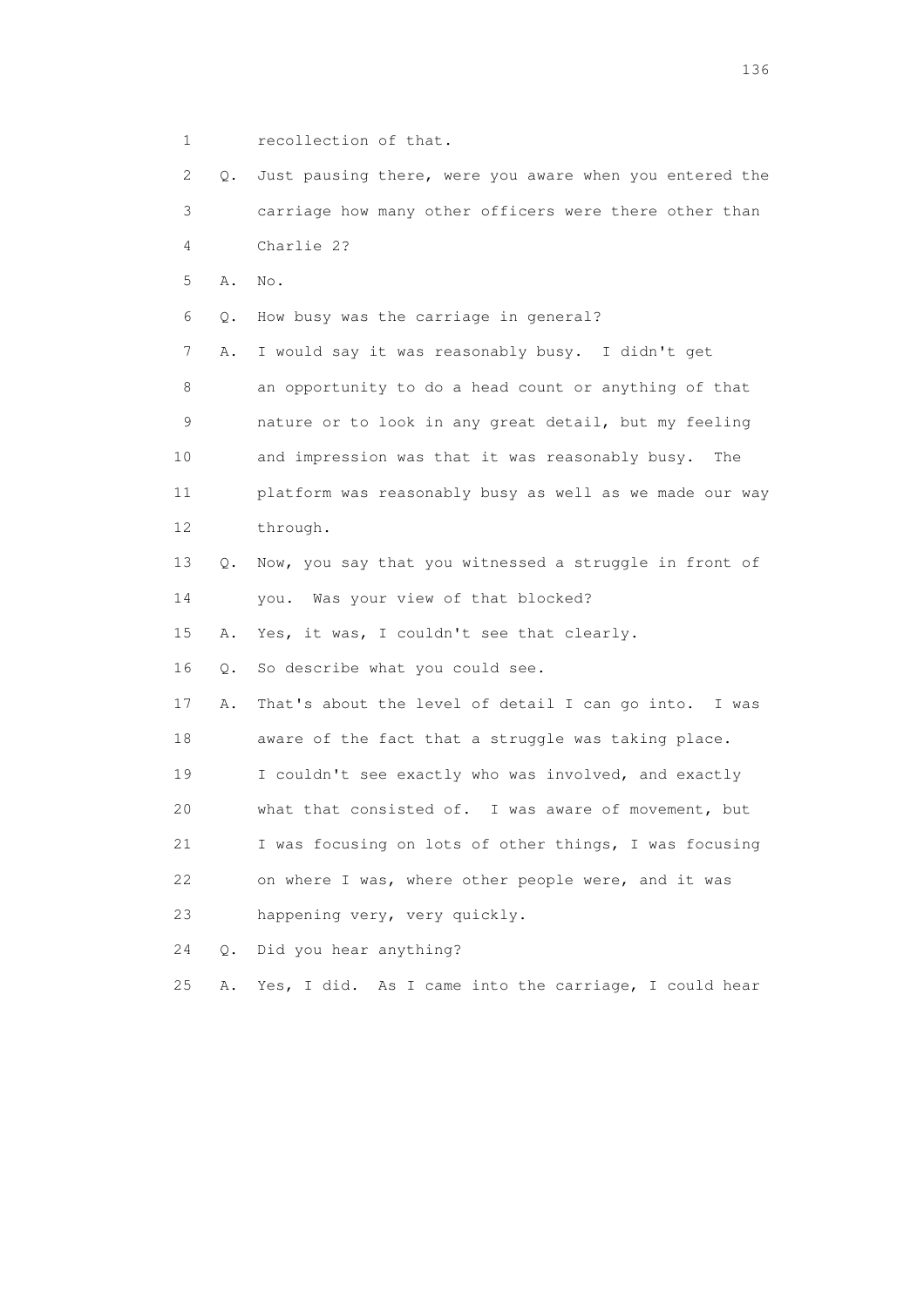1 recollection of that.

2 Q. Just pausing there, were you aware when you entered the

3 carriage how many other officers were there other than

4 Charlie 2?

5 A. No.

6 Q. How busy was the carriage in general?

7 A. I would say it was reasonably busy. I didn't get

8 an opportunity to do a head count or anything of that

9 nature or to look in any great detail, but my feeling

10 and impression was that it was reasonably busy. The

11 platform was reasonably busy as well as we made our way

12 through.

13 Q. Now, you say that you witnessed a struggle in front of

14 you. Was your view of that blocked?

15 A. Yes, it was, I couldn't see that clearly.

16 Q. So describe what you could see.

17 A. That's about the level of detail I can go into. I was

18 aware of the fact that a struggle was taking place.

19 I couldn't see exactly who was involved, and exactly

20 what that consisted of. I was aware of movement, but

21 I was focusing on lots of other things, I was focusing

22 on where I was, where other people were, and it was

23 happening very, very quickly.

24 Q. Did you hear anything?

25 A. Yes, I did. As I came into the carriage, I could hear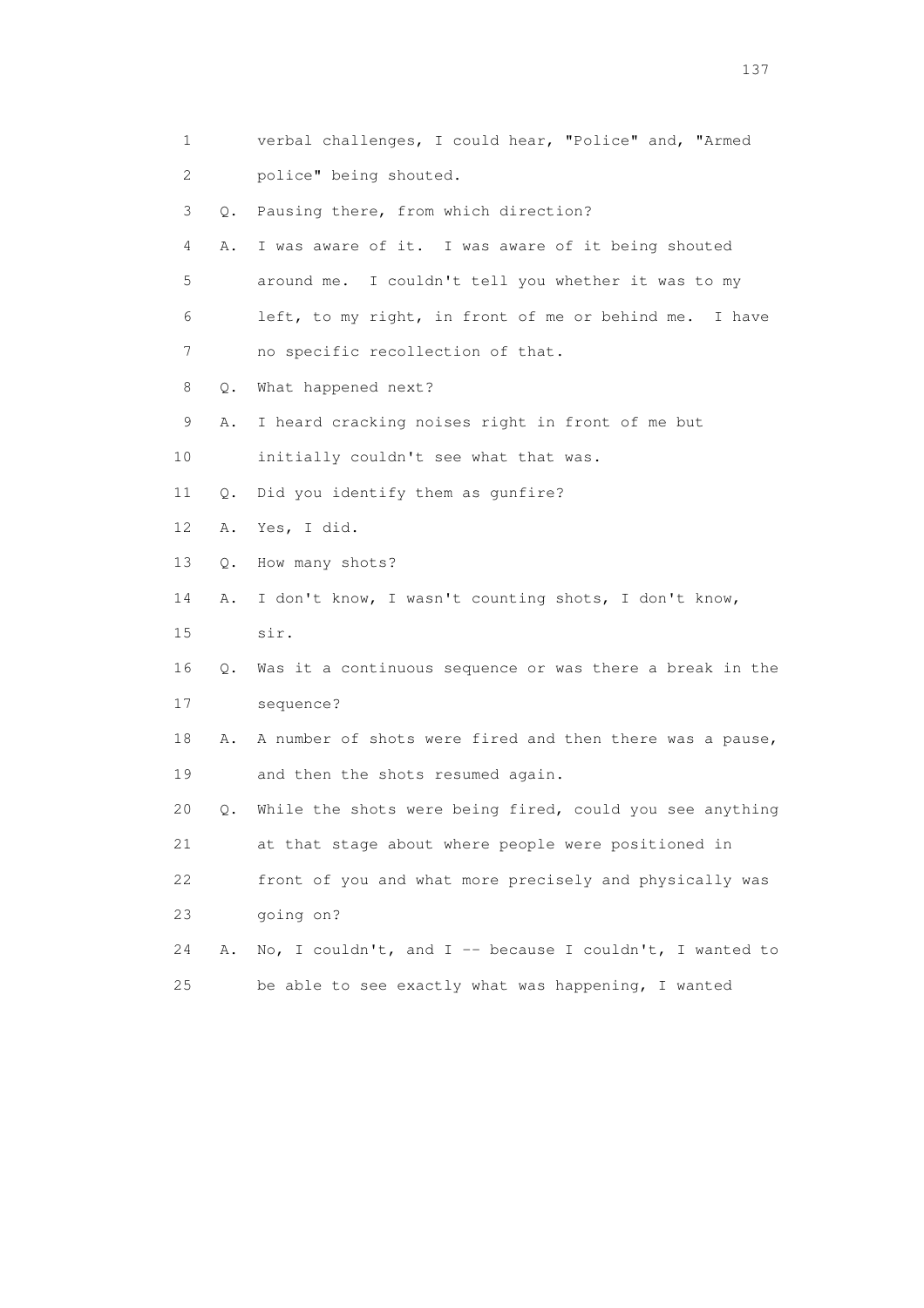1 verbal challenges, I could hear, "Police" and, "Armed
2 police" being shouted.
3 Q. Pausing there, from which direction?
4 A. I was aware of it. I was aware of it being shouted
5 around me. I couldn't tell you whether it was to my
6 left, to my right, in front of me or behind me. I have
7 no specific recollection of that.
8 Q. What happened next?
9 A. I heard cracking noises right in front of me but
10 initially couldn't see what that was.
11 Q. Did you identify them as gunfire?
12 A. Yes, I did.
13 Q. How many shots?
14 A. I don't know, I wasn't counting shots, I don't know,
15 sir.
16 Q. Was it a continuous sequence or was there a break in the
17 sequence?
18 A. A number of shots were fired and then there was a pause,
19 and then the shots resumed again.
20 Q. While the shots were being fired, could you see anything
21 at that stage about where people were positioned in
22 front of you and what more precisely and physically was
23 going on?
24 A. No, I couldn't, and I -- because I couldn't, I wanted to
25 be able to see exactly what was happening, I wanted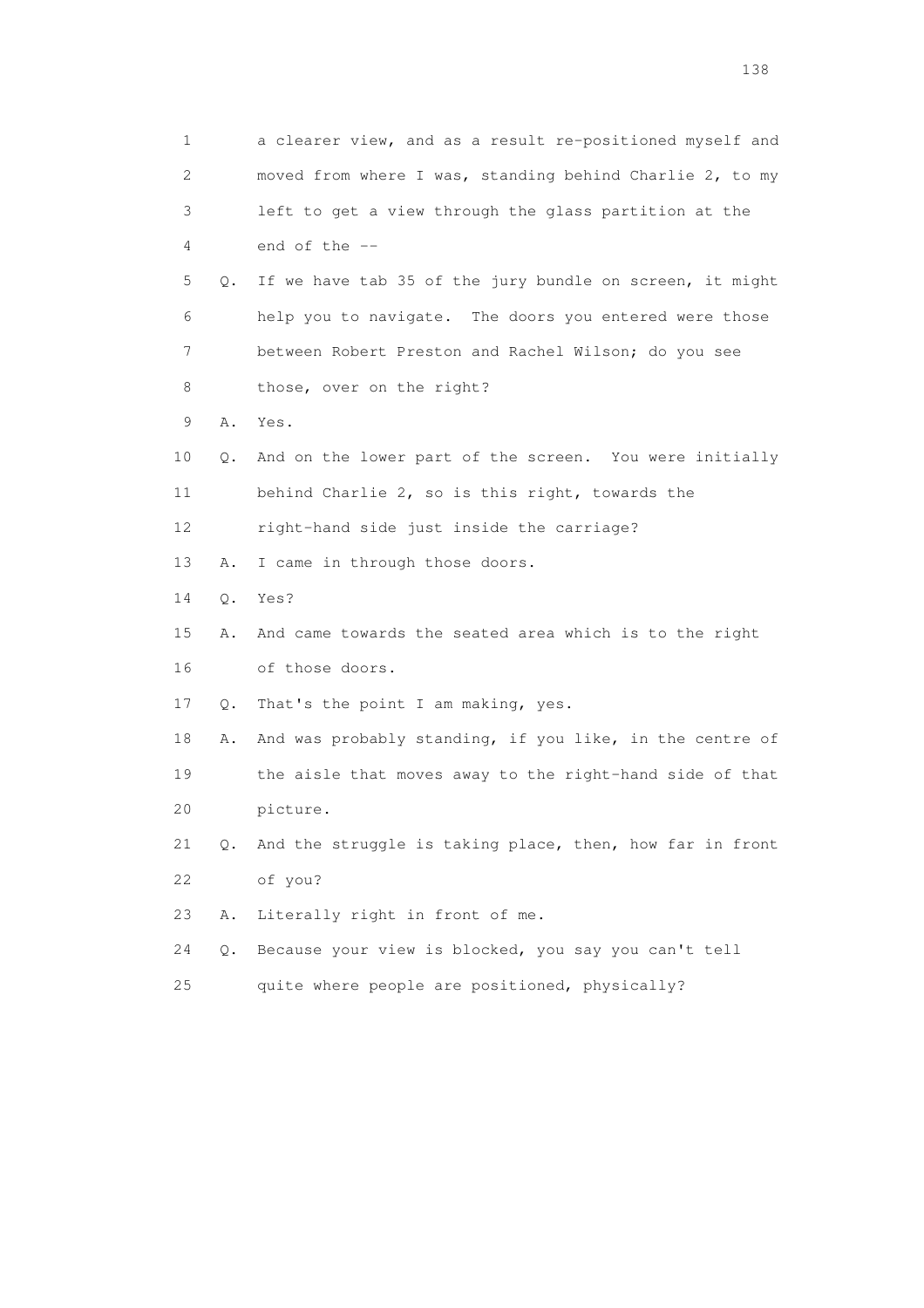1 a clearer view, and as a result re-positioned myself and
2 moved from where I was, standing behind Charlie 2, to my
3 left to get a view through the glass partition at the
4 end of the --
5 Q. If we have tab 35 of the jury bundle on screen, it might
6 help you to navigate. The doors you entered were those
7 between Robert Preston and Rachel Wilson; do you see
8 those, over on the right?
9 A. Yes.
10 Q. And on the lower part of the screen. You were initially
11 behind Charlie 2, so is this right, towards the
12 right-hand side just inside the carriage?
13 A. I came in through those doors.
14 Q. Yes?
15 A. And came towards the seated area which is to the right
16 of those doors.
17 Q. That's the point I am making, yes.
18 A. And was probably standing, if you like, in the centre of
19 the aisle that moves away to the right-hand side of that
20 picture.
21 Q. And the struggle is taking place, then, how far in front
22 of you?
23 A. Literally right in front of me.
24 Q. Because your view is blocked, you say you can't tell
25 quite where people are positioned, physically?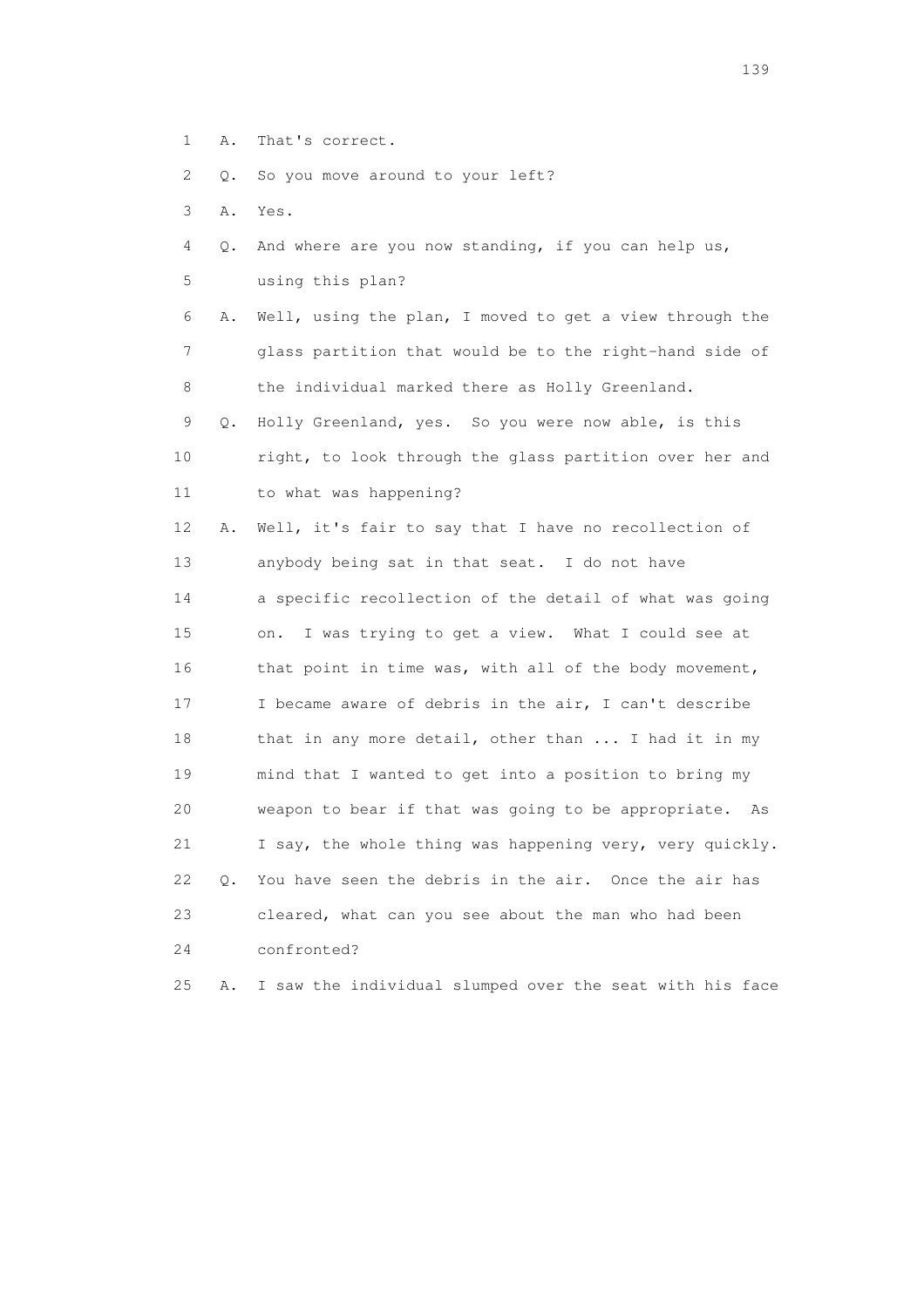1 A. That's correct.

2 Q. So you move around to your left?

3 A. Yes.

4 Q. And where are you now standing, if you can help us,

5 using this plan?

6 A. Well, using the plan, I moved to get a view through the

7 glass partition that would be to the right-hand side of

8 the individual marked there as Holly Greenland.

9 Q. Holly Greenland, yes. So you were now able, is this

10 right, to look through the glass partition over her and

11 to what was happening?

12 A. Well, it's fair to say that I have no recollection of

13 anybody being sat in that seat. I do not have

14 a specific recollection of the detail of what was going

15 on. I was trying to get a view. What I could see at

16 that point in time was, with all of the body movement,

17 I became aware of debris in the air, I can't describe

18 that in any more detail, other than ... I had it in my

19 mind that I wanted to get into a position to bring my

20 weapon to bear if that was going to be appropriate. As

21 I say, the whole thing was happening very, very quickly.

22 Q. You have seen the debris in the air. Once the air has

23 cleared, what can you see about the man who had been

24 confronted?

25 A. I saw the individual slumped over the seat with his face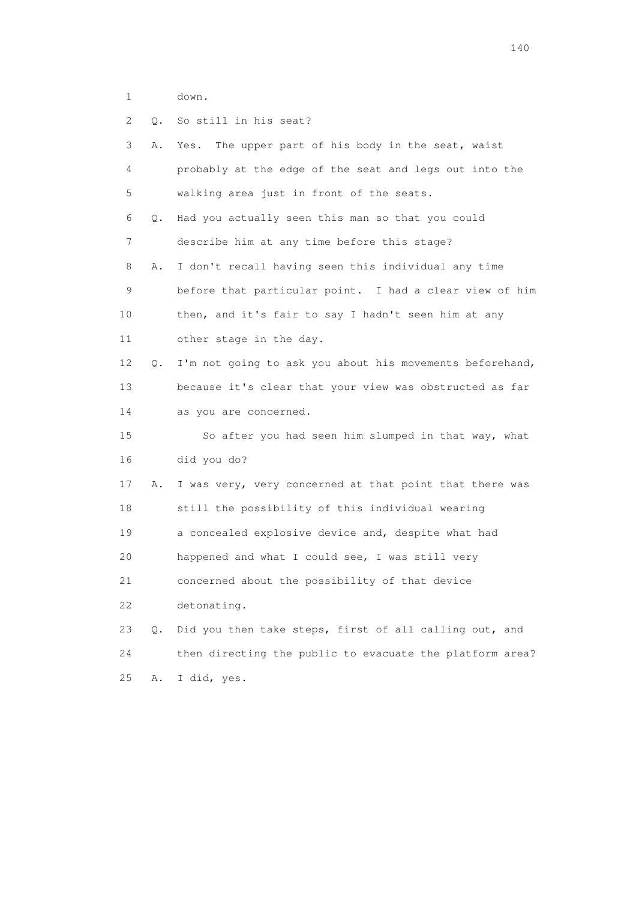1 down.

2 Q. So still in his seat?

3 A. Yes. The upper part of his body in the seat, waist

4 probably at the edge of the seat and legs out into the

5 walking area just in front of the seats.

6 Q. Had you actually seen this man so that you could

7 describe him at any time before this stage?

8 A. I don't recall having seen this individual any time

9 before that particular point. I had a clear view of him

10 then, and it's fair to say I hadn't seen him at any

11 other stage in the day.

12 Q. I'm not going to ask you about his movements beforehand,

13 because it's clear that your view was obstructed as far

14 as you are concerned.

15 So after you had seen him slumped in that way, what

16 did you do?

17 A. I was very, very concerned at that point that there was

18 still the possibility of this individual wearing

19 a concealed explosive device and, despite what had

20 happened and what I could see, I was still very

21 concerned about the possibility of that device

22 detonating.

23 Q. Did you then take steps, first of all calling out, and

24 then directing the public to evacuate the platform area?

25 A. I did, yes.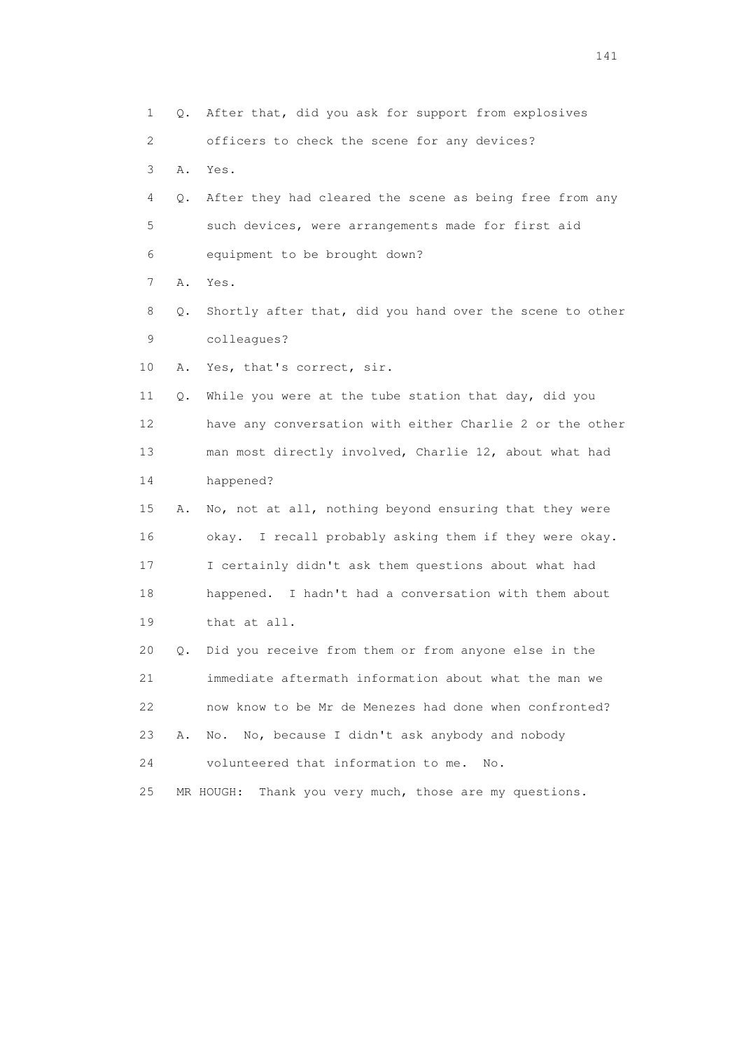1 Q. After that, did you ask for support from explosives
2 officers to check the scene for any devices?
3 A. Yes.
4 Q. After they had cleared the scene as being free from any
5 such devices, were arrangements made for first aid
6 equipment to be brought down?
7 A. Yes.
8 Q. Shortly after that, did you hand over the scene to other
9 colleagues?
10 A. Yes, that's correct, sir.
11 Q. While you were at the tube station that day, did you
12 have any conversation with either Charlie 2 or the other
13 man most directly involved, Charlie 12, about what had
14 happened?
15 A. No, not at all, nothing beyond ensuring that they were
16 okay. I recall probably asking them if they were okay.
17 I certainly didn't ask them questions about what had
18 happened. I hadn't had a conversation with them about
19 that at all.
20 Q. Did you receive from them or from anyone else in the
21 immediate aftermath information about what the man we
22 now know to be Mr de Menezes had done when confronted?
23 A. No. No, because I didn't ask anybody and nobody
24 volunteered that information to me. No.
25 MR HOUGH: Thank you very much, those are my questions.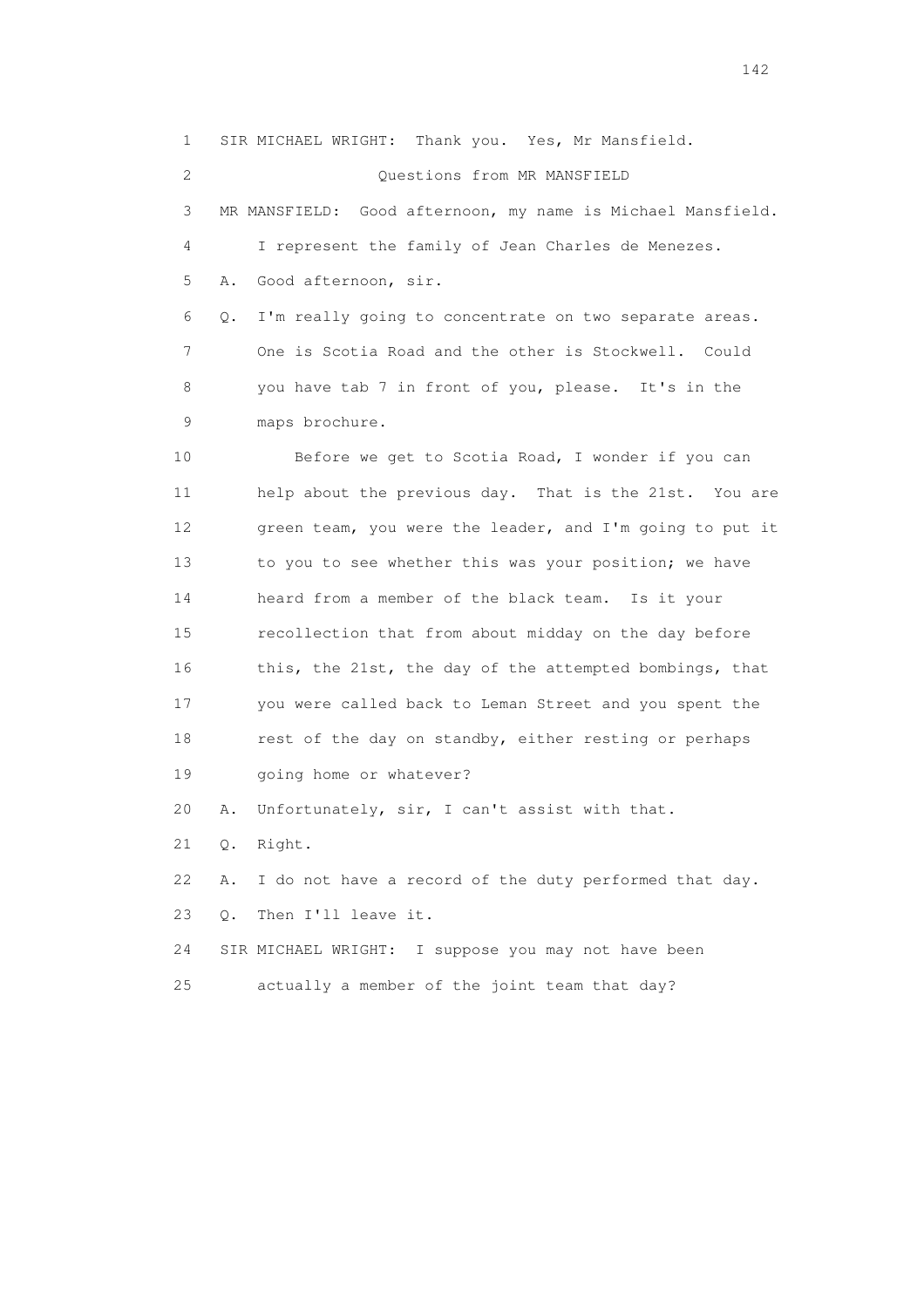1 SIR MICHAEL WRIGHT: Thank you. Yes, Mr Mansfield.

2 Questions from MR MANSFIELD

3 MR MANSFIELD: Good afternoon, my name is Michael Mansfield.

4 I represent the family of Jean Charles de Menezes.

5 A. Good afternoon, sir.

6 Q. I'm really going to concentrate on two separate areas.

7 One is Scotia Road and the other is Stockwell. Could

8 you have tab 7 in front of you, please. It's in the

9 maps brochure.

10 Before we get to Scotia Road, I wonder if you can

11 help about the previous day. That is the 21st. You are

12 green team, you were the leader, and I'm going to put it

13 to you to see whether this was your position; we have

14 heard from a member of the black team. Is it your

15 recollection that from about midday on the day before

16 this, the 21st, the day of the attempted bombings, that

17 you were called back to Leman Street and you spent the

18 rest of the day on standby, either resting or perhaps

19 going home or whatever?

20 A. Unfortunately, sir, I can't assist with that.

21 Q. Right.

22 A. I do not have a record of the duty performed that day.

23 Q. Then I'll leave it.

24 SIR MICHAEL WRIGHT: I suppose you may not have been

25 actually a member of the joint team that day?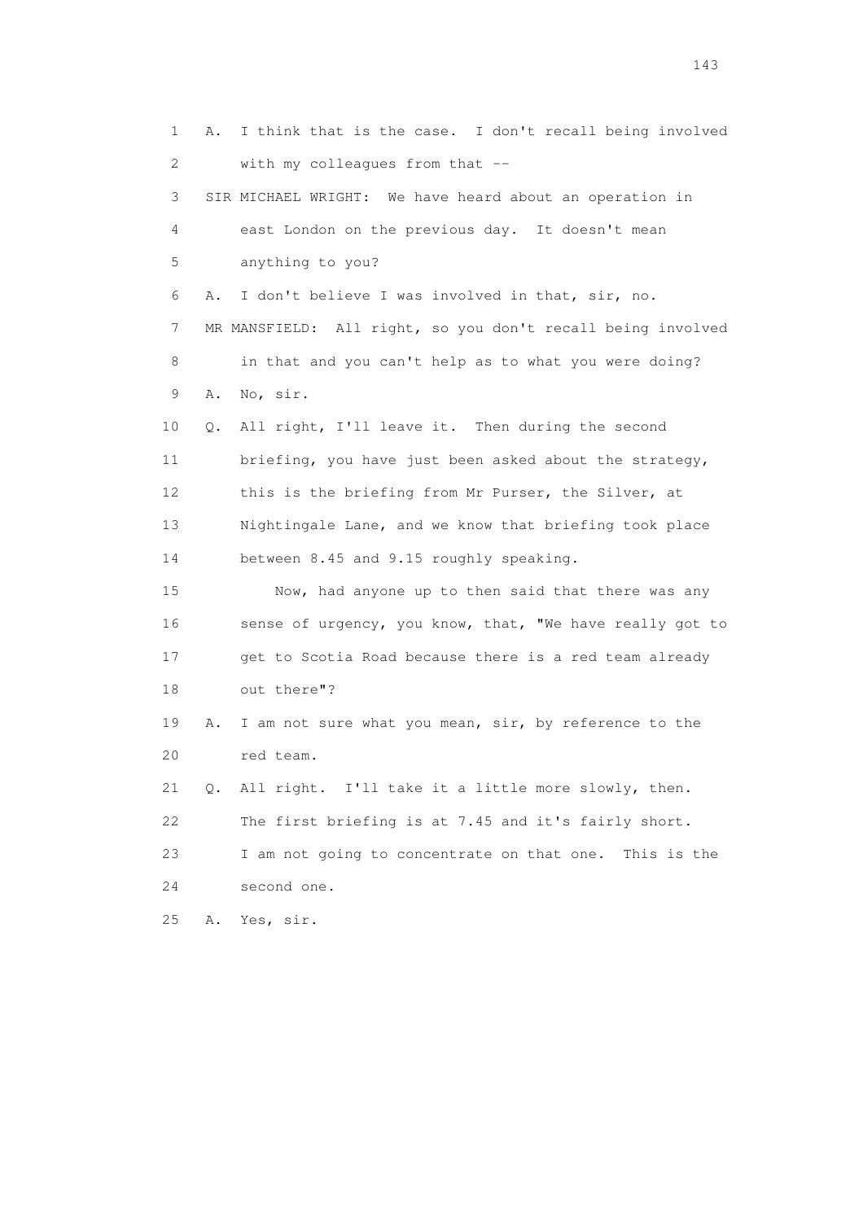1 A. I think that is the case. I don't recall being involved
2 with my colleagues from that --
3 SIR MICHAEL WRIGHT: We have heard about an operation in
4 east London on the previous day. It doesn't mean
5 anything to you?
6 A. I don't believe I was involved in that, sir, no.
7 MR MANSFIELD: All right, so you don't recall being involved
8 in that and you can't help as to what you were doing?
9 A. No, sir.
10 Q. All right, I'll leave it. Then during the second
11 briefing, you have just been asked about the strategy,
12 this is the briefing from Mr Purser, the Silver, at
13 Nightingale Lane, and we know that briefing took place
14 between 8.45 and 9.15 roughly speaking.
15 Now, had anyone up to then said that there was any
16 sense of urgency, you know, that, "We have really got to
17 get to Scotia Road because there is a red team already
18 out there"?
19 A. I am not sure what you mean, sir, by reference to the
20 red team.
21 Q. All right. I'll take it a little more slowly, then.
22 The first briefing is at 7.45 and it's fairly short.
23 I am not going to concentrate on that one. This is the
24 second one.
25 A. Yes, sir.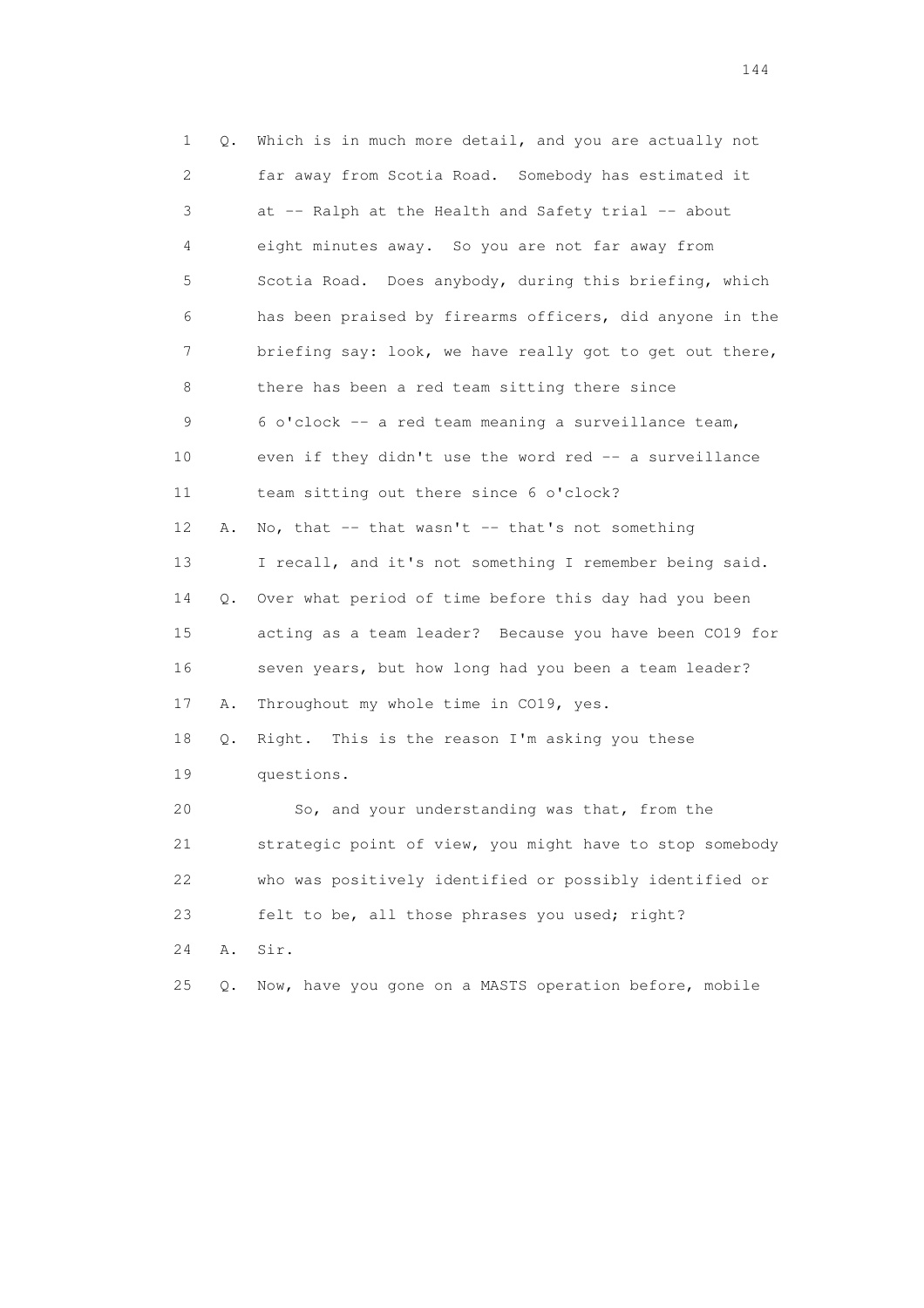1 Q. Which is in much more detail, and you are actually not
2 far away from Scotia Road. Somebody has estimated it
3 at -- Ralph at the Health and Safety trial -- about
4 eight minutes away. So you are not far away from
5 Scotia Road. Does anybody, during this briefing, which
6 has been praised by firearms officers, did anyone in the
7 briefing say: look, we have really got to get out there,
8 there has been a red team sitting there since
9 6 o'clock -- a red team meaning a surveillance team,
10 even if they didn't use the word red -- a surveillance
11 team sitting out there since 6 o'clock?
12 A. No, that -- that wasn't -- that's not something
13 I recall, and it's not something I remember being said.
14 Q. Over what period of time before this day had you been
15 acting as a team leader? Because you have been CO19 for
16 seven years, but how long had you been a team leader?
17 A. Throughout my whole time in CO19, yes.
18 Q. Right. This is the reason I'm asking you these
19 questions.
20 So, and your understanding was that, from the
21 strategic point of view, you might have to stop somebody
22 who was positively identified or possibly identified or
23 felt to be, all those phrases you used; right?
24 A. Sir.
25 Q. Now, have you gone on a MASTS operation before, mobile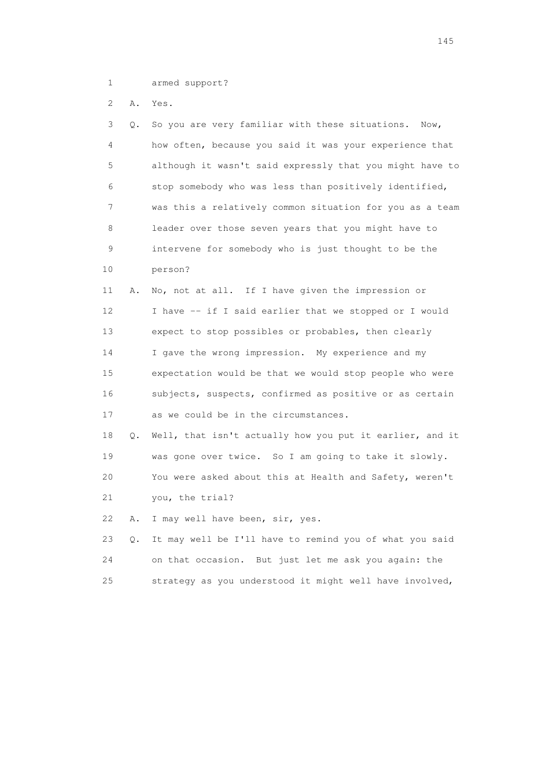1 armed support?

2 A. Yes.

3 Q. So you are very familiar with these situations. Now,

4 how often, because you said it was your experience that

5 although it wasn't said expressly that you might have to

6 stop somebody who was less than positively identified,

7 was this a relatively common situation for you as a team

8 leader over those seven years that you might have to

9 intervene for somebody who is just thought to be the

10 person?

11 A. No, not at all. If I have given the impression or

12 I have -- if I said earlier that we stopped or I would

13 expect to stop possibles or probables, then clearly

14 I gave the wrong impression. My experience and my

15 expectation would be that we would stop people who were

16 subjects, suspects, confirmed as positive or as certain

17 as we could be in the circumstances.

18 Q. Well, that isn't actually how you put it earlier, and it

19 was gone over twice. So I am going to take it slowly.

20 You were asked about this at Health and Safety, weren't

21 you, the trial?

22 A. I may well have been, sir, yes.

23 Q. It may well be I'll have to remind you of what you said

24 on that occasion. But just let me ask you again: the

25 strategy as you understood it might well have involved,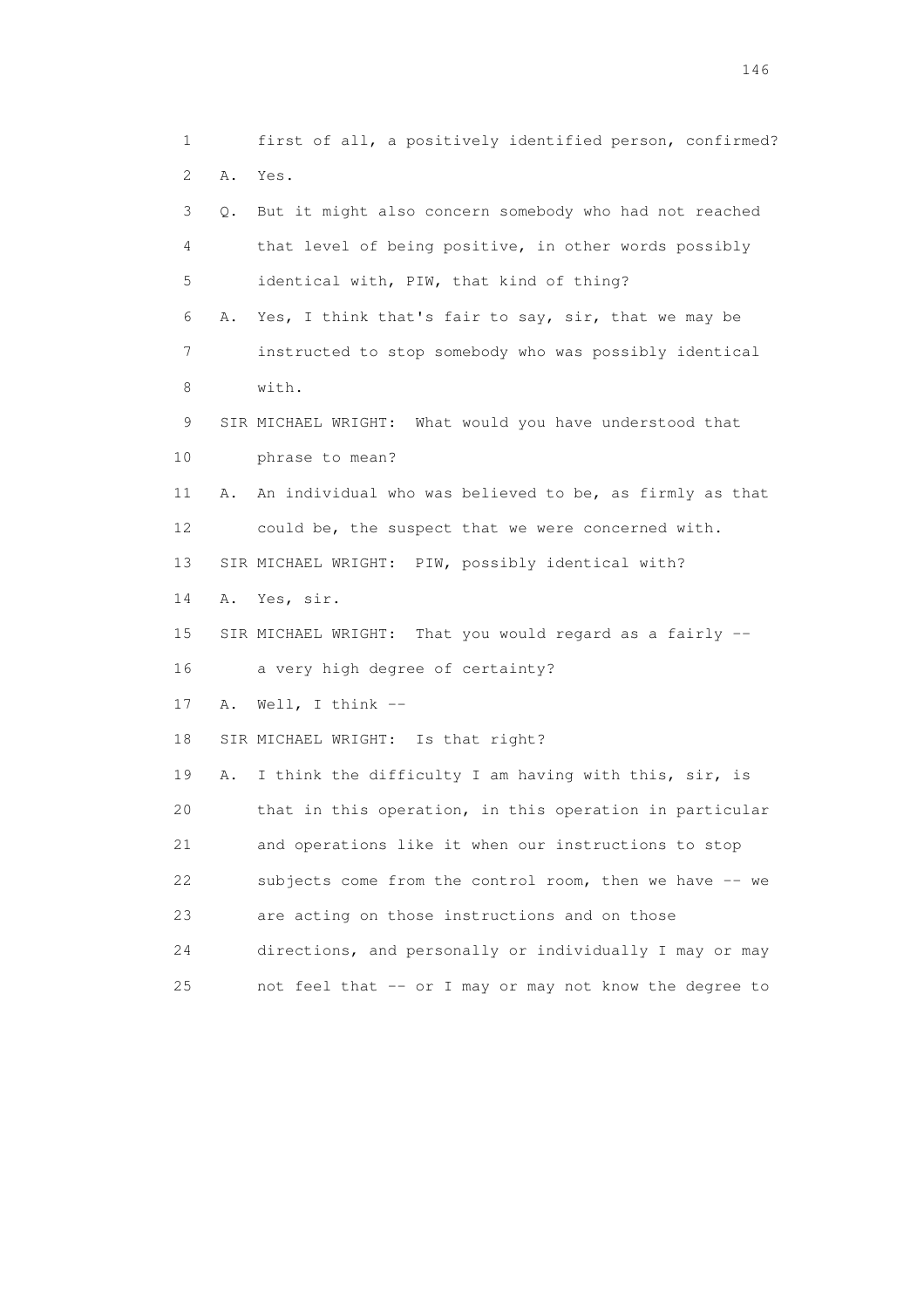1 first of all, a positively identified person, confirmed?

2 A. Yes.

3 Q. But it might also concern somebody who had not reached

4 that level of being positive, in other words possibly

5 identical with, PIW, that kind of thing?

6 A. Yes, I think that's fair to say, sir, that we may be

7 instructed to stop somebody who was possibly identical

8 with.

9 SIR MICHAEL WRIGHT: What would you have understood that

10 phrase to mean?

11 A. An individual who was believed to be, as firmly as that

12 could be, the suspect that we were concerned with.

13 SIR MICHAEL WRIGHT: PIW, possibly identical with?

14 A. Yes, sir.

15 SIR MICHAEL WRIGHT: That you would regard as a fairly --

16 a very high degree of certainty?

17 A. Well, I think --

18 SIR MICHAEL WRIGHT: Is that right?

19 A. I think the difficulty I am having with this, sir, is

20 that in this operation, in this operation in particular

21 and operations like it when our instructions to stop

22 subjects come from the control room, then we have -- we

23 are acting on those instructions and on those

24 directions, and personally or individually I may or may

25 not feel that -- or I may or may not know the degree to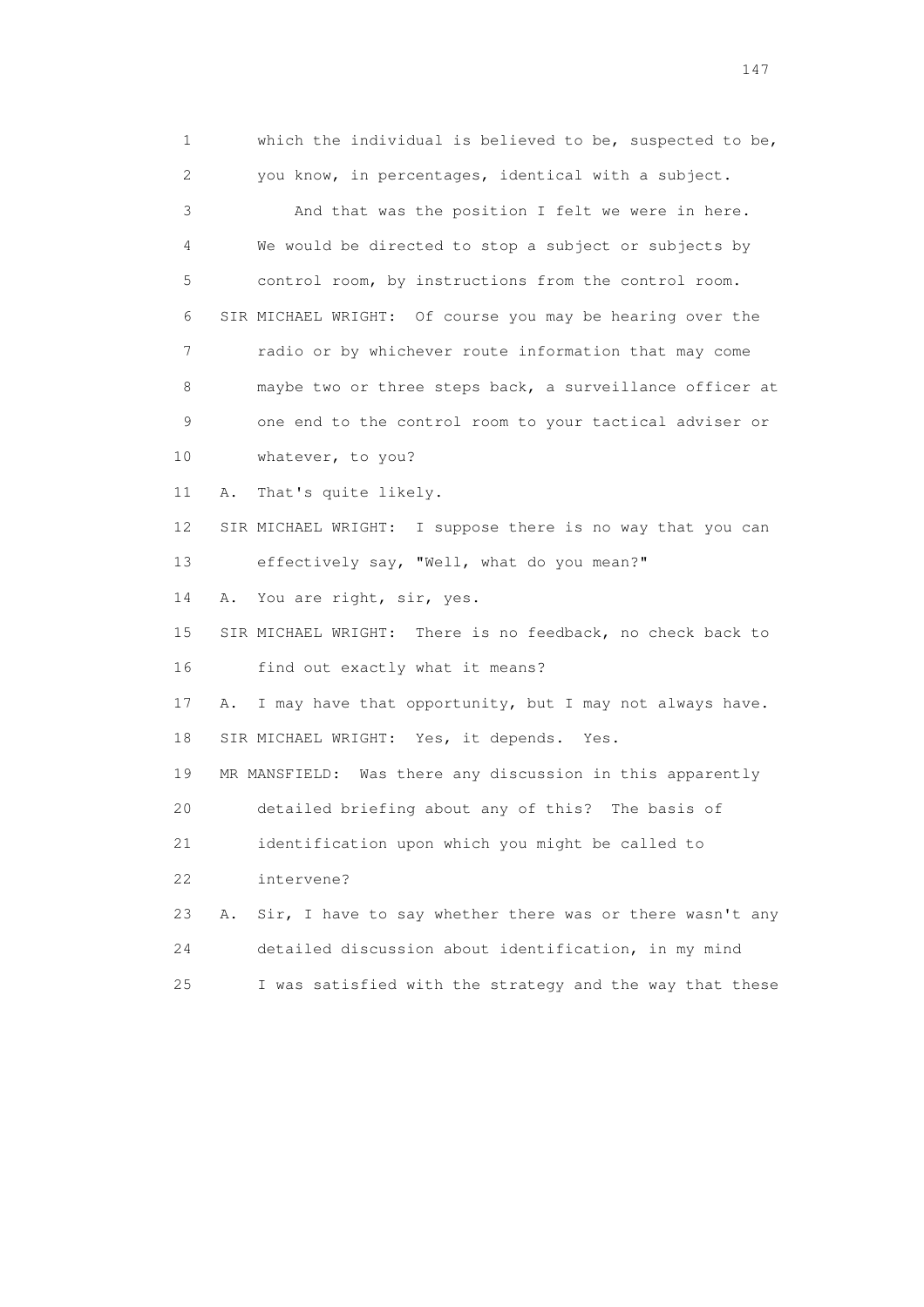1 which the individual is believed to be, suspected to be,
2 you know, in percentages, identical with a subject.
3 And that was the position I felt we were in here.
4 We would be directed to stop a subject or subjects by
5 control room, by instructions from the control room.
6 SIR MICHAEL WRIGHT: Of course you may be hearing over the
7 radio or by whichever route information that may come
8 maybe two or three steps back, a surveillance officer at
9 one end to the control room to your tactical adviser or
10 whatever, to you?
11 A. That's quite likely.
12 SIR MICHAEL WRIGHT: I suppose there is no way that you can
13 effectively say, "Well, what do you mean?"
14 A. You are right, sir, yes.
15 SIR MICHAEL WRIGHT: There is no feedback, no check back to
16 find out exactly what it means?
17 A. I may have that opportunity, but I may not always have.
18 SIR MICHAEL WRIGHT: Yes, it depends. Yes.
19 MR MANSFIELD: Was there any discussion in this apparently
20 detailed briefing about any of this? The basis of
21 identification upon which you might be called to
22 intervene?
23 A. Sir, I have to say whether there was or there wasn't any
24 detailed discussion about identification, in my mind
25 I was satisfied with the strategy and the way that these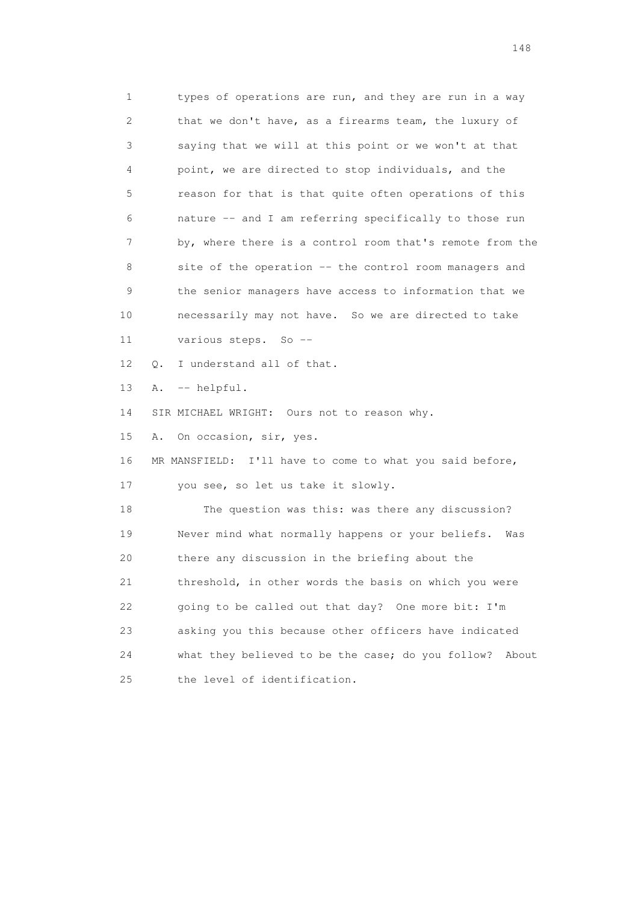1 types of operations are run, and they are run in a way
2 that we don't have, as a firearms team, the luxury of
3 saying that we will at this point or we won't at that
4 point, we are directed to stop individuals, and the
5 reason for that is that quite often operations of this
6 nature -- and I am referring specifically to those run
7 by, where there is a control room that's remote from the
8 site of the operation -- the control room managers and
9 the senior managers have access to information that we
10 necessarily may not have. So we are directed to take
11 various steps. So --
12 Q. I understand all of that.
13 A. -- helpful.
14 SIR MICHAEL WRIGHT: Ours not to reason why.
15 A. On occasion, sir, yes.
16 MR MANSFIELD: I'll have to come to what you said before,
17 you see, so let us take it slowly.
18 The question was this: was there any discussion?
19 Never mind what normally happens or your beliefs. Was
20 there any discussion in the briefing about the
21 threshold, in other words the basis on which you were
22 going to be called out that day? One more bit: I'm
23 asking you this because other officers have indicated
24 what they believed to be the case; do you follow? About
25 the level of identification.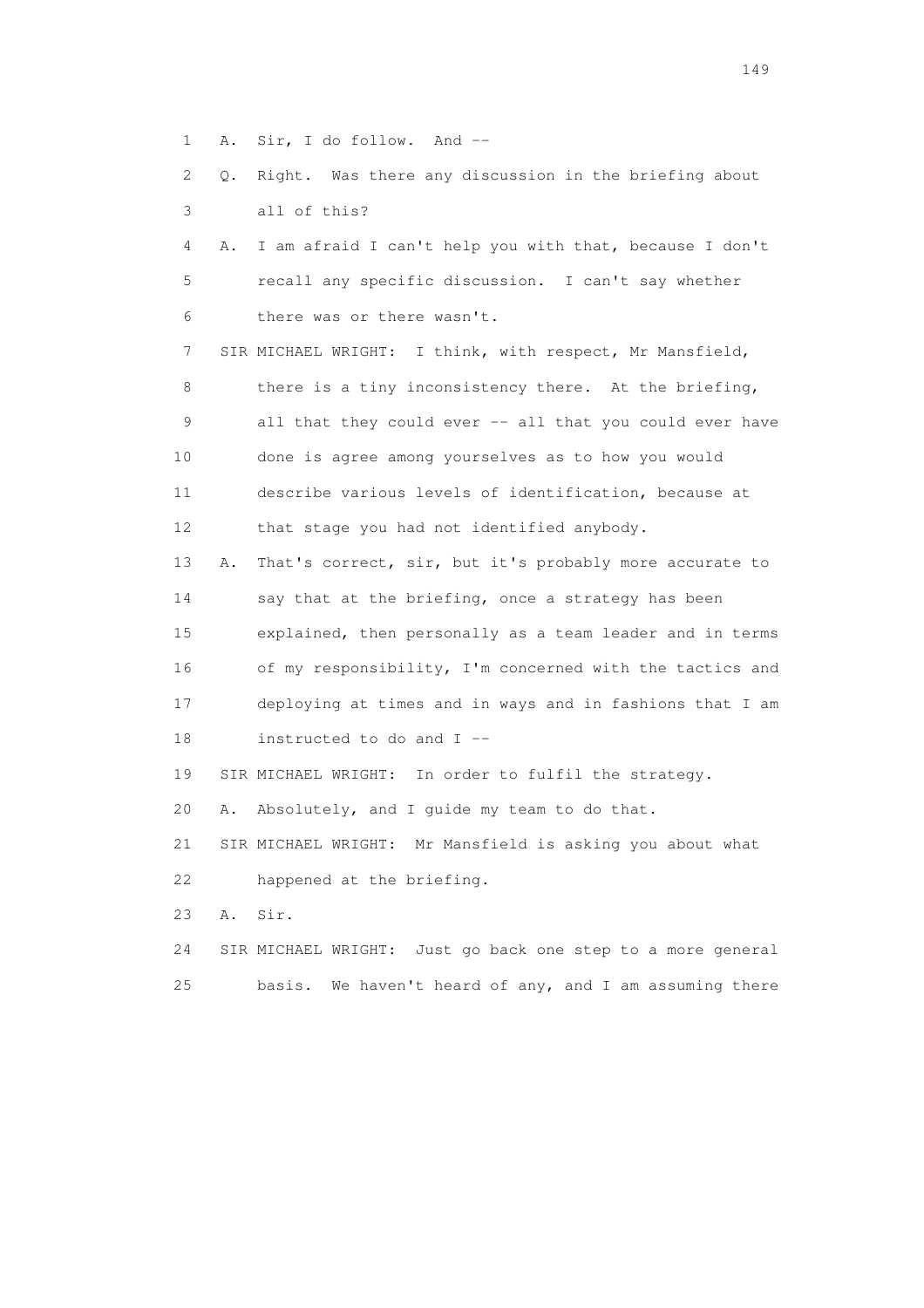1 A. Sir, I do follow. And --

2 Q. Right. Was there any discussion in the briefing about

3 all of this?

4 A. I am afraid I can't help you with that, because I don't

5 recall any specific discussion. I can't say whether

6 there was or there wasn't.

7 SIR MICHAEL WRIGHT: I think, with respect, Mr Mansfield,

8 there is a tiny inconsistency there. At the briefing,

9 all that they could ever -- all that you could ever have

10 done is agree among yourselves as to how you would

11 describe various levels of identification, because at

12 that stage you had not identified anybody.

13 A. That's correct, sir, but it's probably more accurate to

14 say that at the briefing, once a strategy has been

15 explained, then personally as a team leader and in terms

16 of my responsibility, I'm concerned with the tactics and

17 deploying at times and in ways and in fashions that I am

18 instructed to do and I --

19 SIR MICHAEL WRIGHT: In order to fulfil the strategy.

20 A. Absolutely, and I guide my team to do that.

21 SIR MICHAEL WRIGHT: Mr Mansfield is asking you about what

22 happened at the briefing.

23 A. Sir.

24 SIR MICHAEL WRIGHT: Just go back one step to a more general

25 basis. We haven't heard of any, and I am assuming there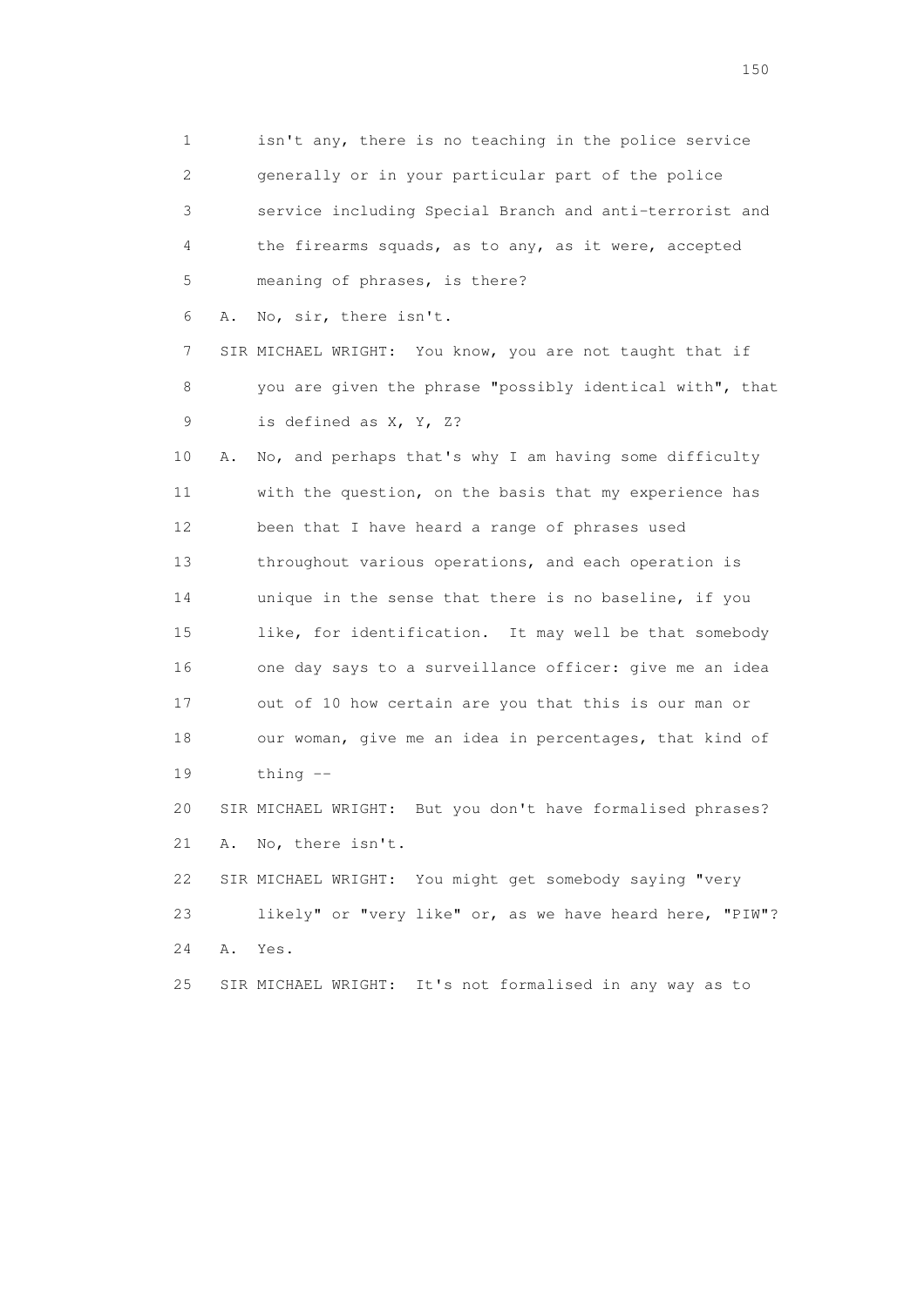1 isn't any, there is no teaching in the police service
2 generally or in your particular part of the police
3 service including Special Branch and anti-terrorist and
4 the firearms squads, as to any, as it were, accepted
5 meaning of phrases, is there?
6 A. No, sir, there isn't.
7 SIR MICHAEL WRIGHT: You know, you are not taught that if
8 you are given the phrase "possibly identical with", that
9 is defined as X, Y, Z?
10 A. No, and perhaps that's why I am having some difficulty
11 with the question, on the basis that my experience has
12 been that I have heard a range of phrases used
13 throughout various operations, and each operation is
14 unique in the sense that there is no baseline, if you
15 like, for identification. It may well be that somebody
16 one day says to a surveillance officer: give me an idea
17 out of 10 how certain are you that this is our man or
18 our woman, give me an idea in percentages, that kind of
19 thing --
20 SIR MICHAEL WRIGHT: But you don't have formalised phrases?
21 A. No, there isn't.
22 SIR MICHAEL WRIGHT: You might get somebody saying "very
23 likely" or "very like" or, as we have heard here, "PIW"?
24 A. Yes.
25 SIR MICHAEL WRIGHT: It's not formalised in any way as to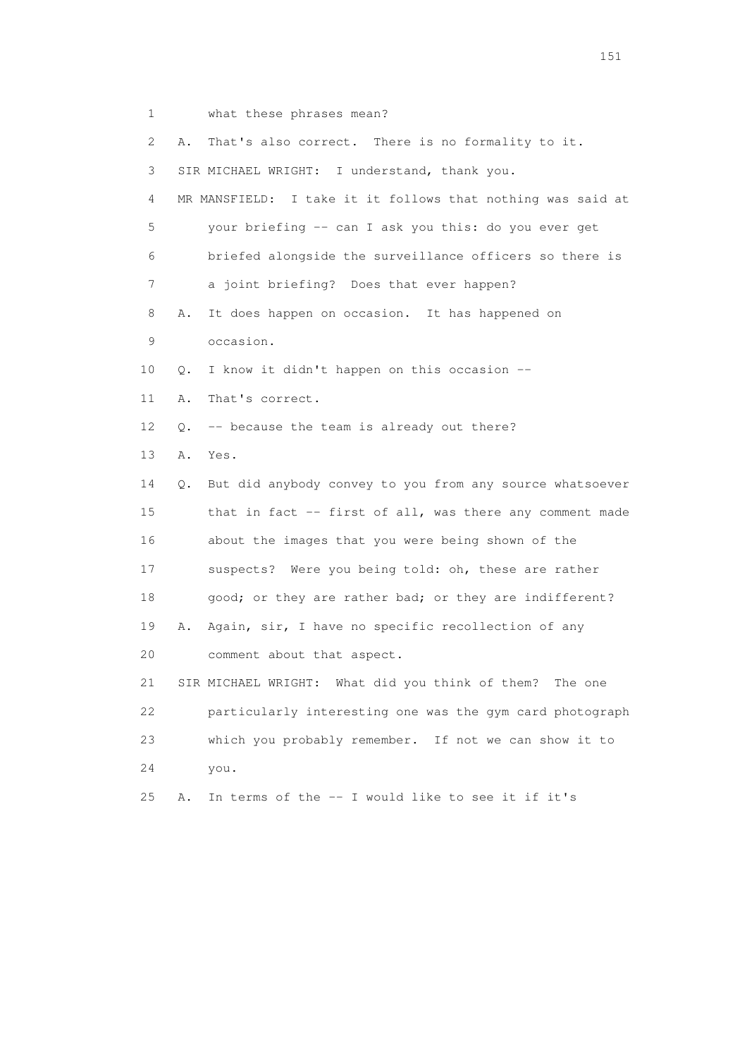1 what these phrases mean?

2 A. That's also correct. There is no formality to it.

3 SIR MICHAEL WRIGHT: I understand, thank you.

4 MR MANSFIELD: I take it it follows that nothing was said at

5 your briefing -- can I ask you this: do you ever get

6 briefed alongside the surveillance officers so there is

7 a joint briefing? Does that ever happen?

8 A. It does happen on occasion. It has happened on

9 occasion.

10 Q. I know it didn't happen on this occasion --

11 A. That's correct.

12 Q. -- because the team is already out there?

13 A. Yes.

14 Q. But did anybody convey to you from any source whatsoever

15 that in fact -- first of all, was there any comment made

16 about the images that you were being shown of the

17 suspects? Were you being told: oh, these are rather

18 good; or they are rather bad; or they are indifferent?

19 A. Again, sir, I have no specific recollection of any

20 comment about that aspect.

21 SIR MICHAEL WRIGHT: What did you think of them? The one

22 particularly interesting one was the gym card photograph

23 which you probably remember. If not we can show it to

24 you.

25 A. In terms of the -- I would like to see it if it's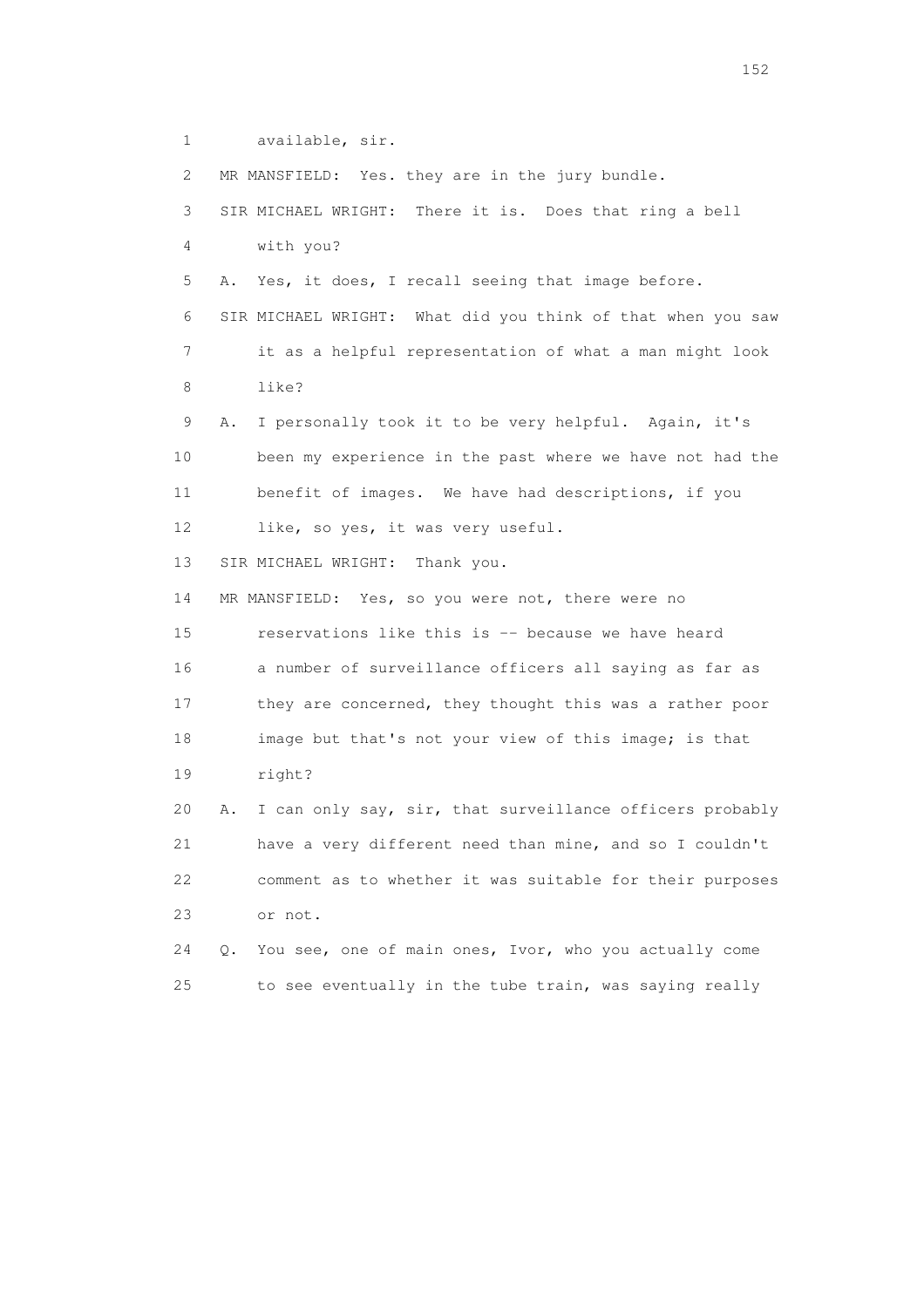1 available, sir.

2 MR MANSFIELD: Yes. they are in the jury bundle.

3 SIR MICHAEL WRIGHT: There it is. Does that ring a bell

4 with you?

5 A. Yes, it does, I recall seeing that image before.

6 SIR MICHAEL WRIGHT: What did you think of that when you saw

7 it as a helpful representation of what a man might look

8 like?

9 A. I personally took it to be very helpful. Again, it's

10 been my experience in the past where we have not had the

11 benefit of images. We have had descriptions, if you

12 like, so yes, it was very useful.

13 SIR MICHAEL WRIGHT: Thank you.

14 MR MANSFIELD: Yes, so you were not, there were no

15 reservations like this is -- because we have heard

16 a number of surveillance officers all saying as far as

17 they are concerned, they thought this was a rather poor

18 image but that's not your view of this image; is that

19 right?

20 A. I can only say, sir, that surveillance officers probably

21 have a very different need than mine, and so I couldn't

22 comment as to whether it was suitable for their purposes

23 or not.

24 Q. You see, one of main ones, Ivor, who you actually come

25 to see eventually in the tube train, was saying really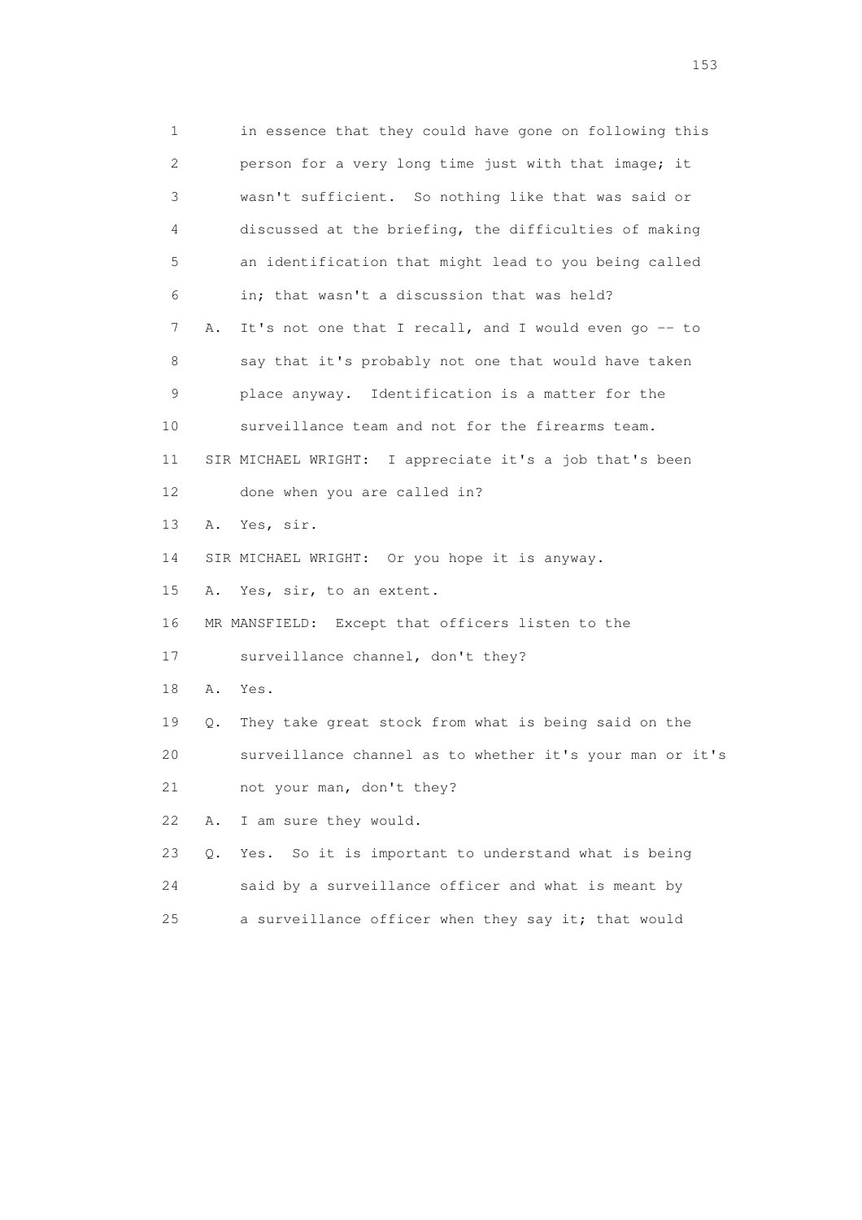1 in essence that they could have gone on following this
2 person for a very long time just with that image; it
3 wasn't sufficient. So nothing like that was said or
4 discussed at the briefing, the difficulties of making
5 an identification that might lead to you being called
6 in; that wasn't a discussion that was held?
7 A. It's not one that I recall, and I would even go -- to
8 say that it's probably not one that would have taken
9 place anyway. Identification is a matter for the
10 surveillance team and not for the firearms team.
11 SIR MICHAEL WRIGHT: I appreciate it's a job that's been
12 done when you are called in?
13 A. Yes, sir.
14 SIR MICHAEL WRIGHT: Or you hope it is anyway.
15 A. Yes, sir, to an extent.
16 MR MANSFIELD: Except that officers listen to the
17 surveillance channel, don't they?
18 A. Yes.
19 Q. They take great stock from what is being said on the
20 surveillance channel as to whether it's your man or it's
21 not your man, don't they?
22 A. I am sure they would.
23 Q. Yes. So it is important to understand what is being
24 said by a surveillance officer and what is meant by
25 a surveillance officer when they say it; that would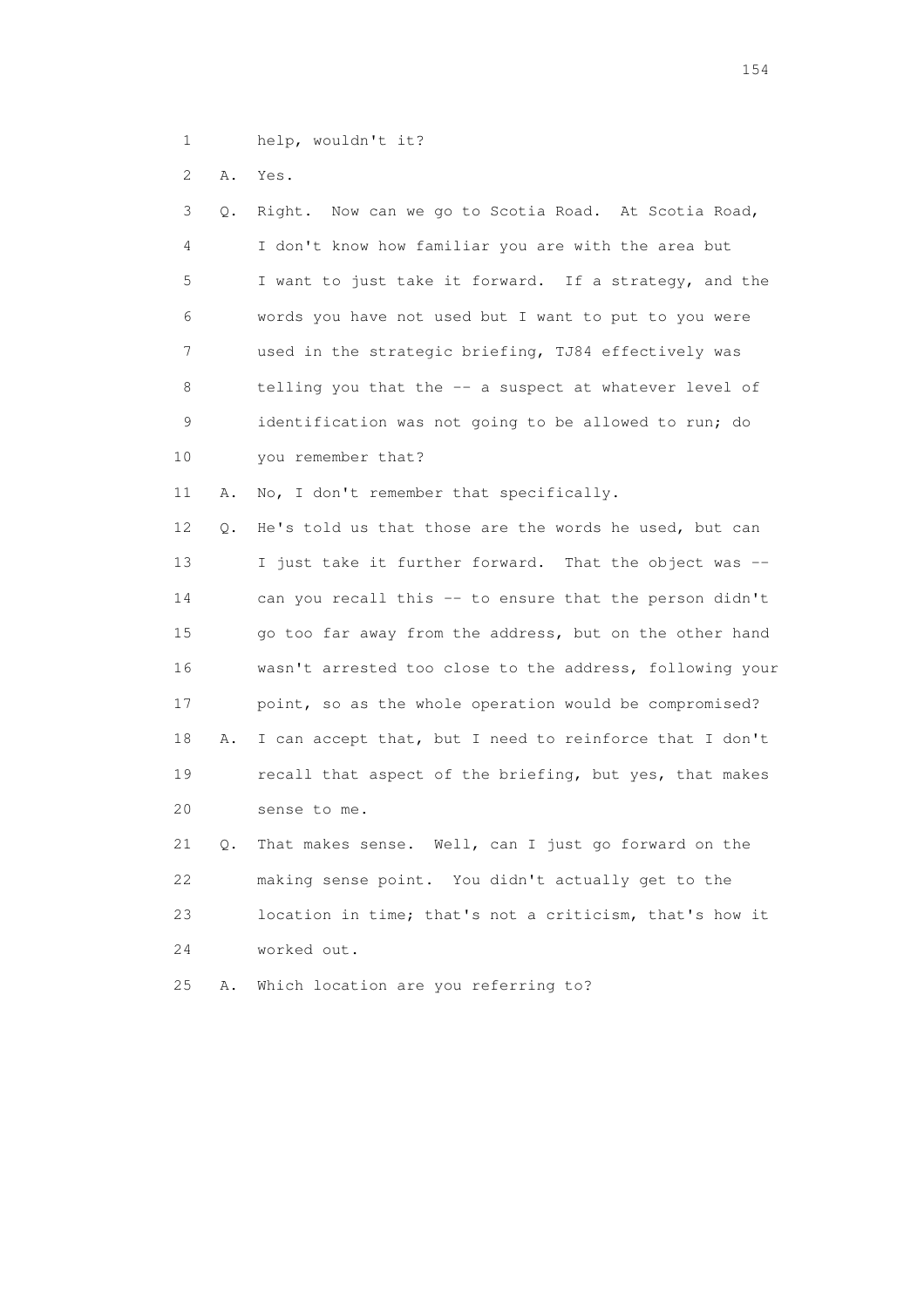1 help, wouldn't it?

2 A. Yes.

3 Q. Right. Now can we go to Scotia Road. At Scotia Road,
4 I don't know how familiar you are with the area but
5 I want to just take it forward. If a strategy, and the
6 words you have not used but I want to put to you were
7 used in the strategic briefing, TJ84 effectively was
8 telling you that the -- a suspect at whatever level of
9 identification was not going to be allowed to run; do
10 you remember that?

11 A. No, I don't remember that specifically.

12 Q. He's told us that those are the words he used, but can
13 I just take it further forward. That the object was --
14 can you recall this -- to ensure that the person didn't
15 go too far away from the address, but on the other hand
16 wasn't arrested too close to the address, following your
17 point, so as the whole operation would be compromised?

18 A. I can accept that, but I need to reinforce that I don't
19 recall that aspect of the briefing, but yes, that makes
20 sense to me.

21 Q. That makes sense. Well, can I just go forward on the
22 making sense point. You didn't actually get to the
23 location in time; that's not a criticism, that's how it
24 worked out.

25 A. Which location are you referring to?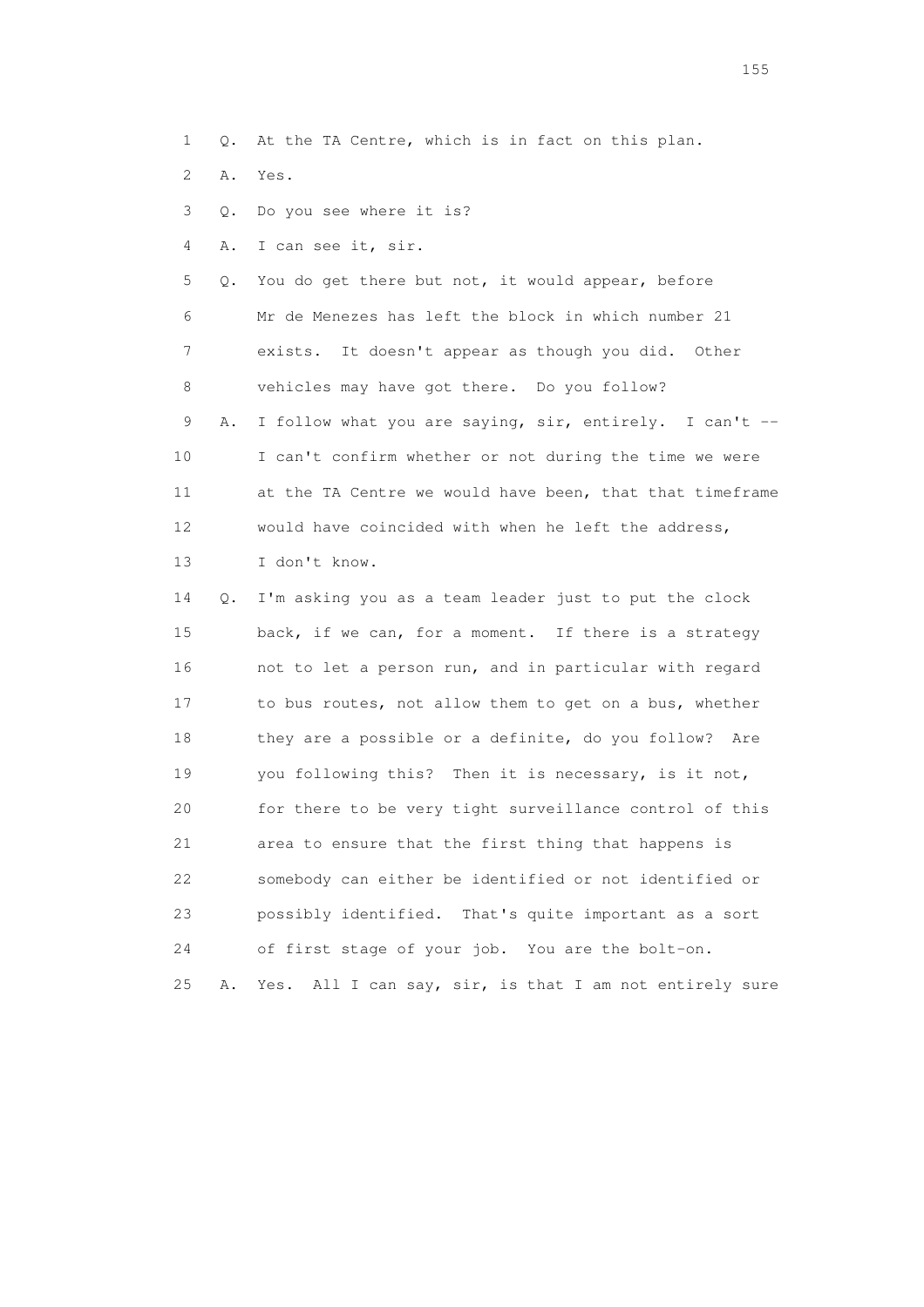1 Q. At the TA Centre, which is in fact on this plan.

2 A. Yes.

3 Q. Do you see where it is?

4 A. I can see it, sir.

5 Q. You do get there but not, it would appear, before

6 Mr de Menezes has left the block in which number 21

7 exists. It doesn't appear as though you did. Other

8 vehicles may have got there. Do you follow?

9 A. I follow what you are saying, sir, entirely. I can't --

10 I can't confirm whether or not during the time we were

11 at the TA Centre we would have been, that that timeframe

12 would have coincided with when he left the address,

13 I don't know.

14 Q. I'm asking you as a team leader just to put the clock

15 back, if we can, for a moment. If there is a strategy

16 not to let a person run, and in particular with regard

17 to bus routes, not allow them to get on a bus, whether

18 they are a possible or a definite, do you follow? Are

19 you following this? Then it is necessary, is it not,

20 for there to be very tight surveillance control of this

21 area to ensure that the first thing that happens is

22 somebody can either be identified or not identified or

23 possibly identified. That's quite important as a sort

24 of first stage of your job. You are the bolt-on.

25 A. Yes. All I can say, sir, is that I am not entirely sure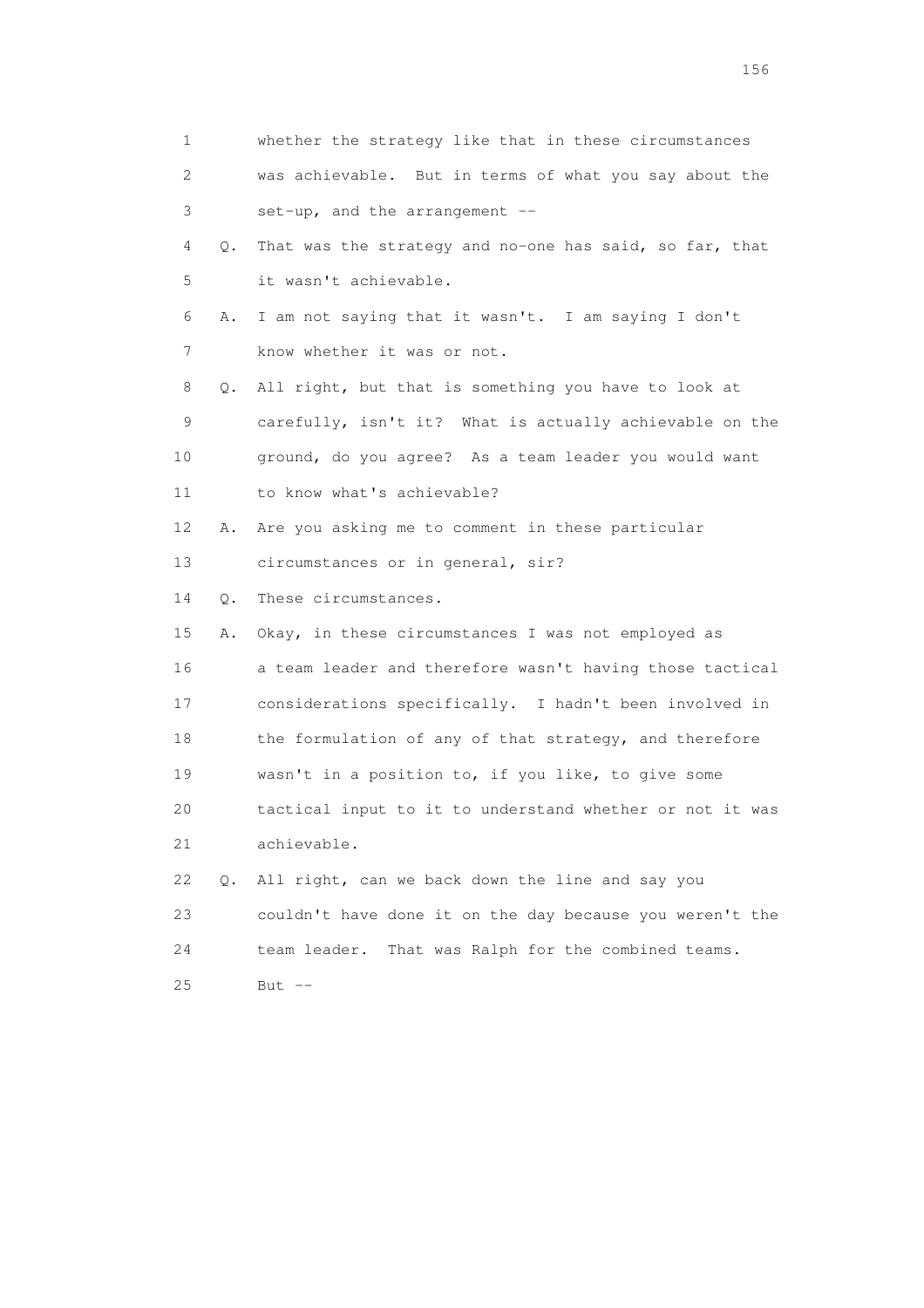1 whether the strategy like that in these circumstances
2 was achievable. But in terms of what you say about the
3 set-up, and the arrangement --
4 Q. That was the strategy and no-one has said, so far, that
5 it wasn't achievable.
6 A. I am not saying that it wasn't. I am saying I don't
7 know whether it was or not.
8 Q. All right, but that is something you have to look at
9 carefully, isn't it? What is actually achievable on the
10 ground, do you agree? As a team leader you would want
11 to know what's achievable?
12 A. Are you asking me to comment in these particular
13 circumstances or in general, sir?
14 Q. These circumstances.
15 A. Okay, in these circumstances I was not employed as
16 a team leader and therefore wasn't having those tactical
17 considerations specifically. I hadn't been involved in
18 the formulation of any of that strategy, and therefore
19 wasn't in a position to, if you like, to give some
20 tactical input to it to understand whether or not it was
21 achievable.
22 Q. All right, can we back down the line and say you
23 couldn't have done it on the day because you weren't the
24 team leader. That was Ralph for the combined teams.
25 But --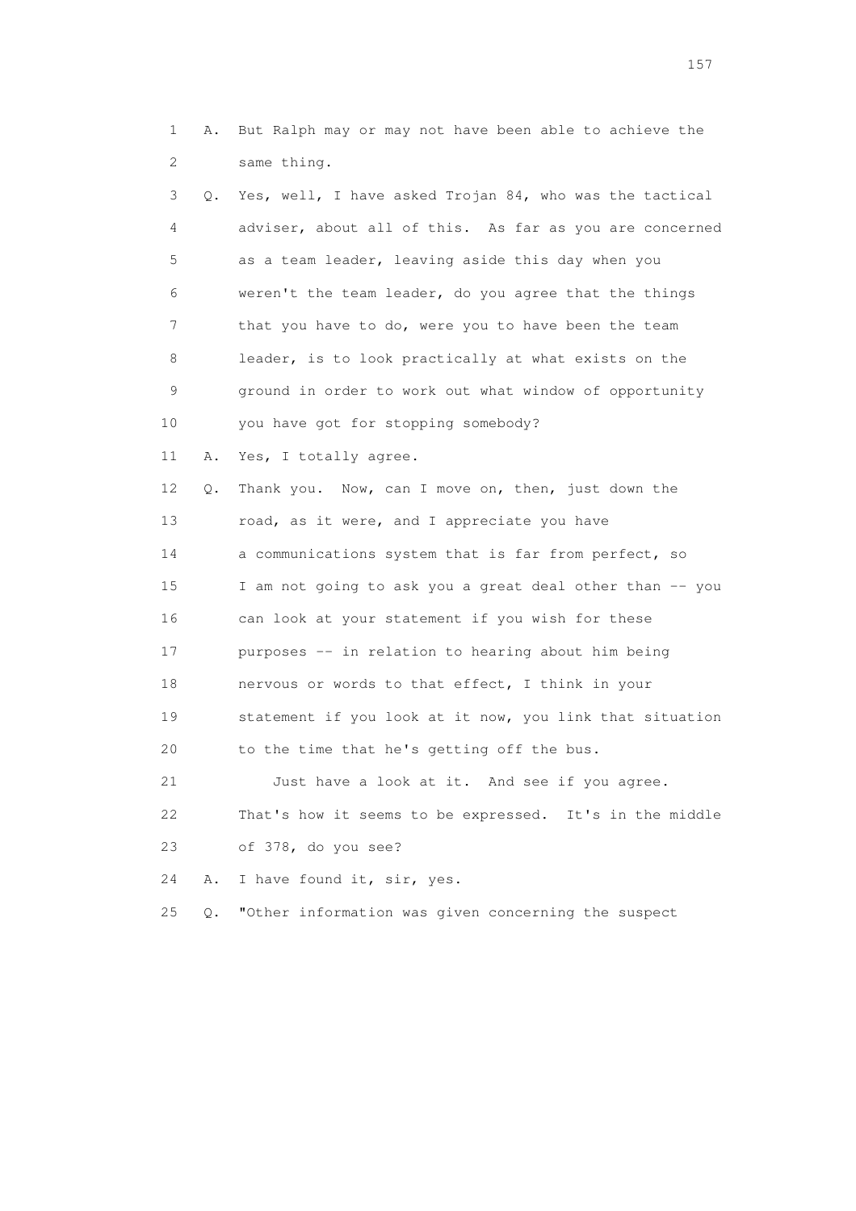1 A. But Ralph may or may not have been able to achieve the
2 same thing.

3 Q. Yes, well, I have asked Trojan 84, who was the tactical
4 adviser, about all of this. As far as you are concerned
5 as a team leader, leaving aside this day when you
6 weren't the team leader, do you agree that the things
7 that you have to do, were you to have been the team
8 leader, is to look practically at what exists on the
9 ground in order to work out what window of opportunity
10 you have got for stopping somebody?

11 A. Yes, I totally agree.

12 Q. Thank you. Now, can I move on, then, just down the
13 road, as it were, and I appreciate you have
14 a communications system that is far from perfect, so
15 I am not going to ask you a great deal other than -- you
16 can look at your statement if you wish for these
17 purposes -- in relation to hearing about him being
18 nervous or words to that effect, I think in your
19 statement if you look at it now, you link that situation
20 to the time that he's getting off the bus.

21 Just have a look at it. And see if you agree.
22 That's how it seems to be expressed. It's in the middle
23 of 378, do you see?

24 A. I have found it, sir, yes.

25 Q. "Other information was given concerning the suspect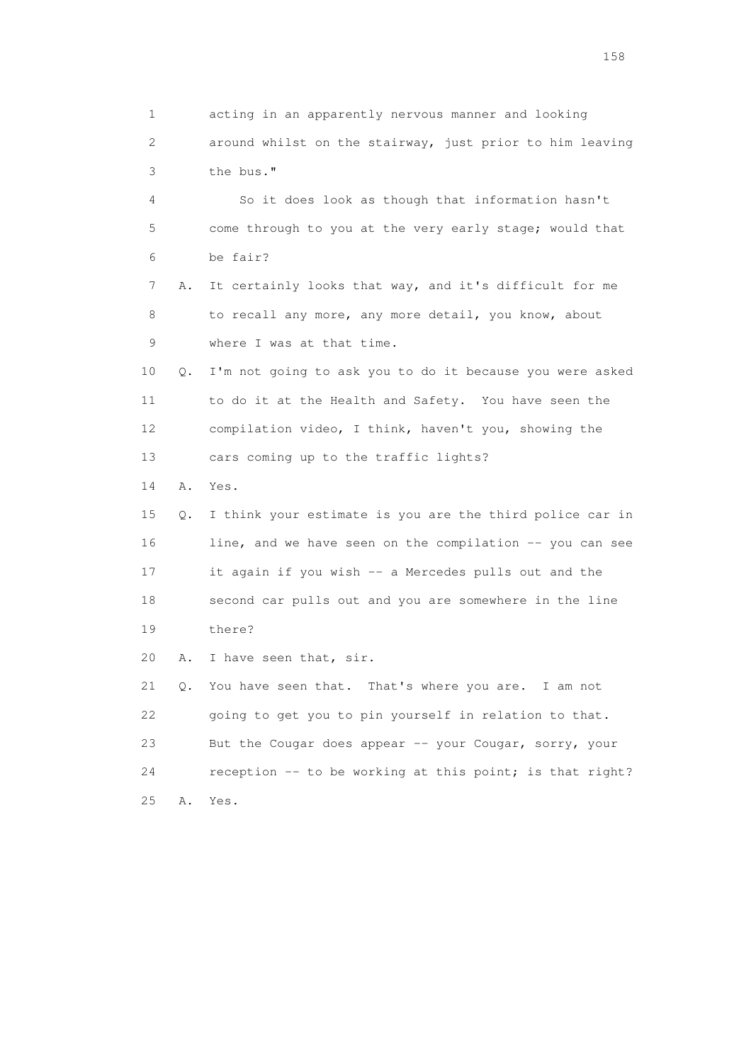1 acting in an apparently nervous manner and looking
2 around whilst on the stairway, just prior to him leaving
3 the bus."

4 So it does look as though that information hasn't
5 come through to you at the very early stage; would that
6 be fair?

7 A. It certainly looks that way, and it's difficult for me
8 to recall any more, any more detail, you know, about
9 where I was at that time.

10 Q. I'm not going to ask you to do it because you were asked
11 to do it at the Health and Safety. You have seen the
12 compilation video, I think, haven't you, showing the
13 cars coming up to the traffic lights?

14 A. Yes.

15 Q. I think your estimate is you are the third police car in
16 line, and we have seen on the compilation -- you can see
17 it again if you wish -- a Mercedes pulls out and the
18 second car pulls out and you are somewhere in the line
19 there?

20 A. I have seen that, sir.

21 Q. You have seen that. That's where you are. I am not
22 going to get you to pin yourself in relation to that.
23 But the Cougar does appear -- your Cougar, sorry, your
24 reception -- to be working at this point; is that right?

25 A. Yes.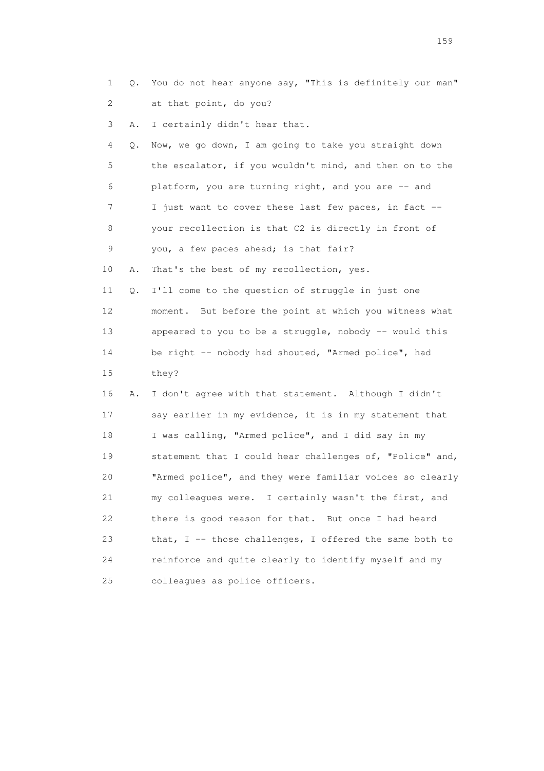1 Q. You do not hear anyone say, "This is definitely our man"
2 at that point, do you?
3 A. I certainly didn't hear that.
4 Q. Now, we go down, I am going to take you straight down
5 the escalator, if you wouldn't mind, and then on to the
6 platform, you are turning right, and you are -- and
7 I just want to cover these last few paces, in fact --
8 your recollection is that C2 is directly in front of
9 you, a few paces ahead; is that fair?
10 A. That's the best of my recollection, yes.
11 Q. I'll come to the question of struggle in just one
12 moment. But before the point at which you witness what
13 appeared to you to be a struggle, nobody -- would this
14 be right -- nobody had shouted, "Armed police", had
15 they?
16 A. I don't agree with that statement. Although I didn't
17 say earlier in my evidence, it is in my statement that
18 I was calling, "Armed police", and I did say in my
19 statement that I could hear challenges of, "Police" and,
20 "Armed police", and they were familiar voices so clearly
21 my colleagues were. I certainly wasn't the first, and
22 there is good reason for that. But once I had heard
23 that, I -- those challenges, I offered the same both to
24 reinforce and quite clearly to identify myself and my
25 colleagues as police officers.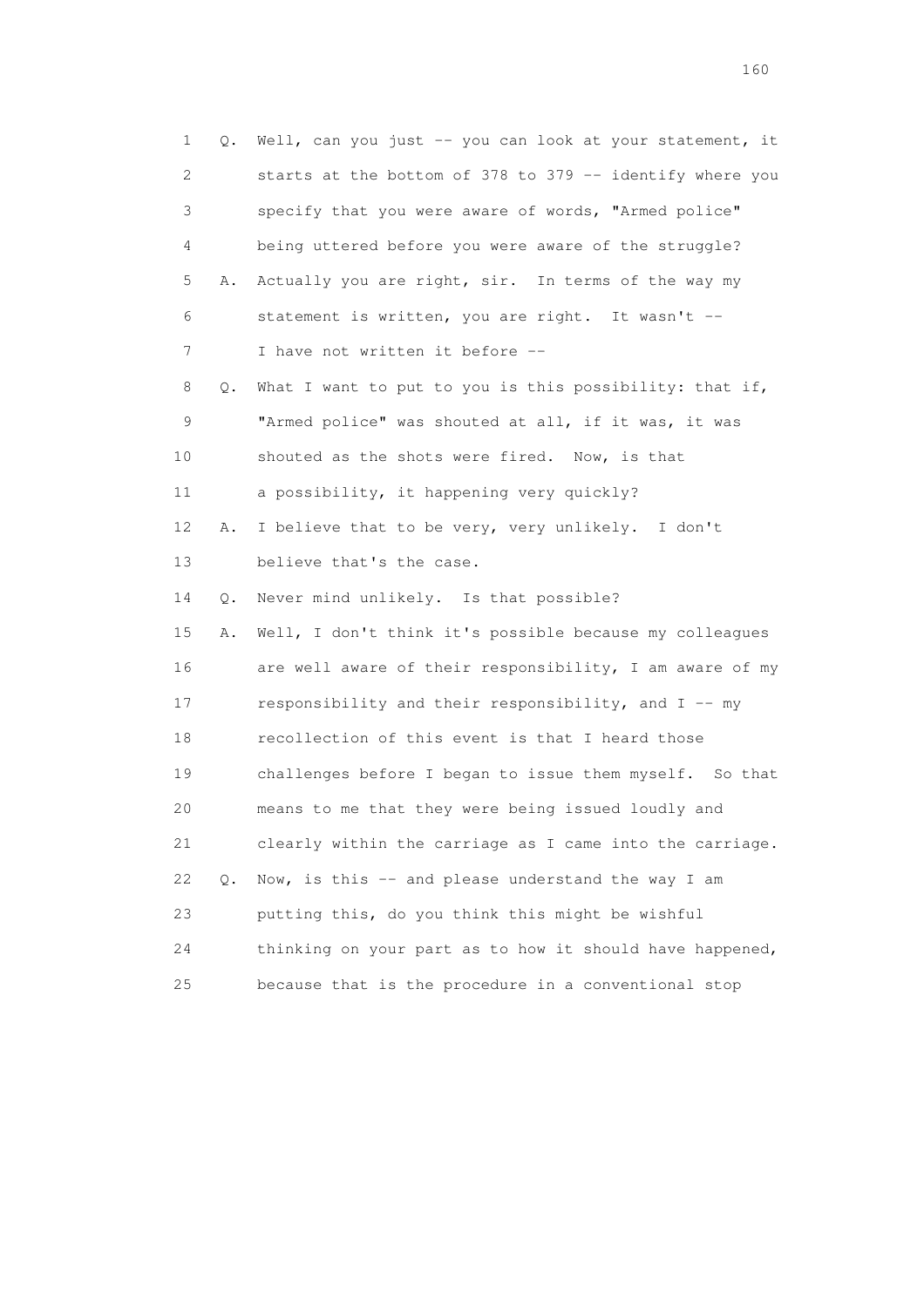1 Q. Well, can you just -- you can look at your statement, it
2 starts at the bottom of 378 to 379 -- identify where you
3 specify that you were aware of words, "Armed police"
4 being uttered before you were aware of the struggle?
5 A. Actually you are right, sir. In terms of the way my
6 statement is written, you are right. It wasn't --
7 I have not written it before --
8 Q. What I want to put to you is this possibility: that if,
9 "Armed police" was shouted at all, if it was, it was
10 shouted as the shots were fired. Now, is that
11 a possibility, it happening very quickly?
12 A. I believe that to be very, very unlikely. I don't
13 believe that's the case.
14 Q. Never mind unlikely. Is that possible?
15 A. Well, I don't think it's possible because my colleagues
16 are well aware of their responsibility, I am aware of my
17 responsibility and their responsibility, and I -- my
18 recollection of this event is that I heard those
19 challenges before I began to issue them myself. So that
20 means to me that they were being issued loudly and
21 clearly within the carriage as I came into the carriage.
22 Q. Now, is this -- and please understand the way I am
23 putting this, do you think this might be wishful
24 thinking on your part as to how it should have happened,
25 because that is the procedure in a conventional stop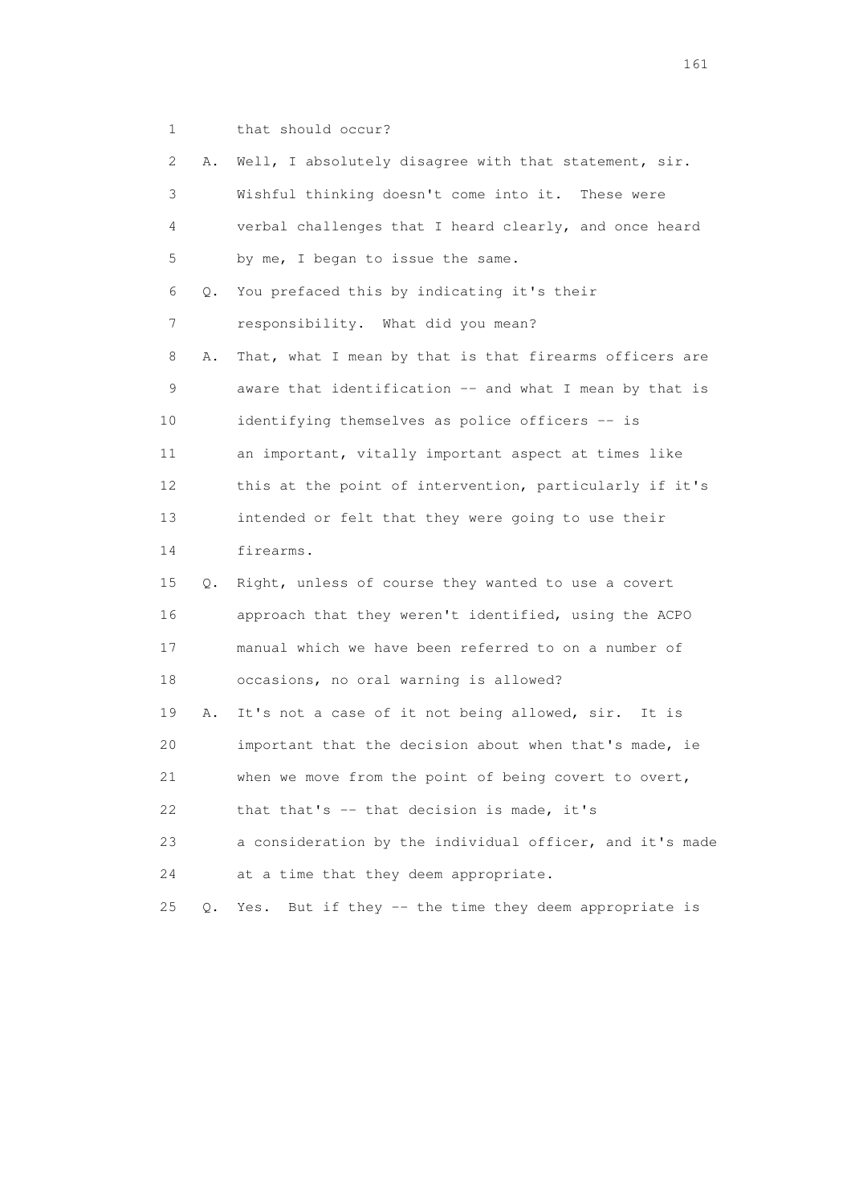1 that should occur?

2 A. Well, I absolutely disagree with that statement, sir.

3 Wishful thinking doesn't come into it. These were

4 verbal challenges that I heard clearly, and once heard

5 by me, I began to issue the same.

6 Q. You prefaced this by indicating it's their

7 responsibility. What did you mean?

8 A. That, what I mean by that is that firearms officers are

9 aware that identification -- and what I mean by that is

10 identifying themselves as police officers -- is

11 an important, vitally important aspect at times like

12 this at the point of intervention, particularly if it's

13 intended or felt that they were going to use their

14 firearms.

15 Q. Right, unless of course they wanted to use a covert

16 approach that they weren't identified, using the ACPO

17 manual which we have been referred to on a number of

18 occasions, no oral warning is allowed?

19 A. It's not a case of it not being allowed, sir. It is

20 important that the decision about when that's made, ie

21 when we move from the point of being covert to overt,

22 that that's -- that decision is made, it's

23 a consideration by the individual officer, and it's made

24 at a time that they deem appropriate.

25 Q. Yes. But if they -- the time they deem appropriate is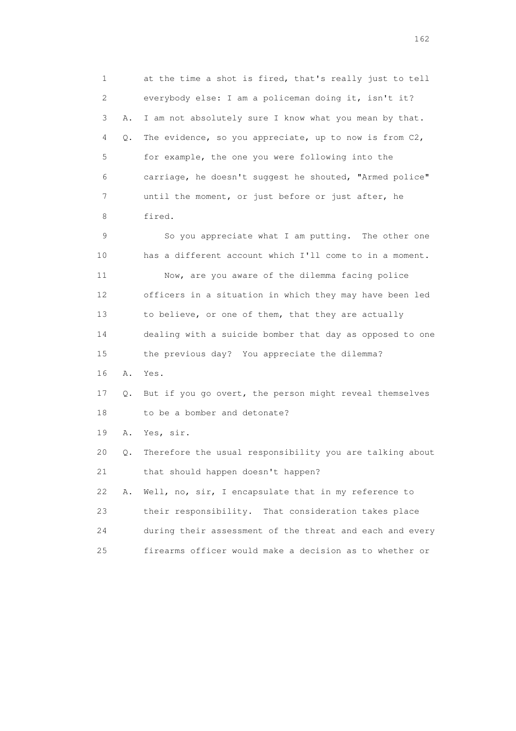1 at the time a shot is fired, that's really just to tell
2 everybody else: I am a policeman doing it, isn't it?
3 A. I am not absolutely sure I know what you mean by that.
4 Q. The evidence, so you appreciate, up to now is from C2,
5 for example, the one you were following into the
6 carriage, he doesn't suggest he shouted, "Armed police"
7 until the moment, or just before or just after, he
8 fired.
9 So you appreciate what I am putting. The other one
10 has a different account which I'll come to in a moment.
11 Now, are you aware of the dilemma facing police
12 officers in a situation in which they may have been led
13 to believe, or one of them, that they are actually
14 dealing with a suicide bomber that day as opposed to one
15 the previous day? You appreciate the dilemma?
16 A. Yes.
17 Q. But if you go overt, the person might reveal themselves
18 to be a bomber and detonate?
19 A. Yes, sir.
20 Q. Therefore the usual responsibility you are talking about
21 that should happen doesn't happen?
22 A. Well, no, sir, I encapsulate that in my reference to
23 their responsibility. That consideration takes place
24 during their assessment of the threat and each and every
25 firearms officer would make a decision as to whether or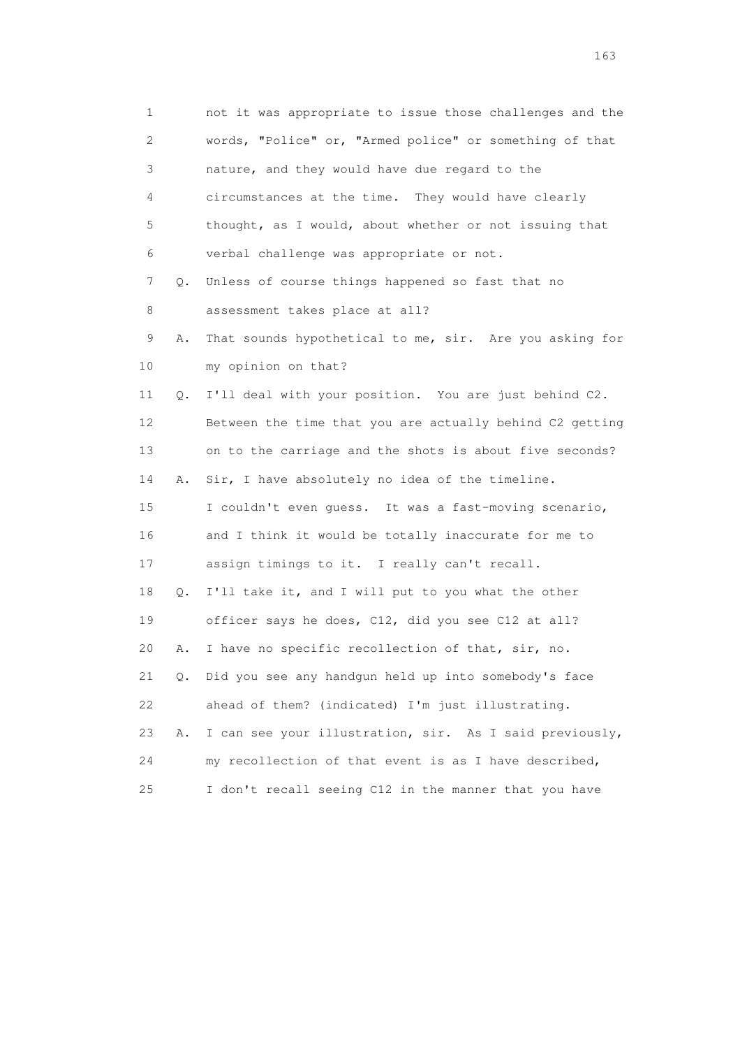1 not it was appropriate to issue those challenges and the
2 words, "Police" or, "Armed police" or something of that
3 nature, and they would have due regard to the
4 circumstances at the time. They would have clearly
5 thought, as I would, about whether or not issuing that
6 verbal challenge was appropriate or not.

7 Q. Unless of course things happened so fast that no
8 assessment takes place at all?

9 A. That sounds hypothetical to me, sir. Are you asking for
10 my opinion on that?

11 Q. I'll deal with your position. You are just behind C2.
12 Between the time that you are actually behind C2 getting
13 on to the carriage and the shots is about five seconds?

14 A. Sir, I have absolutely no idea of the timeline.
15 I couldn't even guess. It was a fast-moving scenario,
16 and I think it would be totally inaccurate for me to
17 assign timings to it. I really can't recall.

18 Q. I'll take it, and I will put to you what the other
19 officer says he does, C12, did you see C12 at all?

20 A. I have no specific recollection of that, sir, no.

21 Q. Did you see any handgun held up into somebody's face
22 ahead of them? (indicated) I'm just illustrating.

23 A. I can see your illustration, sir. As I said previously,
24 my recollection of that event is as I have described,
25 I don't recall seeing C12 in the manner that you have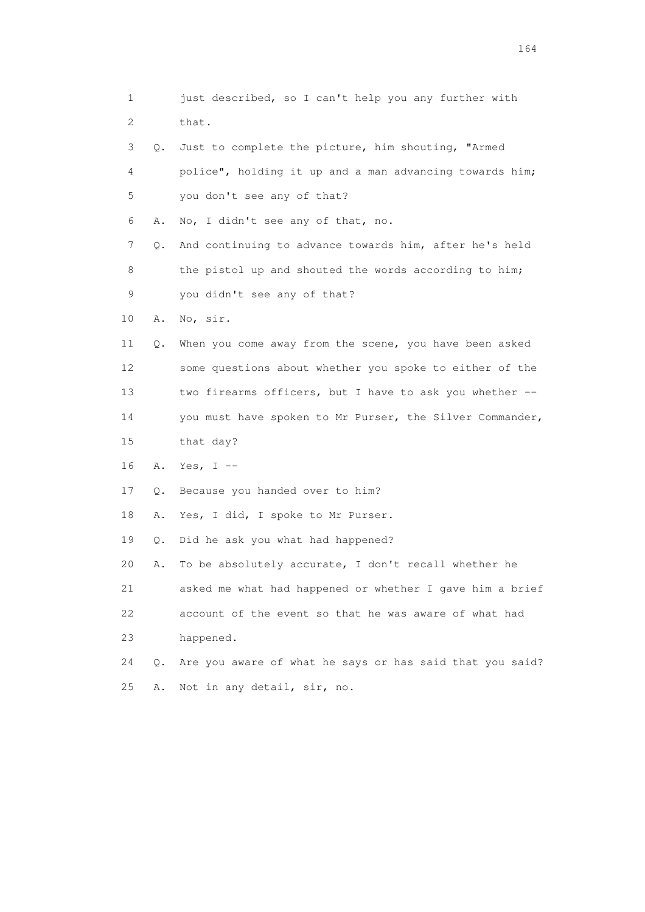1 just described, so I can't help you any further with
2 that.
3 Q. Just to complete the picture, him shouting, "Armed
4 police", holding it up and a man advancing towards him;
5 you don't see any of that?
6 A. No, I didn't see any of that, no.
7 Q. And continuing to advance towards him, after he's held
8 the pistol up and shouted the words according to him;
9 you didn't see any of that?
10 A. No, sir.
11 Q. When you come away from the scene, you have been asked
12 some questions about whether you spoke to either of the
13 two firearms officers, but I have to ask you whether --
14 you must have spoken to Mr Purser, the Silver Commander,
15 that day?
16 A. Yes, I --
17 Q. Because you handed over to him?
18 A. Yes, I did, I spoke to Mr Purser.
19 Q. Did he ask you what had happened?
20 A. To be absolutely accurate, I don't recall whether he
21 asked me what had happened or whether I gave him a brief
22 account of the event so that he was aware of what had
23 happened.
24 Q. Are you aware of what he says or has said that you said?
25 A. Not in any detail, sir, no.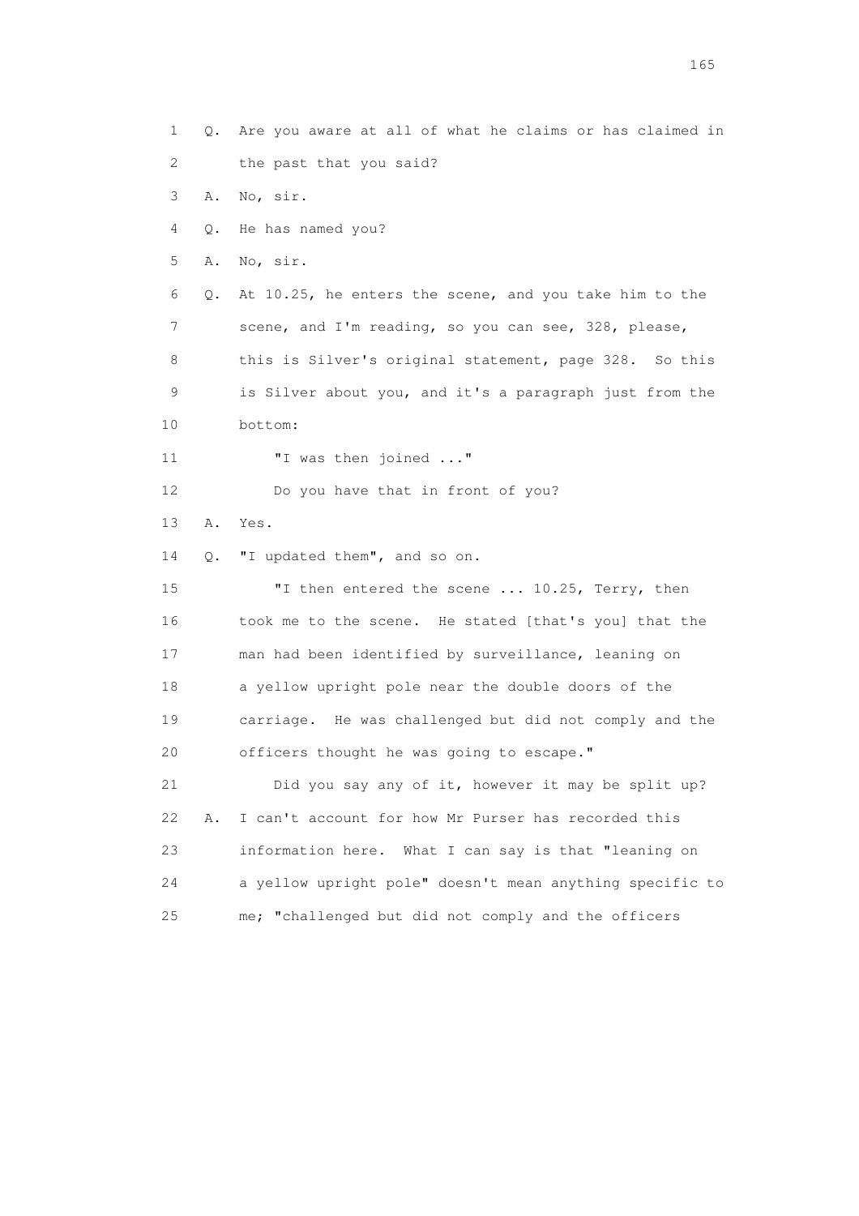1 Q. Are you aware at all of what he claims or has claimed in
2 the past that you said?
3 A. No, sir.
4 Q. He has named you?
5 A. No, sir.
6 Q. At 10.25, he enters the scene, and you take him to the
7 scene, and I'm reading, so you can see, 328, please,
8 this is Silver's original statement, page 328. So this
9 is Silver about you, and it's a paragraph just from the
10 bottom:
11 "I was then joined ..."
12 Do you have that in front of you?
13 A. Yes.
14 Q. "I updated them", and so on.
15 "I then entered the scene ... 10.25, Terry, then
16 took me to the scene. He stated [that's you] that the
17 man had been identified by surveillance, leaning on
18 a yellow upright pole near the double doors of the
19 carriage. He was challenged but did not comply and the
20 officers thought he was going to escape."
21 Did you say any of it, however it may be split up?
22 A. I can't account for how Mr Purser has recorded this
23 information here. What I can say is that "leaning on
24 a yellow upright pole" doesn't mean anything specific to
25 me; "challenged but did not comply and the officers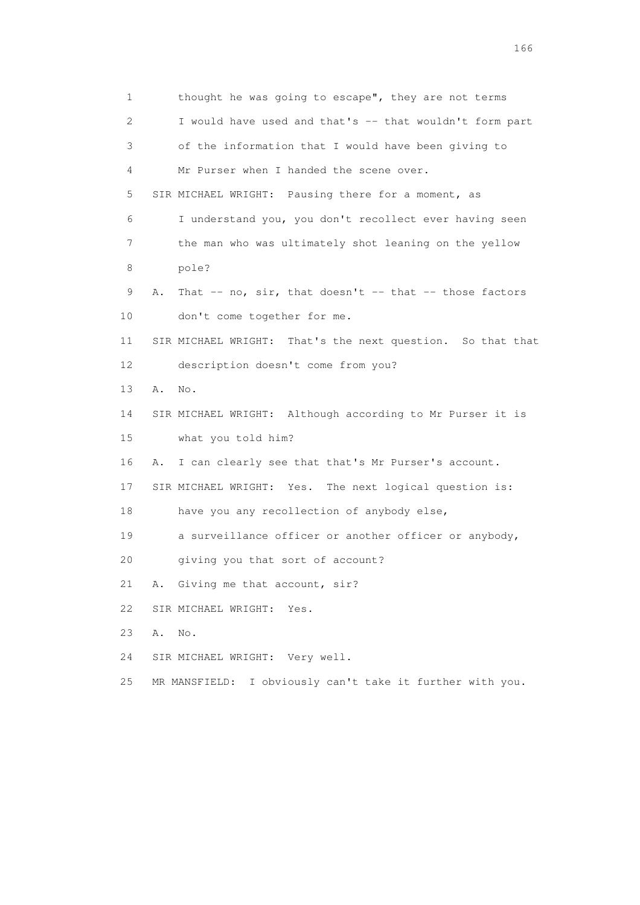thought he was going to escape", they are not terms I would have used and that's -- that wouldn't form part of the information that I would have been giving to Mr Purser when I handed the scene over.

SIR MICHAEL WRIGHT: Pausing there for a moment, as I understand you, you don't recollect ever having seen the man who was ultimately shot leaning on the yellow pole?

A. That -- no, sir, that doesn't -- that -- those factors don't come together for me.

SIR MICHAEL WRIGHT: That's the next question. So that that description doesn't come from you?

A. No.

SIR MICHAEL WRIGHT: Although according to Mr Purser it is what you told him?

A. I can clearly see that that's Mr Purser's account.

SIR MICHAEL WRIGHT: Yes. The next logical question is: have you any recollection of anybody else, a surveillance officer or another officer or anybody, giving you that sort of account?

A. Giving me that account, sir?

SIR MICHAEL WRIGHT: Yes.

A. No.

SIR MICHAEL WRIGHT: Very well.

MR MANSFIELD: I obviously can't take it further with you.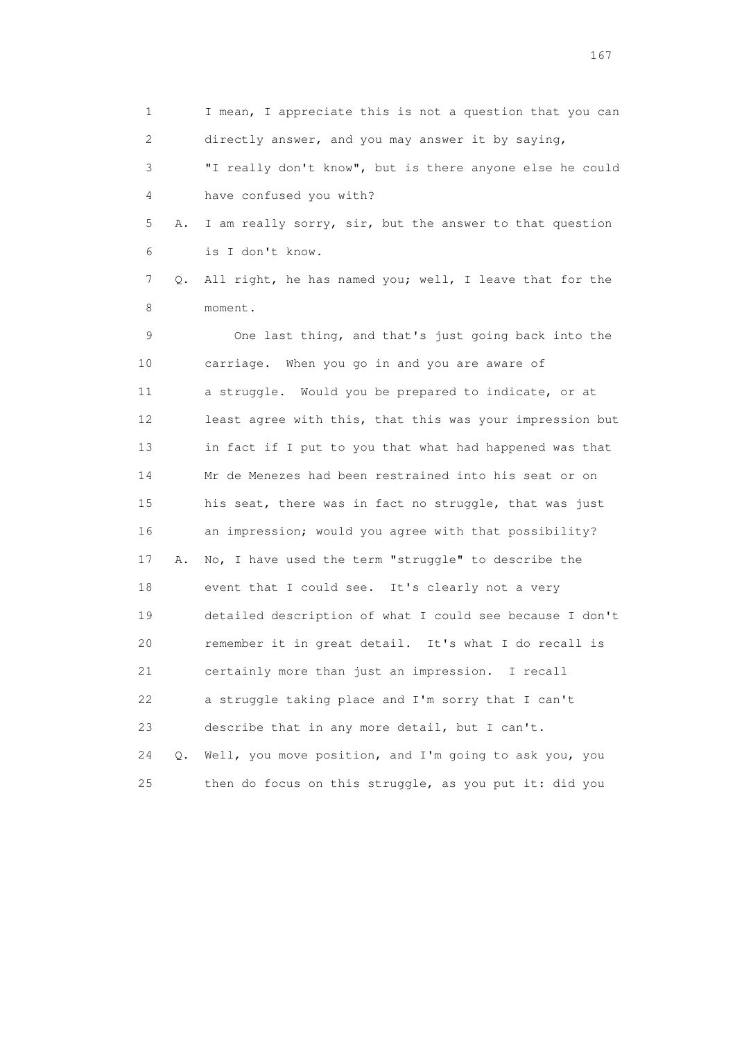1 I mean, I appreciate this is not a question that you can
2 directly answer, and you may answer it by saying,
3 "I really don't know", but is there anyone else he could
4 have confused you with?
5 A. I am really sorry, sir, but the answer to that question
6 is I don't know.
7 Q. All right, he has named you; well, I leave that for the
8 moment.
9 One last thing, and that's just going back into the
10 carriage. When you go in and you are aware of
11 a struggle. Would you be prepared to indicate, or at
12 least agree with this, that this was your impression but
13 in fact if I put to you that what had happened was that
14 Mr de Menezes had been restrained into his seat or on
15 his seat, there was in fact no struggle, that was just
16 an impression; would you agree with that possibility?
17 A. No, I have used the term "struggle" to describe the
18 event that I could see. It's clearly not a very
19 detailed description of what I could see because I don't
20 remember it in great detail. It's what I do recall is
21 certainly more than just an impression. I recall
22 a struggle taking place and I'm sorry that I can't
23 describe that in any more detail, but I can't.
24 Q. Well, you move position, and I'm going to ask you, you
25 then do focus on this struggle, as you put it: did you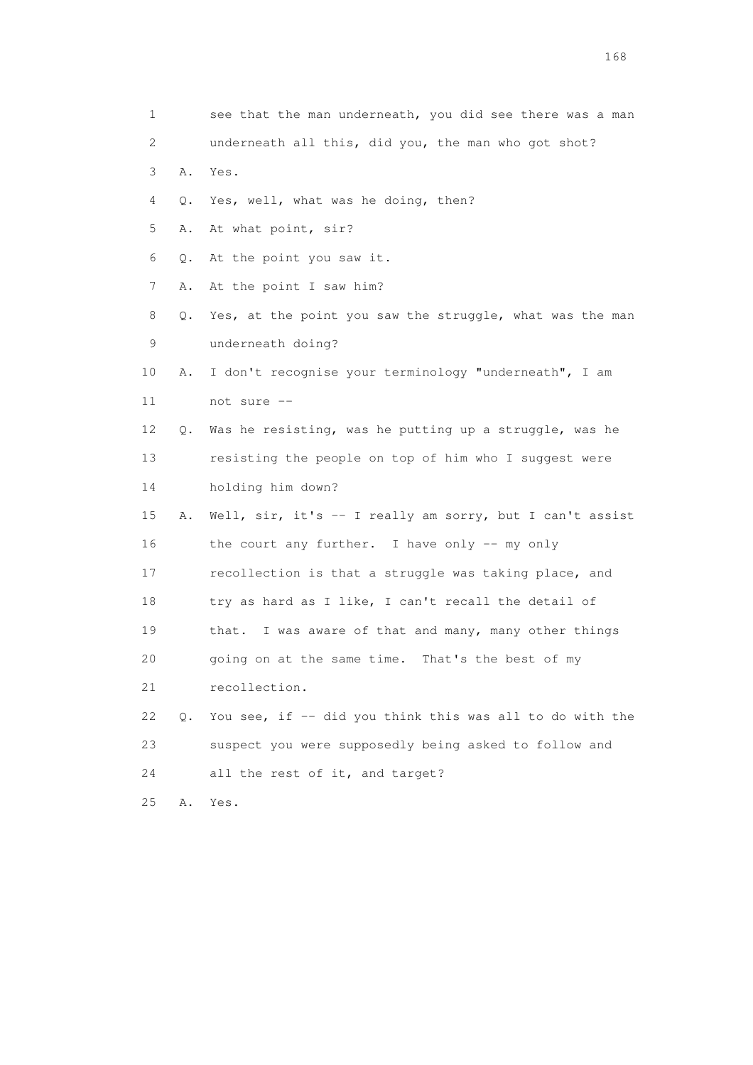1 see that the man underneath, you did see there was a man
2 underneath all this, did you, the man who got shot?
3 A. Yes.
4 Q. Yes, well, what was he doing, then?
5 A. At what point, sir?
6 Q. At the point you saw it.
7 A. At the point I saw him?
8 Q. Yes, at the point you saw the struggle, what was the man
9 underneath doing?
10 A. I don't recognise your terminology "underneath", I am
11 not sure --
12 Q. Was he resisting, was he putting up a struggle, was he
13 resisting the people on top of him who I suggest were
14 holding him down?
15 A. Well, sir, it's -- I really am sorry, but I can't assist
16 the court any further. I have only -- my only
17 recollection is that a struggle was taking place, and
18 try as hard as I like, I can't recall the detail of
19 that. I was aware of that and many, many other things
20 going on at the same time. That's the best of my
21 recollection.
22 Q. You see, if -- did you think this was all to do with the
23 suspect you were supposedly being asked to follow and
24 all the rest of it, and target?
25 A. Yes.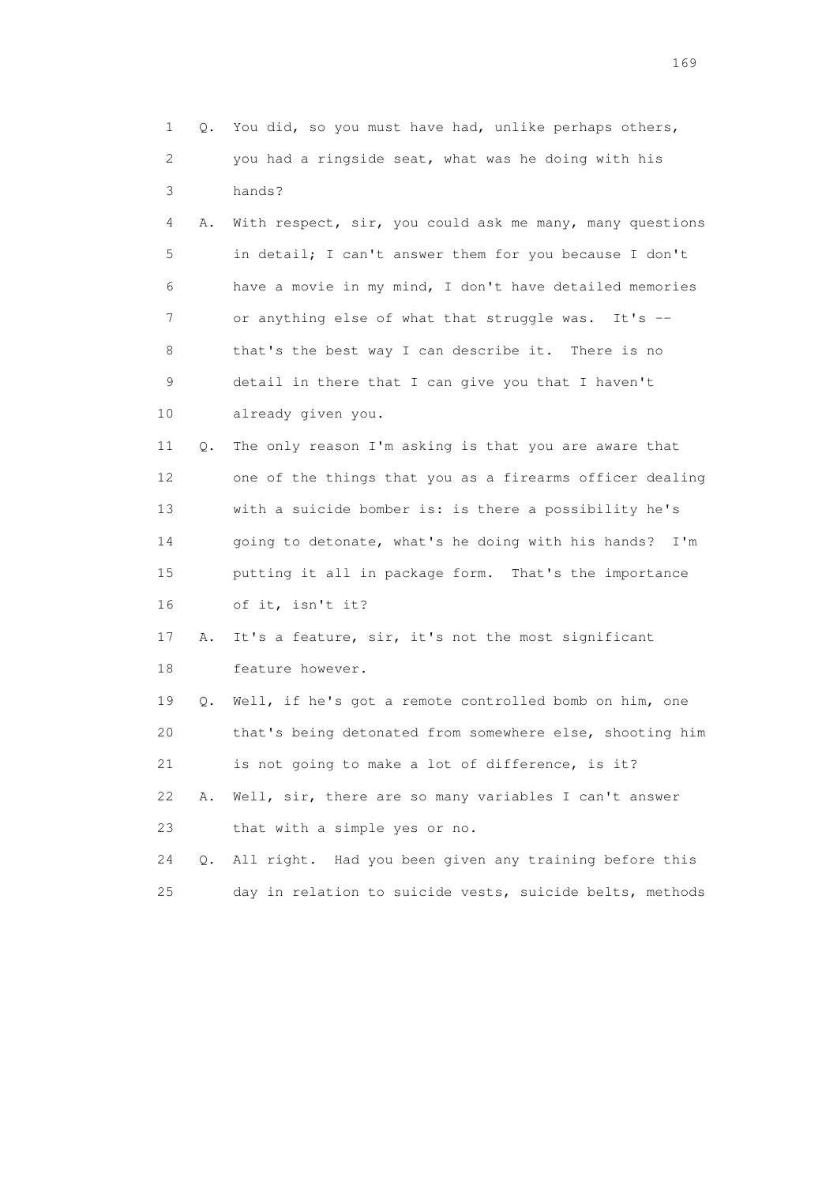1 Q. You did, so you must have had, unlike perhaps others,
2 you had a ringside seat, what was he doing with his
3 hands?
4 A. With respect, sir, you could ask me many, many questions
5 in detail; I can't answer them for you because I don't
6 have a movie in my mind, I don't have detailed memories
7 or anything else of what that struggle was. It's --
8 that's the best way I can describe it. There is no
9 detail in there that I can give you that I haven't
10 already given you.
11 Q. The only reason I'm asking is that you are aware that
12 one of the things that you as a firearms officer dealing
13 with a suicide bomber is: is there a possibility he's
14 going to detonate, what's he doing with his hands? I'm
15 putting it all in package form. That's the importance
16 of it, isn't it?
17 A. It's a feature, sir, it's not the most significant
18 feature however.
19 Q. Well, if he's got a remote controlled bomb on him, one
20 that's being detonated from somewhere else, shooting him
21 is not going to make a lot of difference, is it?
22 A. Well, sir, there are so many variables I can't answer
23 that with a simple yes or no.
24 Q. All right. Had you been given any training before this
25 day in relation to suicide vests, suicide belts, methods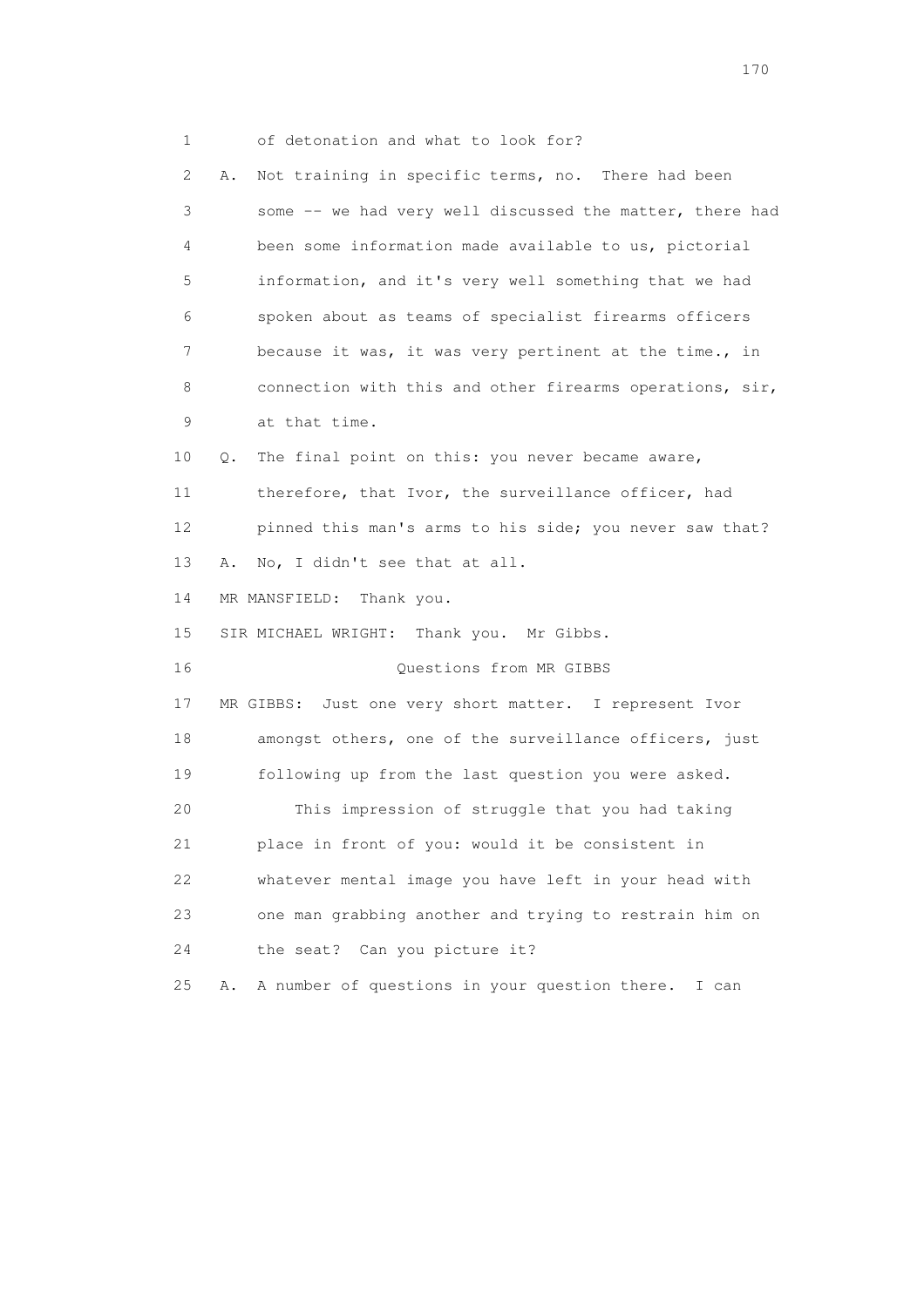1 of detonation and what to look for?

2 A. Not training in specific terms, no. There had been

3 some -- we had very well discussed the matter, there had

4 been some information made available to us, pictorial

5 information, and it's very well something that we had

6 spoken about as teams of specialist firearms officers

7 because it was, it was very pertinent at the time., in

8 connection with this and other firearms operations, sir,

9 at that time.

10 Q. The final point on this: you never became aware,

11 therefore, that Ivor, the surveillance officer, had

12 pinned this man's arms to his side; you never saw that?

13 A. No, I didn't see that at all.

14 MR MANSFIELD: Thank you.

15 SIR MICHAEL WRIGHT: Thank you. Mr Gibbs.

16 Questions from MR GIBBS

17 MR GIBBS: Just one very short matter. I represent Ivor

18 amongst others, one of the surveillance officers, just

19 following up from the last question you were asked.

20 This impression of struggle that you had taking

21 place in front of you: would it be consistent in

22 whatever mental image you have left in your head with

23 one man grabbing another and trying to restrain him on

24 the seat? Can you picture it?

25 A. A number of questions in your question there. I can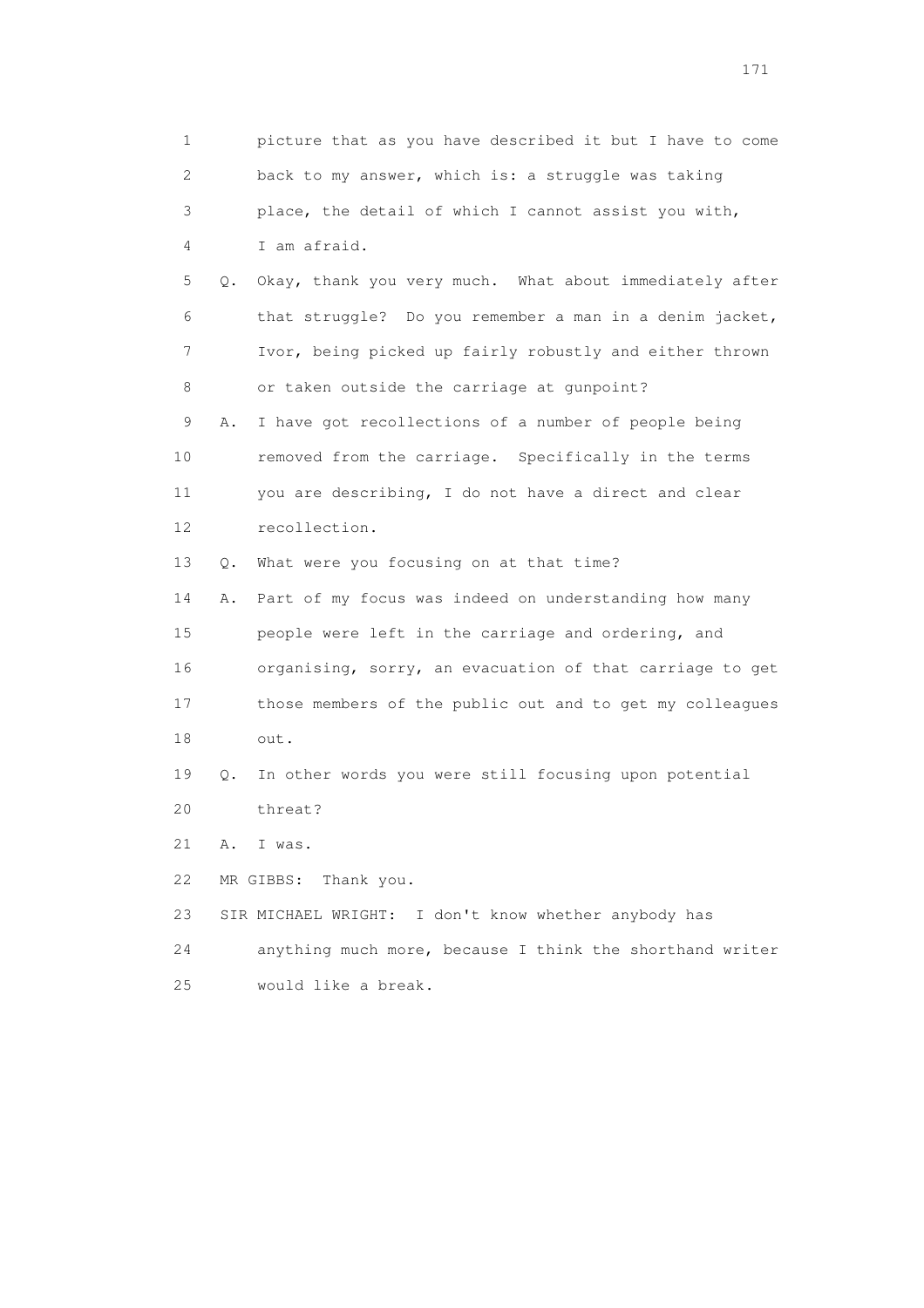1 picture that as you have described it but I have to come
2 back to my answer, which is: a struggle was taking
3 place, the detail of which I cannot assist you with,
4 I am afraid.

5 Q. Okay, thank you very much. What about immediately after
6 that struggle? Do you remember a man in a denim jacket,
7 Ivor, being picked up fairly robustly and either thrown
8 or taken outside the carriage at gunpoint?

9 A. I have got recollections of a number of people being
10 removed from the carriage. Specifically in the terms
11 you are describing, I do not have a direct and clear
12 recollection.

13 Q. What were you focusing on at that time?

14 A. Part of my focus was indeed on understanding how many
15 people were left in the carriage and ordering, and
16 organising, sorry, an evacuation of that carriage to get
17 those members of the public out and to get my colleagues
18 out.

19 Q. In other words you were still focusing upon potential
20 threat?

21 A. I was.

22 MR GIBBS: Thank you.

23 SIR MICHAEL WRIGHT: I don't know whether anybody has
24 anything much more, because I think the shorthand writer
25 would like a break.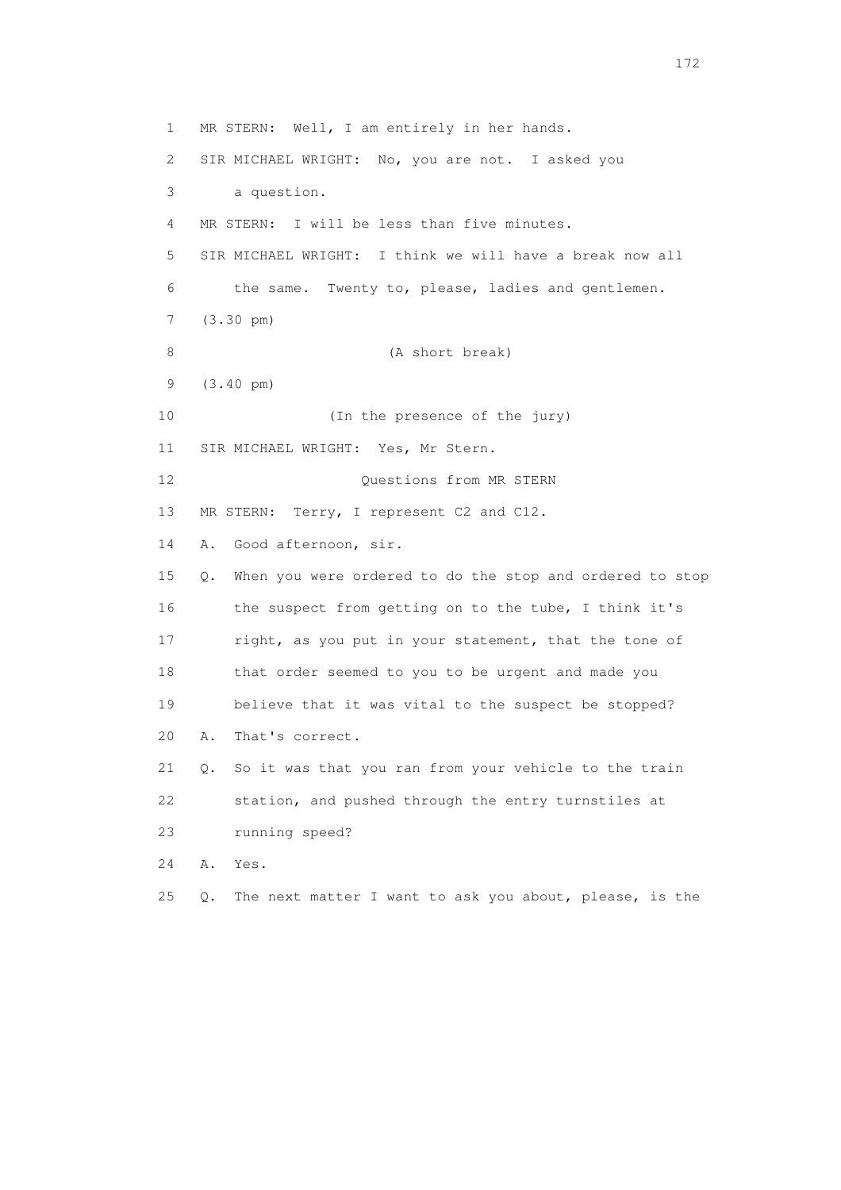1 MR STERN: Well, I am entirely in her hands.

2 SIR MICHAEL WRIGHT: No, you are not. I asked you

3 a question.

4 MR STERN: I will be less than five minutes.

5 SIR MICHAEL WRIGHT: I think we will have a break now all

6 the same. Twenty to, please, ladies and gentlemen.

7 (3.30 pm)

8 (A short break)

9 (3.40 pm)

10 (In the presence of the jury)

11 SIR MICHAEL WRIGHT: Yes, Mr Stern.

12 Questions from MR STERN

13 MR STERN: Terry, I represent C2 and C12.

14 A. Good afternoon, sir.

15 Q. When you were ordered to do the stop and ordered to stop

16 the suspect from getting on to the tube, I think it's

17 right, as you put in your statement, that the tone of

18 that order seemed to you to be urgent and made you

19 believe that it was vital to the suspect be stopped?

20 A. That's correct.

21 Q. So it was that you ran from your vehicle to the train

22 station, and pushed through the entry turnstiles at

23 running speed?

24 A. Yes.

25 Q. The next matter I want to ask you about, please, is the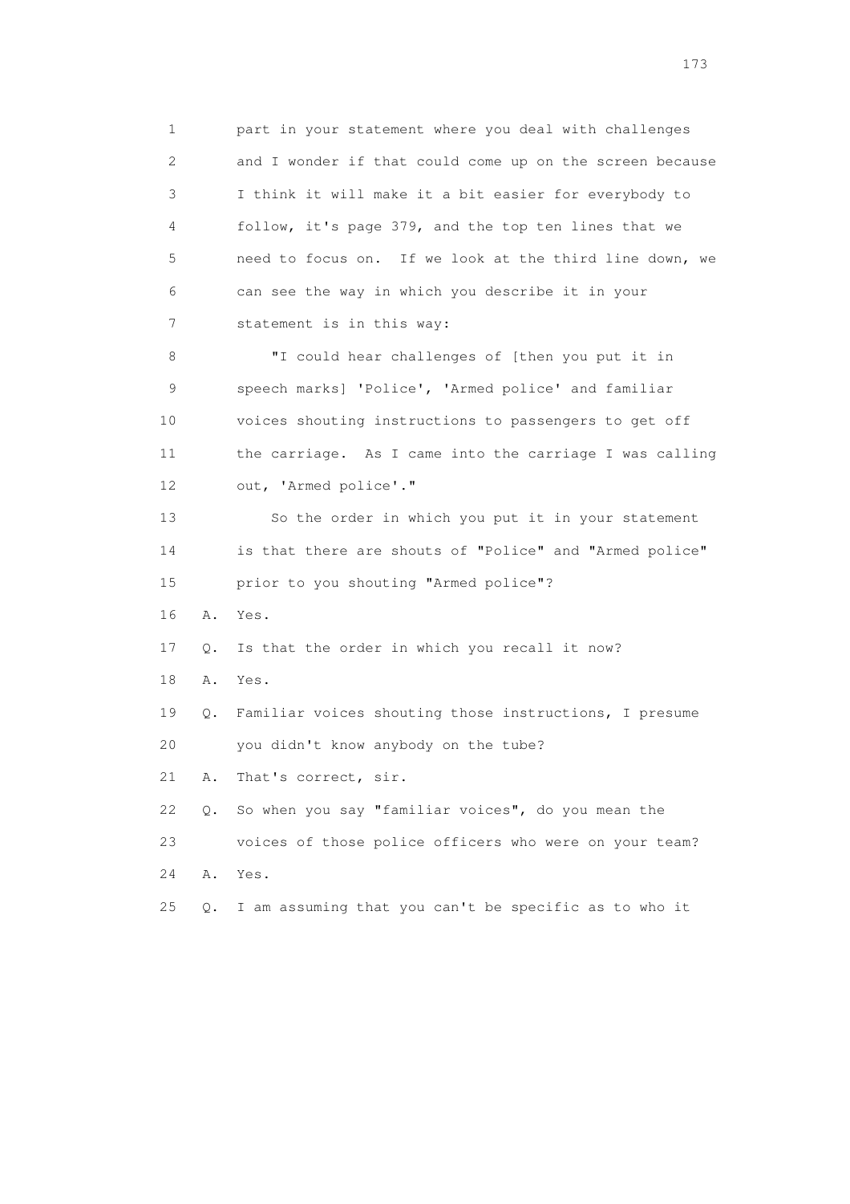1 part in your statement where you deal with challenges
2 and I wonder if that could come up on the screen because
3 I think it will make it a bit easier for everybody to
4 follow, it's page 379, and the top ten lines that we
5 need to focus on. If we look at the third line down, we
6 can see the way in which you describe it in your
7 statement is in this way:

8 "I could hear challenges of [then you put it in
9 speech marks] 'Police', 'Armed police' and familiar
10 voices shouting instructions to passengers to get off
11 the carriage. As I came into the carriage I was calling
12 out, 'Armed police'."

13 So the order in which you put it in your statement
14 is that there are shouts of "Police" and "Armed police"
15 prior to you shouting "Armed police"?

16 A. Yes.

17 Q. Is that the order in which you recall it now?

18 A. Yes.

19 Q. Familiar voices shouting those instructions, I presume
20 you didn't know anybody on the tube?

21 A. That's correct, sir.

22 Q. So when you say "familiar voices", do you mean the
23 voices of those police officers who were on your team?

24 A. Yes.

25 Q. I am assuming that you can't be specific as to who it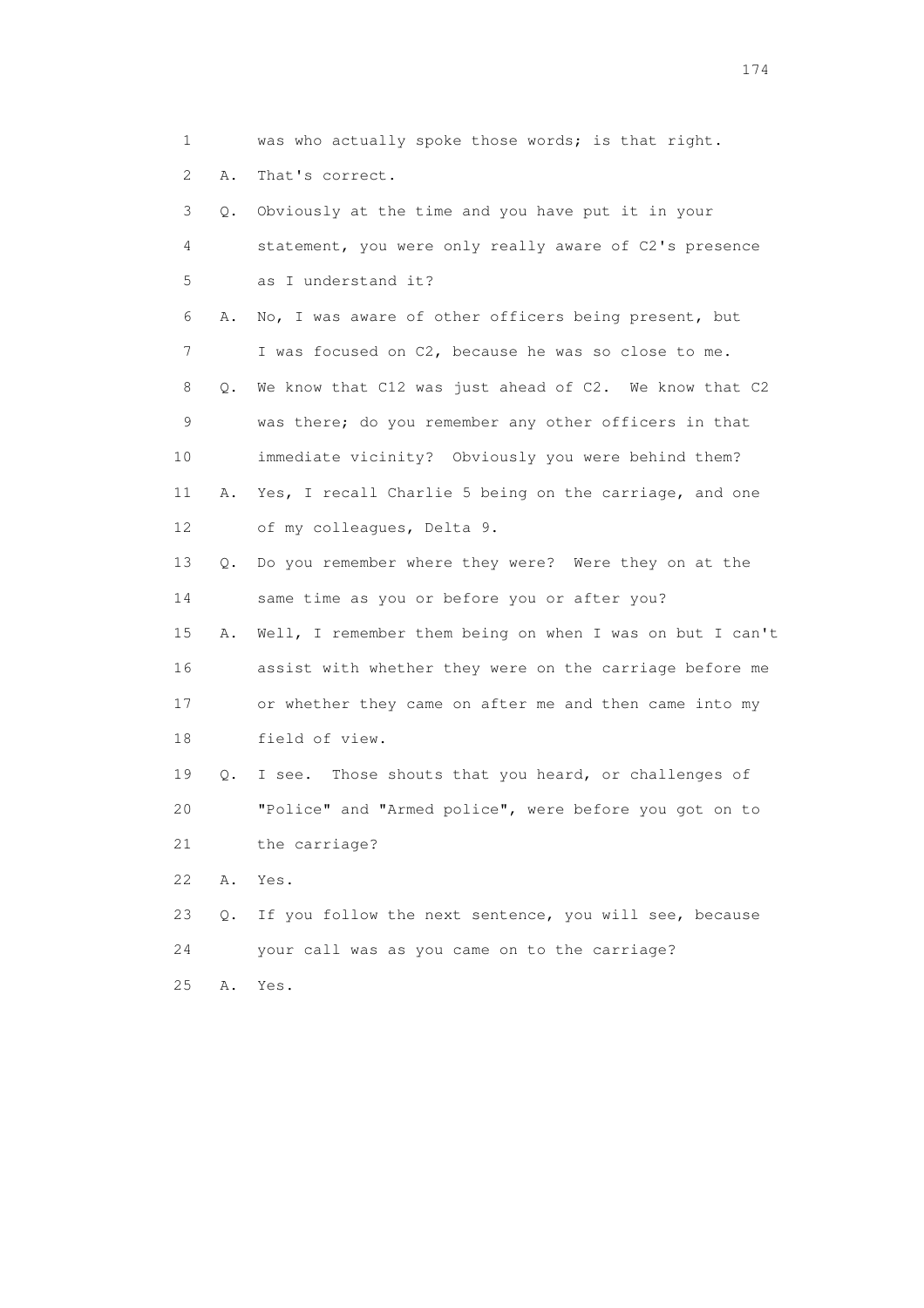1 was who actually spoke those words; is that right.

2 A. That's correct.

3 Q. Obviously at the time and you have put it in your

4 statement, you were only really aware of C2's presence

5 as I understand it?

6 A. No, I was aware of other officers being present, but

7 I was focused on C2, because he was so close to me.

8 Q. We know that C12 was just ahead of C2. We know that C2

9 was there; do you remember any other officers in that

10 immediate vicinity? Obviously you were behind them?

11 A. Yes, I recall Charlie 5 being on the carriage, and one

12 of my colleagues, Delta 9.

13 Q. Do you remember where they were? Were they on at the

14 same time as you or before you or after you?

15 A. Well, I remember them being on when I was on but I can't

16 assist with whether they were on the carriage before me

17 or whether they came on after me and then came into my

18 field of view.

19 Q. I see. Those shouts that you heard, or challenges of

20 "Police" and "Armed police", were before you got on to

21 the carriage?

22 A. Yes.

23 Q. If you follow the next sentence, you will see, because

24 your call was as you came on to the carriage?

25 A. Yes.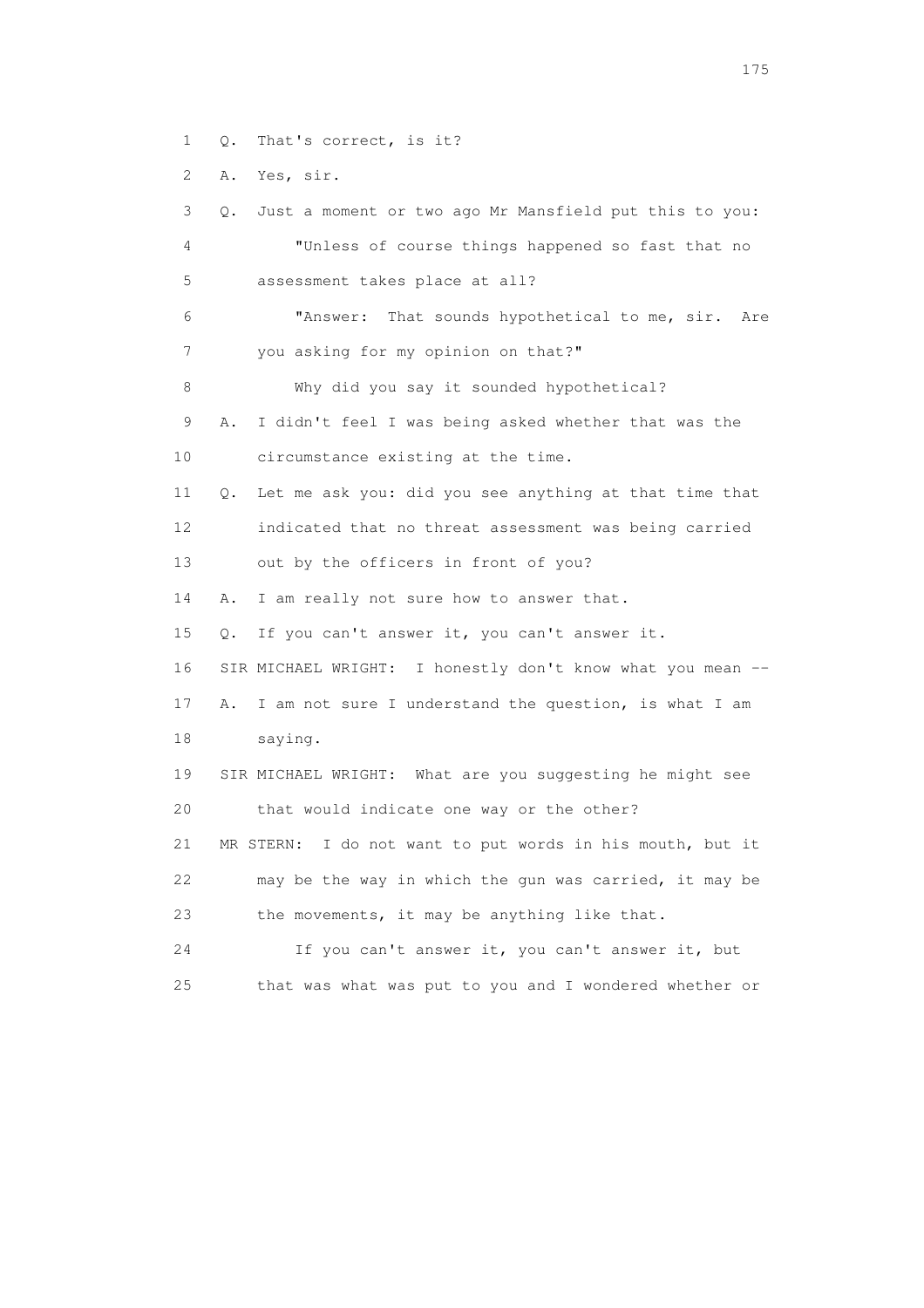1 Q. That's correct, is it?

2 A. Yes, sir.

3 Q. Just a moment or two ago Mr Mansfield put this to you:

4 "Unless of course things happened so fast that no

5 assessment takes place at all?

6 "Answer: That sounds hypothetical to me, sir. Are

7 you asking for my opinion on that?"

8 Why did you say it sounded hypothetical?

9 A. I didn't feel I was being asked whether that was the

10 circumstance existing at the time.

11 Q. Let me ask you: did you see anything at that time that

12 indicated that no threat assessment was being carried

13 out by the officers in front of you?

14 A. I am really not sure how to answer that.

15 Q. If you can't answer it, you can't answer it.

16 SIR MICHAEL WRIGHT: I honestly don't know what you mean --

17 A. I am not sure I understand the question, is what I am

18 saying.

19 SIR MICHAEL WRIGHT: What are you suggesting he might see

20 that would indicate one way or the other?

21 MR STERN: I do not want to put words in his mouth, but it

22 may be the way in which the gun was carried, it may be

23 the movements, it may be anything like that.

24 If you can't answer it, you can't answer it, but

25 that was what was put to you and I wondered whether or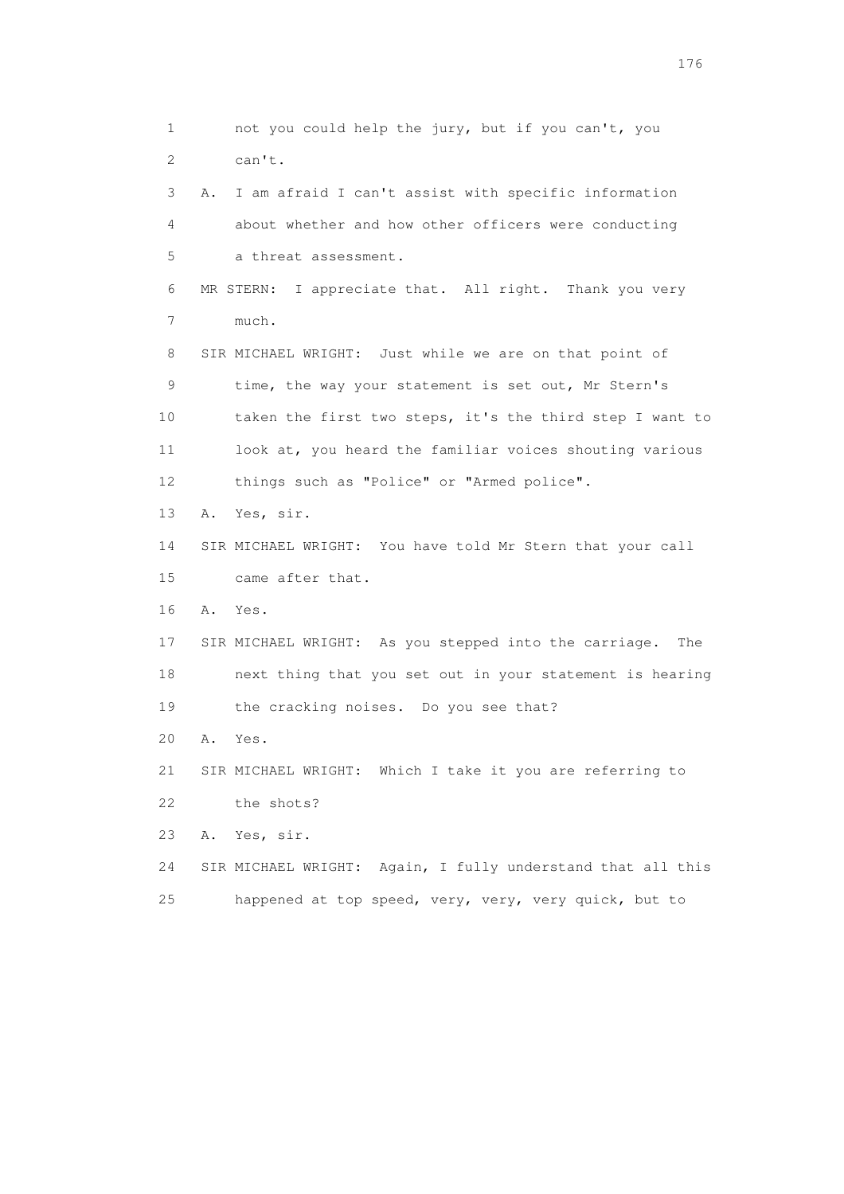1 not you could help the jury, but if you can't, you
2 can't.

3 A. I am afraid I can't assist with specific information
4 about whether and how other officers were conducting
5 a threat assessment.

6 MR STERN: I appreciate that. All right. Thank you very
7 much.

8 SIR MICHAEL WRIGHT: Just while we are on that point of
9 time, the way your statement is set out, Mr Stern's
10 taken the first two steps, it's the third step I want to
11 look at, you heard the familiar voices shouting various
12 things such as "Police" or "Armed police".

13 A. Yes, sir.

14 SIR MICHAEL WRIGHT: You have told Mr Stern that your call
15 came after that.

16 A. Yes.

17 SIR MICHAEL WRIGHT: As you stepped into the carriage. The
18 next thing that you set out in your statement is hearing
19 the cracking noises. Do you see that?

20 A. Yes.

21 SIR MICHAEL WRIGHT: Which I take it you are referring to
22 the shots?

23 A. Yes, sir.

24 SIR MICHAEL WRIGHT: Again, I fully understand that all this
25 happened at top speed, very, very, very quick, but to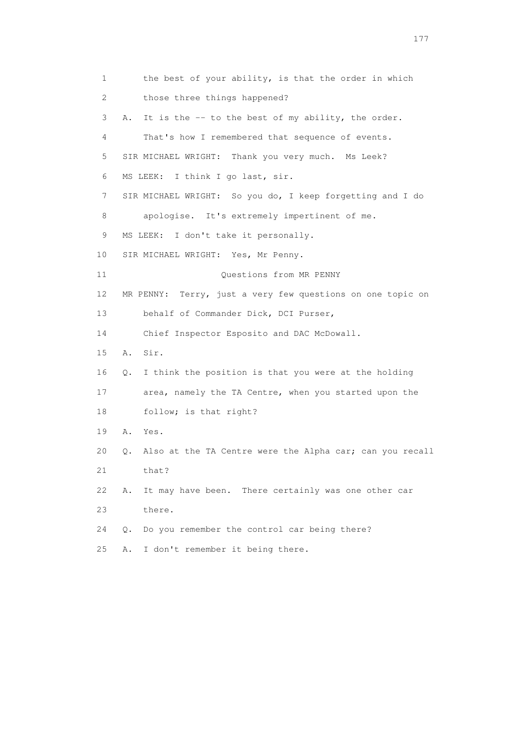1 the best of your ability, is that the order in which
2 those three things happened?
3 A. It is the -- to the best of my ability, the order.
4 That's how I remembered that sequence of events.
5 SIR MICHAEL WRIGHT: Thank you very much. Ms Leek?
6 MS LEEK: I think I go last, sir.
7 SIR MICHAEL WRIGHT: So you do, I keep forgetting and I do
8 apologise. It's extremely impertinent of me.
9 MS LEEK: I don't take it personally.
10 SIR MICHAEL WRIGHT: Yes, Mr Penny.
11 Questions from MR PENNY
12 MR PENNY: Terry, just a very few questions on one topic on
13 behalf of Commander Dick, DCI Purser,
14 Chief Inspector Esposito and DAC McDowall.
15 A. Sir.
16 Q. I think the position is that you were at the holding
17 area, namely the TA Centre, when you started upon the
18 follow; is that right?
19 A. Yes.
20 Q. Also at the TA Centre were the Alpha car; can you recall
21 that?
22 A. It may have been. There certainly was one other car
23 there.
24 Q. Do you remember the control car being there?
25 A. I don't remember it being there.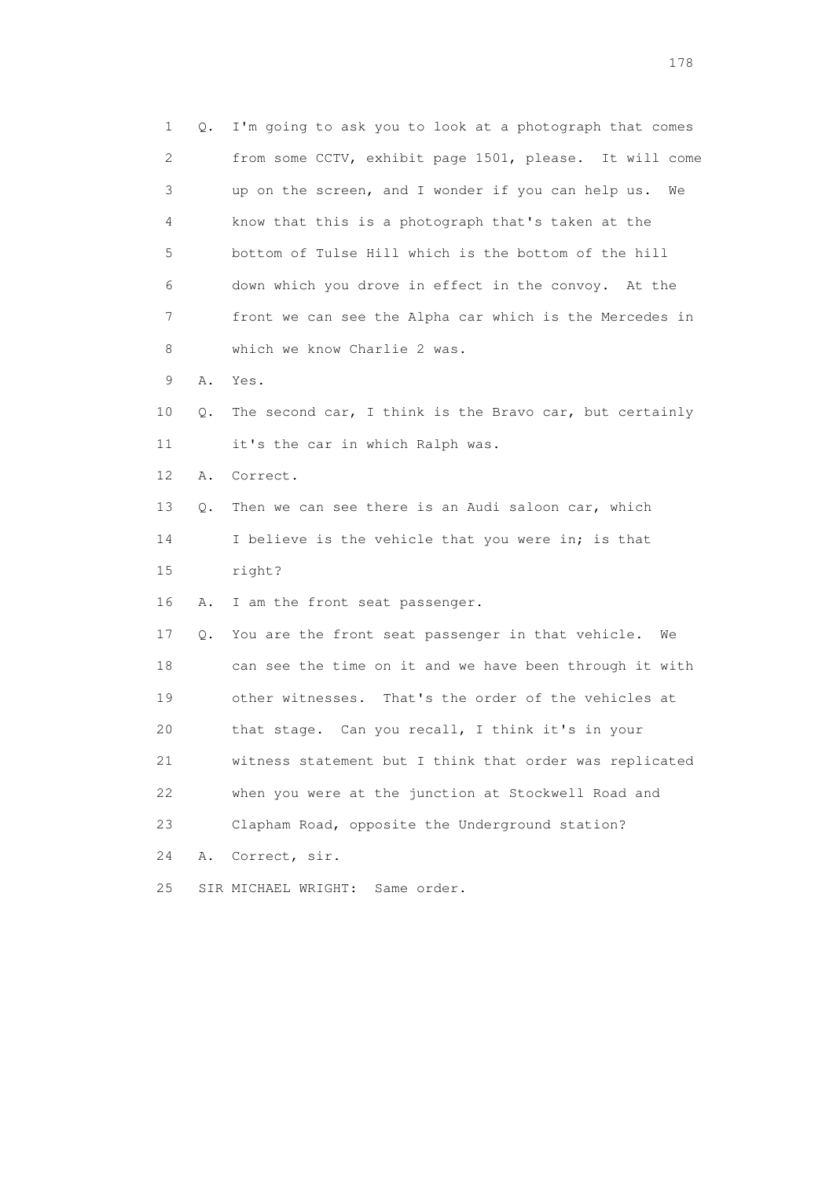1 Q. I'm going to ask you to look at a photograph that comes
2 from some CCTV, exhibit page 1501, please. It will come
3 up on the screen, and I wonder if you can help us. We
4 know that this is a photograph that's taken at the
5 bottom of Tulse Hill which is the bottom of the hill
6 down which you drove in effect in the convoy. At the
7 front we can see the Alpha car which is the Mercedes in
8 which we know Charlie 2 was.

9 A. Yes.

10 Q. The second car, I think is the Bravo car, but certainly
11 it's the car in which Ralph was.

12 A. Correct.

13 Q. Then we can see there is an Audi saloon car, which
14 I believe is the vehicle that you were in; is that
15 right?

16 A. I am the front seat passenger.

17 Q. You are the front seat passenger in that vehicle. We
18 can see the time on it and we have been through it with
19 other witnesses. That's the order of the vehicles at
20 that stage. Can you recall, I think it's in your
21 witness statement but I think that order was replicated
22 when you were at the junction at Stockwell Road and
23 Clapham Road, opposite the Underground station?

24 A. Correct, sir.

25 SIR MICHAEL WRIGHT: Same order.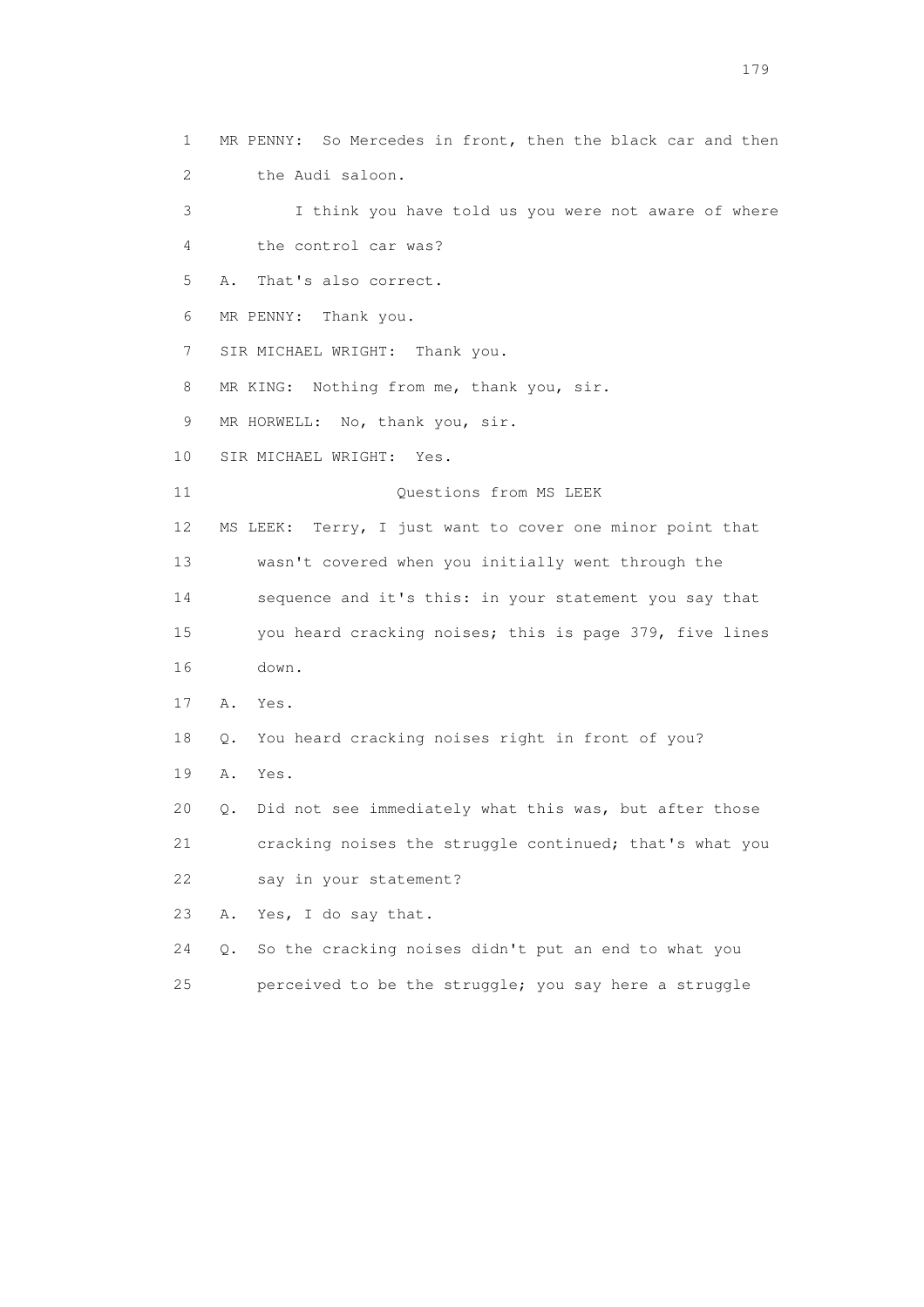MR PENNY: So Mercedes in front, then the black car and then the Audi saloon.

I think you have told us you were not aware of where the control car was?

A. That's also correct.

MR PENNY: Thank you.

SIR MICHAEL WRIGHT: Thank you.

MR KING: Nothing from me, thank you, sir.

MR HORWELL: No, thank you, sir.

SIR MICHAEL WRIGHT: Yes.

Questions from MS LEEK

MS LEEK: Terry, I just want to cover one minor point that wasn't covered when you initially went through the sequence and it's this: in your statement you say that you heard cracking noises; this is page 379, five lines down.

A. Yes.

Q. You heard cracking noises right in front of you?

A. Yes.

Q. Did not see immediately what this was, but after those cracking noises the struggle continued; that's what you say in your statement?

A. Yes, I do say that.

Q. So the cracking noises didn't put an end to what you perceived to be the struggle; you say here a struggle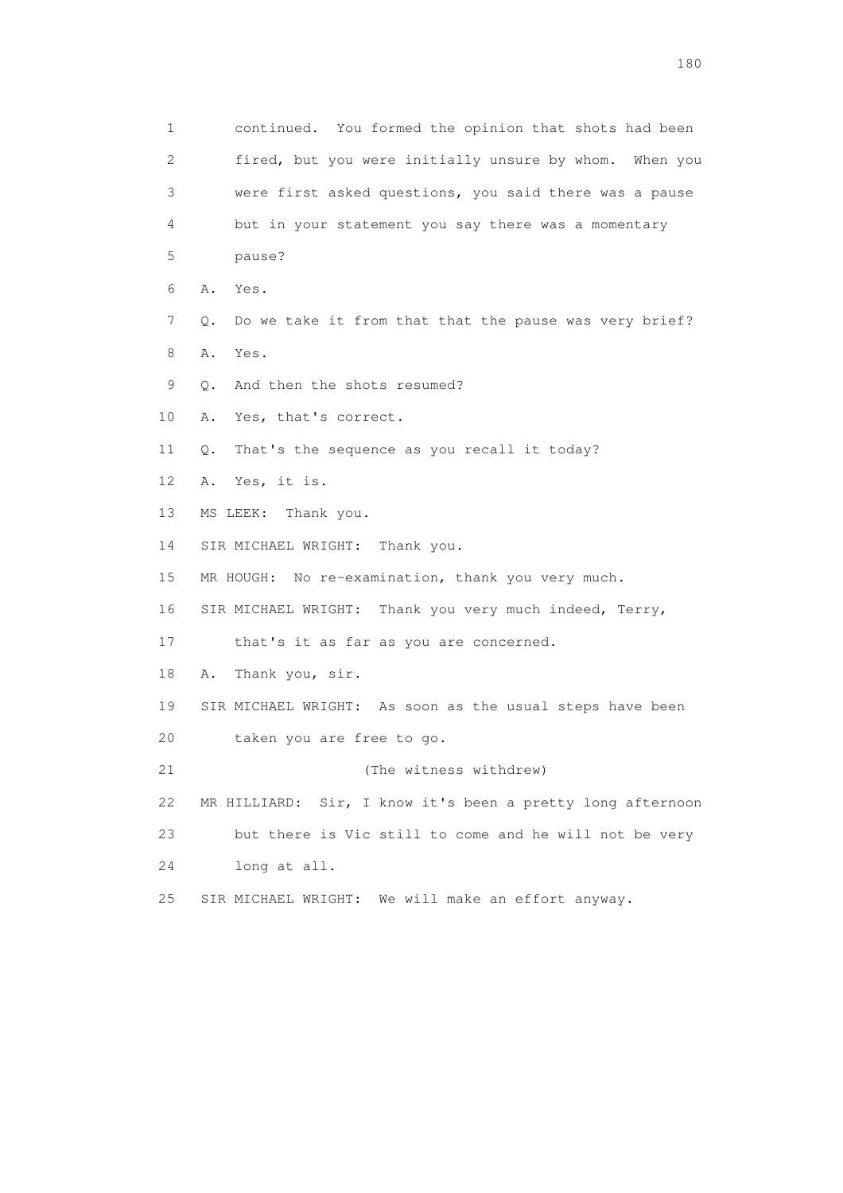1 continued. You formed the opinion that shots had been
2 fired, but you were initially unsure by whom. When you
3 were first asked questions, you said there was a pause
4 but in your statement you say there was a momentary
5 pause?

6 A. Yes.

7 Q. Do we take it from that that the pause was very brief?

8 A. Yes.

9 Q. And then the shots resumed?

10 A. Yes, that's correct.

11 Q. That's the sequence as you recall it today?

12 A. Yes, it is.

13 MS LEEK: Thank you.

14 SIR MICHAEL WRIGHT: Thank you.

15 MR HOUGH: No re-examination, thank you very much.

16 SIR MICHAEL WRIGHT: Thank you very much indeed, Terry,
17 that's it as far as you are concerned.

18 A. Thank you, sir.

19 SIR MICHAEL WRIGHT: As soon as the usual steps have been
20 taken you are free to go.

21 (The witness withdrew)

22 MR HILLIARD: Sir, I know it's been a pretty long afternoon
23 but there is Vic still to come and he will not be very
24 long at all.

25 SIR MICHAEL WRIGHT: We will make an effort anyway.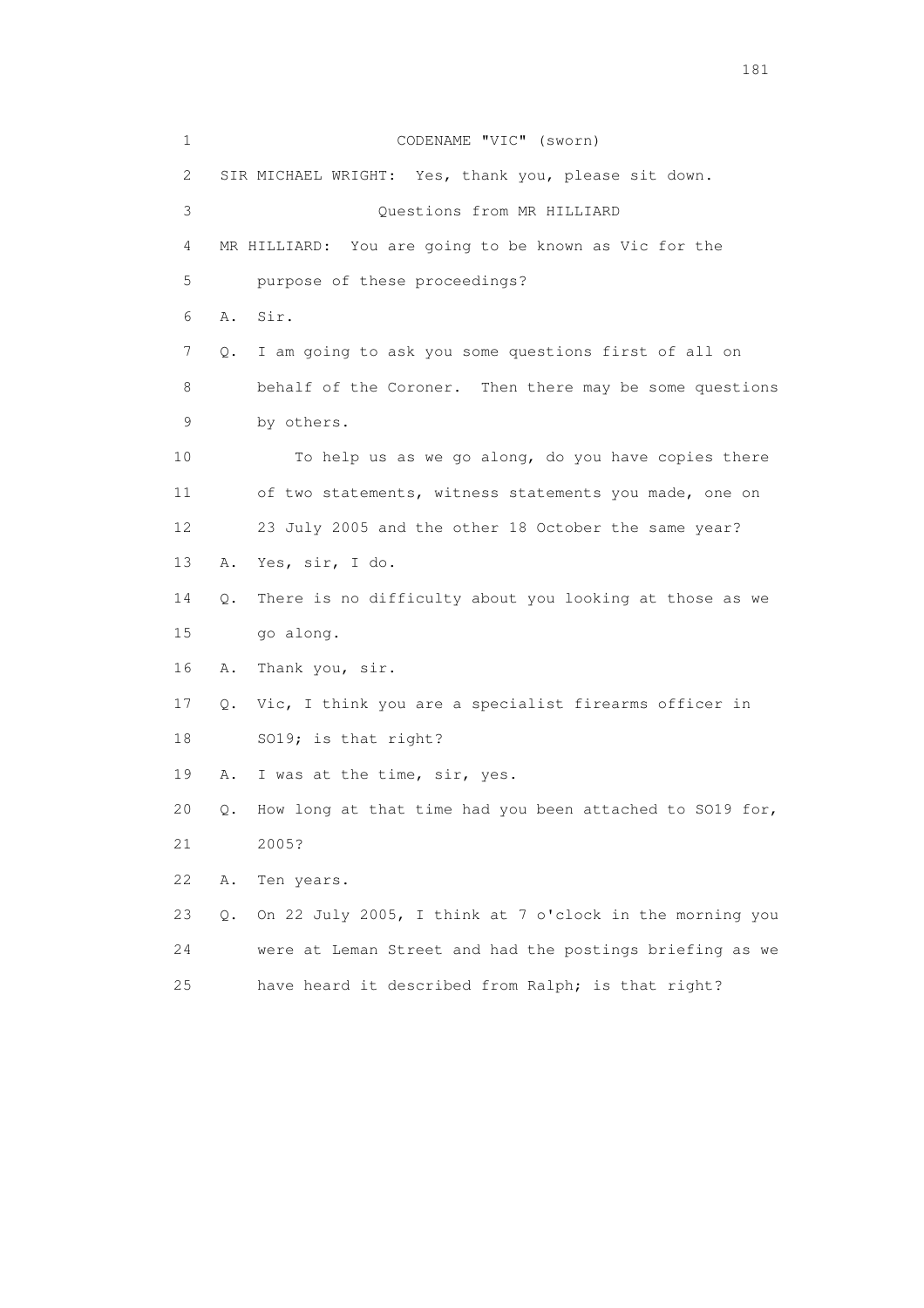CODENAME "VIC" (sworn)

SIR MICHAEL WRIGHT: Yes, thank you, please sit down.

Questions from MR HILLIARD

MR HILLIARD: You are going to be known as Vic for the purpose of these proceedings?

A. Sir.

Q. I am going to ask you some questions first of all on behalf of the Coroner. Then there may be some questions by others.

To help us as we go along, do you have copies there of two statements, witness statements you made, one on 23 July 2005 and the other 18 October the same year?

A. Yes, sir, I do.

Q. There is no difficulty about you looking at those as we go along.

A. Thank you, sir.

Q. Vic, I think you are a specialist firearms officer in SO19; is that right?

A. I was at the time, sir, yes.

Q. How long at that time had you been attached to SO19 for, 2005?

A. Ten years.

Q. On 22 July 2005, I think at 7 o'clock in the morning you were at Leman Street and had the postings briefing as we have heard it described from Ralph; is that right?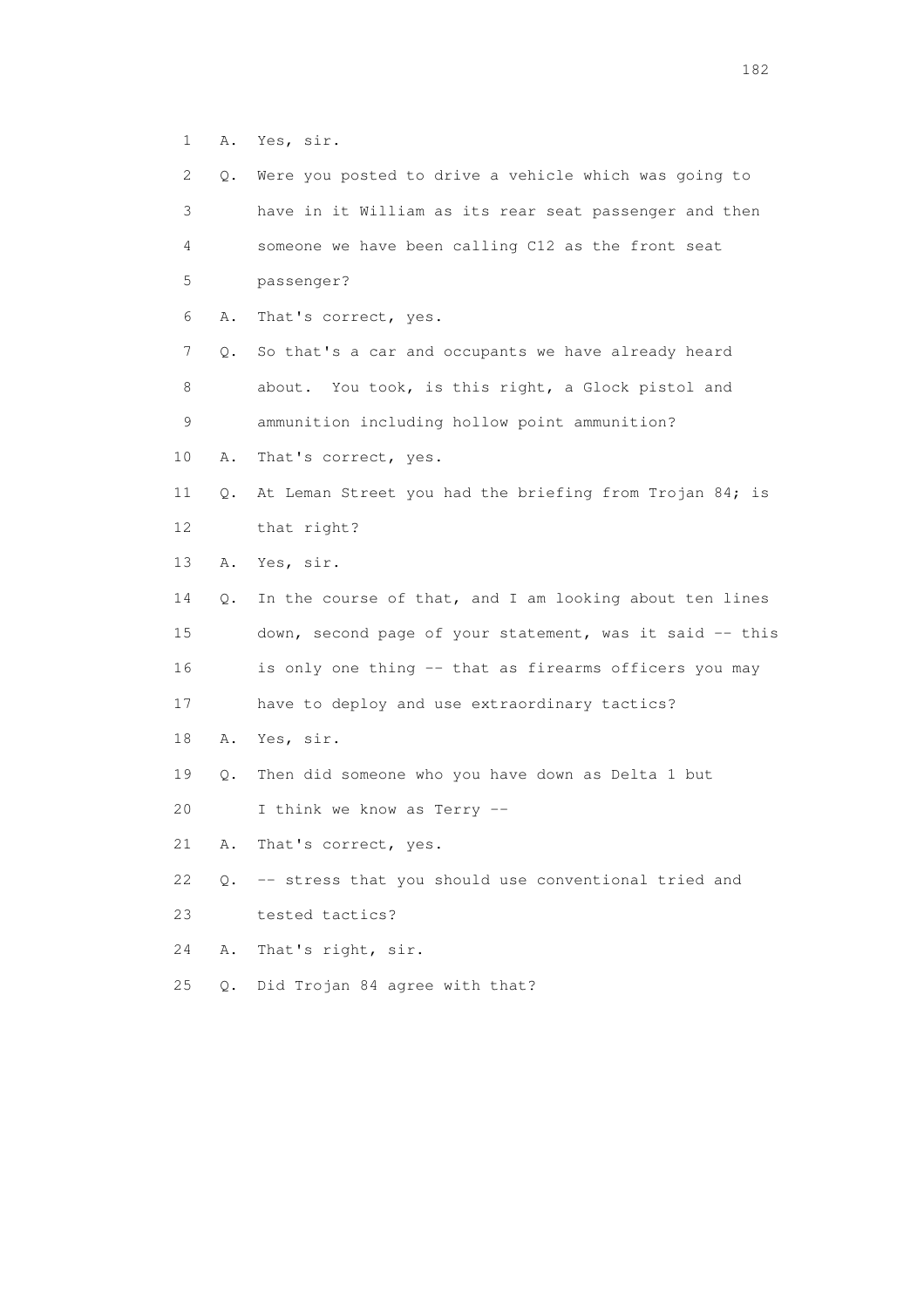1 A. Yes, sir.

2 Q. Were you posted to drive a vehicle which was going to

3 have in it William as its rear seat passenger and then

4 someone we have been calling C12 as the front seat

5 passenger?

6 A. That's correct, yes.

7 Q. So that's a car and occupants we have already heard

8 about. You took, is this right, a Glock pistol and

9 ammunition including hollow point ammunition?

10 A. That's correct, yes.

11 Q. At Leman Street you had the briefing from Trojan 84; is

12 that right?

13 A. Yes, sir.

14 Q. In the course of that, and I am looking about ten lines

15 down, second page of your statement, was it said -- this

16 is only one thing -- that as firearms officers you may

17 have to deploy and use extraordinary tactics?

18 A. Yes, sir.

19 Q. Then did someone who you have down as Delta 1 but

20 I think we know as Terry --

21 A. That's correct, yes.

22 Q. -- stress that you should use conventional tried and

23 tested tactics?

24 A. That's right, sir.

25 Q. Did Trojan 84 agree with that?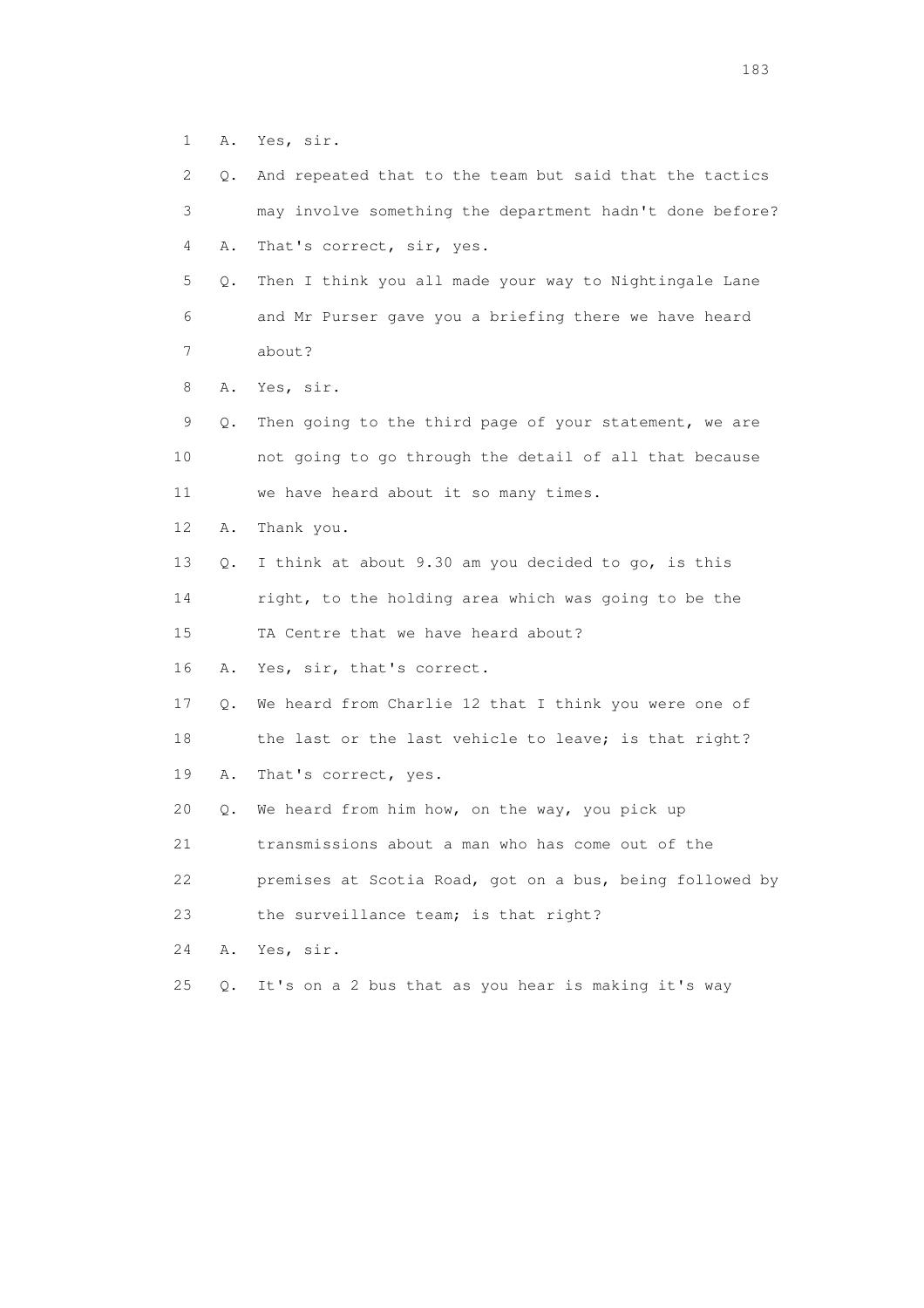1 A. Yes, sir.

2 Q. And repeated that to the team but said that the tactics

3 may involve something the department hadn't done before?

4 A. That's correct, sir, yes.

5 Q. Then I think you all made your way to Nightingale Lane

6 and Mr Purser gave you a briefing there we have heard

7 about?

8 A. Yes, sir.

9 Q. Then going to the third page of your statement, we are

10 not going to go through the detail of all that because

11 we have heard about it so many times.

12 A. Thank you.

13 Q. I think at about 9.30 am you decided to go, is this

14 right, to the holding area which was going to be the

15 TA Centre that we have heard about?

16 A. Yes, sir, that's correct.

17 Q. We heard from Charlie 12 that I think you were one of

18 the last or the last vehicle to leave; is that right?

19 A. That's correct, yes.

20 Q. We heard from him how, on the way, you pick up

21 transmissions about a man who has come out of the

22 premises at Scotia Road, got on a bus, being followed by

23 the surveillance team; is that right?

24 A. Yes, sir.

25 Q. It's on a 2 bus that as you hear is making it's way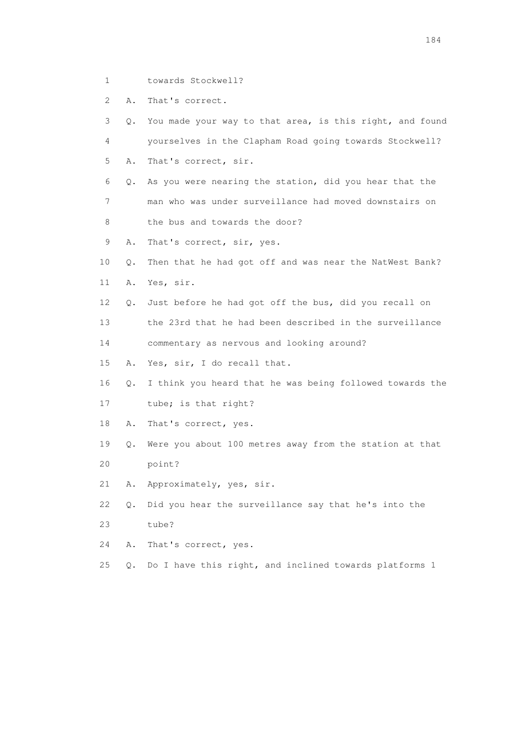1        towards Stockwell?

2    A.  That's correct.

3    Q.  You made your way to that area, is this right, and found

4        yourselves in the Clapham Road going towards Stockwell?

5    A.  That's correct, sir.

6    Q.  As you were nearing the station, did you hear that the

7        man who was under surveillance had moved downstairs on

8        the bus and towards the door?

9    A.  That's correct, sir, yes.

10   Q.  Then that he had got off and was near the NatWest Bank?

11   A.  Yes, sir.

12   Q.  Just before he had got off the bus, did you recall on

13       the 23rd that he had been described in the surveillance

14       commentary as nervous and looking around?

15   A.  Yes, sir, I do recall that.

16   Q.  I think you heard that he was being followed towards the

17       tube; is that right?

18   A.  That's correct, yes.

19   Q.  Were you about 100 metres away from the station at that

20       point?

21   A.  Approximately, yes, sir.

22   Q.  Did you hear the surveillance say that he's into the

23       tube?

24   A.  That's correct, yes.

25   Q.  Do I have this right, and inclined towards platforms 1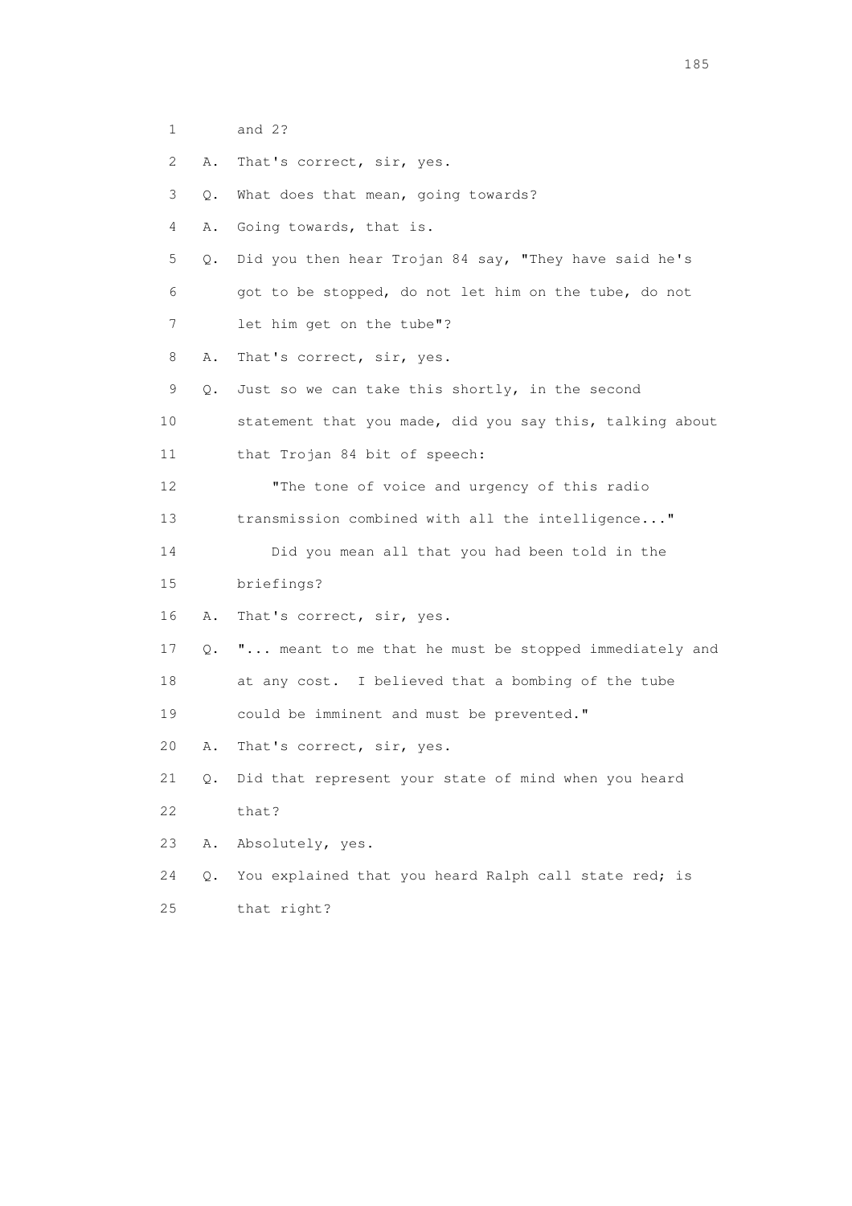1 and 2?

2 A. That's correct, sir, yes.

3 Q. What does that mean, going towards?

4 A. Going towards, that is.

5 Q. Did you then hear Trojan 84 say, "They have said he's

6 got to be stopped, do not let him on the tube, do not

7 let him get on the tube"?

8 A. That's correct, sir, yes.

9 Q. Just so we can take this shortly, in the second

10 statement that you made, did you say this, talking about

11 that Trojan 84 bit of speech:

12 "The tone of voice and urgency of this radio

13 transmission combined with all the intelligence..."

14 Did you mean all that you had been told in the

15 briefings?

16 A. That's correct, sir, yes.

17 Q. "... meant to me that he must be stopped immediately and

18 at any cost. I believed that a bombing of the tube

19 could be imminent and must be prevented."

20 A. That's correct, sir, yes.

21 Q. Did that represent your state of mind when you heard

22 that?

23 A. Absolutely, yes.

24 Q. You explained that you heard Ralph call state red; is

25 that right?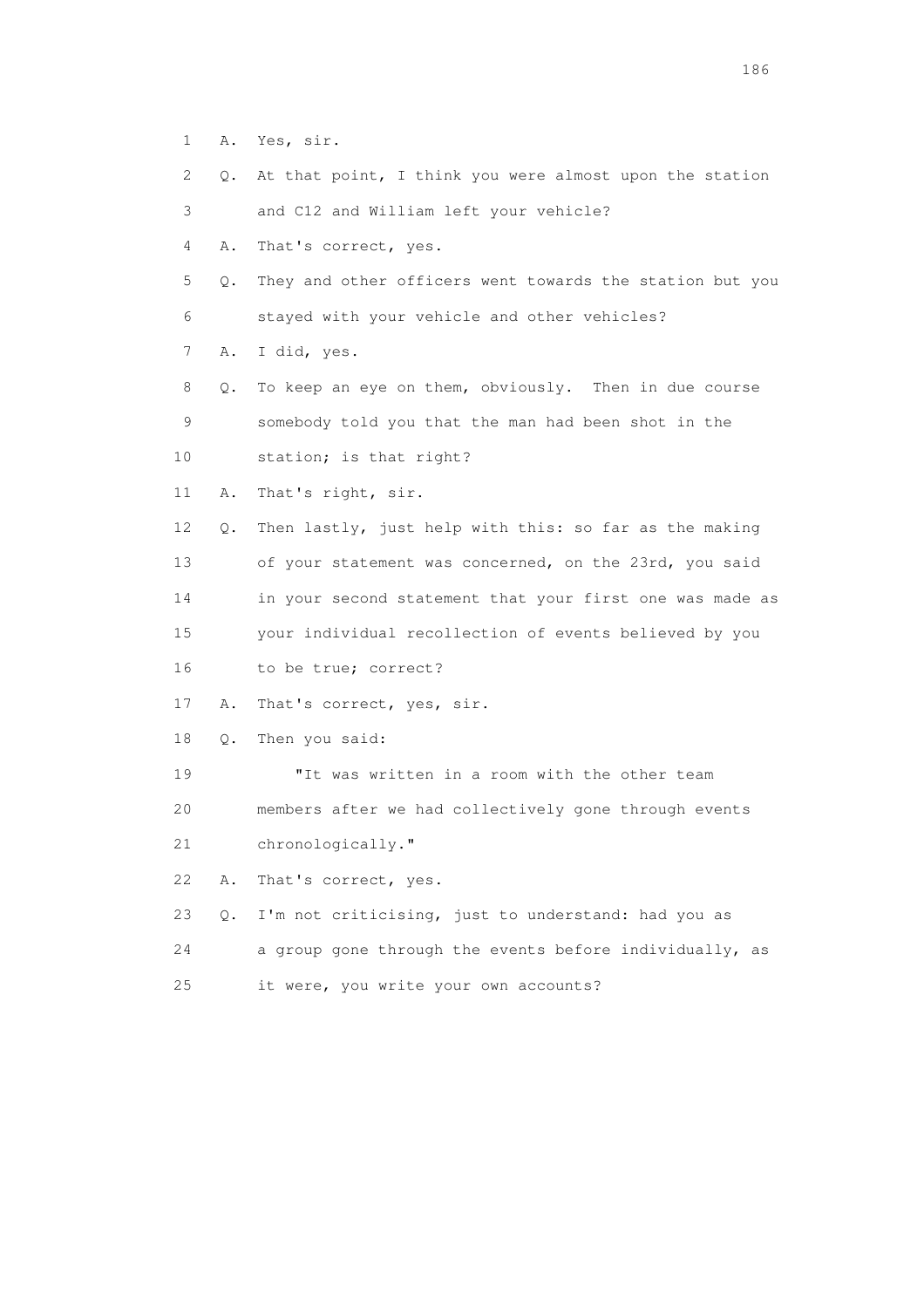1 A. Yes, sir.

2 Q. At that point, I think you were almost upon the station

3 and C12 and William left your vehicle?

4 A. That's correct, yes.

5 Q. They and other officers went towards the station but you

6 stayed with your vehicle and other vehicles?

7 A. I did, yes.

8 Q. To keep an eye on them, obviously. Then in due course

9 somebody told you that the man had been shot in the

10 station; is that right?

11 A. That's right, sir.

12 Q. Then lastly, just help with this: so far as the making

13 of your statement was concerned, on the 23rd, you said

14 in your second statement that your first one was made as

15 your individual recollection of events believed by you

16 to be true; correct?

17 A. That's correct, yes, sir.

18 Q. Then you said:

19 "It was written in a room with the other team

20 members after we had collectively gone through events

21 chronologically."

22 A. That's correct, yes.

23 Q. I'm not criticising, just to understand: had you as

24 a group gone through the events before individually, as

25 it were, you write your own accounts?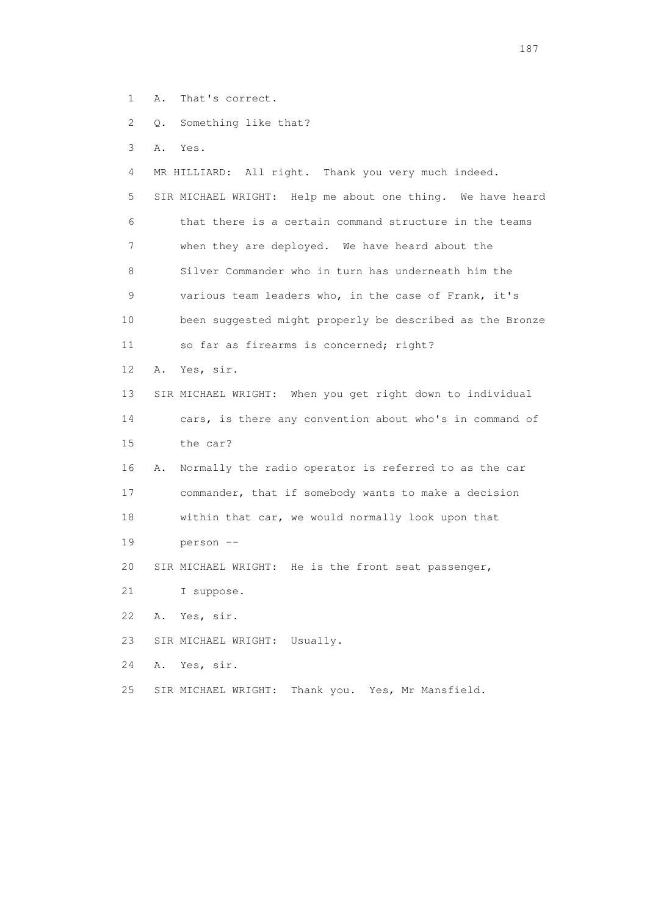1 A. That's correct.

2 Q. Something like that?

3 A. Yes.

4 MR HILLIARD: All right. Thank you very much indeed.

5 SIR MICHAEL WRIGHT: Help me about one thing. We have heard

6 that there is a certain command structure in the teams

7 when they are deployed. We have heard about the

8 Silver Commander who in turn has underneath him the

9 various team leaders who, in the case of Frank, it's

10 been suggested might properly be described as the Bronze

11 so far as firearms is concerned; right?

12 A. Yes, sir.

13 SIR MICHAEL WRIGHT: When you get right down to individual

14 cars, is there any convention about who's in command of

15 the car?

16 A. Normally the radio operator is referred to as the car

17 commander, that if somebody wants to make a decision

18 within that car, we would normally look upon that

19 person --

20 SIR MICHAEL WRIGHT: He is the front seat passenger,

21 I suppose.

22 A. Yes, sir.

23 SIR MICHAEL WRIGHT: Usually.

24 A. Yes, sir.

25 SIR MICHAEL WRIGHT: Thank you. Yes, Mr Mansfield.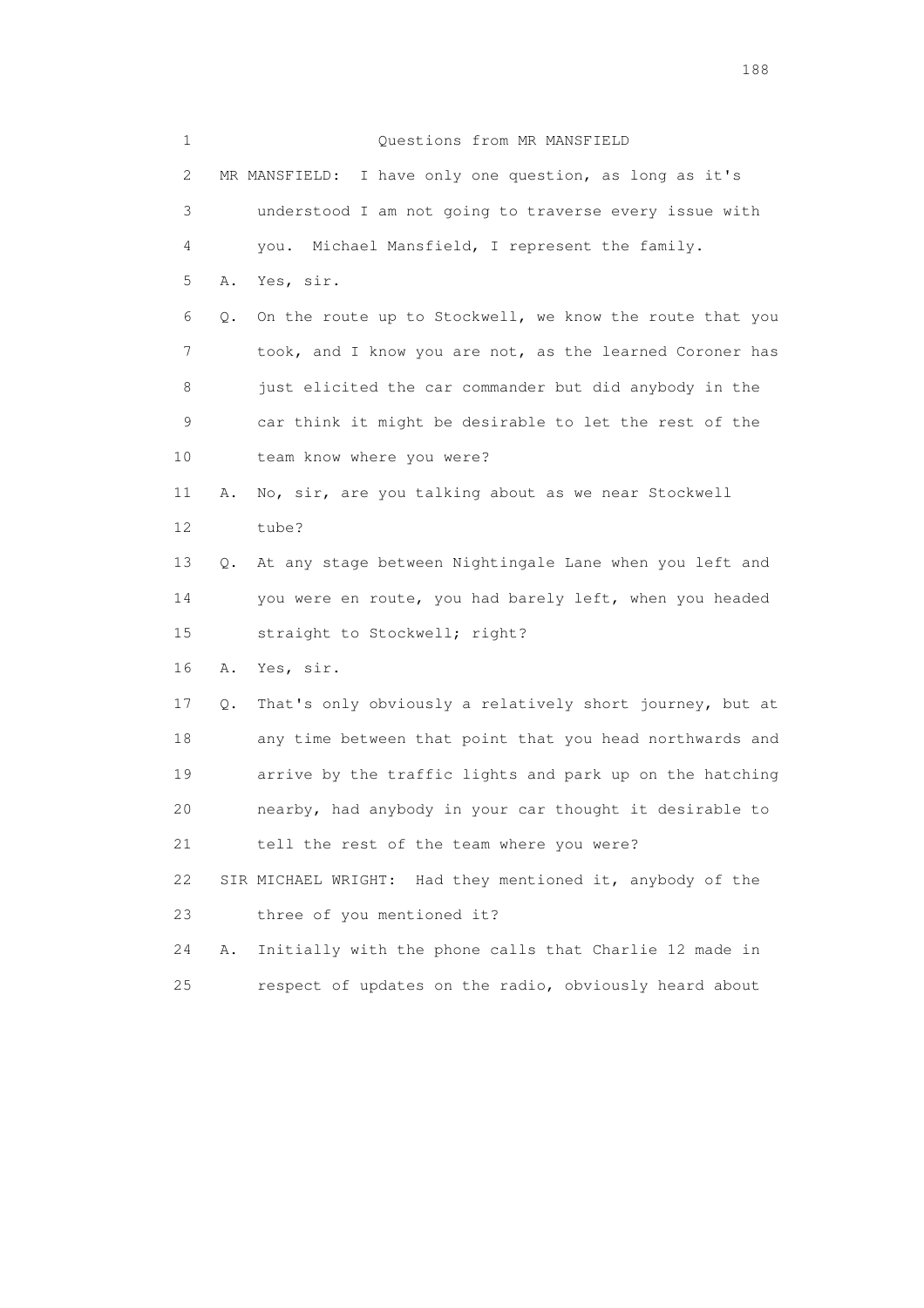Questions from MR MANSFIELD

MR MANSFIELD: I have only one question, as long as it's understood I am not going to traverse every issue with you. Michael Mansfield, I represent the family.

A. Yes, sir.

Q. On the route up to Stockwell, we know the route that you took, and I know you are not, as the learned Coroner has just elicited the car commander but did anybody in the car think it might be desirable to let the rest of the team know where you were?

A. No, sir, are you talking about as we near Stockwell tube?

Q. At any stage between Nightingale Lane when you left and you were en route, you had barely left, when you headed straight to Stockwell; right?

A. Yes, sir.

Q. That's only obviously a relatively short journey, but at any time between that point that you head northwards and arrive by the traffic lights and park up on the hatching nearby, had anybody in your car thought it desirable to tell the rest of the team where you were?

SIR MICHAEL WRIGHT: Had they mentioned it, anybody of the three of you mentioned it?

A. Initially with the phone calls that Charlie 12 made in respect of updates on the radio, obviously heard about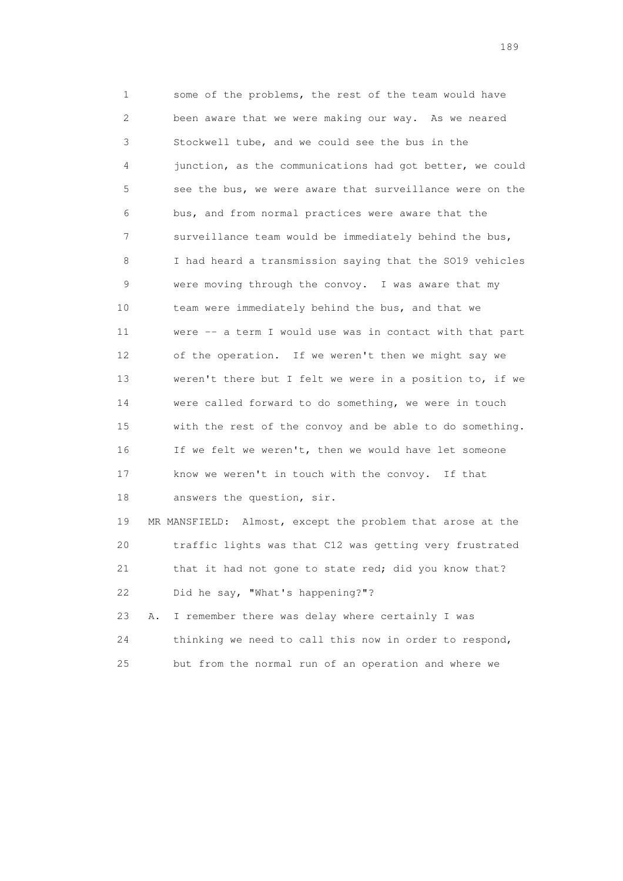1 some of the problems, the rest of the team would have
2 been aware that we were making our way. As we neared
3 Stockwell tube, and we could see the bus in the
4 junction, as the communications had got better, we could
5 see the bus, we were aware that surveillance were on the
6 bus, and from normal practices were aware that the
7 surveillance team would be immediately behind the bus,
8 I had heard a transmission saying that the SO19 vehicles
9 were moving through the convoy. I was aware that my
10 team were immediately behind the bus, and that we
11 were -- a term I would use was in contact with that part
12 of the operation. If we weren't then we might say we
13 weren't there but I felt we were in a position to, if we
14 were called forward to do something, we were in touch
15 with the rest of the convoy and be able to do something.
16 If we felt we weren't, then we would have let someone
17 know we weren't in touch with the convoy. If that
18 answers the question, sir.

19 MR MANSFIELD: Almost, except the problem that arose at the
20 traffic lights was that C12 was getting very frustrated
21 that it had not gone to state red; did you know that?
22 Did he say, "What's happening?"?

23 A. I remember there was delay where certainly I was
24 thinking we need to call this now in order to respond,
25 but from the normal run of an operation and where we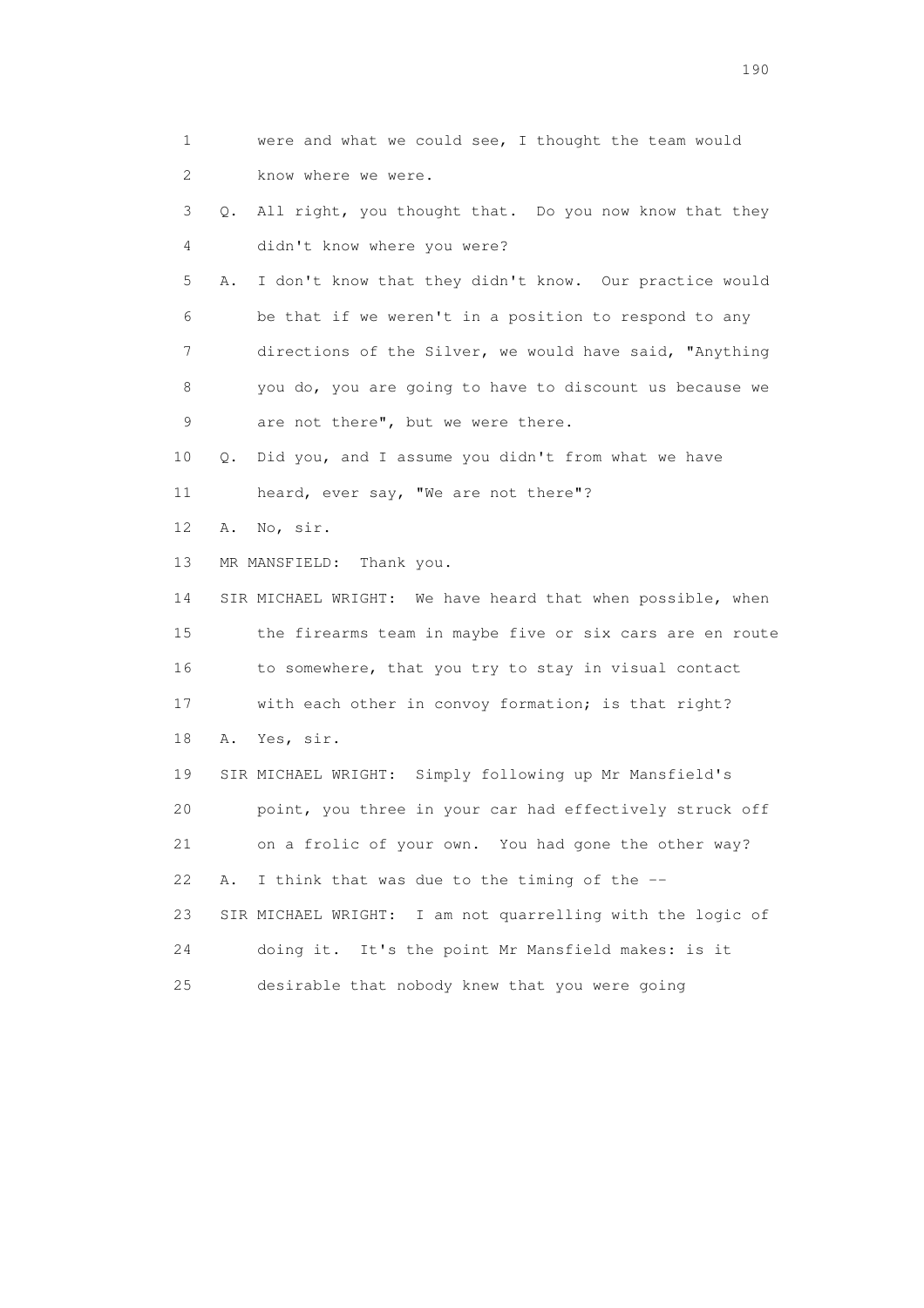1 were and what we could see, I thought the team would
2 know where we were.

3 Q. All right, you thought that. Do you now know that they
4 didn't know where you were?

5 A. I don't know that they didn't know. Our practice would
6 be that if we weren't in a position to respond to any
7 directions of the Silver, we would have said, "Anything
8 you do, you are going to have to discount us because we
9 are not there", but we were there.

10 Q. Did you, and I assume you didn't from what we have
11 heard, ever say, "We are not there"?

12 A. No, sir.

13 MR MANSFIELD: Thank you.

14 SIR MICHAEL WRIGHT: We have heard that when possible, when
15 the firearms team in maybe five or six cars are en route
16 to somewhere, that you try to stay in visual contact
17 with each other in convoy formation; is that right?

18 A. Yes, sir.

19 SIR MICHAEL WRIGHT: Simply following up Mr Mansfield's
20 point, you three in your car had effectively struck off
21 on a frolic of your own. You had gone the other way?

22 A. I think that was due to the timing of the --

23 SIR MICHAEL WRIGHT: I am not quarrelling with the logic of
24 doing it. It's the point Mr Mansfield makes: is it
25 desirable that nobody knew that you were going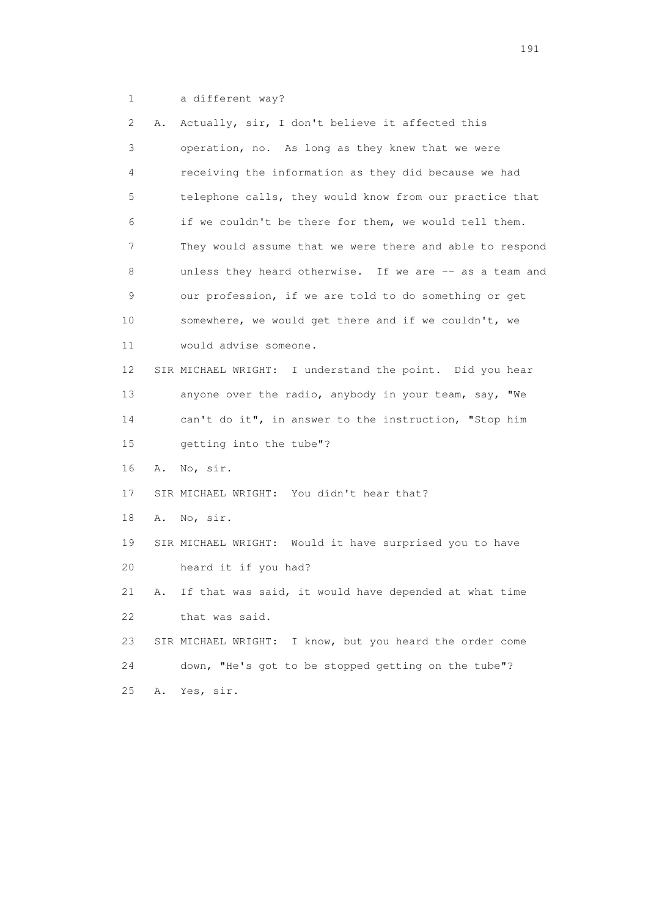1 a different way?

2 A. Actually, sir, I don't believe it affected this

3 operation, no. As long as they knew that we were

4 receiving the information as they did because we had

5 telephone calls, they would know from our practice that

6 if we couldn't be there for them, we would tell them.

7 They would assume that we were there and able to respond

8 unless they heard otherwise. If we are -- as a team and

9 our profession, if we are told to do something or get

10 somewhere, we would get there and if we couldn't, we

11 would advise someone.

12 SIR MICHAEL WRIGHT: I understand the point. Did you hear

13 anyone over the radio, anybody in your team, say, "We

14 can't do it", in answer to the instruction, "Stop him

15 getting into the tube"?

16 A. No, sir.

17 SIR MICHAEL WRIGHT: You didn't hear that?

18 A. No, sir.

19 SIR MICHAEL WRIGHT: Would it have surprised you to have

20 heard it if you had?

21 A. If that was said, it would have depended at what time

22 that was said.

23 SIR MICHAEL WRIGHT: I know, but you heard the order come

24 down, "He's got to be stopped getting on the tube"?

25 A. Yes, sir.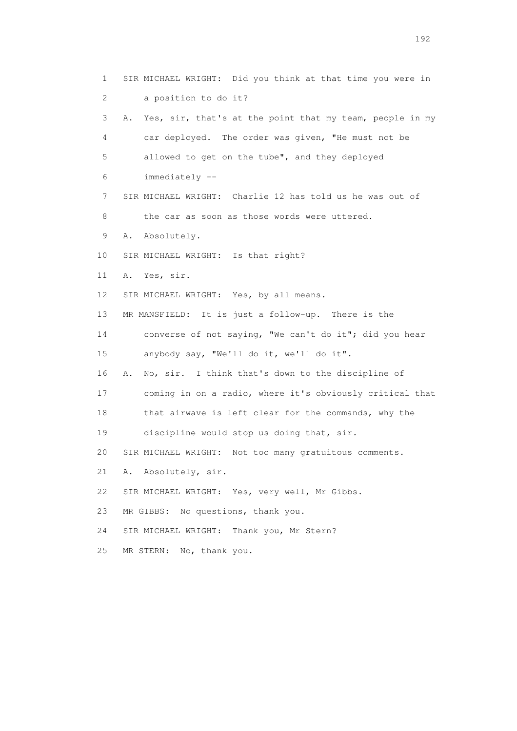1 SIR MICHAEL WRIGHT: Did you think at that time you were in
2 a position to do it?
3 A. Yes, sir, that's at the point that my team, people in my
4 car deployed. The order was given, "He must not be
5 allowed to get on the tube", and they deployed
6 immediately --
7 SIR MICHAEL WRIGHT: Charlie 12 has told us he was out of
8 the car as soon as those words were uttered.
9 A. Absolutely.
10 SIR MICHAEL WRIGHT: Is that right?
11 A. Yes, sir.
12 SIR MICHAEL WRIGHT: Yes, by all means.
13 MR MANSFIELD: It is just a follow-up. There is the
14 converse of not saying, "We can't do it"; did you hear
15 anybody say, "We'll do it, we'll do it".
16 A. No, sir. I think that's down to the discipline of
17 coming in on a radio, where it's obviously critical that
18 that airwave is left clear for the commands, why the
19 discipline would stop us doing that, sir.
20 SIR MICHAEL WRIGHT: Not too many gratuitous comments.
21 A. Absolutely, sir.
22 SIR MICHAEL WRIGHT: Yes, very well, Mr Gibbs.
23 MR GIBBS: No questions, thank you.
24 SIR MICHAEL WRIGHT: Thank you, Mr Stern?
25 MR STERN: No, thank you.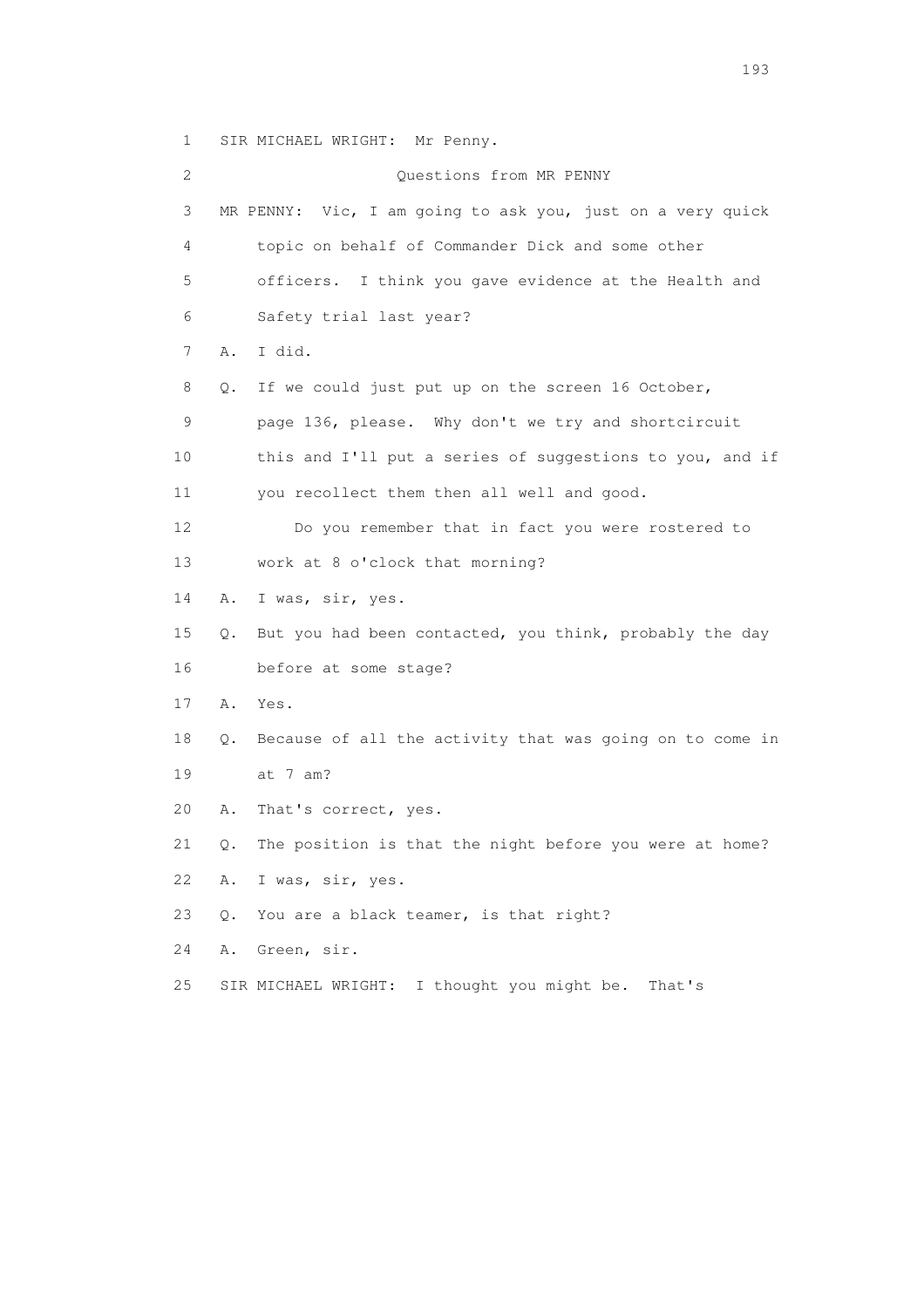1 SIR MICHAEL WRIGHT: Mr Penny.

2 Questions from MR PENNY

3 MR PENNY: Vic, I am going to ask you, just on a very quick

4 topic on behalf of Commander Dick and some other

5 officers. I think you gave evidence at the Health and

6 Safety trial last year?

7 A. I did.

8 Q. If we could just put up on the screen 16 October,

9 page 136, please. Why don't we try and shortcircuit

10 this and I'll put a series of suggestions to you, and if

11 you recollect them then all well and good.

12 Do you remember that in fact you were rostered to

13 work at 8 o'clock that morning?

14 A. I was, sir, yes.

15 Q. But you had been contacted, you think, probably the day

16 before at some stage?

17 A. Yes.

18 Q. Because of all the activity that was going on to come in

19 at 7 am?

20 A. That's correct, yes.

21 Q. The position is that the night before you were at home?

22 A. I was, sir, yes.

23 Q. You are a black teamer, is that right?

24 A. Green, sir.

25 SIR MICHAEL WRIGHT: I thought you might be. That's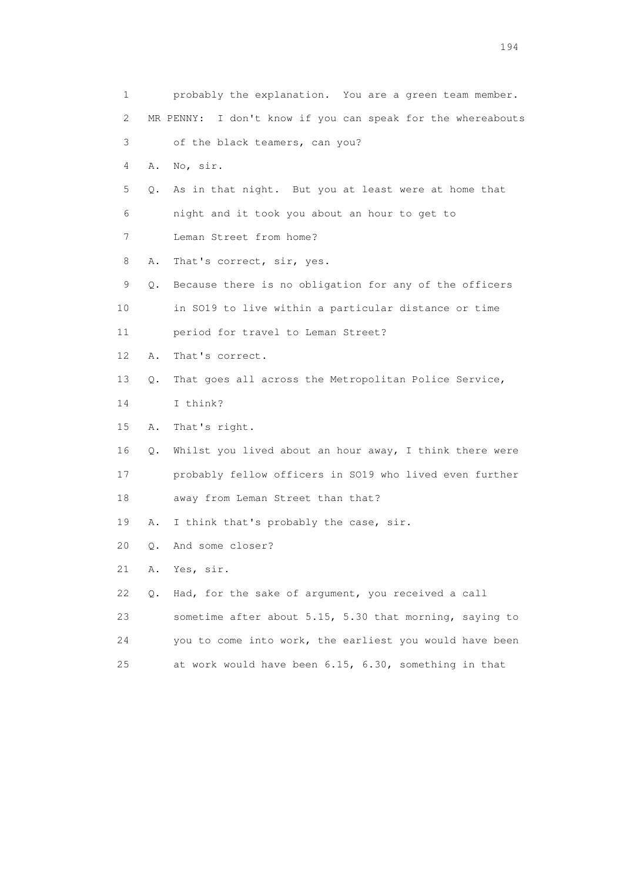1 probably the explanation. You are a green team member.

2 MR PENNY: I don't know if you can speak for the whereabouts

3 of the black teamers, can you?

4 A. No, sir.

5 Q. As in that night. But you at least were at home that

6 night and it took you about an hour to get to

7 Leman Street from home?

8 A. That's correct, sir, yes.

9 Q. Because there is no obligation for any of the officers

10 in SO19 to live within a particular distance or time

11 period for travel to Leman Street?

12 A. That's correct.

13 Q. That goes all across the Metropolitan Police Service,

14 I think?

15 A. That's right.

16 Q. Whilst you lived about an hour away, I think there were

17 probably fellow officers in SO19 who lived even further

18 away from Leman Street than that?

19 A. I think that's probably the case, sir.

20 Q. And some closer?

21 A. Yes, sir.

22 Q. Had, for the sake of argument, you received a call

23 sometime after about 5.15, 5.30 that morning, saying to

24 you to come into work, the earliest you would have been

25 at work would have been 6.15, 6.30, something in that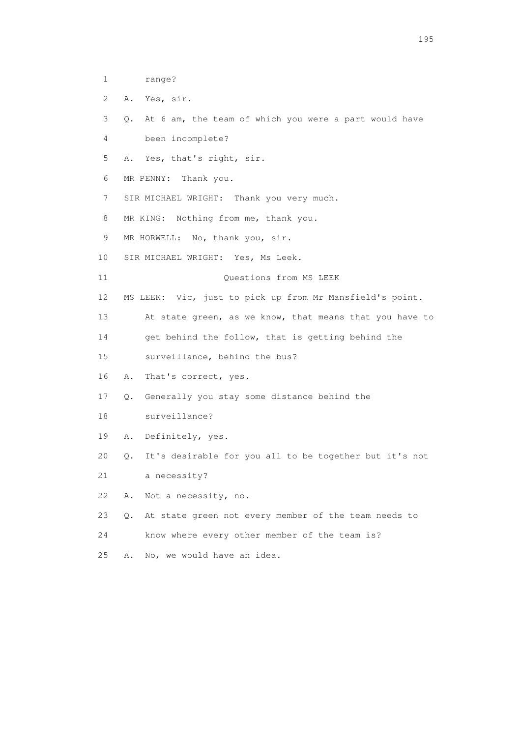range?

A. Yes, sir.

Q. At 6 am, the team of which you were a part would have been incomplete?

A. Yes, that's right, sir.

MR PENNY: Thank you.

SIR MICHAEL WRIGHT: Thank you very much.

MR KING: Nothing from me, thank you.

MR HORWELL: No, thank you, sir.

SIR MICHAEL WRIGHT: Yes, Ms Leek.

Questions from MS LEEK

MS LEEK: Vic, just to pick up from Mr Mansfield's point. At state green, as we know, that means that you have to get behind the follow, that is getting behind the surveillance, behind the bus?

A. That's correct, yes.

Q. Generally you stay some distance behind the surveillance?

A. Definitely, yes.

Q. It's desirable for you all to be together but it's not a necessity?

A. Not a necessity, no.

Q. At state green not every member of the team needs to know where every other member of the team is?

A. No, we would have an idea.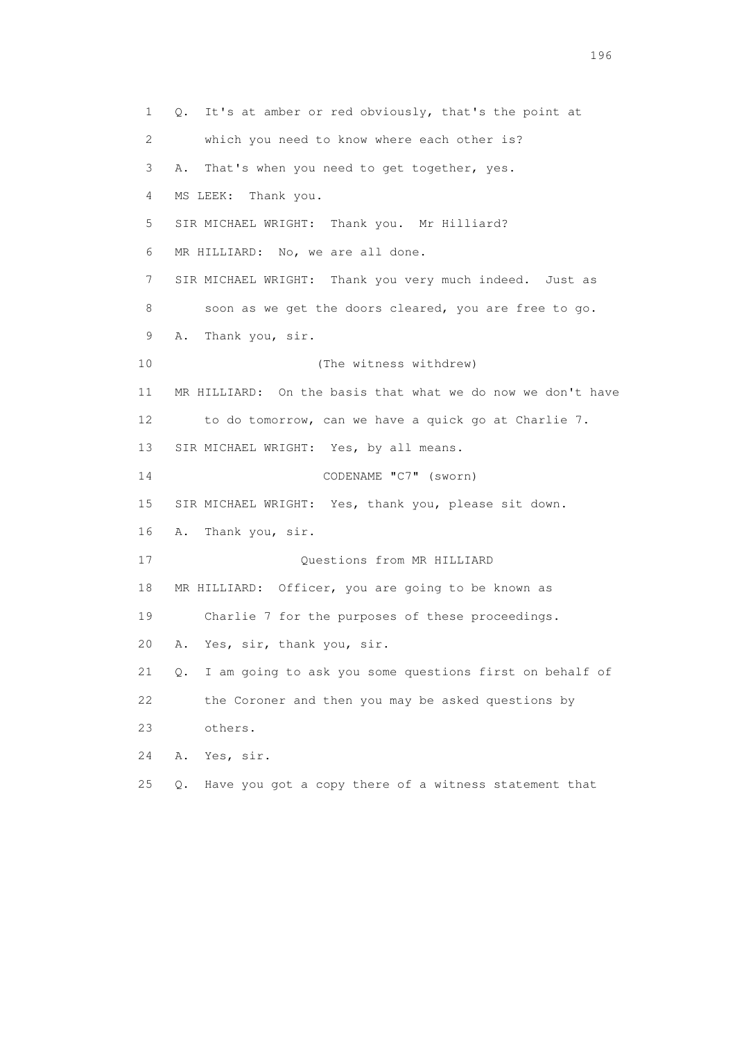1 Q. It's at amber or red obviously, that's the point at
2 which you need to know where each other is?
3 A. That's when you need to get together, yes.
4 MS LEEK: Thank you.
5 SIR MICHAEL WRIGHT: Thank you. Mr Hilliard?
6 MR HILLIARD: No, we are all done.
7 SIR MICHAEL WRIGHT: Thank you very much indeed. Just as
8 soon as we get the doors cleared, you are free to go.
9 A. Thank you, sir.
10 (The witness withdrew)
11 MR HILLIARD: On the basis that what we do now we don't have
12 to do tomorrow, can we have a quick go at Charlie 7.
13 SIR MICHAEL WRIGHT: Yes, by all means.
14 CODENAME "C7" (sworn)
15 SIR MICHAEL WRIGHT: Yes, thank you, please sit down.
16 A. Thank you, sir.
17 Questions from MR HILLIARD
18 MR HILLIARD: Officer, you are going to be known as
19 Charlie 7 for the purposes of these proceedings.
20 A. Yes, sir, thank you, sir.
21 Q. I am going to ask you some questions first on behalf of
22 the Coroner and then you may be asked questions by
23 others.
24 A. Yes, sir.
25 Q. Have you got a copy there of a witness statement that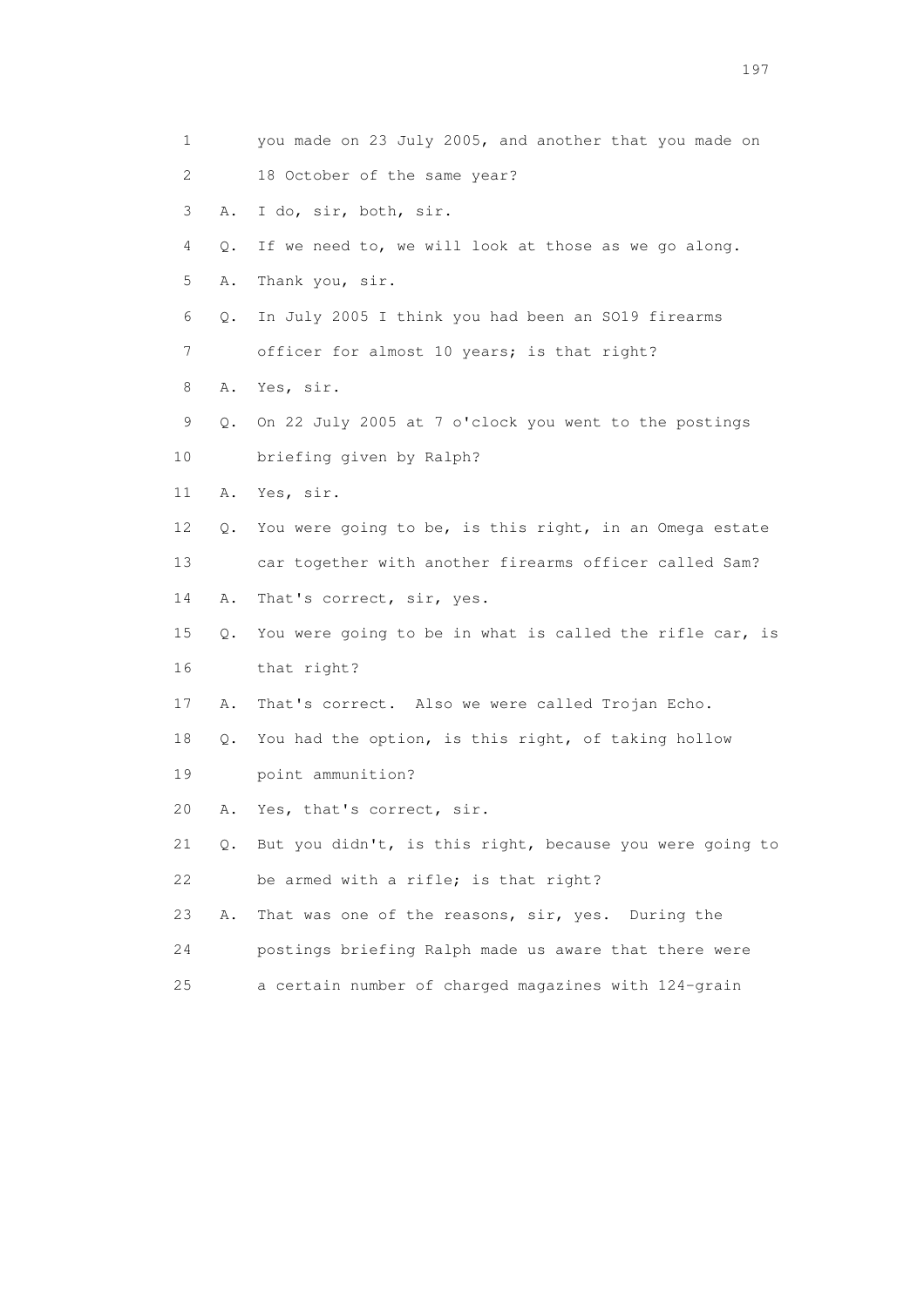1 you made on 23 July 2005, and another that you made on

2 18 October of the same year?

3 A. I do, sir, both, sir.

4 Q. If we need to, we will look at those as we go along.

5 A. Thank you, sir.

6 Q. In July 2005 I think you had been an SO19 firearms

7 officer for almost 10 years; is that right?

8 A. Yes, sir.

9 Q. On 22 July 2005 at 7 o'clock you went to the postings

10 briefing given by Ralph?

11 A. Yes, sir.

12 Q. You were going to be, is this right, in an Omega estate

13 car together with another firearms officer called Sam?

14 A. That's correct, sir, yes.

15 Q. You were going to be in what is called the rifle car, is

16 that right?

17 A. That's correct. Also we were called Trojan Echo.

18 Q. You had the option, is this right, of taking hollow

19 point ammunition?

20 A. Yes, that's correct, sir.

21 Q. But you didn't, is this right, because you were going to

22 be armed with a rifle; is that right?

23 A. That was one of the reasons, sir, yes. During the

24 postings briefing Ralph made us aware that there were

25 a certain number of charged magazines with 124-grain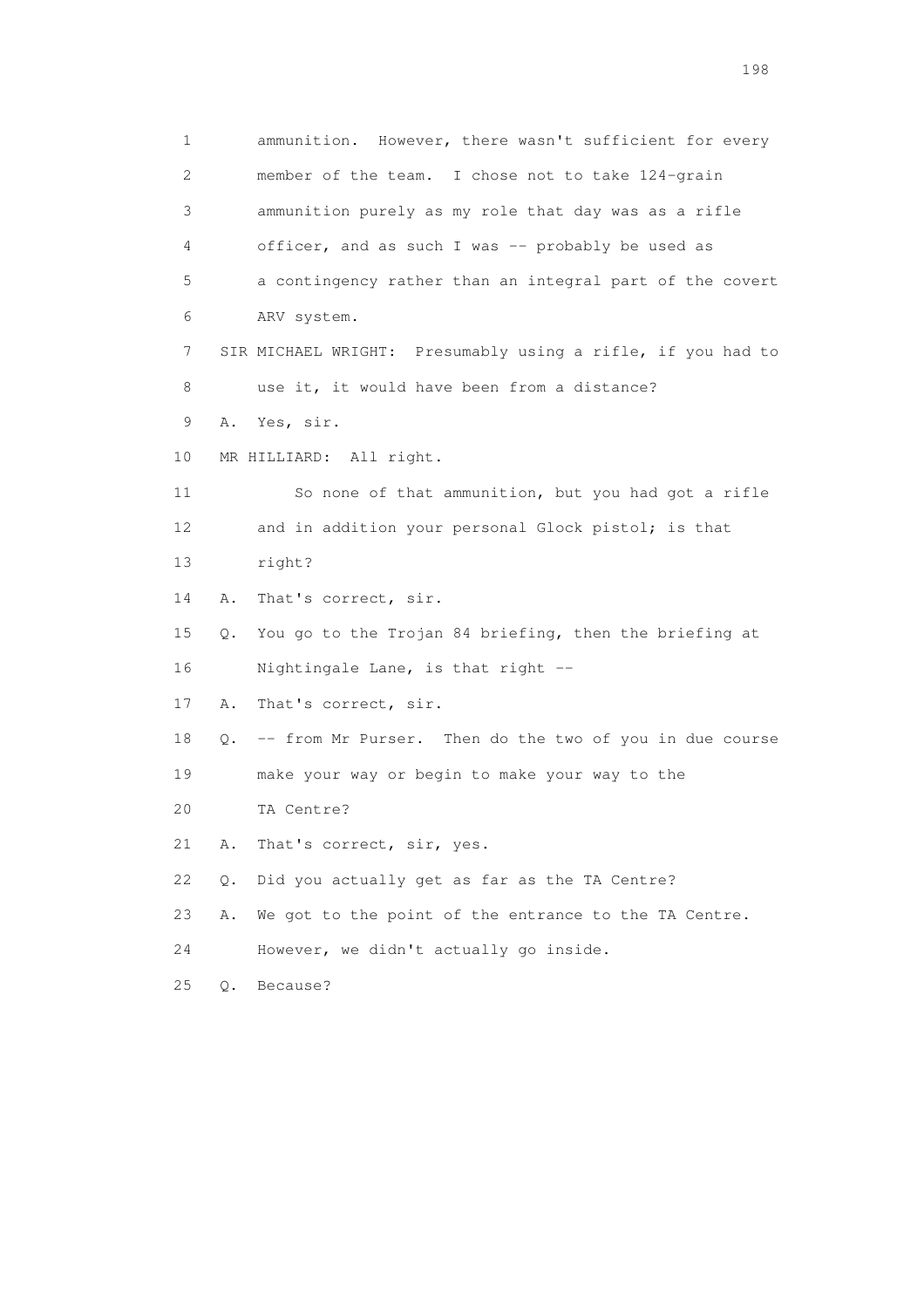1 ammunition. However, there wasn't sufficient for every
2 member of the team. I chose not to take 124-grain
3 ammunition purely as my role that day was as a rifle
4 officer, and as such I was -- probably be used as
5 a contingency rather than an integral part of the covert
6 ARV system.
7 SIR MICHAEL WRIGHT: Presumably using a rifle, if you had to
8 use it, it would have been from a distance?
9 A. Yes, sir.
10 MR HILLIARD: All right.
11 So none of that ammunition, but you had got a rifle
12 and in addition your personal Glock pistol; is that
13 right?
14 A. That's correct, sir.
15 Q. You go to the Trojan 84 briefing, then the briefing at
16 Nightingale Lane, is that right --
17 A. That's correct, sir.
18 Q. -- from Mr Purser. Then do the two of you in due course
19 make your way or begin to make your way to the
20 TA Centre?
21 A. That's correct, sir, yes.
22 Q. Did you actually get as far as the TA Centre?
23 A. We got to the point of the entrance to the TA Centre.
24 However, we didn't actually go inside.
25 Q. Because?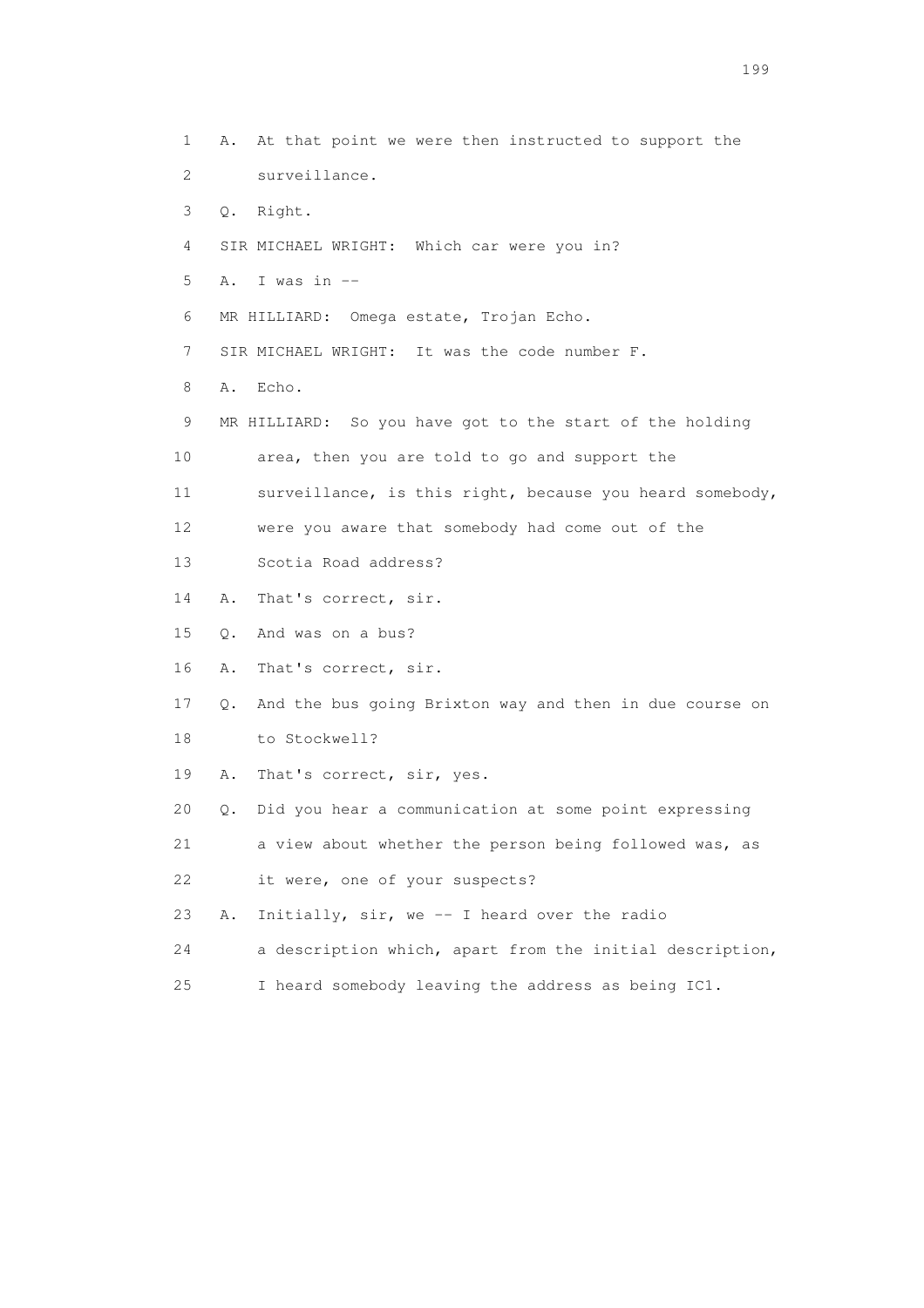1 A. At that point we were then instructed to support the
2 surveillance.
3 Q. Right.
4 SIR MICHAEL WRIGHT: Which car were you in?
5 A. I was in --
6 MR HILLIARD: Omega estate, Trojan Echo.
7 SIR MICHAEL WRIGHT: It was the code number F.
8 A. Echo.
9 MR HILLIARD: So you have got to the start of the holding
10 area, then you are told to go and support the
11 surveillance, is this right, because you heard somebody,
12 were you aware that somebody had come out of the
13 Scotia Road address?
14 A. That's correct, sir.
15 Q. And was on a bus?
16 A. That's correct, sir.
17 Q. And the bus going Brixton way and then in due course on
18 to Stockwell?
19 A. That's correct, sir, yes.
20 Q. Did you hear a communication at some point expressing
21 a view about whether the person being followed was, as
22 it were, one of your suspects?
23 A. Initially, sir, we -- I heard over the radio
24 a description which, apart from the initial description,
25 I heard somebody leaving the address as being IC1.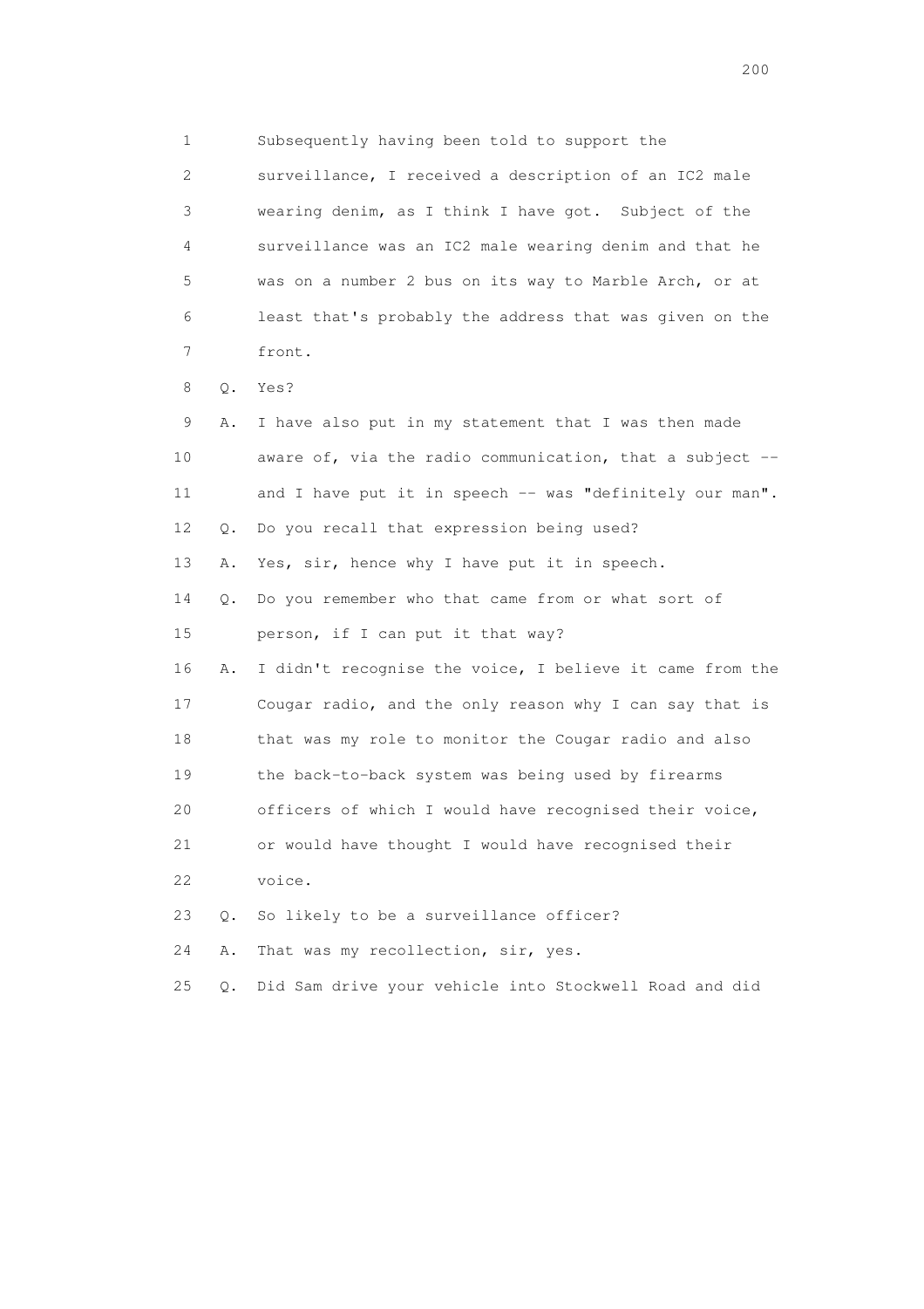1 Subsequently having been told to support the
2 surveillance, I received a description of an IC2 male
3 wearing denim, as I think I have got. Subject of the
4 surveillance was an IC2 male wearing denim and that he
5 was on a number 2 bus on its way to Marble Arch, or at
6 least that's probably the address that was given on the
7 front.

8 Q. Yes?

9 A. I have also put in my statement that I was then made
10 aware of, via the radio communication, that a subject --
11 and I have put it in speech -- was "definitely our man".

12 Q. Do you recall that expression being used?

13 A. Yes, sir, hence why I have put it in speech.

14 Q. Do you remember who that came from or what sort of
15 person, if I can put it that way?

16 A. I didn't recognise the voice, I believe it came from the
17 Cougar radio, and the only reason why I can say that is
18 that was my role to monitor the Cougar radio and also
19 the back-to-back system was being used by firearms
20 officers of which I would have recognised their voice,
21 or would have thought I would have recognised their
22 voice.

23 Q. So likely to be a surveillance officer?

24 A. That was my recollection, sir, yes.

25 Q. Did Sam drive your vehicle into Stockwell Road and did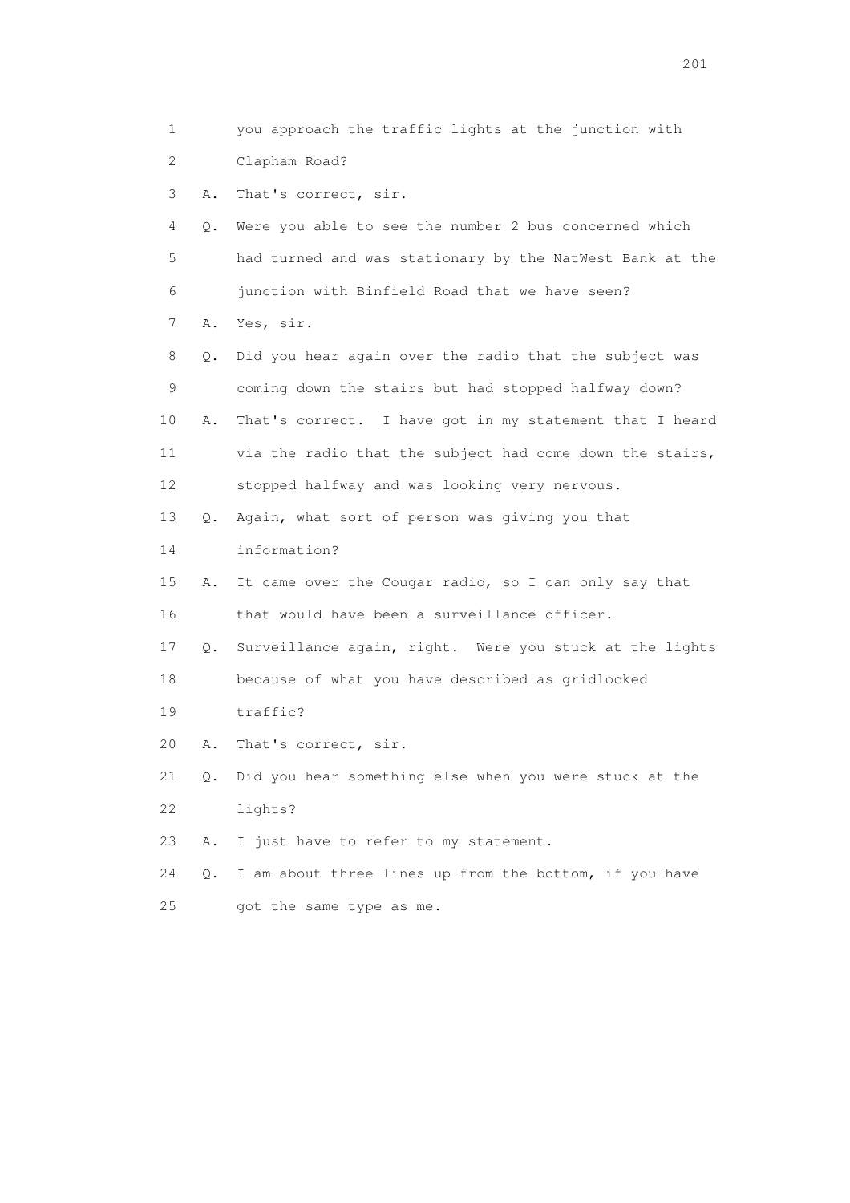1 you approach the traffic lights at the junction with
2 Clapham Road?
3 A. That's correct, sir.
4 Q. Were you able to see the number 2 bus concerned which
5 had turned and was stationary by the NatWest Bank at the
6 junction with Binfield Road that we have seen?
7 A. Yes, sir.
8 Q. Did you hear again over the radio that the subject was
9 coming down the stairs but had stopped halfway down?
10 A. That's correct. I have got in my statement that I heard
11 via the radio that the subject had come down the stairs,
12 stopped halfway and was looking very nervous.
13 Q. Again, what sort of person was giving you that
14 information?
15 A. It came over the Cougar radio, so I can only say that
16 that would have been a surveillance officer.
17 Q. Surveillance again, right. Were you stuck at the lights
18 because of what you have described as gridlocked
19 traffic?
20 A. That's correct, sir.
21 Q. Did you hear something else when you were stuck at the
22 lights?
23 A. I just have to refer to my statement.
24 Q. I am about three lines up from the bottom, if you have
25 got the same type as me.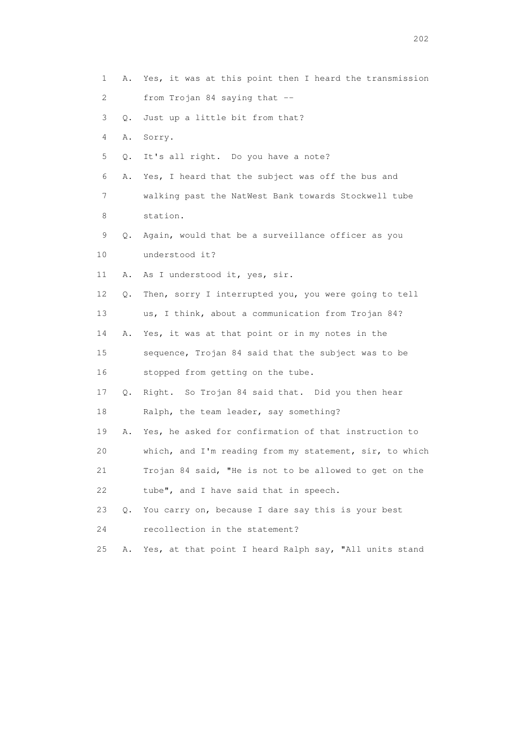1 A. Yes, it was at this point then I heard the transmission
2 from Trojan 84 saying that --
3 Q. Just up a little bit from that?
4 A. Sorry.
5 Q. It's all right. Do you have a note?
6 A. Yes, I heard that the subject was off the bus and
7 walking past the NatWest Bank towards Stockwell tube
8 station.
9 Q. Again, would that be a surveillance officer as you
10 understood it?
11 A. As I understood it, yes, sir.
12 Q. Then, sorry I interrupted you, you were going to tell
13 us, I think, about a communication from Trojan 84?
14 A. Yes, it was at that point or in my notes in the
15 sequence, Trojan 84 said that the subject was to be
16 stopped from getting on the tube.
17 Q. Right. So Trojan 84 said that. Did you then hear
18 Ralph, the team leader, say something?
19 A. Yes, he asked for confirmation of that instruction to
20 which, and I'm reading from my statement, sir, to which
21 Trojan 84 said, "He is not to be allowed to get on the
22 tube", and I have said that in speech.
23 Q. You carry on, because I dare say this is your best
24 recollection in the statement?
25 A. Yes, at that point I heard Ralph say, "All units stand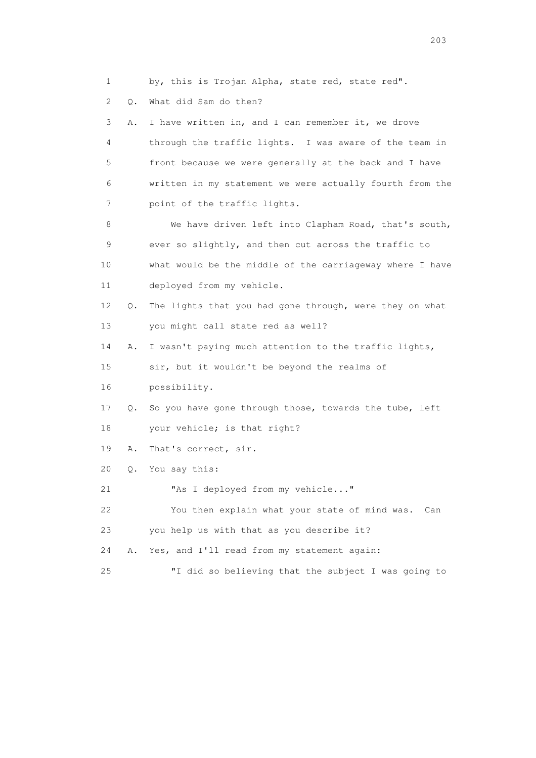1 by, this is Trojan Alpha, state red, state red".

2 Q. What did Sam do then?

3 A. I have written in, and I can remember it, we drove

4 through the traffic lights. I was aware of the team in

5 front because we were generally at the back and I have

6 written in my statement we were actually fourth from the

7 point of the traffic lights.

8 We have driven left into Clapham Road, that's south,

9 ever so slightly, and then cut across the traffic to

10 what would be the middle of the carriageway where I have

11 deployed from my vehicle.

12 Q. The lights that you had gone through, were they on what

13 you might call state red as well?

14 A. I wasn't paying much attention to the traffic lights,

15 sir, but it wouldn't be beyond the realms of

16 possibility.

17 Q. So you have gone through those, towards the tube, left

18 your vehicle; is that right?

19 A. That's correct, sir.

20 Q. You say this:

21 "As I deployed from my vehicle..."

22 You then explain what your state of mind was. Can

23 you help us with that as you describe it?

24 A. Yes, and I'll read from my statement again:

25 "I did so believing that the subject I was going to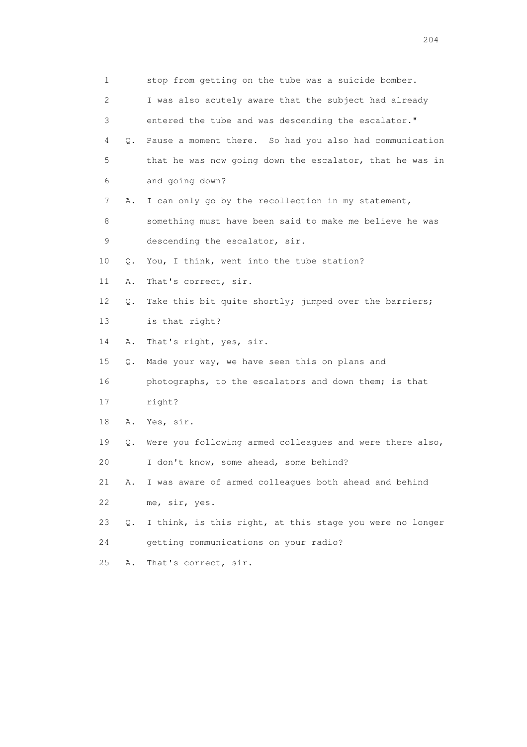1 stop from getting on the tube was a suicide bomber.
2 I was also acutely aware that the subject had already
3 entered the tube and was descending the escalator."
4 Q. Pause a moment there. So had you also had communication
5 that he was now going down the escalator, that he was in
6 and going down?
7 A. I can only go by the recollection in my statement,
8 something must have been said to make me believe he was
9 descending the escalator, sir.
10 Q. You, I think, went into the tube station?
11 A. That's correct, sir.
12 Q. Take this bit quite shortly; jumped over the barriers;
13 is that right?
14 A. That's right, yes, sir.
15 Q. Made your way, we have seen this on plans and
16 photographs, to the escalators and down them; is that
17 right?
18 A. Yes, sir.
19 Q. Were you following armed colleagues and were there also,
20 I don't know, some ahead, some behind?
21 A. I was aware of armed colleagues both ahead and behind
22 me, sir, yes.
23 Q. I think, is this right, at this stage you were no longer
24 getting communications on your radio?
25 A. That's correct, sir.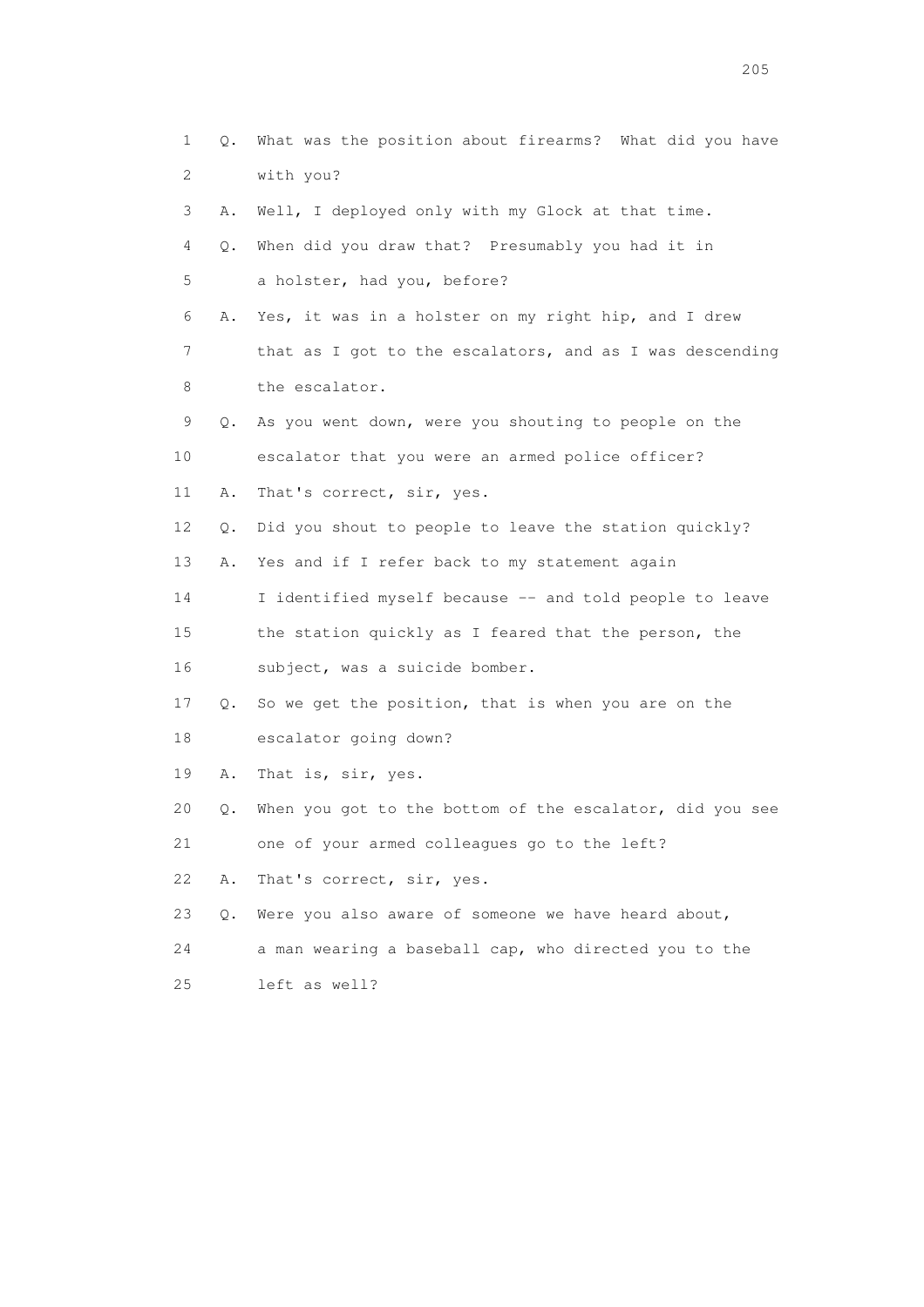1 Q. What was the position about firearms? What did you have
2 with you?
3 A. Well, I deployed only with my Glock at that time.
4 Q. When did you draw that? Presumably you had it in
5 a holster, had you, before?
6 A. Yes, it was in a holster on my right hip, and I drew
7 that as I got to the escalators, and as I was descending
8 the escalator.
9 Q. As you went down, were you shouting to people on the
10 escalator that you were an armed police officer?
11 A. That's correct, sir, yes.
12 Q. Did you shout to people to leave the station quickly?
13 A. Yes and if I refer back to my statement again
14 I identified myself because -- and told people to leave
15 the station quickly as I feared that the person, the
16 subject, was a suicide bomber.
17 Q. So we get the position, that is when you are on the
18 escalator going down?
19 A. That is, sir, yes.
20 Q. When you got to the bottom of the escalator, did you see
21 one of your armed colleagues go to the left?
22 A. That's correct, sir, yes.
23 Q. Were you also aware of someone we have heard about,
24 a man wearing a baseball cap, who directed you to the
25 left as well?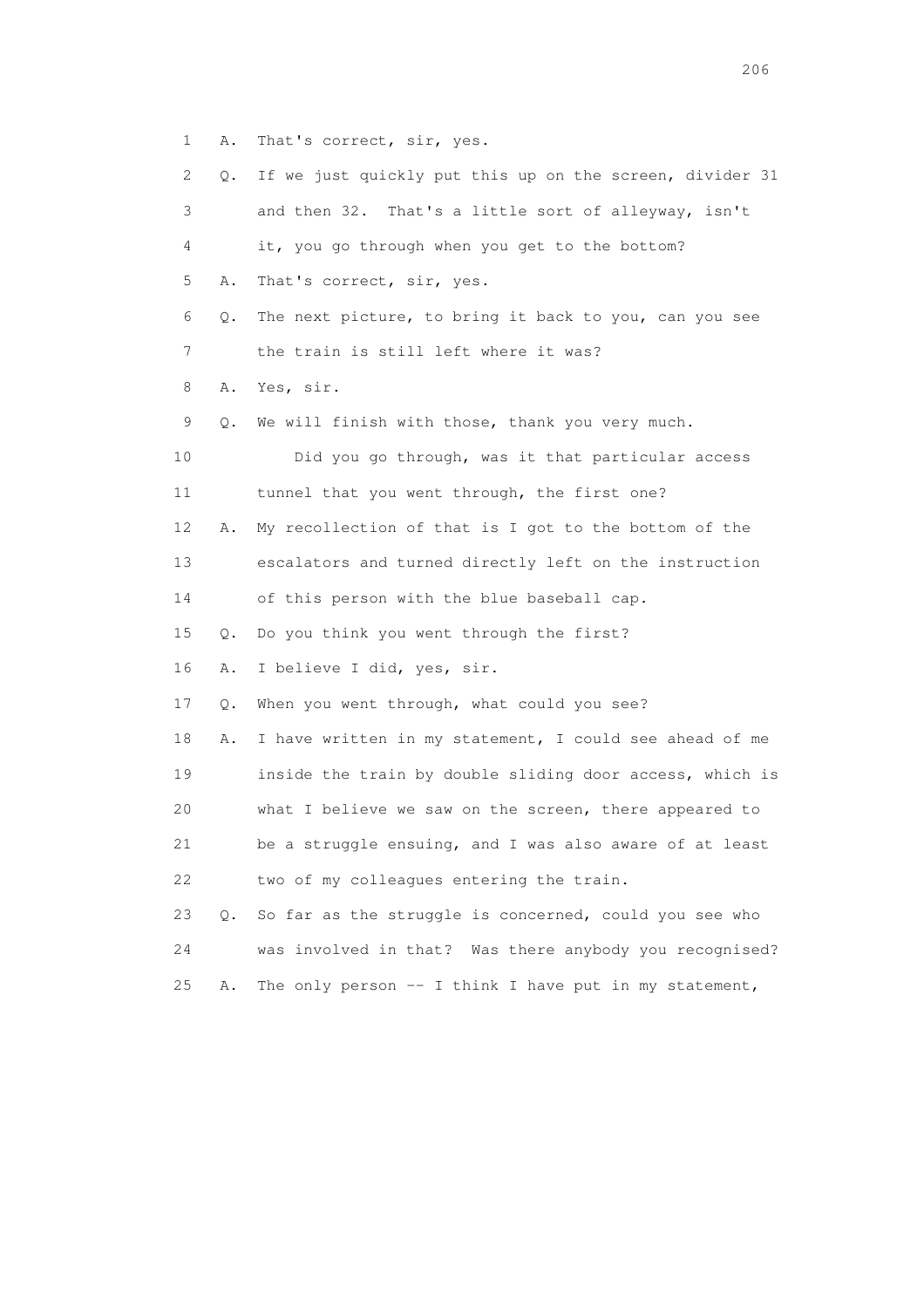1 A. That's correct, sir, yes.

2 Q. If we just quickly put this up on the screen, divider 31

3 and then 32. That's a little sort of alleyway, isn't

4 it, you go through when you get to the bottom?

5 A. That's correct, sir, yes.

6 Q. The next picture, to bring it back to you, can you see

7 the train is still left where it was?

8 A. Yes, sir.

9 Q. We will finish with those, thank you very much.

10 Did you go through, was it that particular access

11 tunnel that you went through, the first one?

12 A. My recollection of that is I got to the bottom of the

13 escalators and turned directly left on the instruction

14 of this person with the blue baseball cap.

15 Q. Do you think you went through the first?

16 A. I believe I did, yes, sir.

17 Q. When you went through, what could you see?

18 A. I have written in my statement, I could see ahead of me

19 inside the train by double sliding door access, which is

20 what I believe we saw on the screen, there appeared to

21 be a struggle ensuing, and I was also aware of at least

22 two of my colleagues entering the train.

23 Q. So far as the struggle is concerned, could you see who

24 was involved in that? Was there anybody you recognised?

25 A. The only person -- I think I have put in my statement,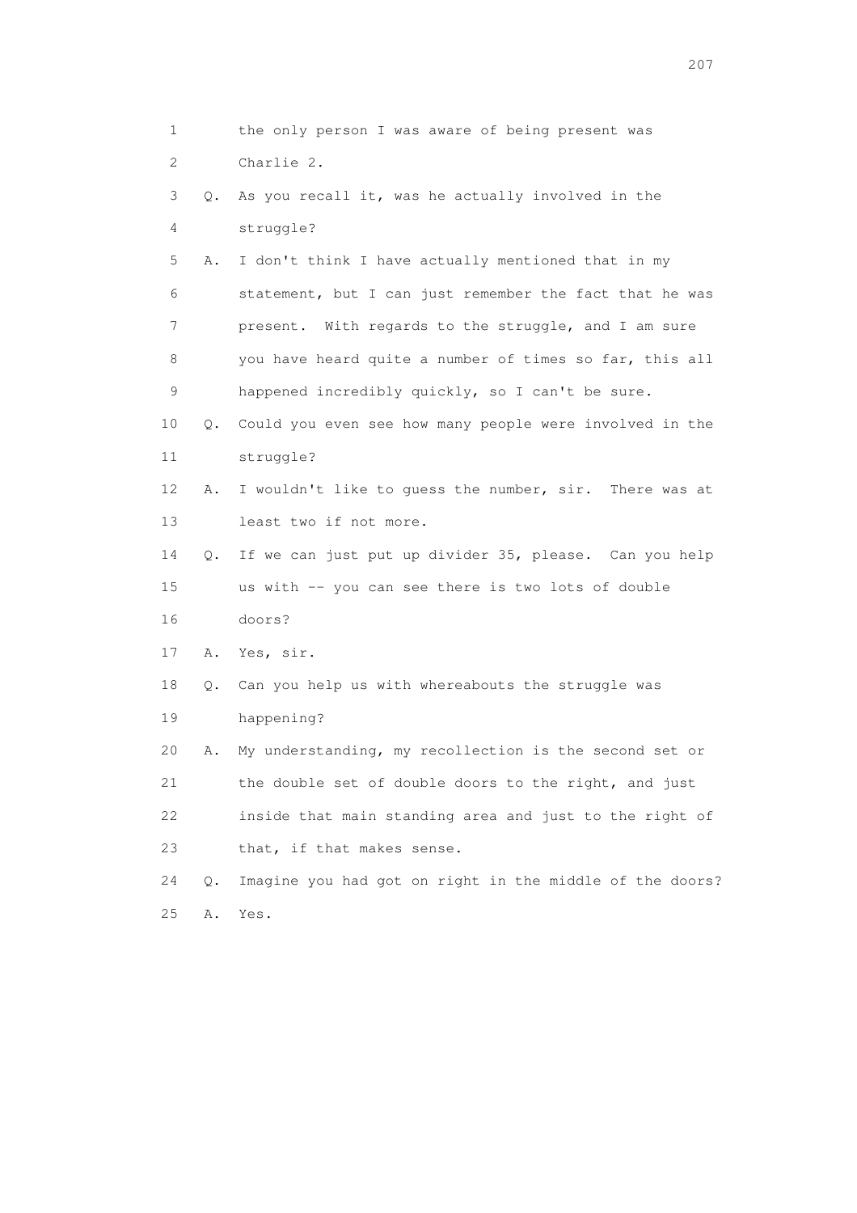1 the only person I was aware of being present was
2 Charlie 2.
3 Q. As you recall it, was he actually involved in the
4 struggle?
5 A. I don't think I have actually mentioned that in my
6 statement, but I can just remember the fact that he was
7 present. With regards to the struggle, and I am sure
8 you have heard quite a number of times so far, this all
9 happened incredibly quickly, so I can't be sure.
10 Q. Could you even see how many people were involved in the
11 struggle?
12 A. I wouldn't like to guess the number, sir. There was at
13 least two if not more.
14 Q. If we can just put up divider 35, please. Can you help
15 us with -- you can see there is two lots of double
16 doors?
17 A. Yes, sir.
18 Q. Can you help us with whereabouts the struggle was
19 happening?
20 A. My understanding, my recollection is the second set or
21 the double set of double doors to the right, and just
22 inside that main standing area and just to the right of
23 that, if that makes sense.
24 Q. Imagine you had got on right in the middle of the doors?
25 A. Yes.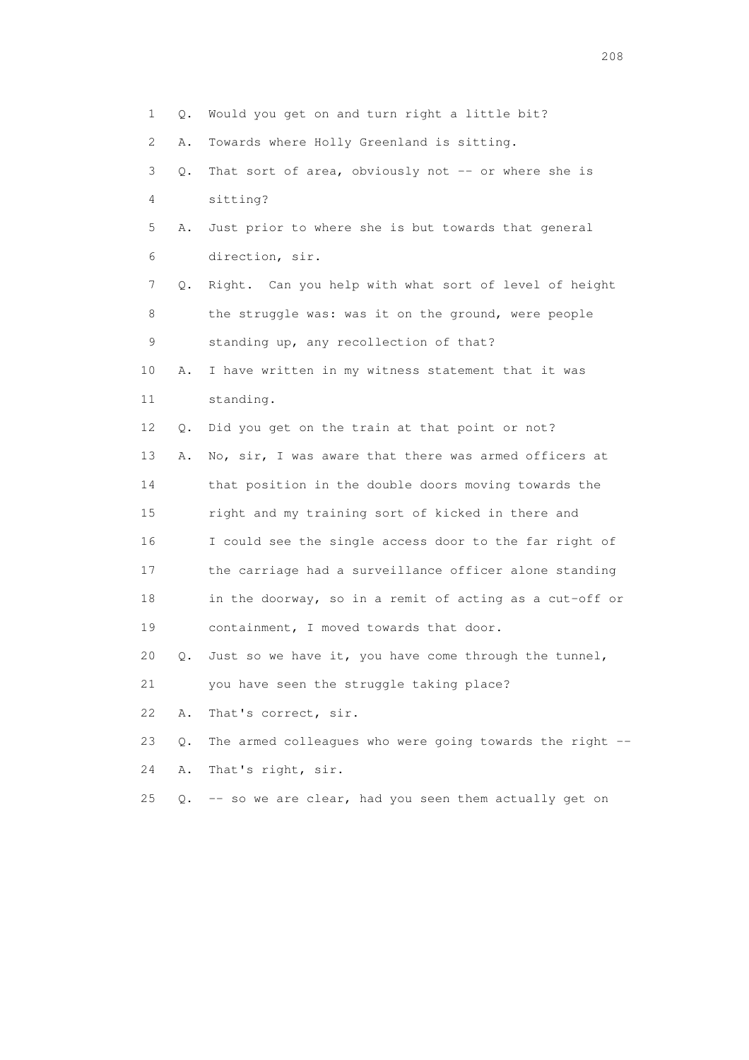1 Q. Would you get on and turn right a little bit?

2 A. Towards where Holly Greenland is sitting.

3 Q. That sort of area, obviously not -- or where she is

4 sitting?

5 A. Just prior to where she is but towards that general

6 direction, sir.

7 Q. Right. Can you help with what sort of level of height

8 the struggle was: was it on the ground, were people

9 standing up, any recollection of that?

10 A. I have written in my witness statement that it was

11 standing.

12 Q. Did you get on the train at that point or not?

13 A. No, sir, I was aware that there was armed officers at

14 that position in the double doors moving towards the

15 right and my training sort of kicked in there and

16 I could see the single access door to the far right of

17 the carriage had a surveillance officer alone standing

18 in the doorway, so in a remit of acting as a cut-off or

19 containment, I moved towards that door.

20 Q. Just so we have it, you have come through the tunnel,

21 you have seen the struggle taking place?

22 A. That's correct, sir.

23 Q. The armed colleagues who were going towards the right --

24 A. That's right, sir.

25 Q. -- so we are clear, had you seen them actually get on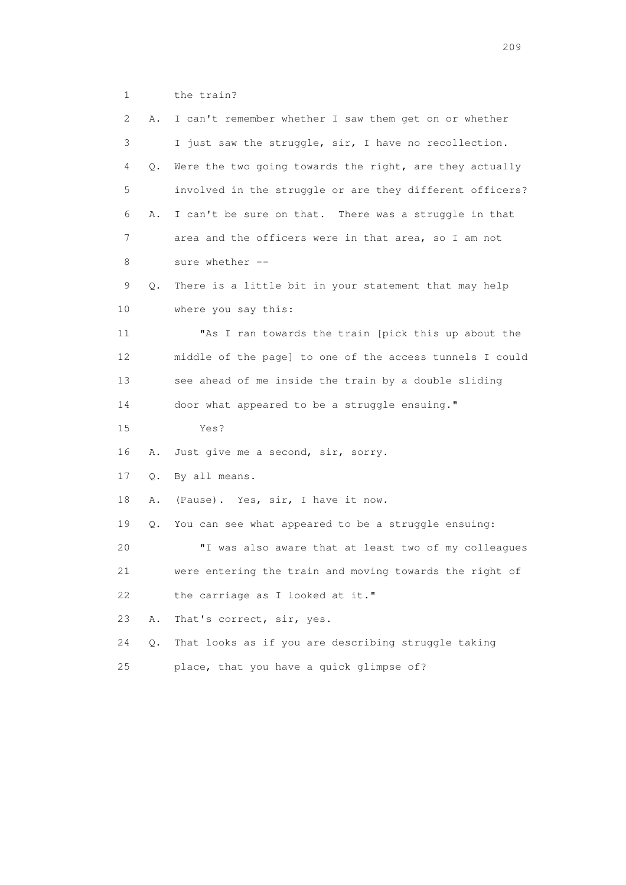1 the train?

2 A. I can't remember whether I saw them get on or whether

3 I just saw the struggle, sir, I have no recollection.

4 Q. Were the two going towards the right, are they actually

5 involved in the struggle or are they different officers?

6 A. I can't be sure on that. There was a struggle in that

7 area and the officers were in that area, so I am not

8 sure whether --

9 Q. There is a little bit in your statement that may help

10 where you say this:

11 "As I ran towards the train [pick this up about the

12 middle of the page] to one of the access tunnels I could

13 see ahead of me inside the train by a double sliding

14 door what appeared to be a struggle ensuing."

15 Yes?

16 A. Just give me a second, sir, sorry.

17 Q. By all means.

18 A. (Pause). Yes, sir, I have it now.

19 Q. You can see what appeared to be a struggle ensuing:

20 "I was also aware that at least two of my colleagues

21 were entering the train and moving towards the right of

22 the carriage as I looked at it."

23 A. That's correct, sir, yes.

24 Q. That looks as if you are describing struggle taking

25 place, that you have a quick glimpse of?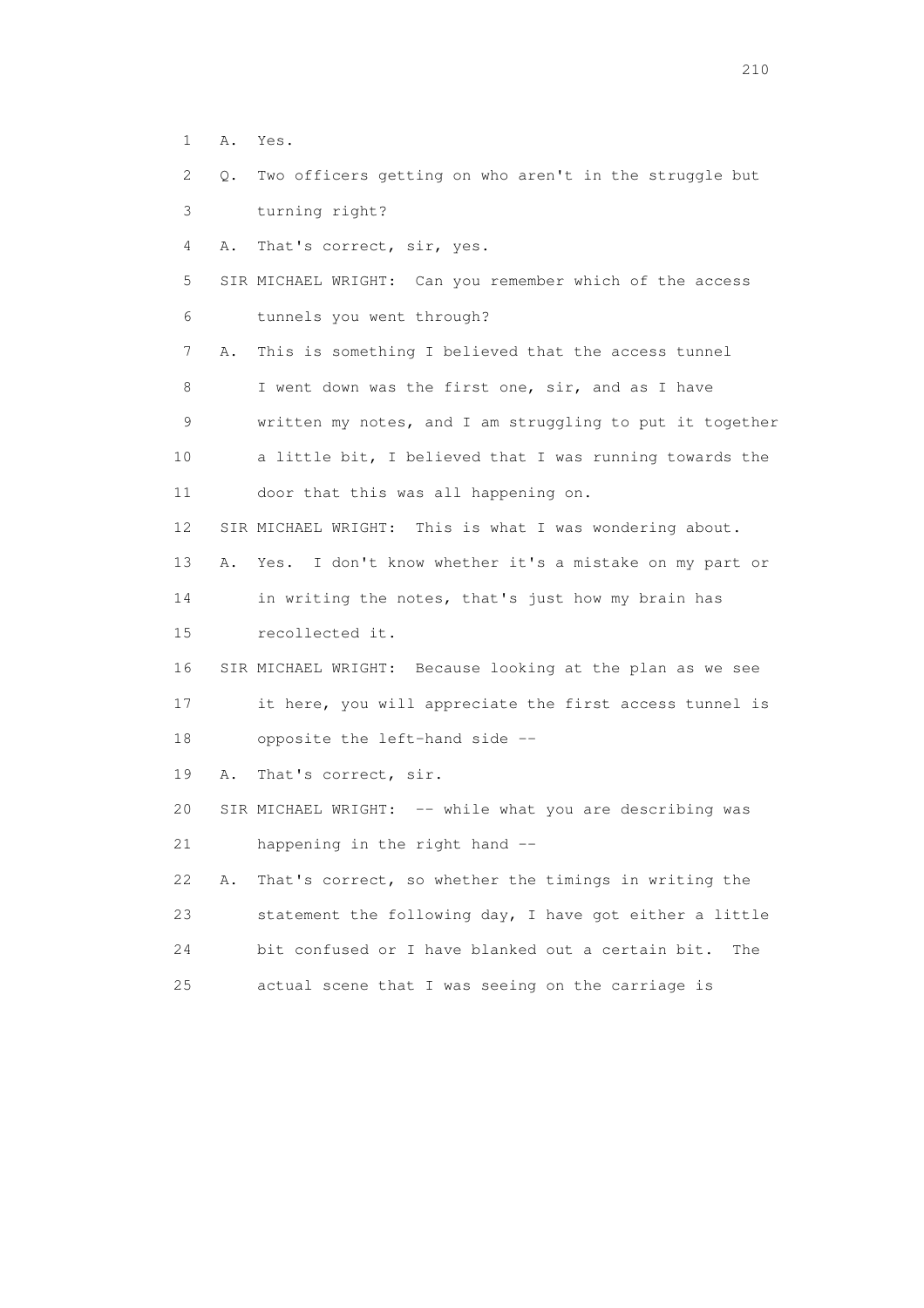1 A. Yes.

2 Q. Two officers getting on who aren't in the struggle but

3 turning right?

4 A. That's correct, sir, yes.

5 SIR MICHAEL WRIGHT: Can you remember which of the access

6 tunnels you went through?

7 A. This is something I believed that the access tunnel

8 I went down was the first one, sir, and as I have

9 written my notes, and I am struggling to put it together

10 a little bit, I believed that I was running towards the

11 door that this was all happening on.

12 SIR MICHAEL WRIGHT: This is what I was wondering about.

13 A. Yes. I don't know whether it's a mistake on my part or

14 in writing the notes, that's just how my brain has

15 recollected it.

16 SIR MICHAEL WRIGHT: Because looking at the plan as we see

17 it here, you will appreciate the first access tunnel is

18 opposite the left-hand side --

19 A. That's correct, sir.

20 SIR MICHAEL WRIGHT: -- while what you are describing was

21 happening in the right hand --

22 A. That's correct, so whether the timings in writing the

23 statement the following day, I have got either a little

24 bit confused or I have blanked out a certain bit. The

25 actual scene that I was seeing on the carriage is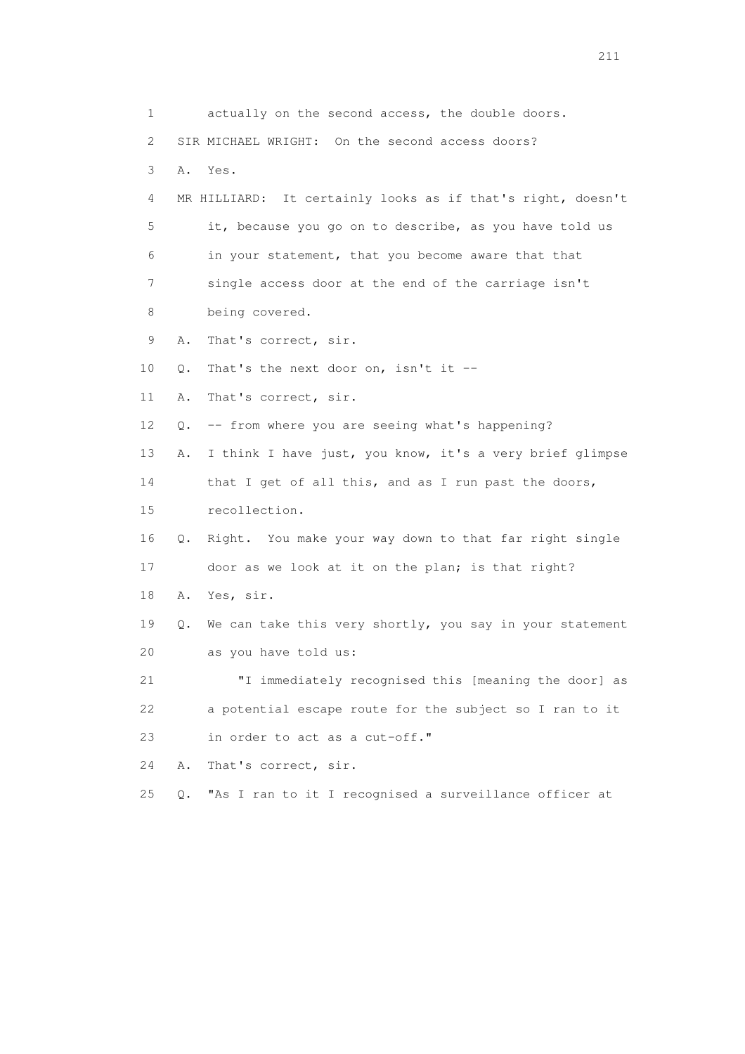1 actually on the second access, the double doors.

2 SIR MICHAEL WRIGHT: On the second access doors?

3 A. Yes.

4 MR HILLIARD: It certainly looks as if that's right, doesn't

5 it, because you go on to describe, as you have told us

6 in your statement, that you become aware that that

7 single access door at the end of the carriage isn't

8 being covered.

9 A. That's correct, sir.

10 Q. That's the next door on, isn't it --

11 A. That's correct, sir.

12 Q. -- from where you are seeing what's happening?

13 A. I think I have just, you know, it's a very brief glimpse

14 that I get of all this, and as I run past the doors,

15 recollection.

16 Q. Right. You make your way down to that far right single

17 door as we look at it on the plan; is that right?

18 A. Yes, sir.

19 Q. We can take this very shortly, you say in your statement

20 as you have told us:

21 "I immediately recognised this [meaning the door] as

22 a potential escape route for the subject so I ran to it

23 in order to act as a cut-off."

24 A. That's correct, sir.

25 Q. "As I ran to it I recognised a surveillance officer at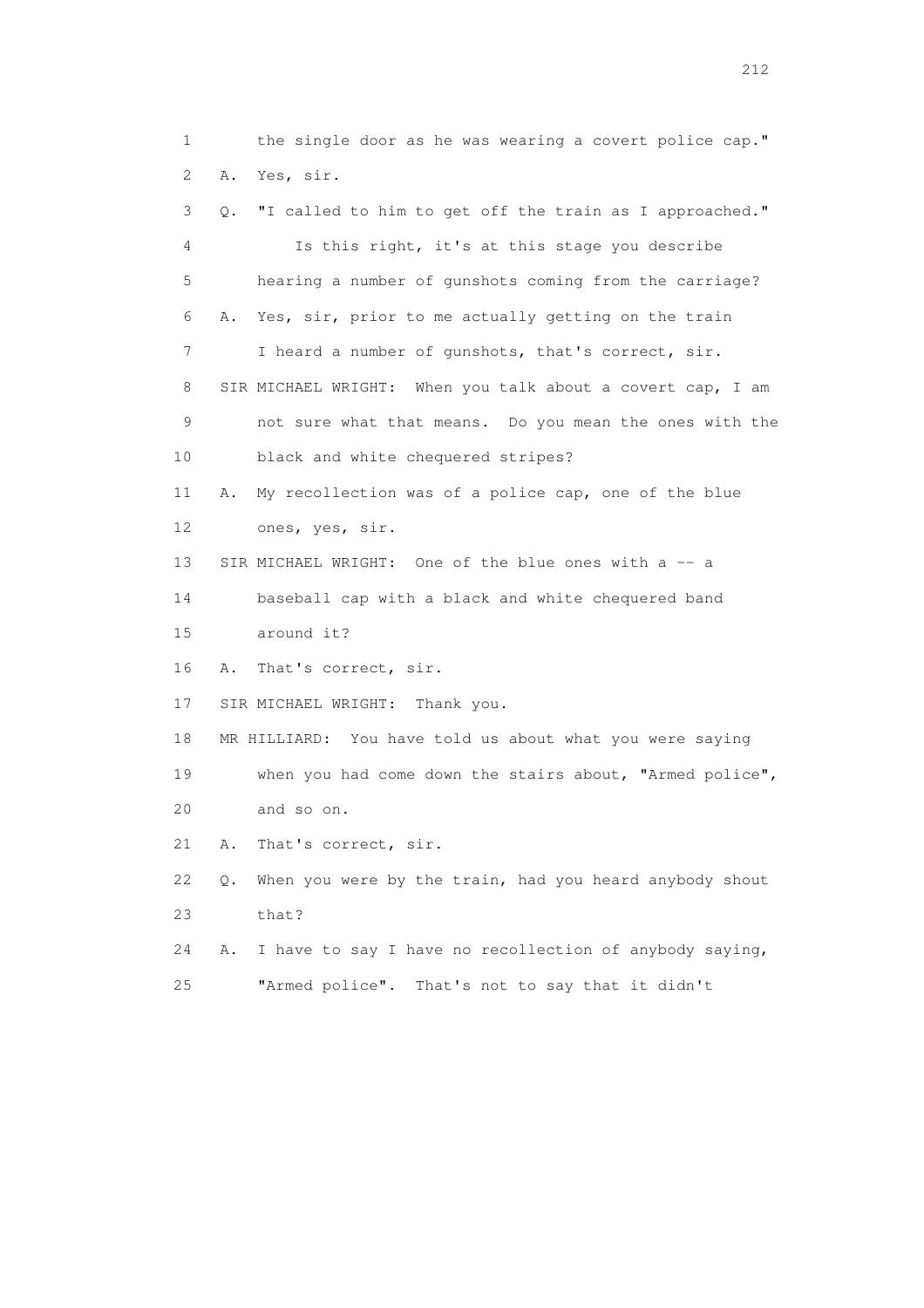1 the single door as he was wearing a covert police cap."

2 A. Yes, sir.

3 Q. "I called to him to get off the train as I approached."

4 Is this right, it's at this stage you describe

5 hearing a number of gunshots coming from the carriage?

6 A. Yes, sir, prior to me actually getting on the train

7 I heard a number of gunshots, that's correct, sir.

8 SIR MICHAEL WRIGHT: When you talk about a covert cap, I am

9 not sure what that means. Do you mean the ones with the

10 black and white chequered stripes?

11 A. My recollection was of a police cap, one of the blue

12 ones, yes, sir.

13 SIR MICHAEL WRIGHT: One of the blue ones with a -- a

14 baseball cap with a black and white chequered band

15 around it?

16 A. That's correct, sir.

17 SIR MICHAEL WRIGHT: Thank you.

18 MR HILLIARD: You have told us about what you were saying

19 when you had come down the stairs about, "Armed police",

20 and so on.

21 A. That's correct, sir.

22 Q. When you were by the train, had you heard anybody shout

23 that?

24 A. I have to say I have no recollection of anybody saying,

25 "Armed police". That's not to say that it didn't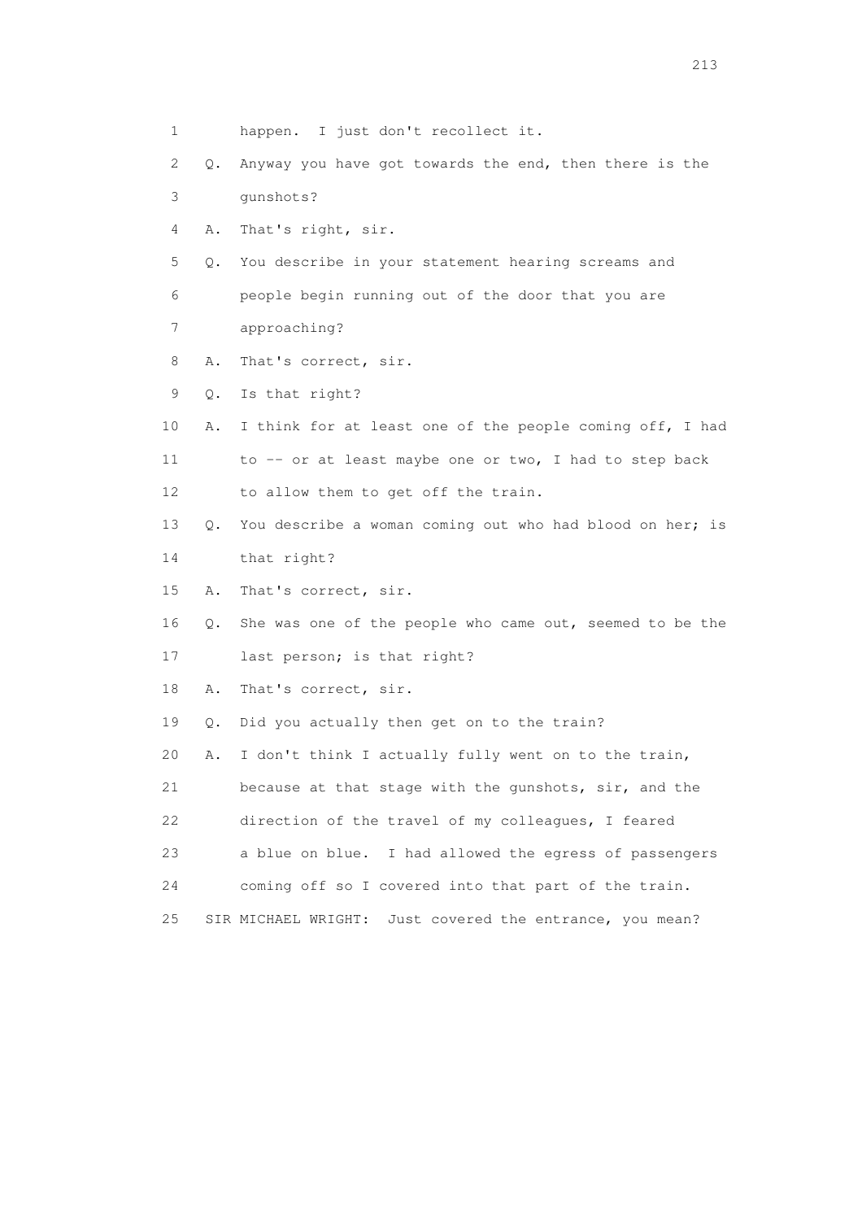1 happen. I just don't recollect it.

2 Q. Anyway you have got towards the end, then there is the

3 gunshots?

4 A. That's right, sir.

5 Q. You describe in your statement hearing screams and

6 people begin running out of the door that you are

7 approaching?

8 A. That's correct, sir.

9 Q. Is that right?

10 A. I think for at least one of the people coming off, I had

11 to -- or at least maybe one or two, I had to step back

12 to allow them to get off the train.

13 Q. You describe a woman coming out who had blood on her; is

14 that right?

15 A. That's correct, sir.

16 Q. She was one of the people who came out, seemed to be the

17 last person; is that right?

18 A. That's correct, sir.

19 Q. Did you actually then get on to the train?

20 A. I don't think I actually fully went on to the train,

21 because at that stage with the gunshots, sir, and the

22 direction of the travel of my colleagues, I feared

23 a blue on blue. I had allowed the egress of passengers

24 coming off so I covered into that part of the train.

25 SIR MICHAEL WRIGHT: Just covered the entrance, you mean?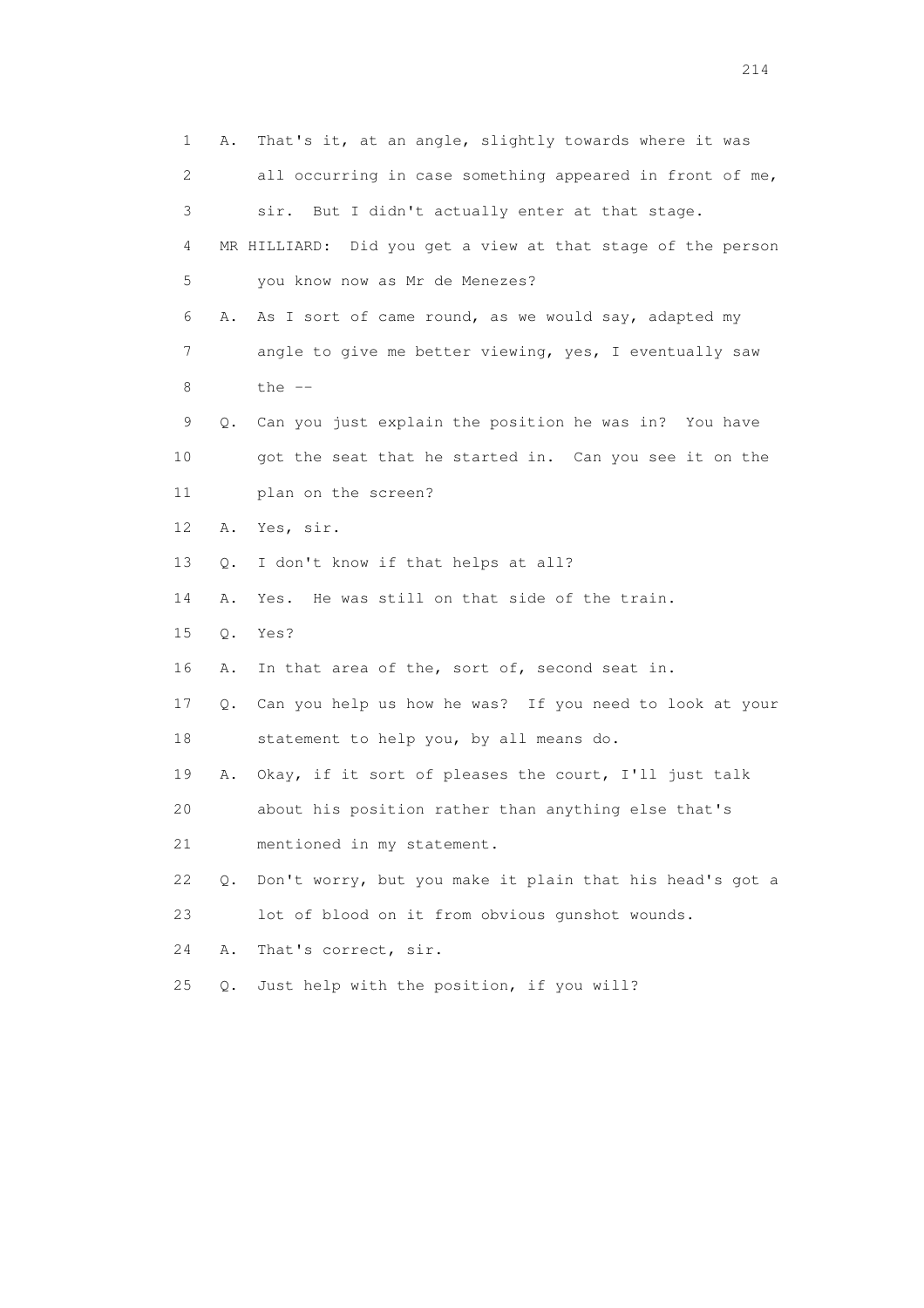1 A. That's it, at an angle, slightly towards where it was
2 all occurring in case something appeared in front of me,
3 sir. But I didn't actually enter at that stage.
4 MR HILLIARD: Did you get a view at that stage of the person
5 you know now as Mr de Menezes?
6 A. As I sort of came round, as we would say, adapted my
7 angle to give me better viewing, yes, I eventually saw
8 the --
9 Q. Can you just explain the position he was in? You have
10 got the seat that he started in. Can you see it on the
11 plan on the screen?
12 A. Yes, sir.
13 Q. I don't know if that helps at all?
14 A. Yes. He was still on that side of the train.
15 Q. Yes?
16 A. In that area of the, sort of, second seat in.
17 Q. Can you help us how he was? If you need to look at your
18 statement to help you, by all means do.
19 A. Okay, if it sort of pleases the court, I'll just talk
20 about his position rather than anything else that's
21 mentioned in my statement.
22 Q. Don't worry, but you make it plain that his head's got a
23 lot of blood on it from obvious gunshot wounds.
24 A. That's correct, sir.
25 Q. Just help with the position, if you will?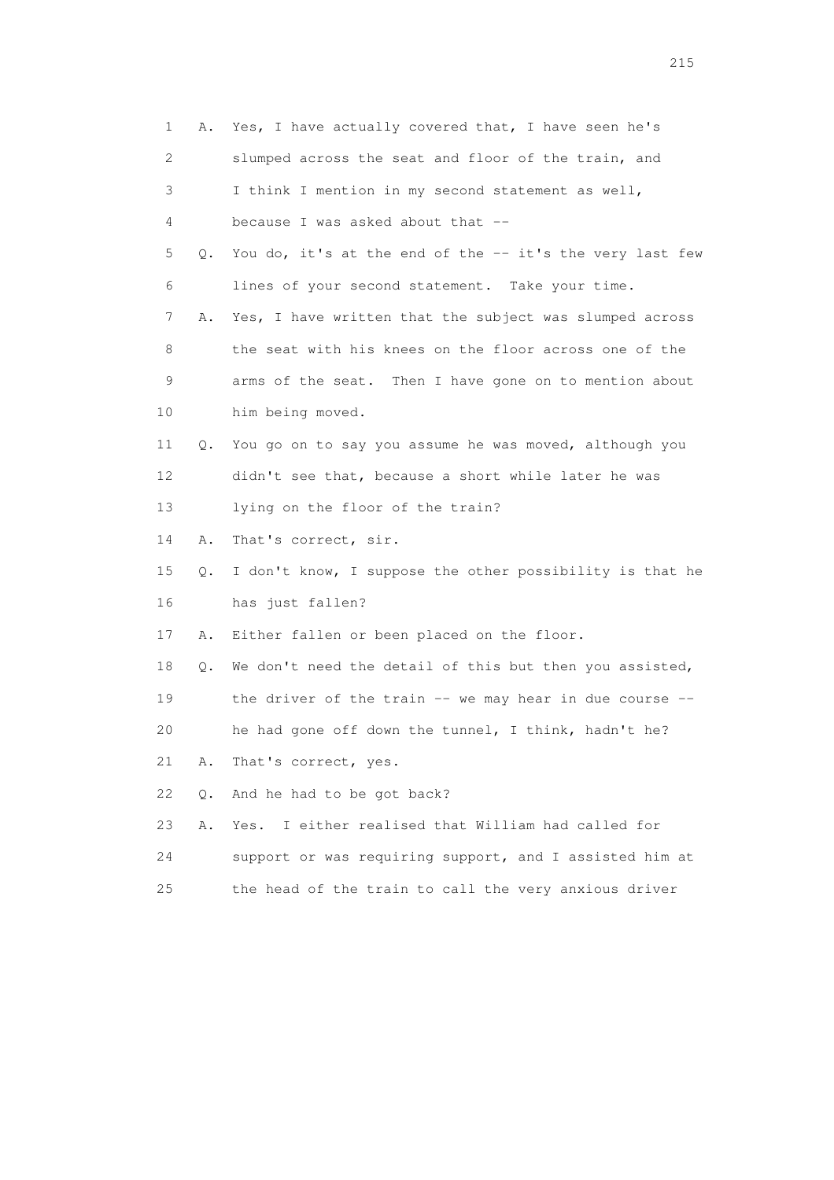1 A. Yes, I have actually covered that, I have seen he's
2 slumped across the seat and floor of the train, and
3 I think I mention in my second statement as well,
4 because I was asked about that --
5 Q. You do, it's at the end of the -- it's the very last few
6 lines of your second statement. Take your time.
7 A. Yes, I have written that the subject was slumped across
8 the seat with his knees on the floor across one of the
9 arms of the seat. Then I have gone on to mention about
10 him being moved.
11 Q. You go on to say you assume he was moved, although you
12 didn't see that, because a short while later he was
13 lying on the floor of the train?
14 A. That's correct, sir.
15 Q. I don't know, I suppose the other possibility is that he
16 has just fallen?
17 A. Either fallen or been placed on the floor.
18 Q. We don't need the detail of this but then you assisted,
19 the driver of the train -- we may hear in due course --
20 he had gone off down the tunnel, I think, hadn't he?
21 A. That's correct, yes.
22 Q. And he had to be got back?
23 A. Yes. I either realised that William had called for
24 support or was requiring support, and I assisted him at
25 the head of the train to call the very anxious driver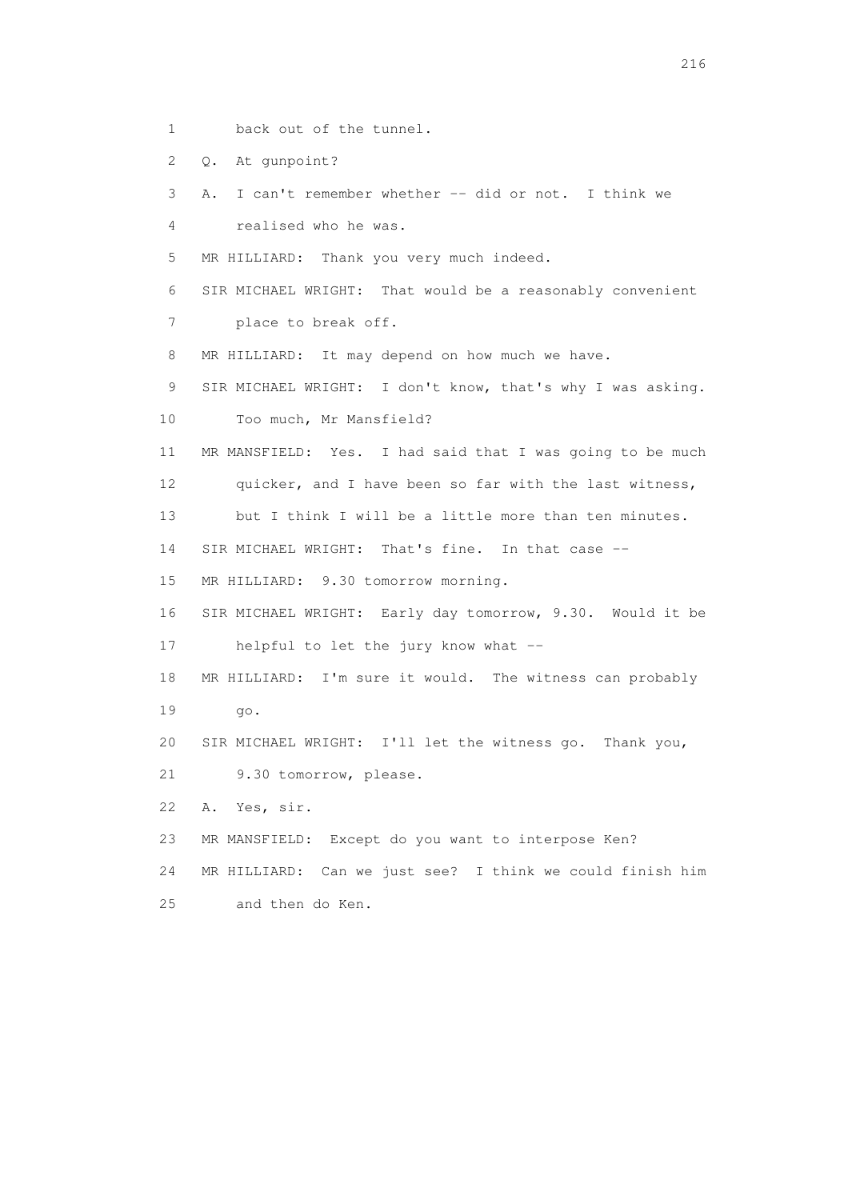1 back out of the tunnel.

2 Q. At gunpoint?

3 A. I can't remember whether -- did or not. I think we

4 realised who he was.

5 MR HILLIARD: Thank you very much indeed.

6 SIR MICHAEL WRIGHT: That would be a reasonably convenient

7 place to break off.

8 MR HILLIARD: It may depend on how much we have.

9 SIR MICHAEL WRIGHT: I don't know, that's why I was asking.

10 Too much, Mr Mansfield?

11 MR MANSFIELD: Yes. I had said that I was going to be much

12 quicker, and I have been so far with the last witness,

13 but I think I will be a little more than ten minutes.

14 SIR MICHAEL WRIGHT: That's fine. In that case --

15 MR HILLIARD: 9.30 tomorrow morning.

16 SIR MICHAEL WRIGHT: Early day tomorrow, 9.30. Would it be

17 helpful to let the jury know what --

18 MR HILLIARD: I'm sure it would. The witness can probably

19 go.

20 SIR MICHAEL WRIGHT: I'll let the witness go. Thank you,

21 9.30 tomorrow, please.

22 A. Yes, sir.

23 MR MANSFIELD: Except do you want to interpose Ken?

24 MR HILLIARD: Can we just see? I think we could finish him

25 and then do Ken.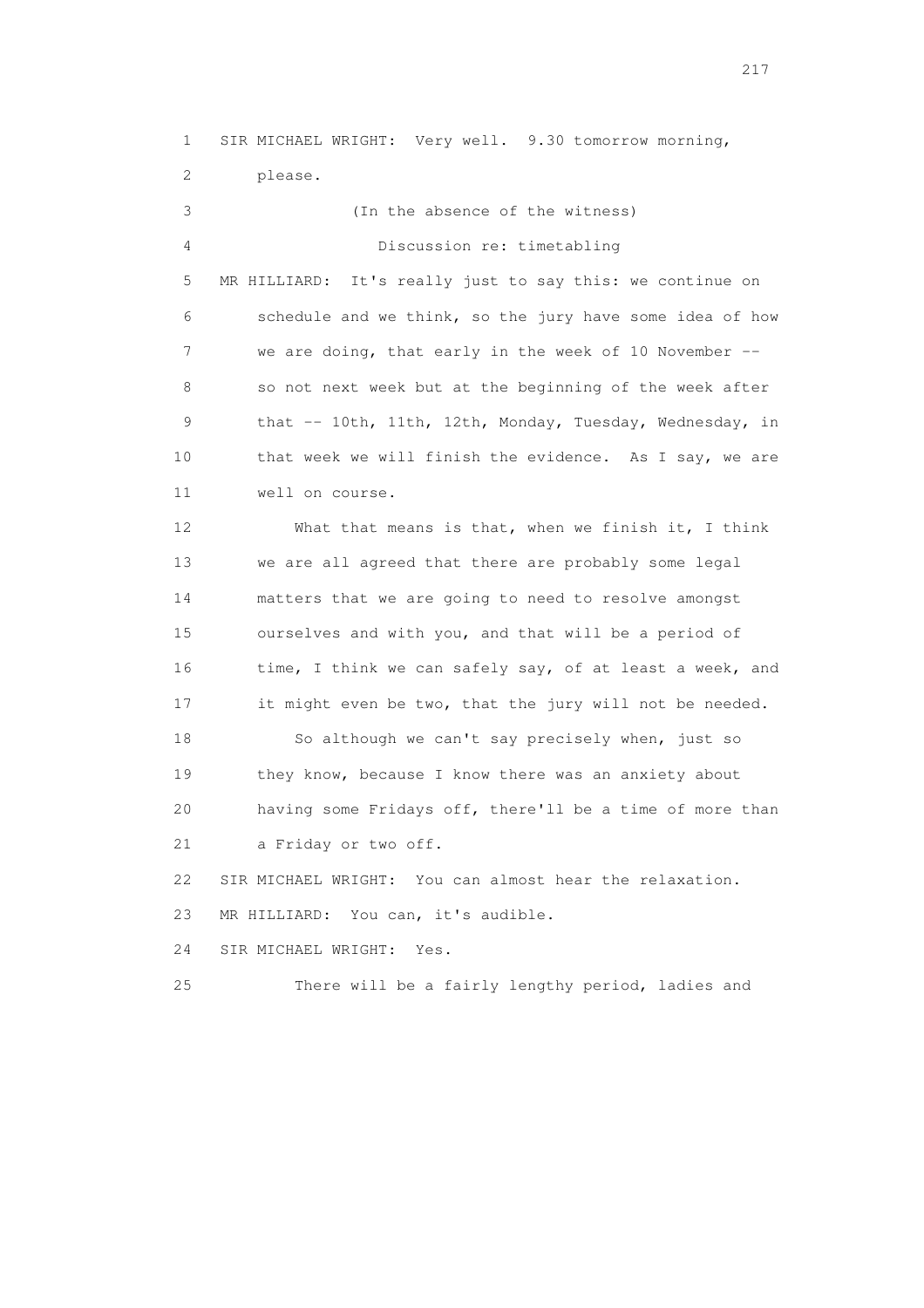SIR MICHAEL WRIGHT: Very well. 9.30 tomorrow morning, please.

(In the absence of the witness)

Discussion re: timetabling

MR HILLIARD: It's really just to say this: we continue on schedule and we think, so the jury have some idea of how we are doing, that early in the week of 10 November -- so not next week but at the beginning of the week after that -- 10th, 11th, 12th, Monday, Tuesday, Wednesday, in that week we will finish the evidence. As I say, we are well on course.

What that means is that, when we finish it, I think we are all agreed that there are probably some legal matters that we are going to need to resolve amongst ourselves and with you, and that will be a period of time, I think we can safely say, of at least a week, and it might even be two, that the jury will not be needed.

So although we can't say precisely when, just so they know, because I know there was an anxiety about having some Fridays off, there'll be a time of more than a Friday or two off.

SIR MICHAEL WRIGHT: You can almost hear the relaxation.

MR HILLIARD: You can, it's audible.

SIR MICHAEL WRIGHT: Yes.

There will be a fairly lengthy period, ladies and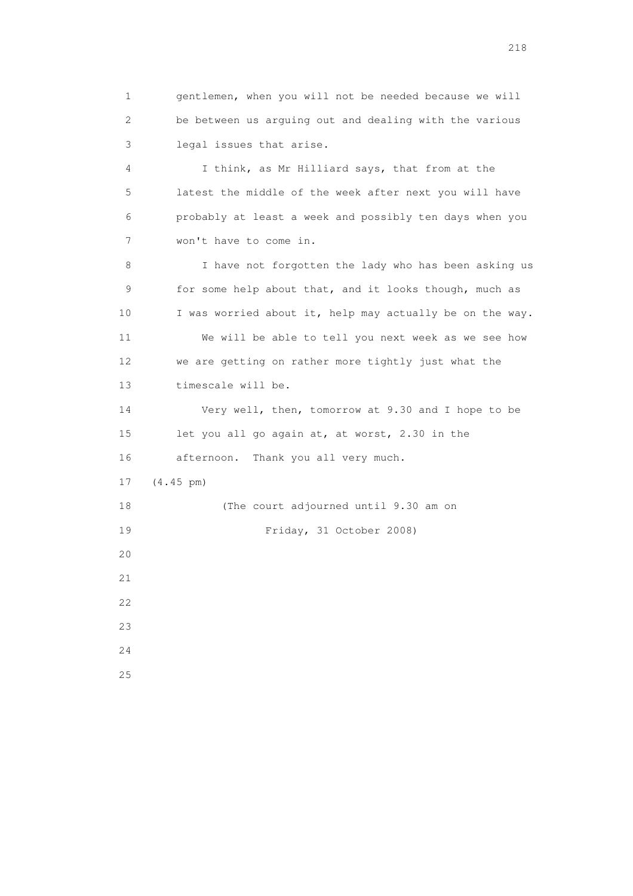gentlemen, when you will not be needed because we will be between us arguing out and dealing with the various legal issues that arise.

I think, as Mr Hilliard says, that from at the latest the middle of the week after next you will have probably at least a week and possibly ten days when you won't have to come in.

I have not forgotten the lady who has been asking us for some help about that, and it looks though, much as I was worried about it, help may actually be on the way.

We will be able to tell you next week as we see how we are getting on rather more tightly just what the timescale will be.

Very well, then, tomorrow at 9.30 and I hope to be let you all go again at, at worst, 2.30 in the afternoon. Thank you all very much.

(4.45 pm)

(The court adjourned until 9.30 am on Friday, 31 October 2008)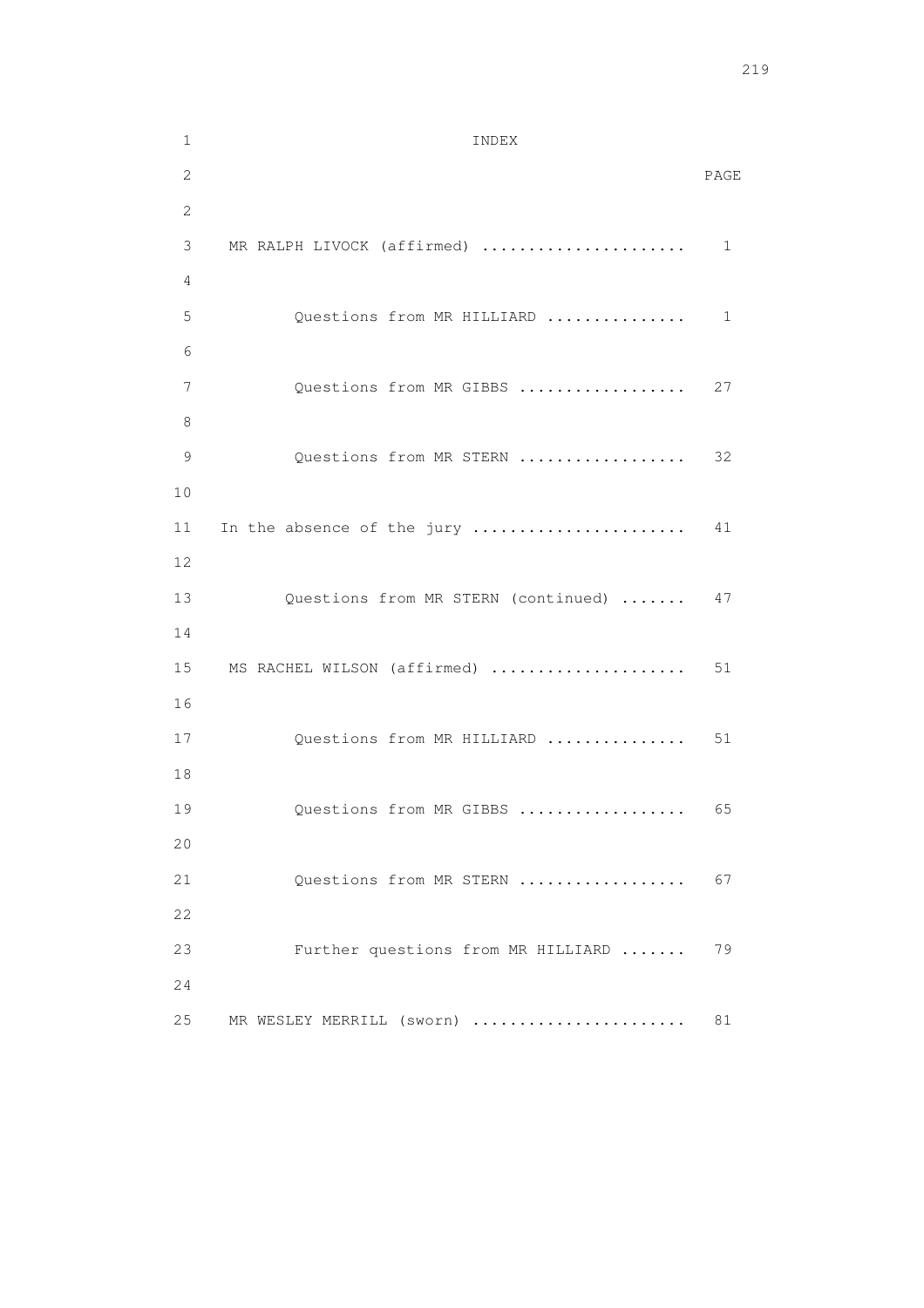# INDEX

| | PAGE |
|---|---|
| MR RALPH LIVOCK (affirmed) | 1 |
| Questions from MR HILLIARD | 1 |
| Questions from MR GIBBS | 27 |
| Questions from MR STERN | 32 |
| In the absence of the jury | 41 |
| Questions from MR STERN (continued) | 47 |
| MS RACHEL WILSON (affirmed) | 51 |
| Questions from MR HILLIARD | 51 |
| Questions from MR GIBBS | 65 |
| Questions from MR STERN | 67 |
| Further questions from MR HILLIARD | 79 |
| MR WESLEY MERRILL (sworn) | 81 |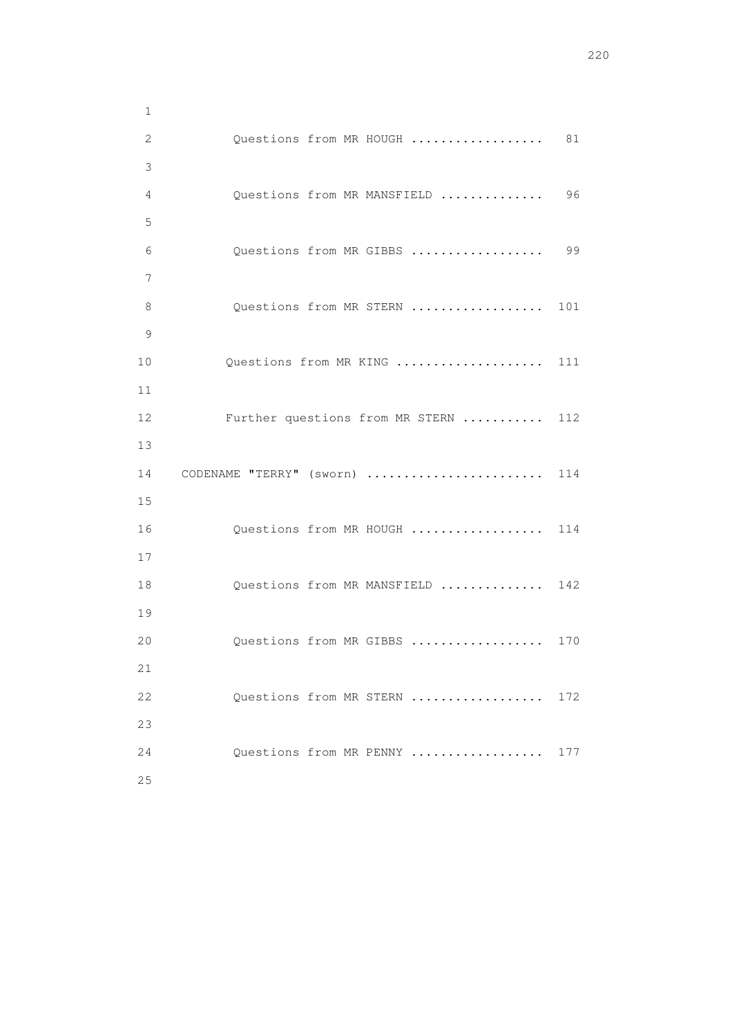Questions from MR HOUGH .................. 81

Questions from MR MANSFIELD .............. 96

Questions from MR GIBBS .................. 99

Questions from MR STERN .................. 101

Questions from MR KING .................... 111

Further questions from MR STERN ........... 112

CODENAME "TERRY" (sworn) ........................ 114

Questions from MR HOUGH .................. 114

Questions from MR MANSFIELD .............. 142

Questions from MR GIBBS .................. 170

Questions from MR STERN .................. 172

Questions from MR PENNY .................. 177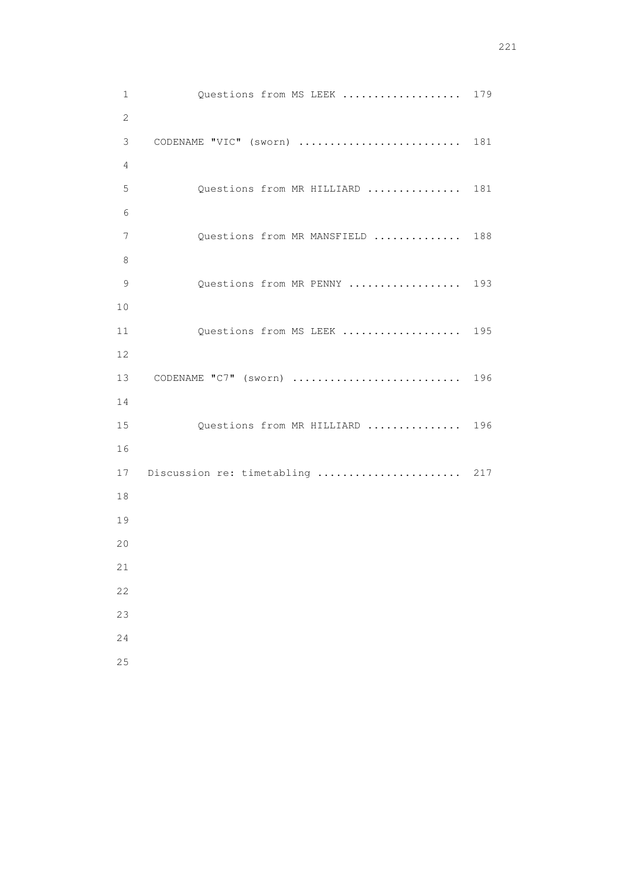Questions from MS LEEK .................. 179

CODENAME "VIC" (sworn) ......................... 181

Questions from MR HILLIARD ............... 181

Questions from MR MANSFIELD .............. 188

Questions from MR PENNY .................. 193

Questions from MS LEEK ................... 195

CODENAME "C7" (sworn) .......................... 196

Questions from MR HILLIARD ............... 196

Discussion re: timetabling ...................... 217